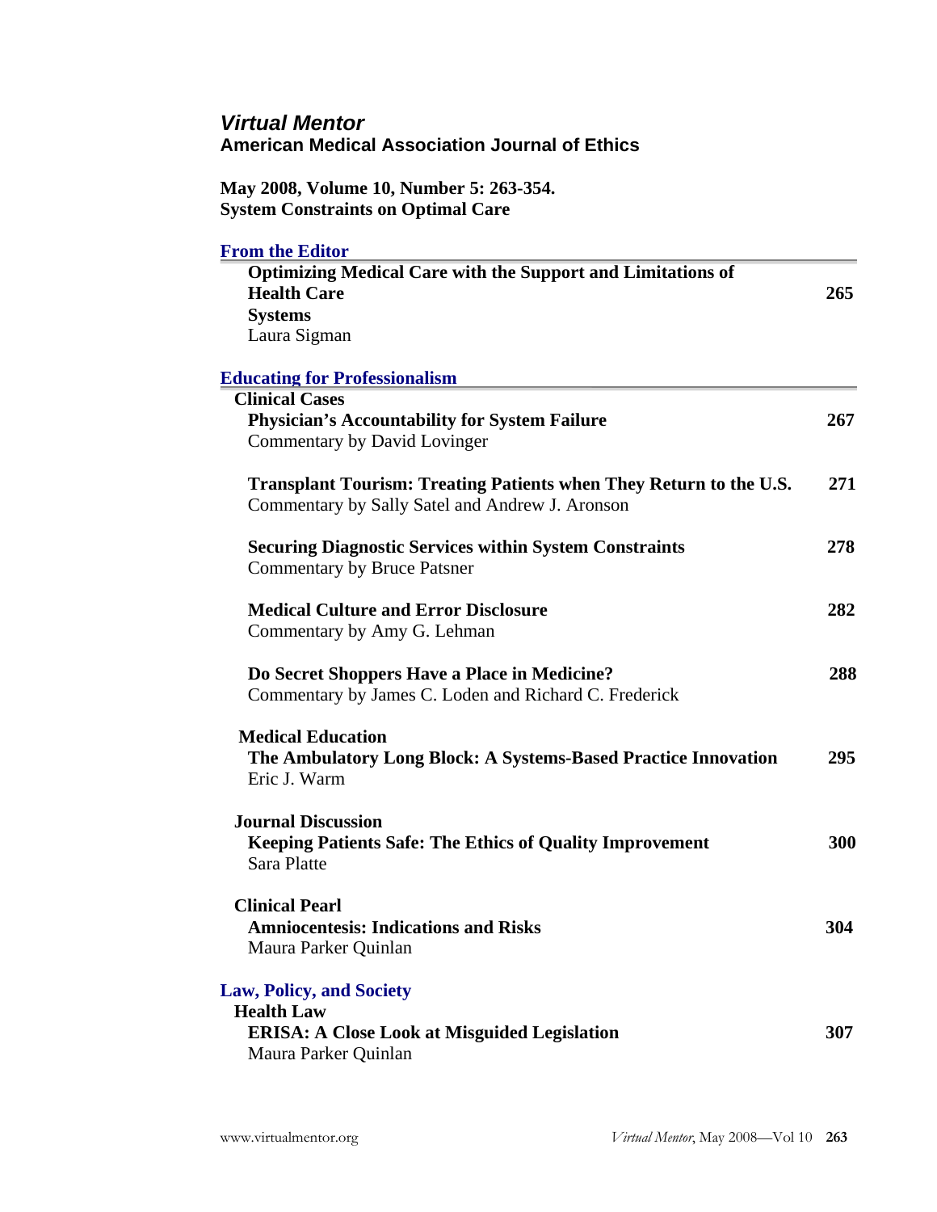# *Virtual Mentor*
**American Medical Association Journal of Ethics**

**May 2008, Volume 10, Number 5: 263-354.**
**System Constraints on Optimal Care**

## From the Editor

**Optimizing Medical Care with the Support and Limitations of Health Care Systems** — 265
Laura Sigman

## Educating for Professionalism

### Clinical Cases

**Physician's Accountability for System Failure** — 267
Commentary by David Lovinger

**Transplant Tourism: Treating Patients when They Return to the U.S.** — 271
Commentary by Sally Satel and Andrew J. Aronson

**Securing Diagnostic Services within System Constraints** — 278
Commentary by Bruce Patsner

**Medical Culture and Error Disclosure** — 282
Commentary by Amy G. Lehman

**Do Secret Shoppers Have a Place in Medicine?** — 288
Commentary by James C. Loden and Richard C. Frederick

### Medical Education

**The Ambulatory Long Block: A Systems-Based Practice Innovation** — 295
Eric J. Warm

### Journal Discussion

**Keeping Patients Safe: The Ethics of Quality Improvement** — 300
Sara Platte

### Clinical Pearl

**Amniocentesis: Indications and Risks** — 304
Maura Parker Quinlan

## Law, Policy, and Society

### Health Law

**ERISA: A Close Look at Misguided Legislation** — 307
Maura Parker Quinlan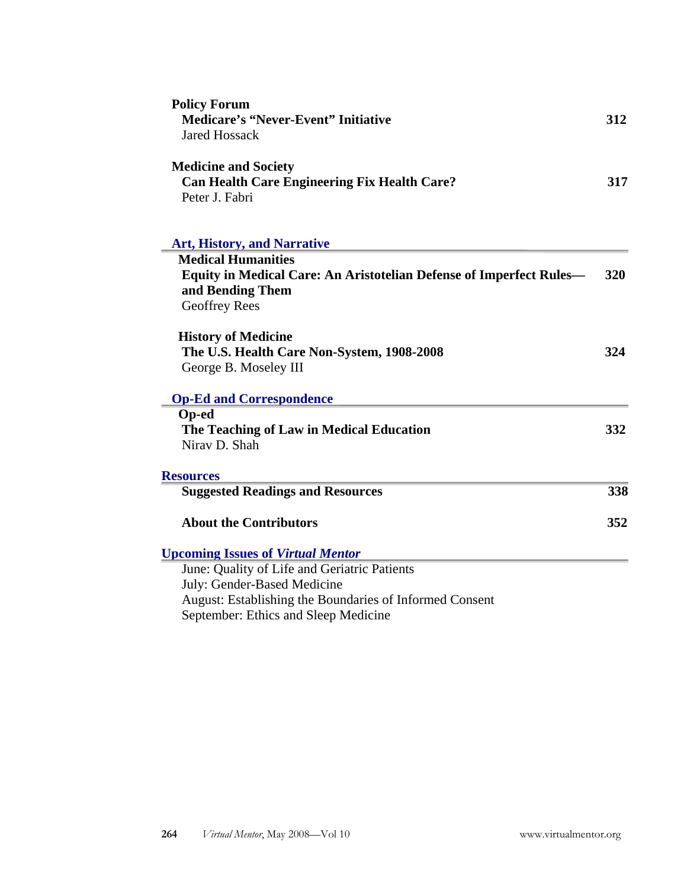**Policy Forum**

**Medicare's "Never-Event" Initiative** **312**
Jared Hossack

**Medicine and Society**

**Can Health Care Engineering Fix Health Care?** **317**
Peter J. Fabri

## Art, History, and Narrative

**Medical Humanities**

**Equity in Medical Care: An Aristotelian Defense of Imperfect Rules— and Bending Them** **320**
Geoffrey Rees

**History of Medicine**

**The U.S. Health Care Non-System, 1908-2008** **324**
George B. Moseley III

## Op-Ed and Correspondence

**Op-ed**

**The Teaching of Law in Medical Education** **332**
Nirav D. Shah

## Resources

**Suggested Readings and Resources** **338**

**About the Contributors** **352**

## Upcoming Issues of *Virtual Mentor*

June: Quality of Life and Geriatric Patients
July: Gender-Based Medicine
August: Establishing the Boundaries of Informed Consent
September: Ethics and Sleep Medicine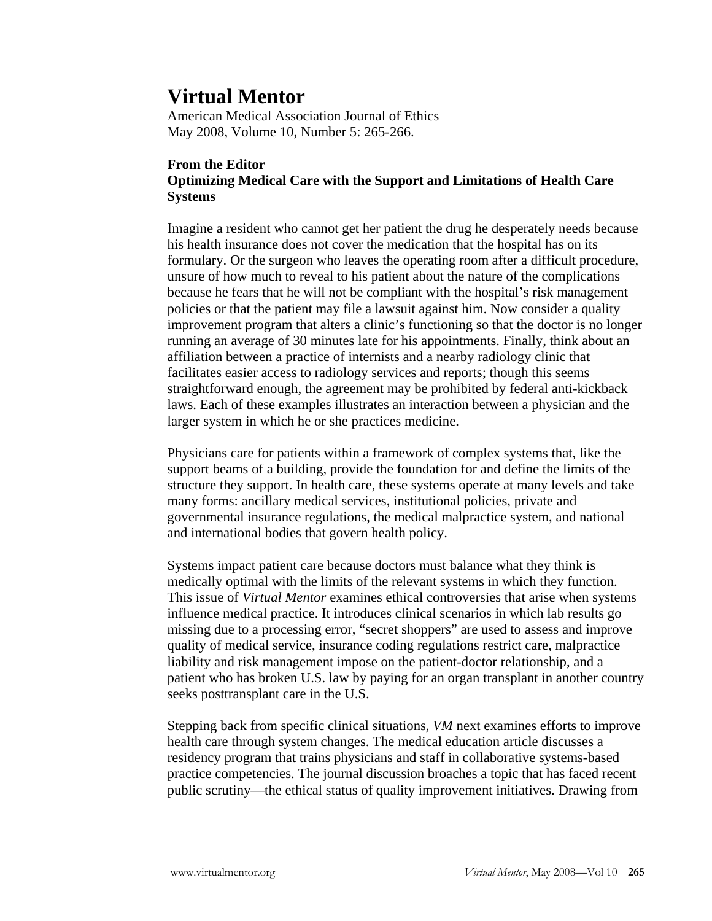# Virtual Mentor

American Medical Association Journal of Ethics
May 2008, Volume 10, Number 5: 265-266.

**From the Editor**
**Optimizing Medical Care with the Support and Limitations of Health Care Systems**

Imagine a resident who cannot get her patient the drug he desperately needs because his health insurance does not cover the medication that the hospital has on its formulary. Or the surgeon who leaves the operating room after a difficult procedure, unsure of how much to reveal to his patient about the nature of the complications because he fears that he will not be compliant with the hospital's risk management policies or that the patient may file a lawsuit against him. Now consider a quality improvement program that alters a clinic's functioning so that the doctor is no longer running an average of 30 minutes late for his appointments. Finally, think about an affiliation between a practice of internists and a nearby radiology clinic that facilitates easier access to radiology services and reports; though this seems straightforward enough, the agreement may be prohibited by federal anti-kickback laws. Each of these examples illustrates an interaction between a physician and the larger system in which he or she practices medicine.

Physicians care for patients within a framework of complex systems that, like the support beams of a building, provide the foundation for and define the limits of the structure they support. In health care, these systems operate at many levels and take many forms: ancillary medical services, institutional policies, private and governmental insurance regulations, the medical malpractice system, and national and international bodies that govern health policy.

Systems impact patient care because doctors must balance what they think is medically optimal with the limits of the relevant systems in which they function. This issue of *Virtual Mentor* examines ethical controversies that arise when systems influence medical practice. It introduces clinical scenarios in which lab results go missing due to a processing error, "secret shoppers" are used to assess and improve quality of medical service, insurance coding regulations restrict care, malpractice liability and risk management impose on the patient-doctor relationship, and a patient who has broken U.S. law by paying for an organ transplant in another country seeks posttransplant care in the U.S.

Stepping back from specific clinical situations, *VM* next examines efforts to improve health care through system changes. The medical education article discusses a residency program that trains physicians and staff in collaborative systems-based practice competencies. The journal discussion broaches a topic that has faced recent public scrutiny—the ethical status of quality improvement initiatives. Drawing from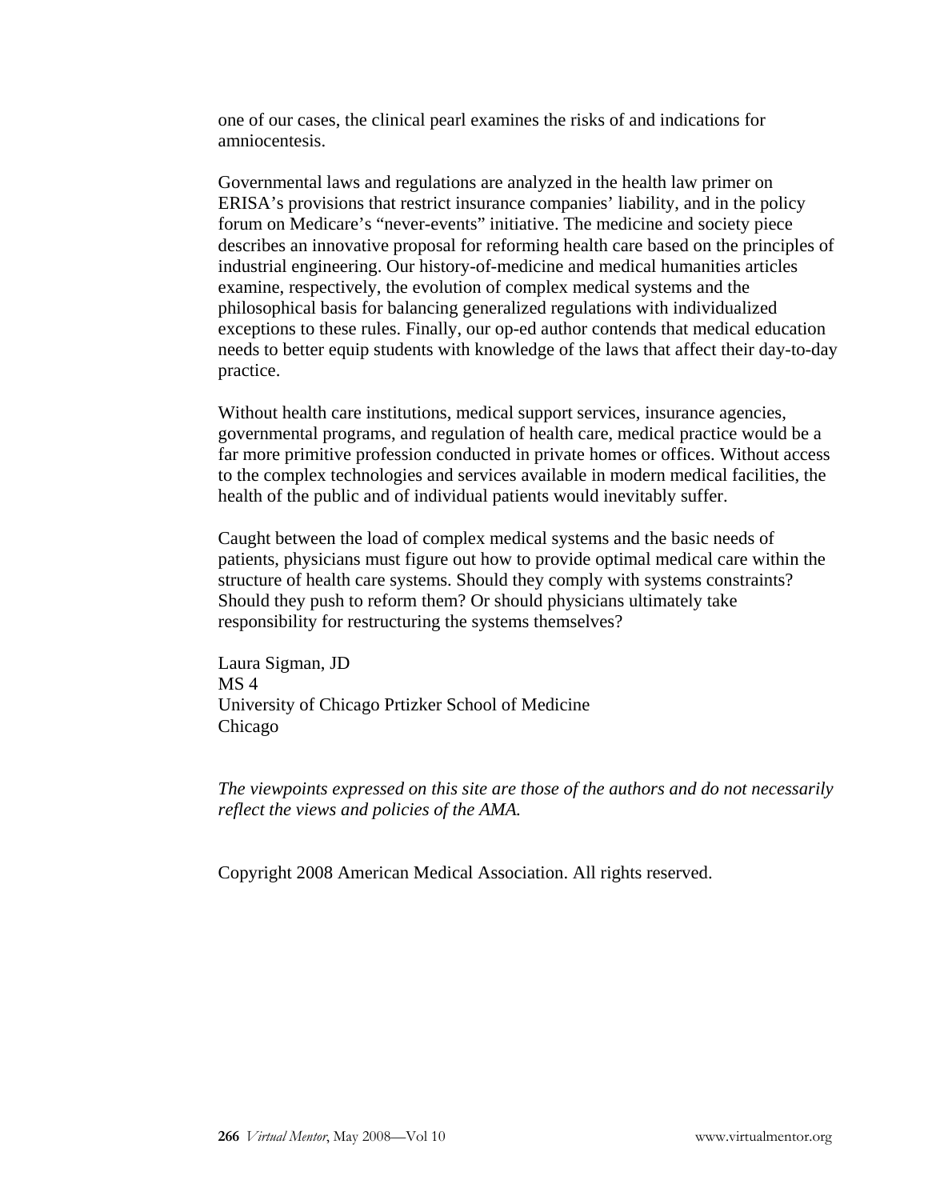one of our cases, the clinical pearl examines the risks of and indications for amniocentesis.

Governmental laws and regulations are analyzed in the health law primer on ERISA's provisions that restrict insurance companies' liability, and in the policy forum on Medicare's "never-events" initiative. The medicine and society piece describes an innovative proposal for reforming health care based on the principles of industrial engineering. Our history-of-medicine and medical humanities articles examine, respectively, the evolution of complex medical systems and the philosophical basis for balancing generalized regulations with individualized exceptions to these rules. Finally, our op-ed author contends that medical education needs to better equip students with knowledge of the laws that affect their day-to-day practice.

Without health care institutions, medical support services, insurance agencies, governmental programs, and regulation of health care, medical practice would be a far more primitive profession conducted in private homes or offices. Without access to the complex technologies and services available in modern medical facilities, the health of the public and of individual patients would inevitably suffer.

Caught between the load of complex medical systems and the basic needs of patients, physicians must figure out how to provide optimal medical care within the structure of health care systems. Should they comply with systems constraints? Should they push to reform them? Or should physicians ultimately take responsibility for restructuring the systems themselves?

Laura Sigman, JD
MS 4
University of Chicago Prtizker School of Medicine
Chicago

*The viewpoints expressed on this site are those of the authors and do not necessarily reflect the views and policies of the AMA.*

Copyright 2008 American Medical Association. All rights reserved.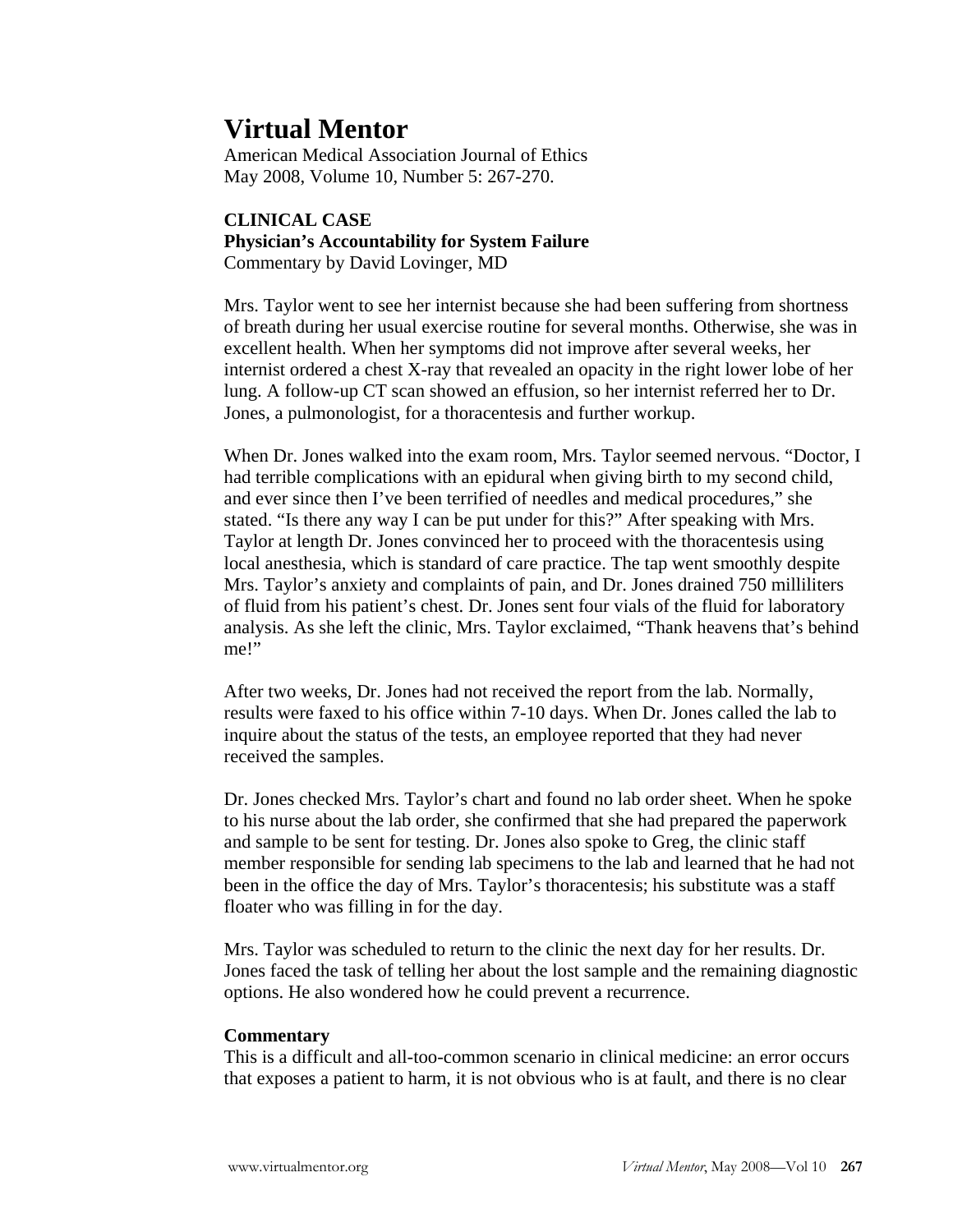# Virtual Mentor

American Medical Association Journal of Ethics
May 2008, Volume 10, Number 5: 267-270.

**CLINICAL CASE**
**Physician's Accountability for System Failure**
Commentary by David Lovinger, MD

Mrs. Taylor went to see her internist because she had been suffering from shortness of breath during her usual exercise routine for several months. Otherwise, she was in excellent health. When her symptoms did not improve after several weeks, her internist ordered a chest X-ray that revealed an opacity in the right lower lobe of her lung. A follow-up CT scan showed an effusion, so her internist referred her to Dr. Jones, a pulmonologist, for a thoracentesis and further workup.

When Dr. Jones walked into the exam room, Mrs. Taylor seemed nervous. "Doctor, I had terrible complications with an epidural when giving birth to my second child, and ever since then I've been terrified of needles and medical procedures," she stated. "Is there any way I can be put under for this?" After speaking with Mrs. Taylor at length Dr. Jones convinced her to proceed with the thoracentesis using local anesthesia, which is standard of care practice. The tap went smoothly despite Mrs. Taylor's anxiety and complaints of pain, and Dr. Jones drained 750 milliliters of fluid from his patient's chest. Dr. Jones sent four vials of the fluid for laboratory analysis. As she left the clinic, Mrs. Taylor exclaimed, "Thank heavens that's behind me!"

After two weeks, Dr. Jones had not received the report from the lab. Normally, results were faxed to his office within 7-10 days. When Dr. Jones called the lab to inquire about the status of the tests, an employee reported that they had never received the samples.

Dr. Jones checked Mrs. Taylor's chart and found no lab order sheet. When he spoke to his nurse about the lab order, she confirmed that she had prepared the paperwork and sample to be sent for testing. Dr. Jones also spoke to Greg, the clinic staff member responsible for sending lab specimens to the lab and learned that he had not been in the office the day of Mrs. Taylor's thoracentesis; his substitute was a staff floater who was filling in for the day.

Mrs. Taylor was scheduled to return to the clinic the next day for her results. Dr. Jones faced the task of telling her about the lost sample and the remaining diagnostic options. He also wondered how he could prevent a recurrence.

**Commentary**

This is a difficult and all-too-common scenario in clinical medicine: an error occurs that exposes a patient to harm, it is not obvious who is at fault, and there is no clear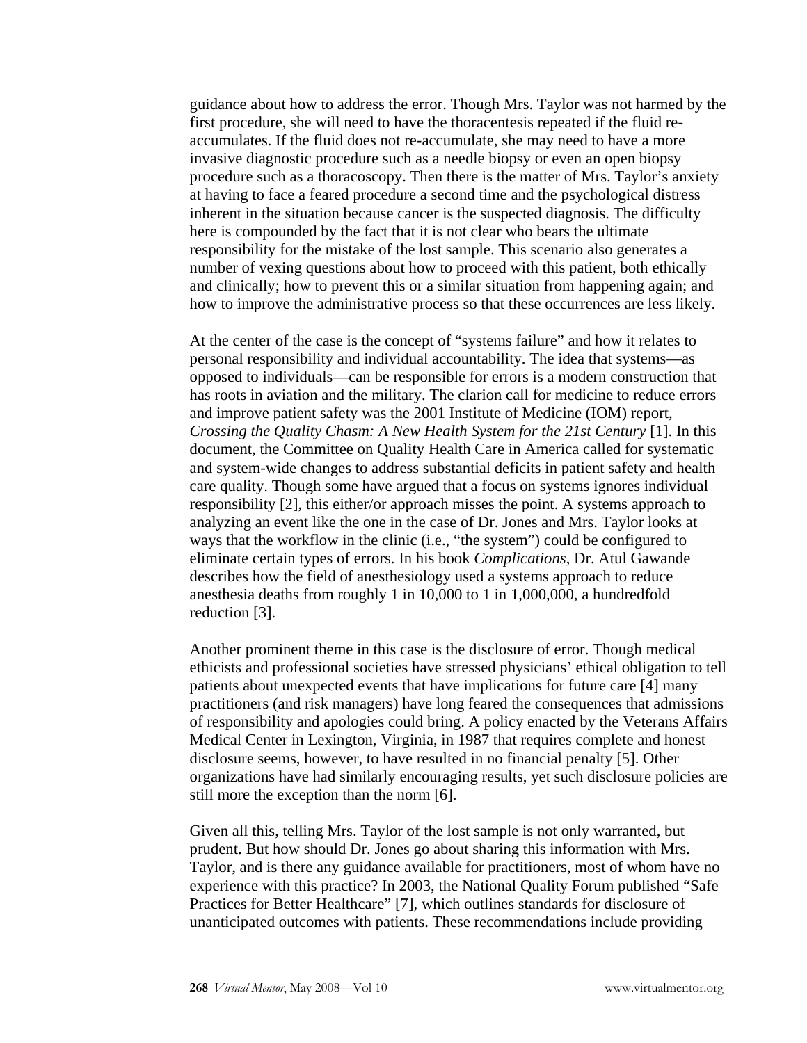guidance about how to address the error. Though Mrs. Taylor was not harmed by the first procedure, she will need to have the thoracentesis repeated if the fluid re-accumulates. If the fluid does not re-accumulate, she may need to have a more invasive diagnostic procedure such as a needle biopsy or even an open biopsy procedure such as a thoracoscopy. Then there is the matter of Mrs. Taylor's anxiety at having to face a feared procedure a second time and the psychological distress inherent in the situation because cancer is the suspected diagnosis. The difficulty here is compounded by the fact that it is not clear who bears the ultimate responsibility for the mistake of the lost sample. This scenario also generates a number of vexing questions about how to proceed with this patient, both ethically and clinically; how to prevent this or a similar situation from happening again; and how to improve the administrative process so that these occurrences are less likely.

At the center of the case is the concept of "systems failure" and how it relates to personal responsibility and individual accountability. The idea that systems—as opposed to individuals—can be responsible for errors is a modern construction that has roots in aviation and the military. The clarion call for medicine to reduce errors and improve patient safety was the 2001 Institute of Medicine (IOM) report, *Crossing the Quality Chasm: A New Health System for the 21st Century* [1]. In this document, the Committee on Quality Health Care in America called for systematic and system-wide changes to address substantial deficits in patient safety and health care quality. Though some have argued that a focus on systems ignores individual responsibility [2], this either/or approach misses the point. A systems approach to analyzing an event like the one in the case of Dr. Jones and Mrs. Taylor looks at ways that the workflow in the clinic (i.e., "the system") could be configured to eliminate certain types of errors. In his book *Complications*, Dr. Atul Gawande describes how the field of anesthesiology used a systems approach to reduce anesthesia deaths from roughly 1 in 10,000 to 1 in 1,000,000, a hundredfold reduction [3].

Another prominent theme in this case is the disclosure of error. Though medical ethicists and professional societies have stressed physicians' ethical obligation to tell patients about unexpected events that have implications for future care [4] many practitioners (and risk managers) have long feared the consequences that admissions of responsibility and apologies could bring. A policy enacted by the Veterans Affairs Medical Center in Lexington, Virginia, in 1987 that requires complete and honest disclosure seems, however, to have resulted in no financial penalty [5]. Other organizations have had similarly encouraging results, yet such disclosure policies are still more the exception than the norm [6].

Given all this, telling Mrs. Taylor of the lost sample is not only warranted, but prudent. But how should Dr. Jones go about sharing this information with Mrs. Taylor, and is there any guidance available for practitioners, most of whom have no experience with this practice? In 2003, the National Quality Forum published "Safe Practices for Better Healthcare" [7], which outlines standards for disclosure of unanticipated outcomes with patients. These recommendations include providing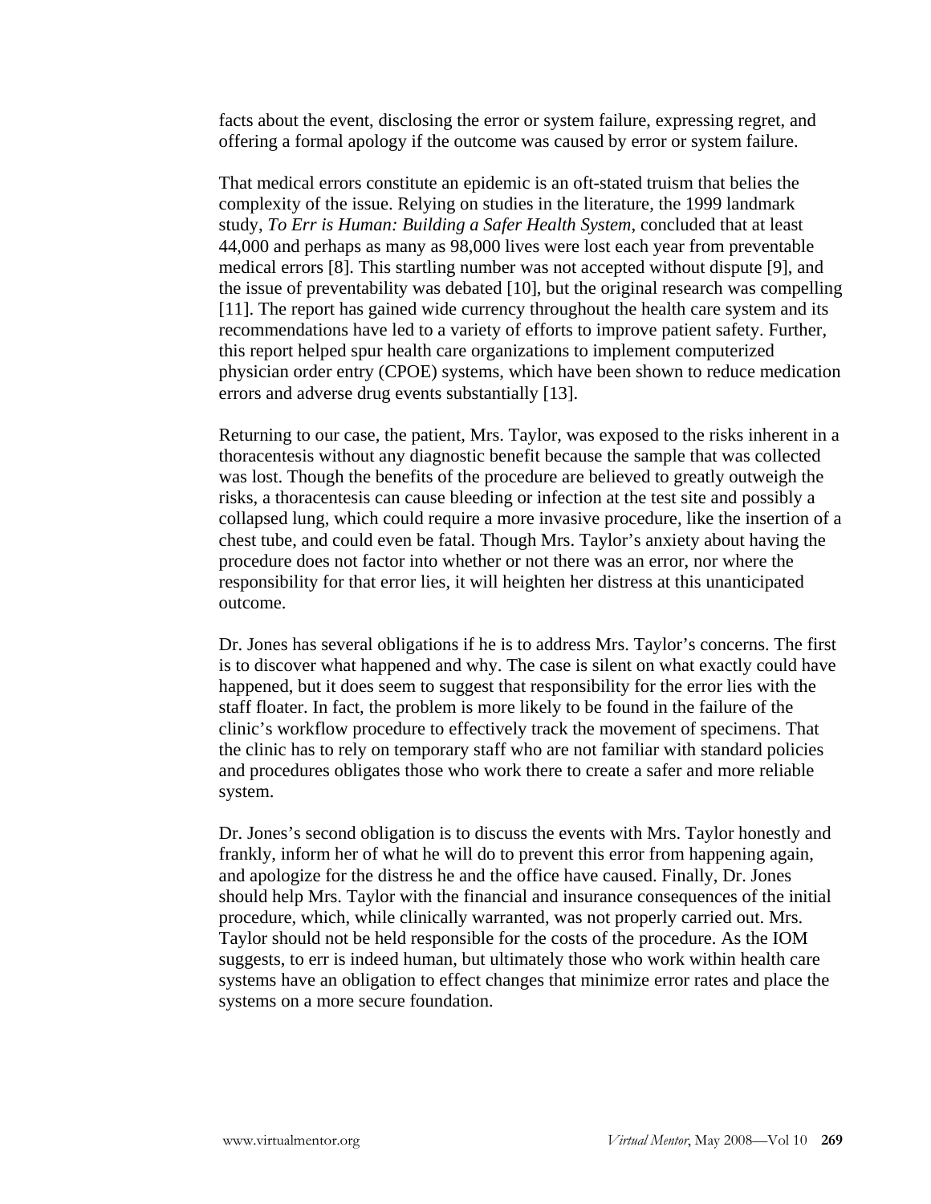facts about the event, disclosing the error or system failure, expressing regret, and offering a formal apology if the outcome was caused by error or system failure.

That medical errors constitute an epidemic is an oft-stated truism that belies the complexity of the issue. Relying on studies in the literature, the 1999 landmark study, *To Err is Human: Building a Safer Health System*, concluded that at least 44,000 and perhaps as many as 98,000 lives were lost each year from preventable medical errors [8]. This startling number was not accepted without dispute [9], and the issue of preventability was debated [10], but the original research was compelling [11]. The report has gained wide currency throughout the health care system and its recommendations have led to a variety of efforts to improve patient safety. Further, this report helped spur health care organizations to implement computerized physician order entry (CPOE) systems, which have been shown to reduce medication errors and adverse drug events substantially [13].

Returning to our case, the patient, Mrs. Taylor, was exposed to the risks inherent in a thoracentesis without any diagnostic benefit because the sample that was collected was lost. Though the benefits of the procedure are believed to greatly outweigh the risks, a thoracentesis can cause bleeding or infection at the test site and possibly a collapsed lung, which could require a more invasive procedure, like the insertion of a chest tube, and could even be fatal. Though Mrs. Taylor's anxiety about having the procedure does not factor into whether or not there was an error, nor where the responsibility for that error lies, it will heighten her distress at this unanticipated outcome.

Dr. Jones has several obligations if he is to address Mrs. Taylor's concerns. The first is to discover what happened and why. The case is silent on what exactly could have happened, but it does seem to suggest that responsibility for the error lies with the staff floater. In fact, the problem is more likely to be found in the failure of the clinic's workflow procedure to effectively track the movement of specimens. That the clinic has to rely on temporary staff who are not familiar with standard policies and procedures obligates those who work there to create a safer and more reliable system.

Dr. Jones's second obligation is to discuss the events with Mrs. Taylor honestly and frankly, inform her of what he will do to prevent this error from happening again, and apologize for the distress he and the office have caused. Finally, Dr. Jones should help Mrs. Taylor with the financial and insurance consequences of the initial procedure, which, while clinically warranted, was not properly carried out. Mrs. Taylor should not be held responsible for the costs of the procedure. As the IOM suggests, to err is indeed human, but ultimately those who work within health care systems have an obligation to effect changes that minimize error rates and place the systems on a more secure foundation.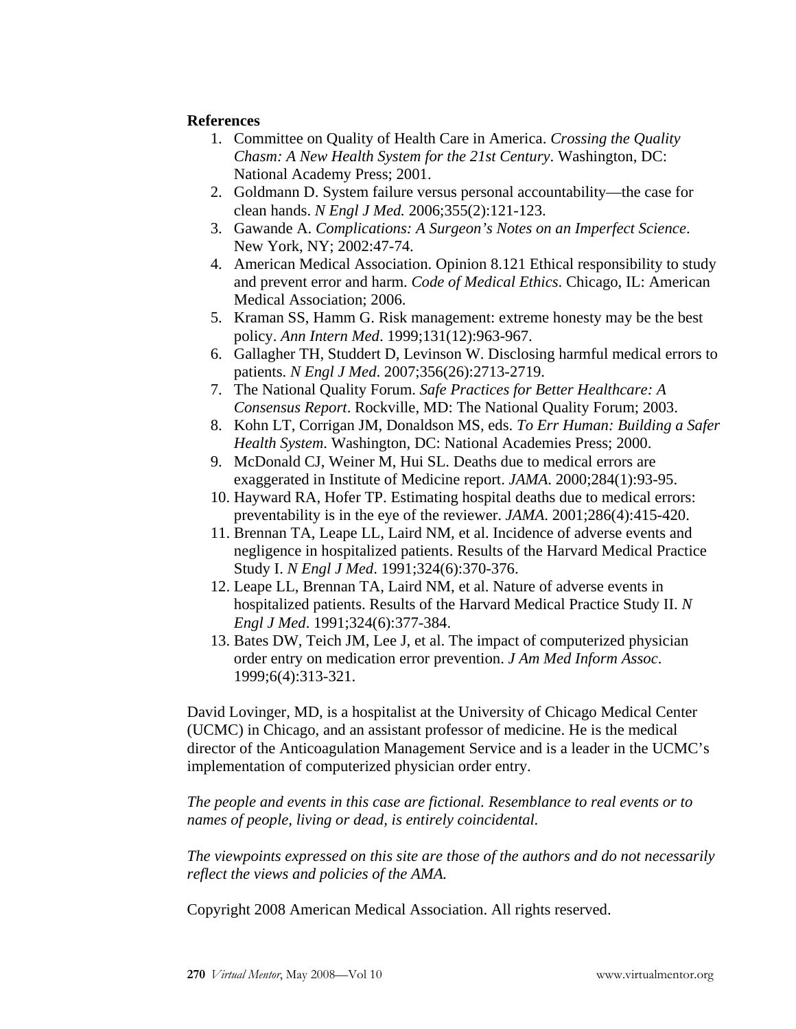**References**

1. Committee on Quality of Health Care in America. *Crossing the Quality Chasm: A New Health System for the 21st Century*. Washington, DC: National Academy Press; 2001.
2. Goldmann D. System failure versus personal accountability—the case for clean hands. *N Engl J Med.* 2006;355(2):121-123.
3. Gawande A. *Complications: A Surgeon's Notes on an Imperfect Science*. New York, NY; 2002:47-74.
4. American Medical Association. Opinion 8.121 Ethical responsibility to study and prevent error and harm. *Code of Medical Ethics*. Chicago, IL: American Medical Association; 2006.
5. Kraman SS, Hamm G. Risk management: extreme honesty may be the best policy. *Ann Intern Med*. 1999;131(12):963-967.
6. Gallagher TH, Studdert D, Levinson W. Disclosing harmful medical errors to patients. *N Engl J Med*. 2007;356(26):2713-2719.
7. The National Quality Forum. *Safe Practices for Better Healthcare: A Consensus Report*. Rockville, MD: The National Quality Forum; 2003.
8. Kohn LT, Corrigan JM, Donaldson MS, eds. *To Err Human: Building a Safer Health System*. Washington, DC: National Academies Press; 2000.
9. McDonald CJ, Weiner M, Hui SL. Deaths due to medical errors are exaggerated in Institute of Medicine report. *JAMA*. 2000;284(1):93-95.
10. Hayward RA, Hofer TP. Estimating hospital deaths due to medical errors: preventability is in the eye of the reviewer. *JAMA*. 2001;286(4):415-420.
11. Brennan TA, Leape LL, Laird NM, et al. Incidence of adverse events and negligence in hospitalized patients. Results of the Harvard Medical Practice Study I. *N Engl J Med*. 1991;324(6):370-376.
12. Leape LL, Brennan TA, Laird NM, et al. Nature of adverse events in hospitalized patients. Results of the Harvard Medical Practice Study II. *N Engl J Med*. 1991;324(6):377-384.
13. Bates DW, Teich JM, Lee J, et al. The impact of computerized physician order entry on medication error prevention. *J Am Med Inform Assoc*. 1999;6(4):313-321.

David Lovinger, MD, is a hospitalist at the University of Chicago Medical Center (UCMC) in Chicago, and an assistant professor of medicine. He is the medical director of the Anticoagulation Management Service and is a leader in the UCMC's implementation of computerized physician order entry.

*The people and events in this case are fictional. Resemblance to real events or to names of people, living or dead, is entirely coincidental.*

*The viewpoints expressed on this site are those of the authors and do not necessarily reflect the views and policies of the AMA.*

Copyright 2008 American Medical Association. All rights reserved.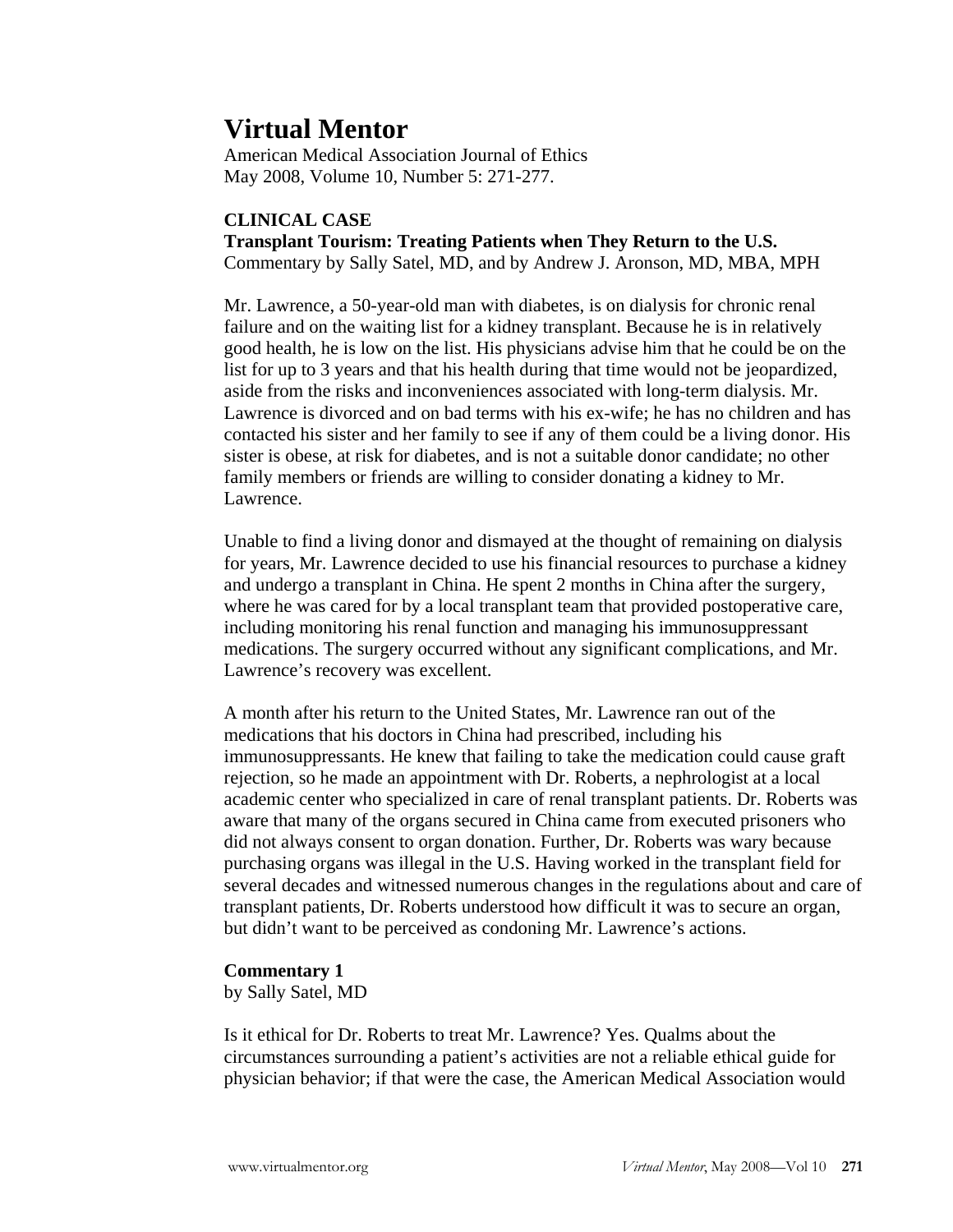# Virtual Mentor

American Medical Association Journal of Ethics
May 2008, Volume 10, Number 5: 271-277.

**CLINICAL CASE**
**Transplant Tourism: Treating Patients when They Return to the U.S.**
Commentary by Sally Satel, MD, and by Andrew J. Aronson, MD, MBA, MPH

Mr. Lawrence, a 50-year-old man with diabetes, is on dialysis for chronic renal failure and on the waiting list for a kidney transplant. Because he is in relatively good health, he is low on the list. His physicians advise him that he could be on the list for up to 3 years and that his health during that time would not be jeopardized, aside from the risks and inconveniences associated with long-term dialysis. Mr. Lawrence is divorced and on bad terms with his ex-wife; he has no children and has contacted his sister and her family to see if any of them could be a living donor. His sister is obese, at risk for diabetes, and is not a suitable donor candidate; no other family members or friends are willing to consider donating a kidney to Mr. Lawrence.

Unable to find a living donor and dismayed at the thought of remaining on dialysis for years, Mr. Lawrence decided to use his financial resources to purchase a kidney and undergo a transplant in China. He spent 2 months in China after the surgery, where he was cared for by a local transplant team that provided postoperative care, including monitoring his renal function and managing his immunosuppressant medications. The surgery occurred without any significant complications, and Mr. Lawrence's recovery was excellent.

A month after his return to the United States, Mr. Lawrence ran out of the medications that his doctors in China had prescribed, including his immunosuppressants. He knew that failing to take the medication could cause graft rejection, so he made an appointment with Dr. Roberts, a nephrologist at a local academic center who specialized in care of renal transplant patients. Dr. Roberts was aware that many of the organs secured in China came from executed prisoners who did not always consent to organ donation. Further, Dr. Roberts was wary because purchasing organs was illegal in the U.S. Having worked in the transplant field for several decades and witnessed numerous changes in the regulations about and care of transplant patients, Dr. Roberts understood how difficult it was to secure an organ, but didn't want to be perceived as condoning Mr. Lawrence's actions.

**Commentary 1**
by Sally Satel, MD

Is it ethical for Dr. Roberts to treat Mr. Lawrence? Yes. Qualms about the circumstances surrounding a patient's activities are not a reliable ethical guide for physician behavior; if that were the case, the American Medical Association would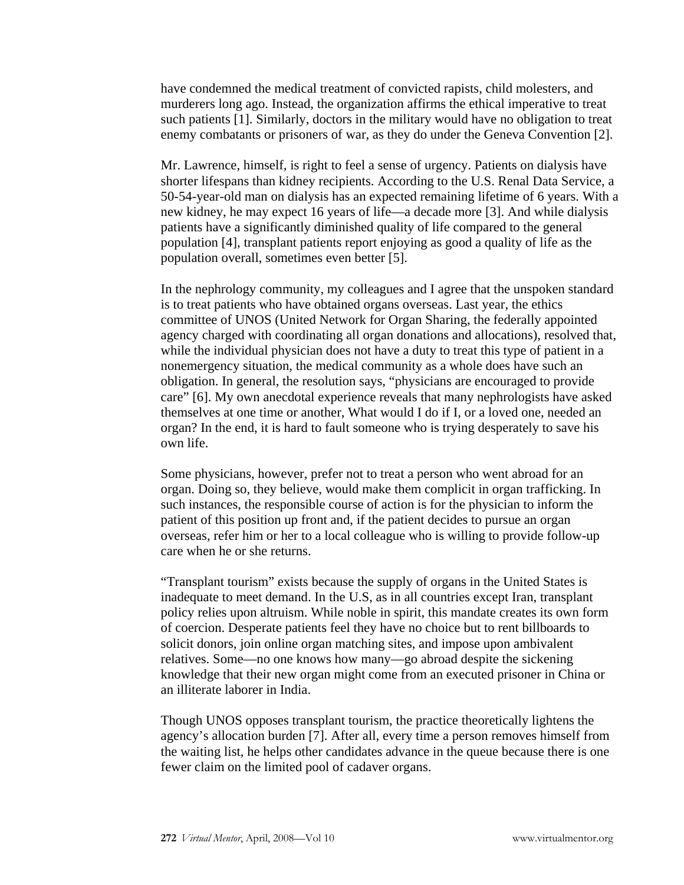have condemned the medical treatment of convicted rapists, child molesters, and murderers long ago. Instead, the organization affirms the ethical imperative to treat such patients [1]. Similarly, doctors in the military would have no obligation to treat enemy combatants or prisoners of war, as they do under the Geneva Convention [2].

Mr. Lawrence, himself, is right to feel a sense of urgency. Patients on dialysis have shorter lifespans than kidney recipients. According to the U.S. Renal Data Service, a 50-54-year-old man on dialysis has an expected remaining lifetime of 6 years. With a new kidney, he may expect 16 years of life—a decade more [3]. And while dialysis patients have a significantly diminished quality of life compared to the general population [4], transplant patients report enjoying as good a quality of life as the population overall, sometimes even better [5].

In the nephrology community, my colleagues and I agree that the unspoken standard is to treat patients who have obtained organs overseas. Last year, the ethics committee of UNOS (United Network for Organ Sharing, the federally appointed agency charged with coordinating all organ donations and allocations), resolved that, while the individual physician does not have a duty to treat this type of patient in a nonemergency situation, the medical community as a whole does have such an obligation. In general, the resolution says, "physicians are encouraged to provide care" [6]. My own anecdotal experience reveals that many nephrologists have asked themselves at one time or another, What would I do if I, or a loved one, needed an organ? In the end, it is hard to fault someone who is trying desperately to save his own life.

Some physicians, however, prefer not to treat a person who went abroad for an organ. Doing so, they believe, would make them complicit in organ trafficking. In such instances, the responsible course of action is for the physician to inform the patient of this position up front and, if the patient decides to pursue an organ overseas, refer him or her to a local colleague who is willing to provide follow-up care when he or she returns.

"Transplant tourism" exists because the supply of organs in the United States is inadequate to meet demand. In the U.S, as in all countries except Iran, transplant policy relies upon altruism. While noble in spirit, this mandate creates its own form of coercion. Desperate patients feel they have no choice but to rent billboards to solicit donors, join online organ matching sites, and impose upon ambivalent relatives. Some—no one knows how many—go abroad despite the sickening knowledge that their new organ might come from an executed prisoner in China or an illiterate laborer in India.

Though UNOS opposes transplant tourism, the practice theoretically lightens the agency's allocation burden [7]. After all, every time a person removes himself from the waiting list, he helps other candidates advance in the queue because there is one fewer claim on the limited pool of cadaver organs.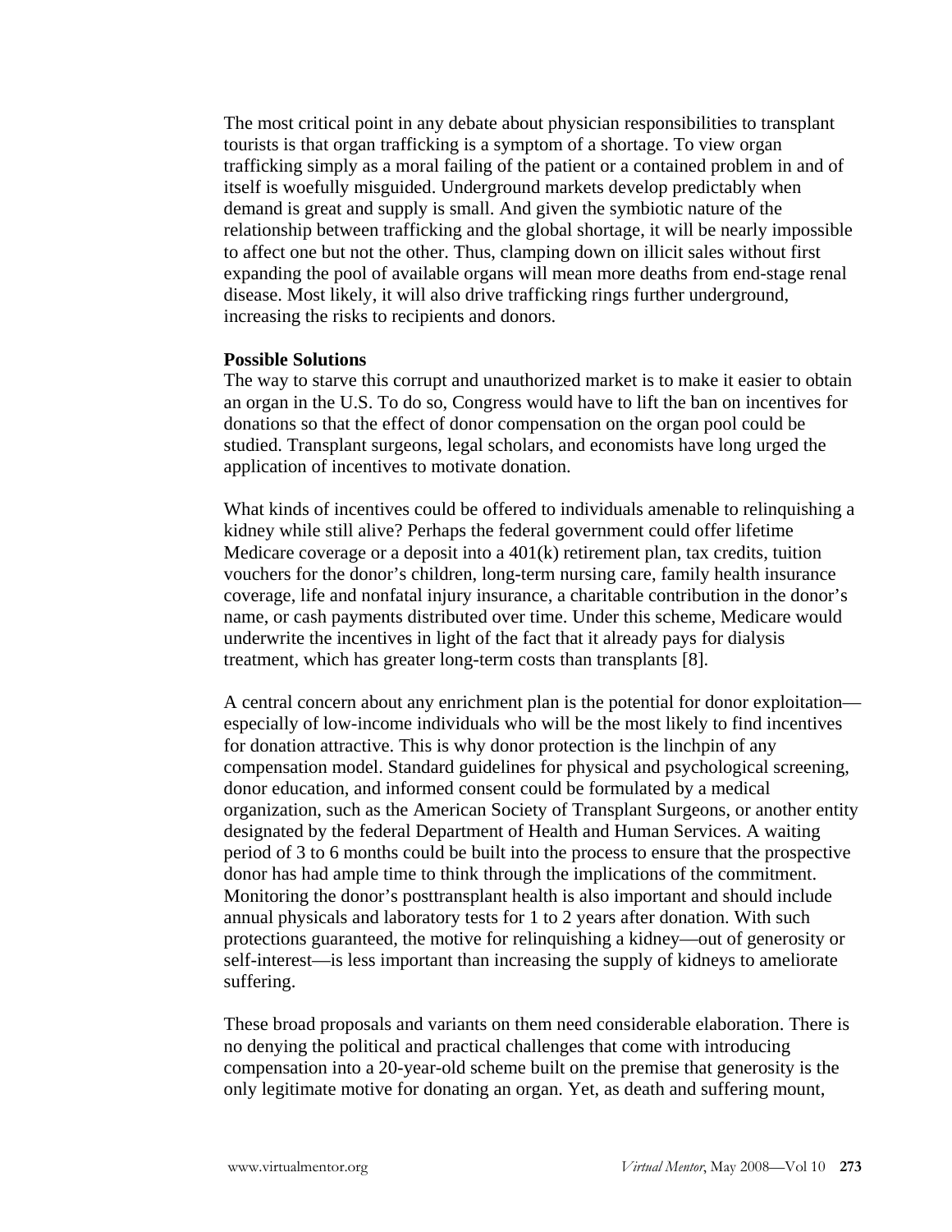The most critical point in any debate about physician responsibilities to transplant tourists is that organ trafficking is a symptom of a shortage. To view organ trafficking simply as a moral failing of the patient or a contained problem in and of itself is woefully misguided. Underground markets develop predictably when demand is great and supply is small. And given the symbiotic nature of the relationship between trafficking and the global shortage, it will be nearly impossible to affect one but not the other. Thus, clamping down on illicit sales without first expanding the pool of available organs will mean more deaths from end-stage renal disease. Most likely, it will also drive trafficking rings further underground, increasing the risks to recipients and donors.

**Possible Solutions**

The way to starve this corrupt and unauthorized market is to make it easier to obtain an organ in the U.S. To do so, Congress would have to lift the ban on incentives for donations so that the effect of donor compensation on the organ pool could be studied. Transplant surgeons, legal scholars, and economists have long urged the application of incentives to motivate donation.

What kinds of incentives could be offered to individuals amenable to relinquishing a kidney while still alive? Perhaps the federal government could offer lifetime Medicare coverage or a deposit into a 401(k) retirement plan, tax credits, tuition vouchers for the donor's children, long-term nursing care, family health insurance coverage, life and nonfatal injury insurance, a charitable contribution in the donor's name, or cash payments distributed over time. Under this scheme, Medicare would underwrite the incentives in light of the fact that it already pays for dialysis treatment, which has greater long-term costs than transplants [8].

A central concern about any enrichment plan is the potential for donor exploitation—especially of low-income individuals who will be the most likely to find incentives for donation attractive. This is why donor protection is the linchpin of any compensation model. Standard guidelines for physical and psychological screening, donor education, and informed consent could be formulated by a medical organization, such as the American Society of Transplant Surgeons, or another entity designated by the federal Department of Health and Human Services. A waiting period of 3 to 6 months could be built into the process to ensure that the prospective donor has had ample time to think through the implications of the commitment. Monitoring the donor's posttransplant health is also important and should include annual physicals and laboratory tests for 1 to 2 years after donation. With such protections guaranteed, the motive for relinquishing a kidney—out of generosity or self-interest—is less important than increasing the supply of kidneys to ameliorate suffering.

These broad proposals and variants on them need considerable elaboration. There is no denying the political and practical challenges that come with introducing compensation into a 20-year-old scheme built on the premise that generosity is the only legitimate motive for donating an organ. Yet, as death and suffering mount,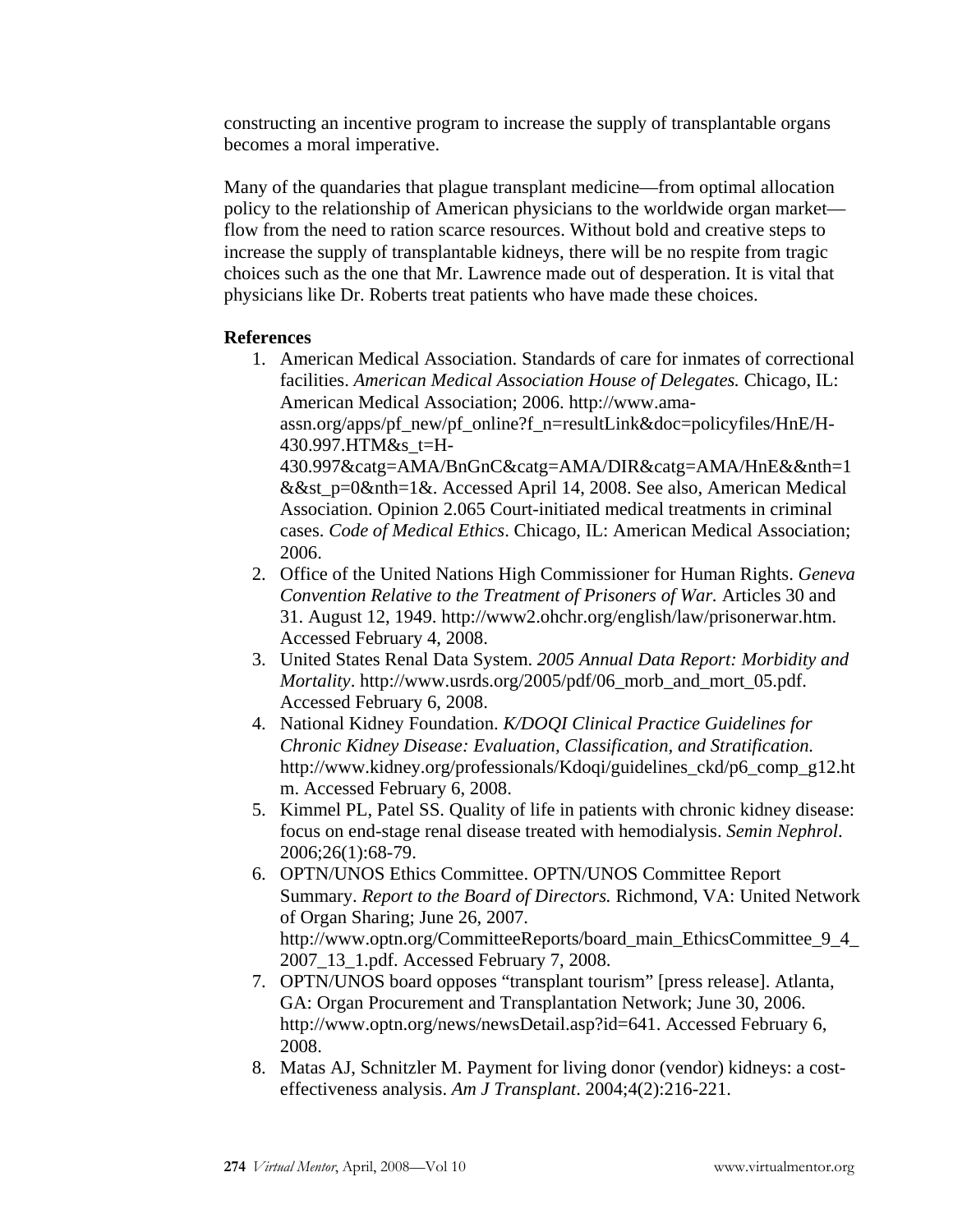constructing an incentive program to increase the supply of transplantable organs becomes a moral imperative.

Many of the quandaries that plague transplant medicine—from optimal allocation policy to the relationship of American physicians to the worldwide organ market—flow from the need to ration scarce resources. Without bold and creative steps to increase the supply of transplantable kidneys, there will be no respite from tragic choices such as the one that Mr. Lawrence made out of desperation. It is vital that physicians like Dr. Roberts treat patients who have made these choices.

**References**

1. American Medical Association. Standards of care for inmates of correctional facilities. *American Medical Association House of Delegates.* Chicago, IL: American Medical Association; 2006. http://www.ama-assn.org/apps/pf_new/pf_online?f_n=resultLink&doc=policyfiles/HnE/H-430.997.HTM&s_t=H-430.997&catg=AMA/BnGnC&catg=AMA/DIR&catg=AMA/HnE&&nth=1&&st_p=0&nth=1&. Accessed April 14, 2008. See also, American Medical Association. Opinion 2.065 Court-initiated medical treatments in criminal cases. *Code of Medical Ethics*. Chicago, IL: American Medical Association; 2006.
2. Office of the United Nations High Commissioner for Human Rights. *Geneva Convention Relative to the Treatment of Prisoners of War.* Articles 30 and 31. August 12, 1949. http://www2.ohchr.org/english/law/prisonerwar.htm. Accessed February 4, 2008.
3. United States Renal Data System. *2005 Annual Data Report: Morbidity and Mortality*. http://www.usrds.org/2005/pdf/06_morb_and_mort_05.pdf. Accessed February 6, 2008.
4. National Kidney Foundation. *K/DOQI Clinical Practice Guidelines for Chronic Kidney Disease: Evaluation, Classification, and Stratification.* http://www.kidney.org/professionals/Kdoqi/guidelines_ckd/p6_comp_g12.htm. Accessed February 6, 2008.
5. Kimmel PL, Patel SS. Quality of life in patients with chronic kidney disease: focus on end-stage renal disease treated with hemodialysis. *Semin Nephrol*. 2006;26(1):68-79.
6. OPTN/UNOS Ethics Committee. OPTN/UNOS Committee Report Summary. *Report to the Board of Directors.* Richmond, VA: United Network of Organ Sharing; June 26, 2007. http://www.optn.org/CommitteeReports/board_main_EthicsCommittee_9_4_2007_13_1.pdf. Accessed February 7, 2008.
7. OPTN/UNOS board opposes "transplant tourism" [press release]. Atlanta, GA: Organ Procurement and Transplantation Network; June 30, 2006. http://www.optn.org/news/newsDetail.asp?id=641. Accessed February 6, 2008.
8. Matas AJ, Schnitzler M. Payment for living donor (vendor) kidneys: a cost-effectiveness analysis. *Am J Transplant*. 2004;4(2):216-221.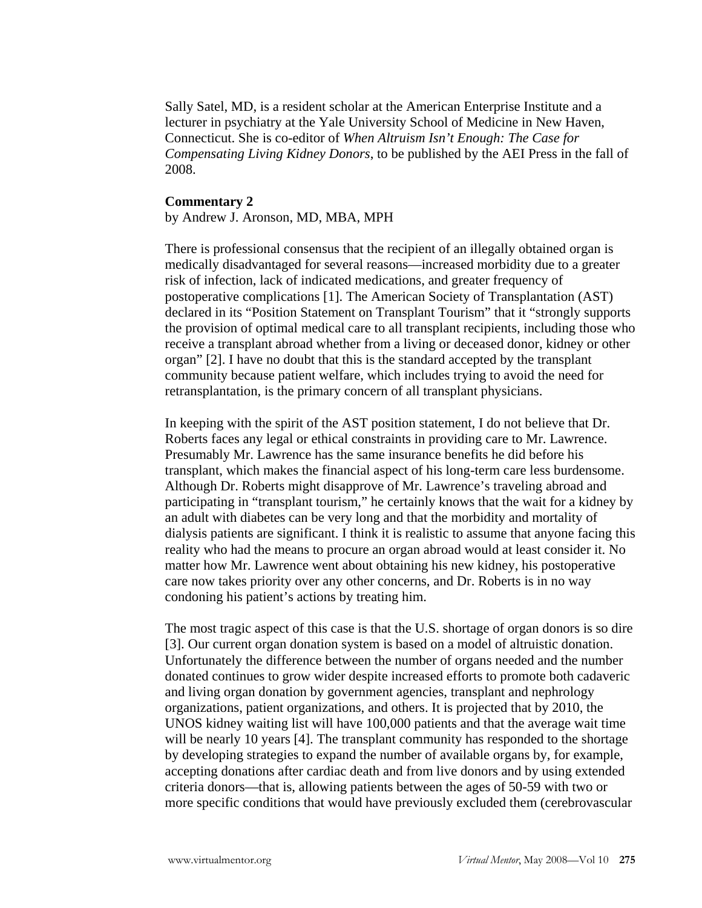Sally Satel, MD, is a resident scholar at the American Enterprise Institute and a lecturer in psychiatry at the Yale University School of Medicine in New Haven, Connecticut. She is co-editor of *When Altruism Isn't Enough: The Case for Compensating Living Kidney Donors*, to be published by the AEI Press in the fall of 2008.

**Commentary 2**
by Andrew J. Aronson, MD, MBA, MPH

There is professional consensus that the recipient of an illegally obtained organ is medically disadvantaged for several reasons—increased morbidity due to a greater risk of infection, lack of indicated medications, and greater frequency of postoperative complications [1]. The American Society of Transplantation (AST) declared in its "Position Statement on Transplant Tourism" that it "strongly supports the provision of optimal medical care to all transplant recipients, including those who receive a transplant abroad whether from a living or deceased donor, kidney or other organ" [2]. I have no doubt that this is the standard accepted by the transplant community because patient welfare, which includes trying to avoid the need for retransplantation, is the primary concern of all transplant physicians.

In keeping with the spirit of the AST position statement, I do not believe that Dr. Roberts faces any legal or ethical constraints in providing care to Mr. Lawrence. Presumably Mr. Lawrence has the same insurance benefits he did before his transplant, which makes the financial aspect of his long-term care less burdensome. Although Dr. Roberts might disapprove of Mr. Lawrence's traveling abroad and participating in "transplant tourism," he certainly knows that the wait for a kidney by an adult with diabetes can be very long and that the morbidity and mortality of dialysis patients are significant. I think it is realistic to assume that anyone facing this reality who had the means to procure an organ abroad would at least consider it. No matter how Mr. Lawrence went about obtaining his new kidney, his postoperative care now takes priority over any other concerns, and Dr. Roberts is in no way condoning his patient's actions by treating him.

The most tragic aspect of this case is that the U.S. shortage of organ donors is so dire [3]. Our current organ donation system is based on a model of altruistic donation. Unfortunately the difference between the number of organs needed and the number donated continues to grow wider despite increased efforts to promote both cadaveric and living organ donation by government agencies, transplant and nephrology organizations, patient organizations, and others. It is projected that by 2010, the UNOS kidney waiting list will have 100,000 patients and that the average wait time will be nearly 10 years [4]. The transplant community has responded to the shortage by developing strategies to expand the number of available organs by, for example, accepting donations after cardiac death and from live donors and by using extended criteria donors—that is, allowing patients between the ages of 50-59 with two or more specific conditions that would have previously excluded them (cerebrovascular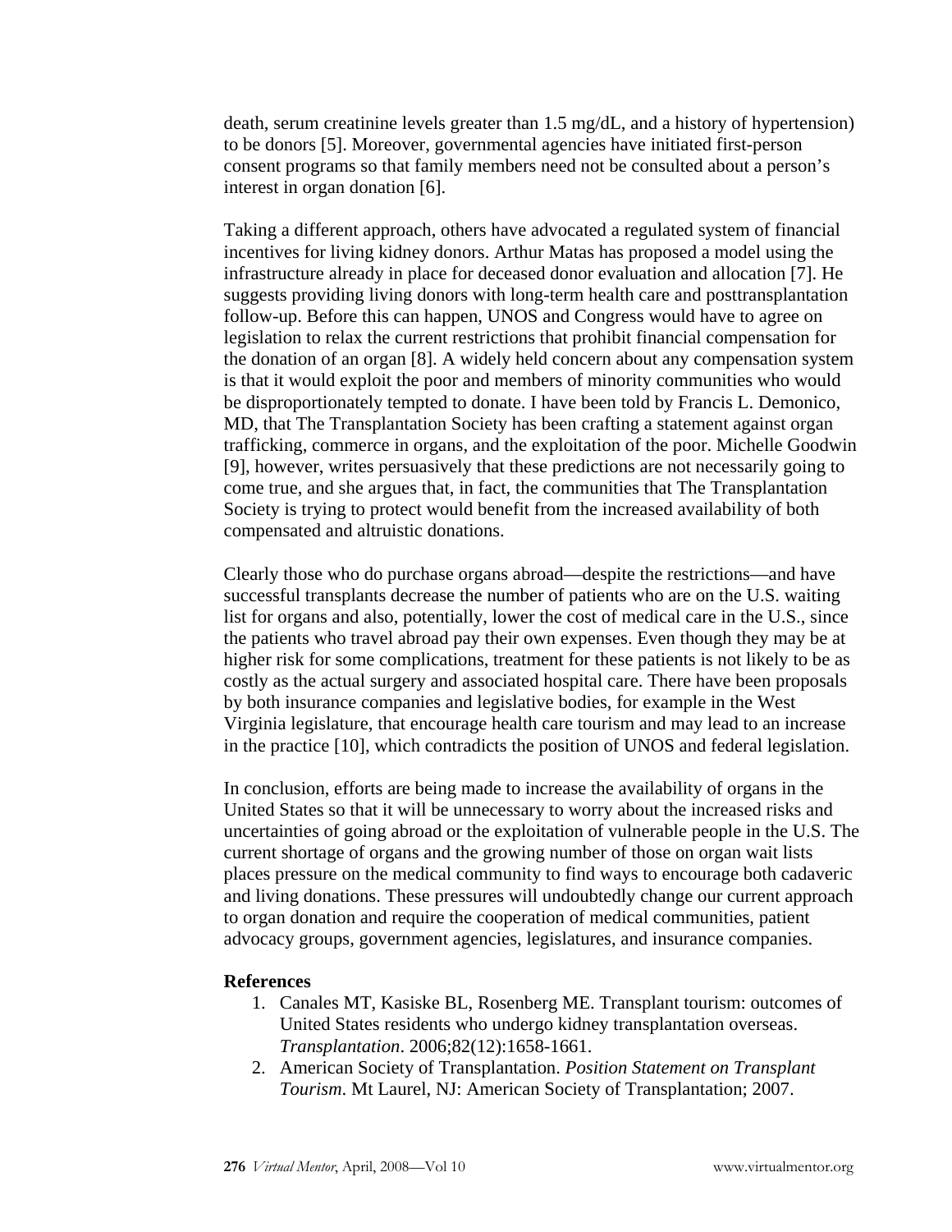death, serum creatinine levels greater than 1.5 mg/dL, and a history of hypertension) to be donors [5]. Moreover, governmental agencies have initiated first-person consent programs so that family members need not be consulted about a person's interest in organ donation [6].

Taking a different approach, others have advocated a regulated system of financial incentives for living kidney donors. Arthur Matas has proposed a model using the infrastructure already in place for deceased donor evaluation and allocation [7]. He suggests providing living donors with long-term health care and posttransplantation follow-up. Before this can happen, UNOS and Congress would have to agree on legislation to relax the current restrictions that prohibit financial compensation for the donation of an organ [8]. A widely held concern about any compensation system is that it would exploit the poor and members of minority communities who would be disproportionately tempted to donate. I have been told by Francis L. Demonico, MD, that The Transplantation Society has been crafting a statement against organ trafficking, commerce in organs, and the exploitation of the poor. Michelle Goodwin [9], however, writes persuasively that these predictions are not necessarily going to come true, and she argues that, in fact, the communities that The Transplantation Society is trying to protect would benefit from the increased availability of both compensated and altruistic donations.

Clearly those who do purchase organs abroad—despite the restrictions—and have successful transplants decrease the number of patients who are on the U.S. waiting list for organs and also, potentially, lower the cost of medical care in the U.S., since the patients who travel abroad pay their own expenses. Even though they may be at higher risk for some complications, treatment for these patients is not likely to be as costly as the actual surgery and associated hospital care. There have been proposals by both insurance companies and legislative bodies, for example in the West Virginia legislature, that encourage health care tourism and may lead to an increase in the practice [10], which contradicts the position of UNOS and federal legislation.

In conclusion, efforts are being made to increase the availability of organs in the United States so that it will be unnecessary to worry about the increased risks and uncertainties of going abroad or the exploitation of vulnerable people in the U.S. The current shortage of organs and the growing number of those on organ wait lists places pressure on the medical community to find ways to encourage both cadaveric and living donations. These pressures will undoubtedly change our current approach to organ donation and require the cooperation of medical communities, patient advocacy groups, government agencies, legislatures, and insurance companies.

**References**

1. Canales MT, Kasiske BL, Rosenberg ME. Transplant tourism: outcomes of United States residents who undergo kidney transplantation overseas. *Transplantation*. 2006;82(12):1658-1661.
2. American Society of Transplantation. *Position Statement on Transplant Tourism*. Mt Laurel, NJ: American Society of Transplantation; 2007.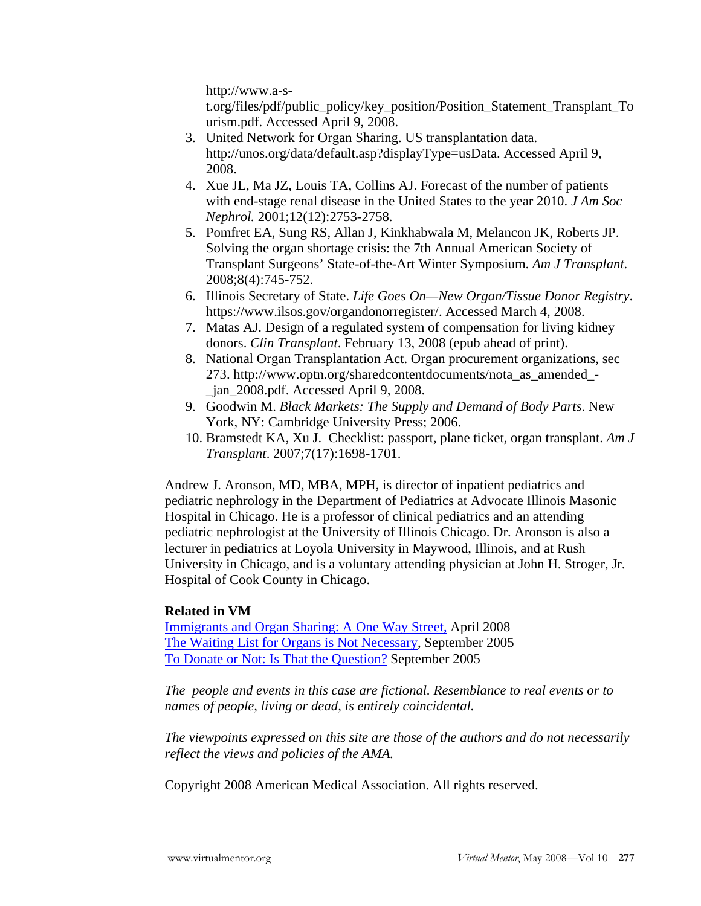http://www.a-s-t.org/files/pdf/public_policy/key_position/Position_Statement_Transplant_Tourism.pdf. Accessed April 9, 2008.

3. United Network for Organ Sharing. US transplantation data. http://unos.org/data/default.asp?displayType=usData. Accessed April 9, 2008.
4. Xue JL, Ma JZ, Louis TA, Collins AJ. Forecast of the number of patients with end-stage renal disease in the United States to the year 2010. *J Am Soc Nephrol.* 2001;12(12):2753-2758.
5. Pomfret EA, Sung RS, Allan J, Kinkhabwala M, Melancon JK, Roberts JP. Solving the organ shortage crisis: the 7th Annual American Society of Transplant Surgeons' State-of-the-Art Winter Symposium. *Am J Transplant*. 2008;8(4):745-752.
6. Illinois Secretary of State. *Life Goes On—New Organ/Tissue Donor Registry*. https://www.ilsos.gov/organdonorregister/. Accessed March 4, 2008.
7. Matas AJ. Design of a regulated system of compensation for living kidney donors. *Clin Transplant*. February 13, 2008 (epub ahead of print).
8. National Organ Transplantation Act. Organ procurement organizations, sec 273. http://www.optn.org/sharedcontentdocuments/nota_as_amended_-_jan_2008.pdf. Accessed April 9, 2008.
9. Goodwin M. *Black Markets: The Supply and Demand of Body Parts*. New York, NY: Cambridge University Press; 2006.
10. Bramstedt KA, Xu J. Checklist: passport, plane ticket, organ transplant. *Am J Transplant*. 2007;7(17):1698-1701.

Andrew J. Aronson, MD, MBA, MPH, is director of inpatient pediatrics and pediatric nephrology in the Department of Pediatrics at Advocate Illinois Masonic Hospital in Chicago. He is a professor of clinical pediatrics and an attending pediatric nephrologist at the University of Illinois Chicago. Dr. Aronson is also a lecturer in pediatrics at Loyola University in Maywood, Illinois, and at Rush University in Chicago, and is a voluntary attending physician at John H. Stroger, Jr. Hospital of Cook County in Chicago.

**Related in VM**

Immigrants and Organ Sharing: A One Way Street, April 2008

The Waiting List for Organs is Not Necessary, September 2005

To Donate or Not: Is That the Question? September 2005

*The people and events in this case are fictional. Resemblance to real events or to names of people, living or dead, is entirely coincidental.*

*The viewpoints expressed on this site are those of the authors and do not necessarily reflect the views and policies of the AMA.*

Copyright 2008 American Medical Association. All rights reserved.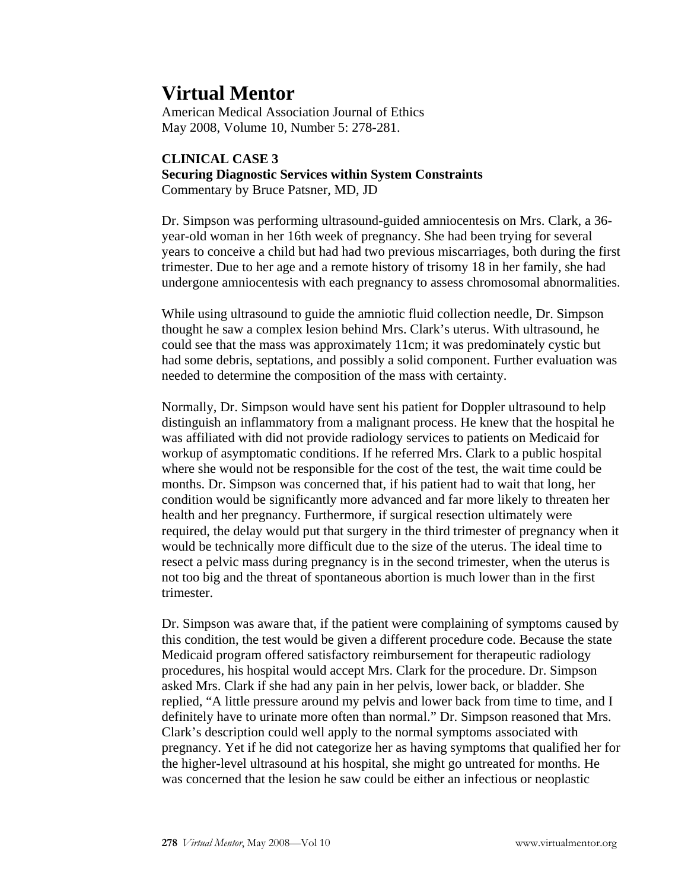# Virtual Mentor

American Medical Association Journal of Ethics
May 2008, Volume 10, Number 5: 278-281.

**CLINICAL CASE 3**
**Securing Diagnostic Services within System Constraints**
Commentary by Bruce Patsner, MD, JD

Dr. Simpson was performing ultrasound-guided amniocentesis on Mrs. Clark, a 36-year-old woman in her 16th week of pregnancy. She had been trying for several years to conceive a child but had had two previous miscarriages, both during the first trimester. Due to her age and a remote history of trisomy 18 in her family, she had undergone amniocentesis with each pregnancy to assess chromosomal abnormalities.

While using ultrasound to guide the amniotic fluid collection needle, Dr. Simpson thought he saw a complex lesion behind Mrs. Clark's uterus. With ultrasound, he could see that the mass was approximately 11cm; it was predominately cystic but had some debris, septations, and possibly a solid component. Further evaluation was needed to determine the composition of the mass with certainty.

Normally, Dr. Simpson would have sent his patient for Doppler ultrasound to help distinguish an inflammatory from a malignant process. He knew that the hospital he was affiliated with did not provide radiology services to patients on Medicaid for workup of asymptomatic conditions. If he referred Mrs. Clark to a public hospital where she would not be responsible for the cost of the test, the wait time could be months. Dr. Simpson was concerned that, if his patient had to wait that long, her condition would be significantly more advanced and far more likely to threaten her health and her pregnancy. Furthermore, if surgical resection ultimately were required, the delay would put that surgery in the third trimester of pregnancy when it would be technically more difficult due to the size of the uterus. The ideal time to resect a pelvic mass during pregnancy is in the second trimester, when the uterus is not too big and the threat of spontaneous abortion is much lower than in the first trimester.

Dr. Simpson was aware that, if the patient were complaining of symptoms caused by this condition, the test would be given a different procedure code. Because the state Medicaid program offered satisfactory reimbursement for therapeutic radiology procedures, his hospital would accept Mrs. Clark for the procedure. Dr. Simpson asked Mrs. Clark if she had any pain in her pelvis, lower back, or bladder. She replied, "A little pressure around my pelvis and lower back from time to time, and I definitely have to urinate more often than normal." Dr. Simpson reasoned that Mrs. Clark's description could well apply to the normal symptoms associated with pregnancy. Yet if he did not categorize her as having symptoms that qualified her for the higher-level ultrasound at his hospital, she might go untreated for months. He was concerned that the lesion he saw could be either an infectious or neoplastic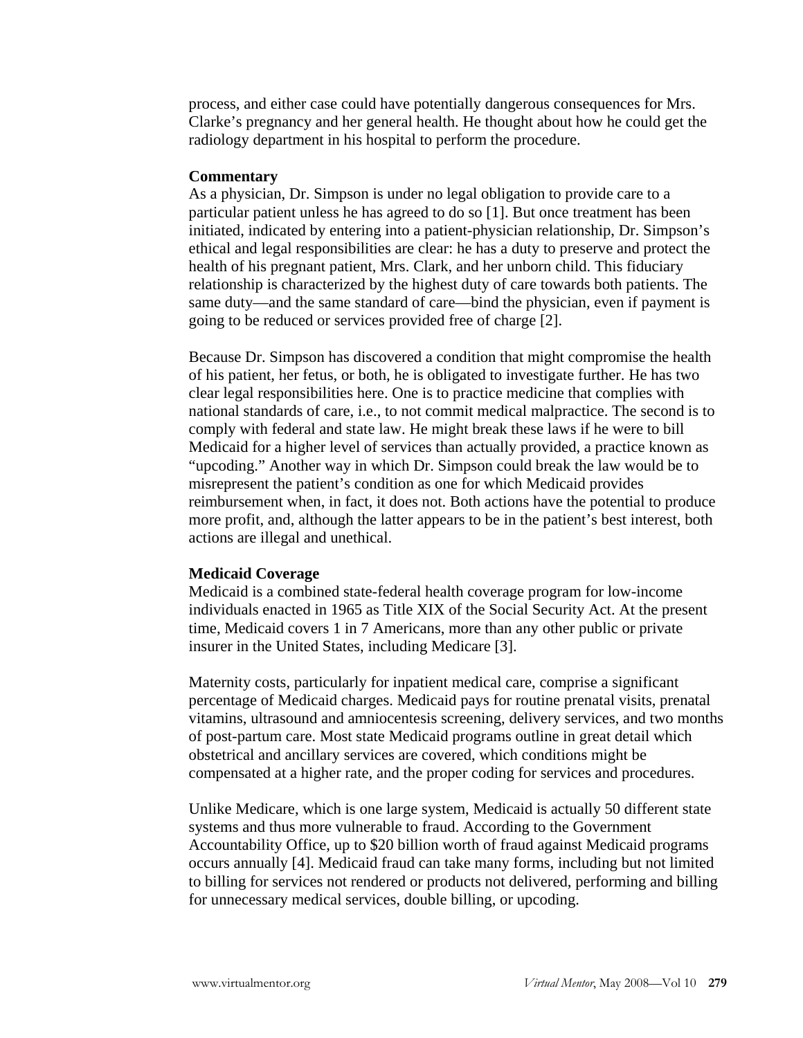process, and either case could have potentially dangerous consequences for Mrs. Clarke's pregnancy and her general health. He thought about how he could get the radiology department in his hospital to perform the procedure.

**Commentary**

As a physician, Dr. Simpson is under no legal obligation to provide care to a particular patient unless he has agreed to do so [1]. But once treatment has been initiated, indicated by entering into a patient-physician relationship, Dr. Simpson's ethical and legal responsibilities are clear: he has a duty to preserve and protect the health of his pregnant patient, Mrs. Clark, and her unborn child. This fiduciary relationship is characterized by the highest duty of care towards both patients. The same duty—and the same standard of care—bind the physician, even if payment is going to be reduced or services provided free of charge [2].

Because Dr. Simpson has discovered a condition that might compromise the health of his patient, her fetus, or both, he is obligated to investigate further. He has two clear legal responsibilities here. One is to practice medicine that complies with national standards of care, i.e., to not commit medical malpractice. The second is to comply with federal and state law. He might break these laws if he were to bill Medicaid for a higher level of services than actually provided, a practice known as "upcoding." Another way in which Dr. Simpson could break the law would be to misrepresent the patient's condition as one for which Medicaid provides reimbursement when, in fact, it does not. Both actions have the potential to produce more profit, and, although the latter appears to be in the patient's best interest, both actions are illegal and unethical.

**Medicaid Coverage**

Medicaid is a combined state-federal health coverage program for low-income individuals enacted in 1965 as Title XIX of the Social Security Act. At the present time, Medicaid covers 1 in 7 Americans, more than any other public or private insurer in the United States, including Medicare [3].

Maternity costs, particularly for inpatient medical care, comprise a significant percentage of Medicaid charges. Medicaid pays for routine prenatal visits, prenatal vitamins, ultrasound and amniocentesis screening, delivery services, and two months of post-partum care. Most state Medicaid programs outline in great detail which obstetrical and ancillary services are covered, which conditions might be compensated at a higher rate, and the proper coding for services and procedures.

Unlike Medicare, which is one large system, Medicaid is actually 50 different state systems and thus more vulnerable to fraud. According to the Government Accountability Office, up to $20 billion worth of fraud against Medicaid programs occurs annually [4]. Medicaid fraud can take many forms, including but not limited to billing for services not rendered or products not delivered, performing and billing for unnecessary medical services, double billing, or upcoding.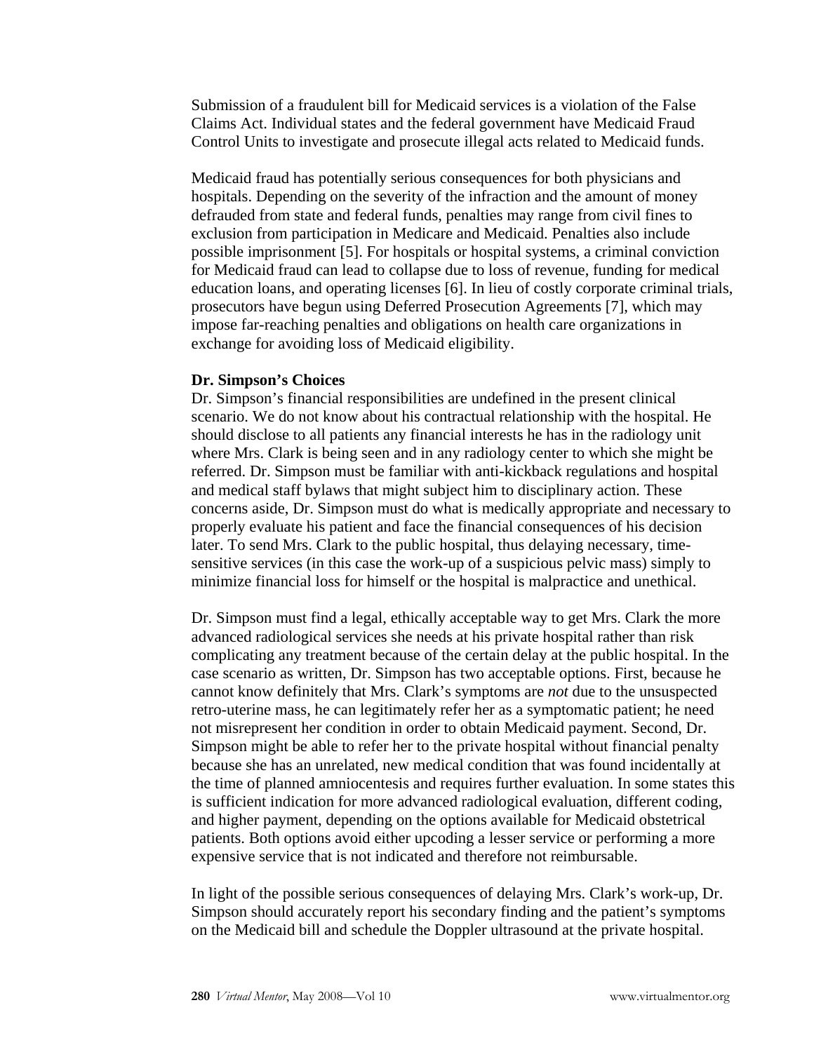Submission of a fraudulent bill for Medicaid services is a violation of the False Claims Act. Individual states and the federal government have Medicaid Fraud Control Units to investigate and prosecute illegal acts related to Medicaid funds.

Medicaid fraud has potentially serious consequences for both physicians and hospitals. Depending on the severity of the infraction and the amount of money defrauded from state and federal funds, penalties may range from civil fines to exclusion from participation in Medicare and Medicaid. Penalties also include possible imprisonment [5]. For hospitals or hospital systems, a criminal conviction for Medicaid fraud can lead to collapse due to loss of revenue, funding for medical education loans, and operating licenses [6]. In lieu of costly corporate criminal trials, prosecutors have begun using Deferred Prosecution Agreements [7], which may impose far-reaching penalties and obligations on health care organizations in exchange for avoiding loss of Medicaid eligibility.

**Dr. Simpson's Choices**

Dr. Simpson's financial responsibilities are undefined in the present clinical scenario. We do not know about his contractual relationship with the hospital. He should disclose to all patients any financial interests he has in the radiology unit where Mrs. Clark is being seen and in any radiology center to which she might be referred. Dr. Simpson must be familiar with anti-kickback regulations and hospital and medical staff bylaws that might subject him to disciplinary action. These concerns aside, Dr. Simpson must do what is medically appropriate and necessary to properly evaluate his patient and face the financial consequences of his decision later. To send Mrs. Clark to the public hospital, thus delaying necessary, time-sensitive services (in this case the work-up of a suspicious pelvic mass) simply to minimize financial loss for himself or the hospital is malpractice and unethical.

Dr. Simpson must find a legal, ethically acceptable way to get Mrs. Clark the more advanced radiological services she needs at his private hospital rather than risk complicating any treatment because of the certain delay at the public hospital. In the case scenario as written, Dr. Simpson has two acceptable options. First, because he cannot know definitely that Mrs. Clark's symptoms are *not* due to the unsuspected retro-uterine mass, he can legitimately refer her as a symptomatic patient; he need not misrepresent her condition in order to obtain Medicaid payment. Second, Dr. Simpson might be able to refer her to the private hospital without financial penalty because she has an unrelated, new medical condition that was found incidentally at the time of planned amniocentesis and requires further evaluation. In some states this is sufficient indication for more advanced radiological evaluation, different coding, and higher payment, depending on the options available for Medicaid obstetrical patients. Both options avoid either upcoding a lesser service or performing a more expensive service that is not indicated and therefore not reimbursable.

In light of the possible serious consequences of delaying Mrs. Clark's work-up, Dr. Simpson should accurately report his secondary finding and the patient's symptoms on the Medicaid bill and schedule the Doppler ultrasound at the private hospital.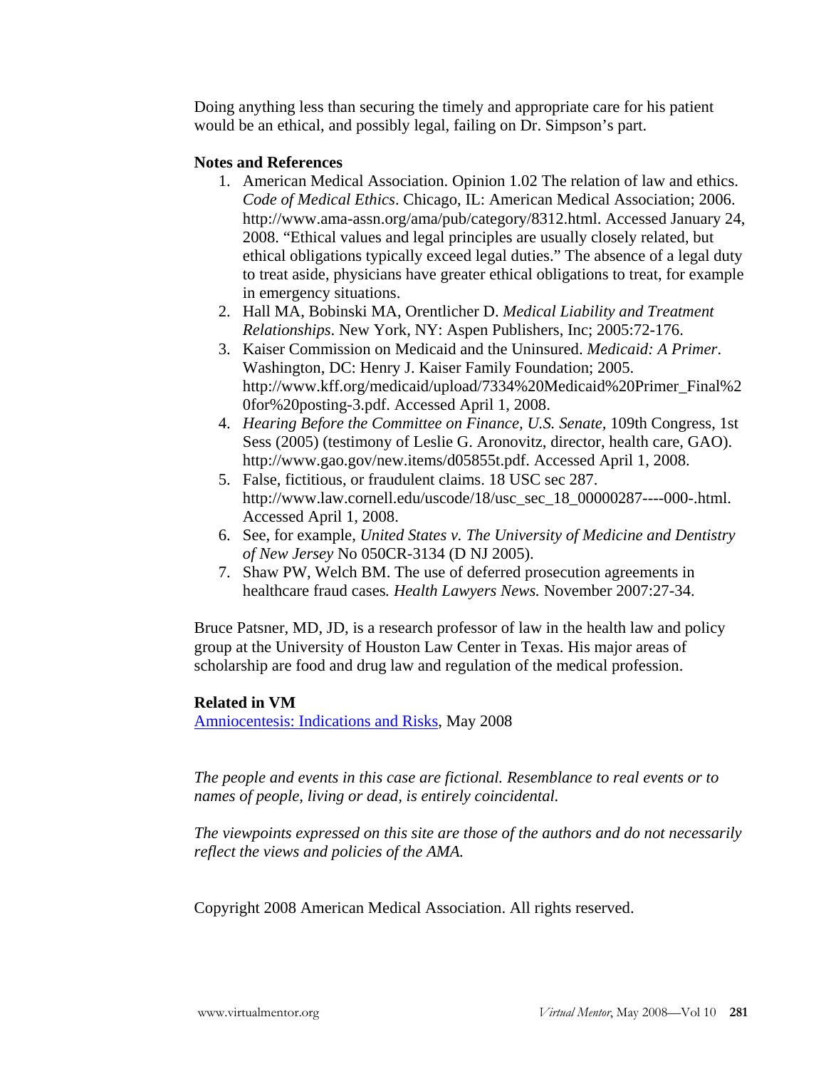Doing anything less than securing the timely and appropriate care for his patient would be an ethical, and possibly legal, failing on Dr. Simpson's part.

**Notes and References**

1. American Medical Association. Opinion 1.02 The relation of law and ethics. *Code of Medical Ethics*. Chicago, IL: American Medical Association; 2006. http://www.ama-assn.org/ama/pub/category/8312.html. Accessed January 24, 2008. "Ethical values and legal principles are usually closely related, but ethical obligations typically exceed legal duties." The absence of a legal duty to treat aside, physicians have greater ethical obligations to treat, for example in emergency situations.
2. Hall MA, Bobinski MA, Orentlicher D. *Medical Liability and Treatment Relationships*. New York, NY: Aspen Publishers, Inc; 2005:72-176.
3. Kaiser Commission on Medicaid and the Uninsured. *Medicaid: A Primer*. Washington, DC: Henry J. Kaiser Family Foundation; 2005. http://www.kff.org/medicaid/upload/7334%20Medicaid%20Primer_Final%20for%20posting-3.pdf. Accessed April 1, 2008.
4. *Hearing Before the Committee on Finance, U.S. Senate*, 109th Congress, 1st Sess (2005) (testimony of Leslie G. Aronovitz, director, health care, GAO). http://www.gao.gov/new.items/d05855t.pdf. Accessed April 1, 2008.
5. False, fictitious, or fraudulent claims. 18 USC sec 287. http://www.law.cornell.edu/uscode/18/usc_sec_18_00000287----000-.html. Accessed April 1, 2008.
6. See, for example, *United States v. The University of Medicine and Dentistry of New Jersey* No 050CR-3134 (D NJ 2005).
7. Shaw PW, Welch BM. The use of deferred prosecution agreements in healthcare fraud cases. *Health Lawyers News.* November 2007:27-34.

Bruce Patsner, MD, JD, is a research professor of law in the health law and policy group at the University of Houston Law Center in Texas. His major areas of scholarship are food and drug law and regulation of the medical profession.

**Related in VM**

Amniocentesis: Indications and Risks, May 2008

*The people and events in this case are fictional. Resemblance to real events or to names of people, living or dead, is entirely coincidental.*

*The viewpoints expressed on this site are those of the authors and do not necessarily reflect the views and policies of the AMA.*

Copyright 2008 American Medical Association. All rights reserved.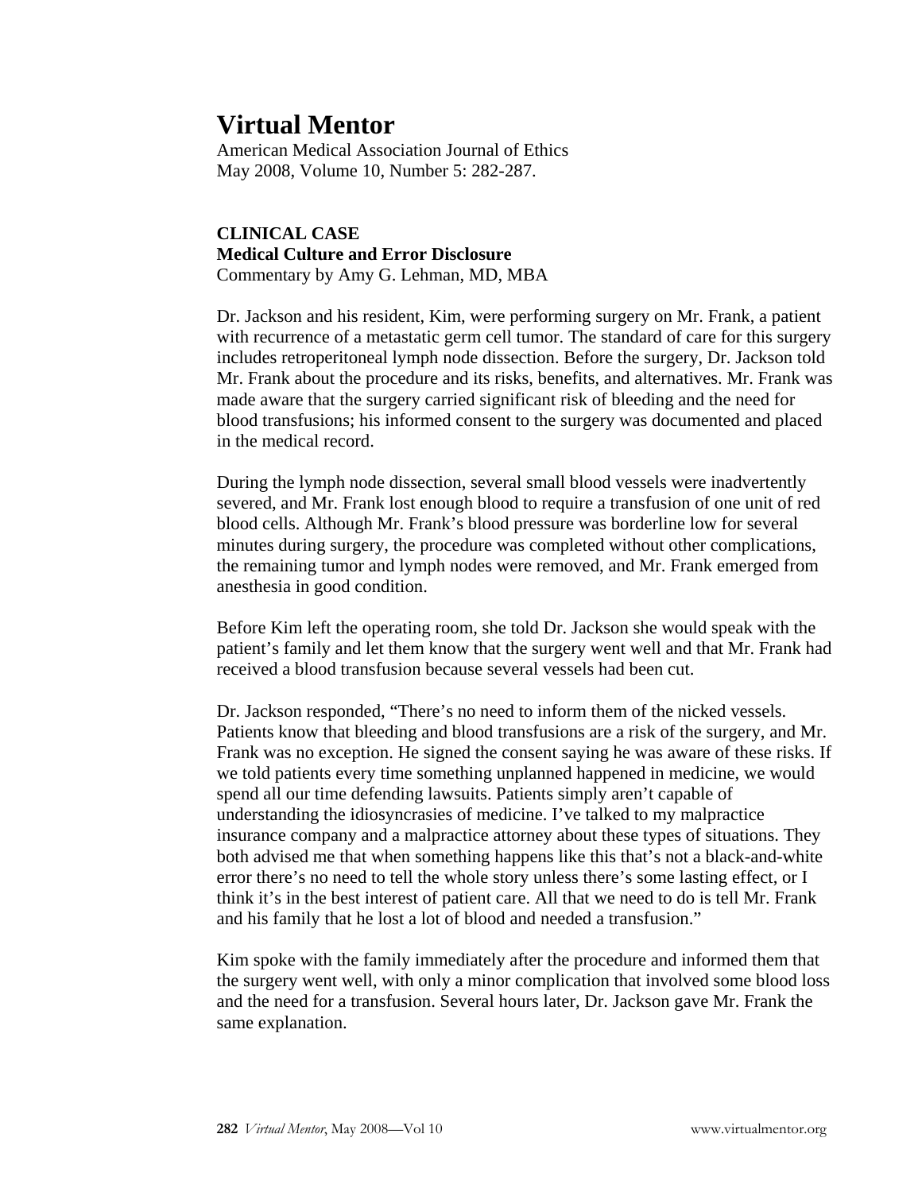# Virtual Mentor

American Medical Association Journal of Ethics
May 2008, Volume 10, Number 5: 282-287.

**CLINICAL CASE**
**Medical Culture and Error Disclosure**
Commentary by Amy G. Lehman, MD, MBA

Dr. Jackson and his resident, Kim, were performing surgery on Mr. Frank, a patient with recurrence of a metastatic germ cell tumor. The standard of care for this surgery includes retroperitoneal lymph node dissection. Before the surgery, Dr. Jackson told Mr. Frank about the procedure and its risks, benefits, and alternatives. Mr. Frank was made aware that the surgery carried significant risk of bleeding and the need for blood transfusions; his informed consent to the surgery was documented and placed in the medical record.

During the lymph node dissection, several small blood vessels were inadvertently severed, and Mr. Frank lost enough blood to require a transfusion of one unit of red blood cells. Although Mr. Frank's blood pressure was borderline low for several minutes during surgery, the procedure was completed without other complications, the remaining tumor and lymph nodes were removed, and Mr. Frank emerged from anesthesia in good condition.

Before Kim left the operating room, she told Dr. Jackson she would speak with the patient's family and let them know that the surgery went well and that Mr. Frank had received a blood transfusion because several vessels had been cut.

Dr. Jackson responded, "There's no need to inform them of the nicked vessels. Patients know that bleeding and blood transfusions are a risk of the surgery, and Mr. Frank was no exception. He signed the consent saying he was aware of these risks. If we told patients every time something unplanned happened in medicine, we would spend all our time defending lawsuits. Patients simply aren't capable of understanding the idiosyncrasies of medicine. I've talked to my malpractice insurance company and a malpractice attorney about these types of situations. They both advised me that when something happens like this that's not a black-and-white error there's no need to tell the whole story unless there's some lasting effect, or I think it's in the best interest of patient care. All that we need to do is tell Mr. Frank and his family that he lost a lot of blood and needed a transfusion."

Kim spoke with the family immediately after the procedure and informed them that the surgery went well, with only a minor complication that involved some blood loss and the need for a transfusion. Several hours later, Dr. Jackson gave Mr. Frank the same explanation.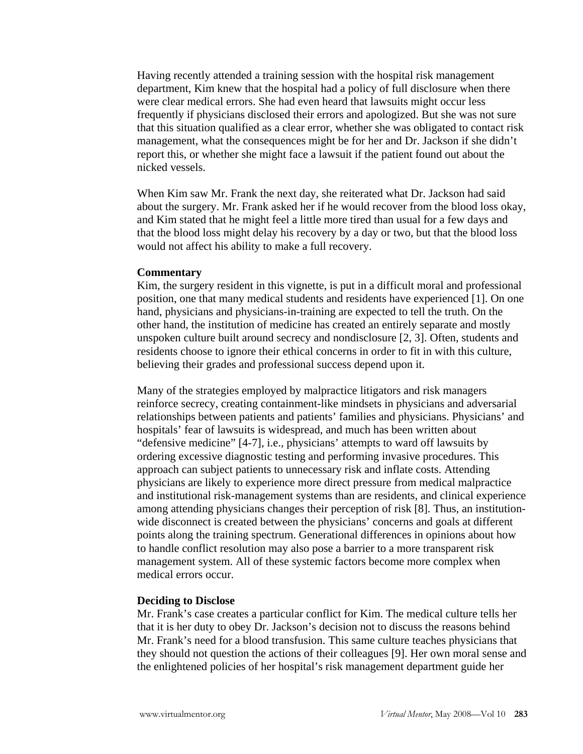Having recently attended a training session with the hospital risk management department, Kim knew that the hospital had a policy of full disclosure when there were clear medical errors. She had even heard that lawsuits might occur less frequently if physicians disclosed their errors and apologized. But she was not sure that this situation qualified as a clear error, whether she was obligated to contact risk management, what the consequences might be for her and Dr. Jackson if she didn't report this, or whether she might face a lawsuit if the patient found out about the nicked vessels.

When Kim saw Mr. Frank the next day, she reiterated what Dr. Jackson had said about the surgery. Mr. Frank asked her if he would recover from the blood loss okay, and Kim stated that he might feel a little more tired than usual for a few days and that the blood loss might delay his recovery by a day or two, but that the blood loss would not affect his ability to make a full recovery.

**Commentary**

Kim, the surgery resident in this vignette, is put in a difficult moral and professional position, one that many medical students and residents have experienced [1]. On one hand, physicians and physicians-in-training are expected to tell the truth. On the other hand, the institution of medicine has created an entirely separate and mostly unspoken culture built around secrecy and nondisclosure [2, 3]. Often, students and residents choose to ignore their ethical concerns in order to fit in with this culture, believing their grades and professional success depend upon it.

Many of the strategies employed by malpractice litigators and risk managers reinforce secrecy, creating containment-like mindsets in physicians and adversarial relationships between patients and patients' families and physicians. Physicians' and hospitals' fear of lawsuits is widespread, and much has been written about "defensive medicine" [4-7], i.e., physicians' attempts to ward off lawsuits by ordering excessive diagnostic testing and performing invasive procedures. This approach can subject patients to unnecessary risk and inflate costs. Attending physicians are likely to experience more direct pressure from medical malpractice and institutional risk-management systems than are residents, and clinical experience among attending physicians changes their perception of risk [8]. Thus, an institution-wide disconnect is created between the physicians' concerns and goals at different points along the training spectrum. Generational differences in opinions about how to handle conflict resolution may also pose a barrier to a more transparent risk management system. All of these systemic factors become more complex when medical errors occur.

**Deciding to Disclose**

Mr. Frank's case creates a particular conflict for Kim. The medical culture tells her that it is her duty to obey Dr. Jackson's decision not to discuss the reasons behind Mr. Frank's need for a blood transfusion. This same culture teaches physicians that they should not question the actions of their colleagues [9]. Her own moral sense and the enlightened policies of her hospital's risk management department guide her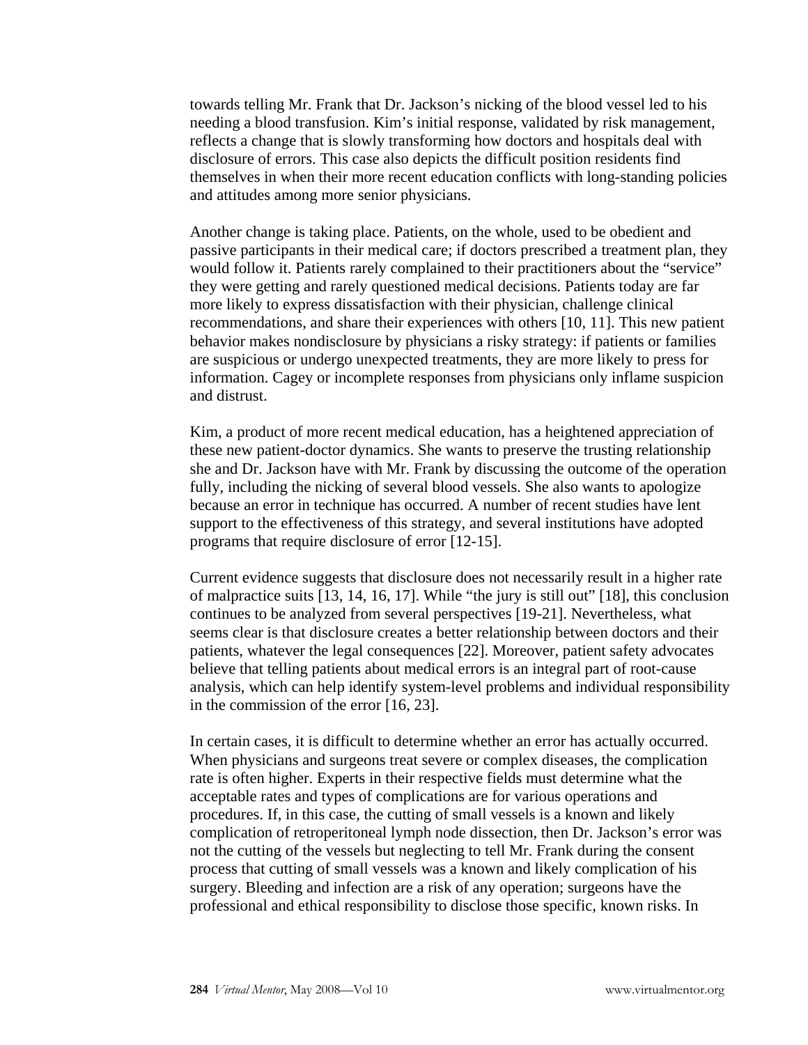towards telling Mr. Frank that Dr. Jackson's nicking of the blood vessel led to his needing a blood transfusion. Kim's initial response, validated by risk management, reflects a change that is slowly transforming how doctors and hospitals deal with disclosure of errors. This case also depicts the difficult position residents find themselves in when their more recent education conflicts with long-standing policies and attitudes among more senior physicians.

Another change is taking place. Patients, on the whole, used to be obedient and passive participants in their medical care; if doctors prescribed a treatment plan, they would follow it. Patients rarely complained to their practitioners about the "service" they were getting and rarely questioned medical decisions. Patients today are far more likely to express dissatisfaction with their physician, challenge clinical recommendations, and share their experiences with others [10, 11]. This new patient behavior makes nondisclosure by physicians a risky strategy: if patients or families are suspicious or undergo unexpected treatments, they are more likely to press for information. Cagey or incomplete responses from physicians only inflame suspicion and distrust.

Kim, a product of more recent medical education, has a heightened appreciation of these new patient-doctor dynamics. She wants to preserve the trusting relationship she and Dr. Jackson have with Mr. Frank by discussing the outcome of the operation fully, including the nicking of several blood vessels. She also wants to apologize because an error in technique has occurred. A number of recent studies have lent support to the effectiveness of this strategy, and several institutions have adopted programs that require disclosure of error [12-15].

Current evidence suggests that disclosure does not necessarily result in a higher rate of malpractice suits [13, 14, 16, 17]. While "the jury is still out" [18], this conclusion continues to be analyzed from several perspectives [19-21]. Nevertheless, what seems clear is that disclosure creates a better relationship between doctors and their patients, whatever the legal consequences [22]. Moreover, patient safety advocates believe that telling patients about medical errors is an integral part of root-cause analysis, which can help identify system-level problems and individual responsibility in the commission of the error [16, 23].

In certain cases, it is difficult to determine whether an error has actually occurred. When physicians and surgeons treat severe or complex diseases, the complication rate is often higher. Experts in their respective fields must determine what the acceptable rates and types of complications are for various operations and procedures. If, in this case, the cutting of small vessels is a known and likely complication of retroperitoneal lymph node dissection, then Dr. Jackson's error was not the cutting of the vessels but neglecting to tell Mr. Frank during the consent process that cutting of small vessels was a known and likely complication of his surgery. Bleeding and infection are a risk of any operation; surgeons have the professional and ethical responsibility to disclose those specific, known risks. In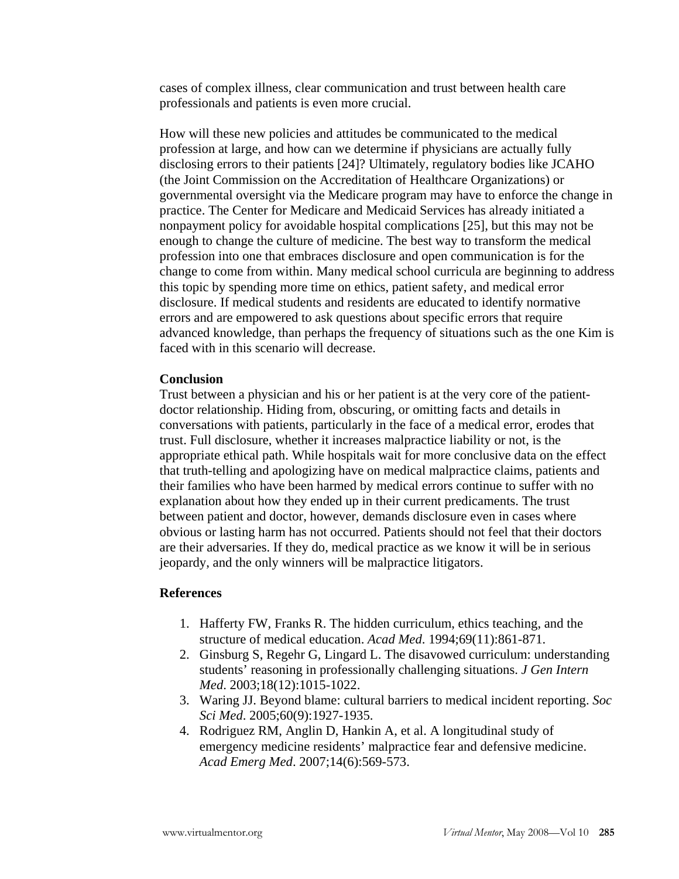cases of complex illness, clear communication and trust between health care professionals and patients is even more crucial.

How will these new policies and attitudes be communicated to the medical profession at large, and how can we determine if physicians are actually fully disclosing errors to their patients [24]? Ultimately, regulatory bodies like JCAHO (the Joint Commission on the Accreditation of Healthcare Organizations) or governmental oversight via the Medicare program may have to enforce the change in practice. The Center for Medicare and Medicaid Services has already initiated a nonpayment policy for avoidable hospital complications [25], but this may not be enough to change the culture of medicine. The best way to transform the medical profession into one that embraces disclosure and open communication is for the change to come from within. Many medical school curricula are beginning to address this topic by spending more time on ethics, patient safety, and medical error disclosure. If medical students and residents are educated to identify normative errors and are empowered to ask questions about specific errors that require advanced knowledge, than perhaps the frequency of situations such as the one Kim is faced with in this scenario will decrease.

**Conclusion**

Trust between a physician and his or her patient is at the very core of the patient-doctor relationship. Hiding from, obscuring, or omitting facts and details in conversations with patients, particularly in the face of a medical error, erodes that trust. Full disclosure, whether it increases malpractice liability or not, is the appropriate ethical path. While hospitals wait for more conclusive data on the effect that truth-telling and apologizing have on medical malpractice claims, patients and their families who have been harmed by medical errors continue to suffer with no explanation about how they ended up in their current predicaments. The trust between patient and doctor, however, demands disclosure even in cases where obvious or lasting harm has not occurred. Patients should not feel that their doctors are their adversaries. If they do, medical practice as we know it will be in serious jeopardy, and the only winners will be malpractice litigators.

**References**

1. Hafferty FW, Franks R. The hidden curriculum, ethics teaching, and the structure of medical education. *Acad Med*. 1994;69(11):861-871.
2. Ginsburg S, Regehr G, Lingard L. The disavowed curriculum: understanding students' reasoning in professionally challenging situations. *J Gen Intern Med*. 2003;18(12):1015-1022.
3. Waring JJ. Beyond blame: cultural barriers to medical incident reporting. *Soc Sci Med*. 2005;60(9):1927-1935.
4. Rodriguez RM, Anglin D, Hankin A, et al. A longitudinal study of emergency medicine residents' malpractice fear and defensive medicine. *Acad Emerg Med*. 2007;14(6):569-573.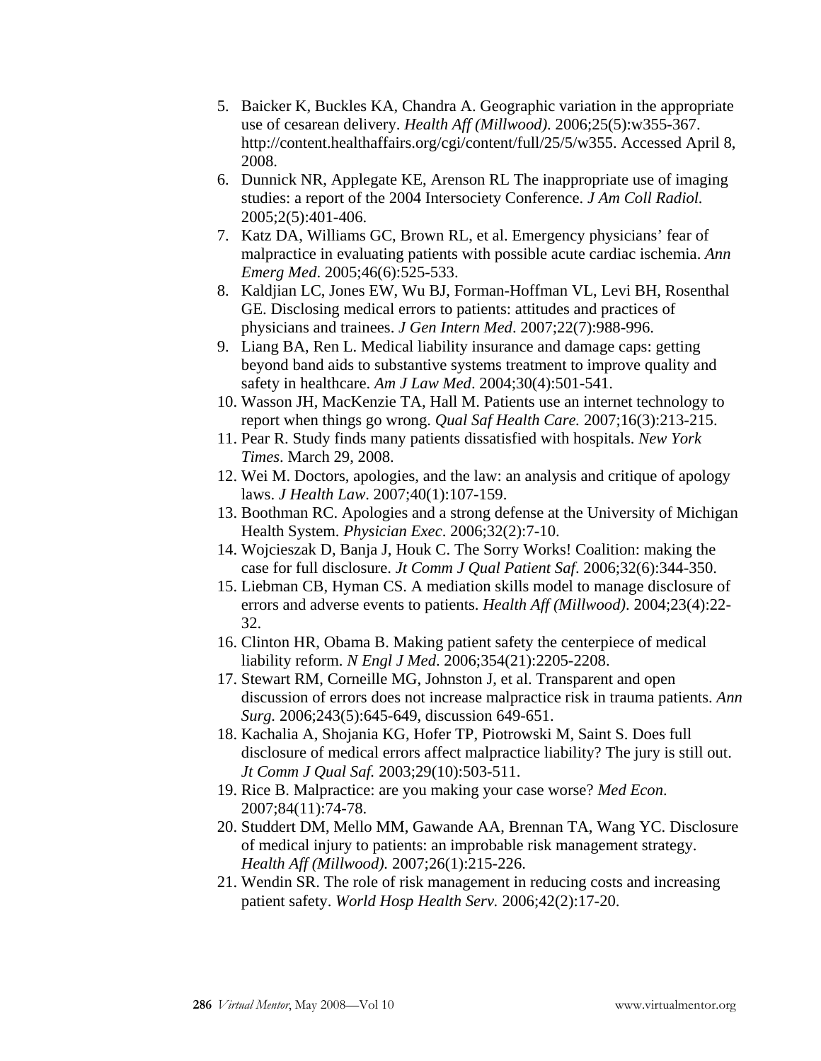5. Baicker K, Buckles KA, Chandra A. Geographic variation in the appropriate use of cesarean delivery. *Health Aff (Millwood)*. 2006;25(5):w355-367. http://content.healthaffairs.org/cgi/content/full/25/5/w355. Accessed April 8, 2008.
6. Dunnick NR, Applegate KE, Arenson RL The inappropriate use of imaging studies: a report of the 2004 Intersociety Conference. *J Am Coll Radiol.* 2005;2(5):401-406.
7. Katz DA, Williams GC, Brown RL, et al. Emergency physicians' fear of malpractice in evaluating patients with possible acute cardiac ischemia. *Ann Emerg Med*. 2005;46(6):525-533.
8. Kaldjian LC, Jones EW, Wu BJ, Forman-Hoffman VL, Levi BH, Rosenthal GE. Disclosing medical errors to patients: attitudes and practices of physicians and trainees. *J Gen Intern Med*. 2007;22(7):988-996.
9. Liang BA, Ren L. Medical liability insurance and damage caps: getting beyond band aids to substantive systems treatment to improve quality and safety in healthcare. *Am J Law Med*. 2004;30(4):501-541.
10. Wasson JH, MacKenzie TA, Hall M. Patients use an internet technology to report when things go wrong. *Qual Saf Health Care.* 2007;16(3):213-215.
11. Pear R. Study finds many patients dissatisfied with hospitals. *New York Times*. March 29, 2008.
12. Wei M. Doctors, apologies, and the law: an analysis and critique of apology laws. *J Health Law*. 2007;40(1):107-159.
13. Boothman RC. Apologies and a strong defense at the University of Michigan Health System. *Physician Exec*. 2006;32(2):7-10.
14. Wojcieszak D, Banja J, Houk C. The Sorry Works! Coalition: making the case for full disclosure. *Jt Comm J Qual Patient Saf*. 2006;32(6):344-350.
15. Liebman CB, Hyman CS. A mediation skills model to manage disclosure of errors and adverse events to patients. *Health Aff (Millwood)*. 2004;23(4):22-32.
16. Clinton HR, Obama B. Making patient safety the centerpiece of medical liability reform. *N Engl J Med*. 2006;354(21):2205-2208.
17. Stewart RM, Corneille MG, Johnston J, et al. Transparent and open discussion of errors does not increase malpractice risk in trauma patients. *Ann Surg.* 2006;243(5):645-649, discussion 649-651.
18. Kachalia A, Shojania KG, Hofer TP, Piotrowski M, Saint S. Does full disclosure of medical errors affect malpractice liability? The jury is still out. *Jt Comm J Qual Saf.* 2003;29(10):503-511.
19. Rice B. Malpractice: are you making your case worse? *Med Econ.* 2007;84(11):74-78.
20. Studdert DM, Mello MM, Gawande AA, Brennan TA, Wang YC. Disclosure of medical injury to patients: an improbable risk management strategy. *Health Aff (Millwood).* 2007;26(1):215-226.
21. Wendin SR. The role of risk management in reducing costs and increasing patient safety. *World Hosp Health Serv.* 2006;42(2):17-20.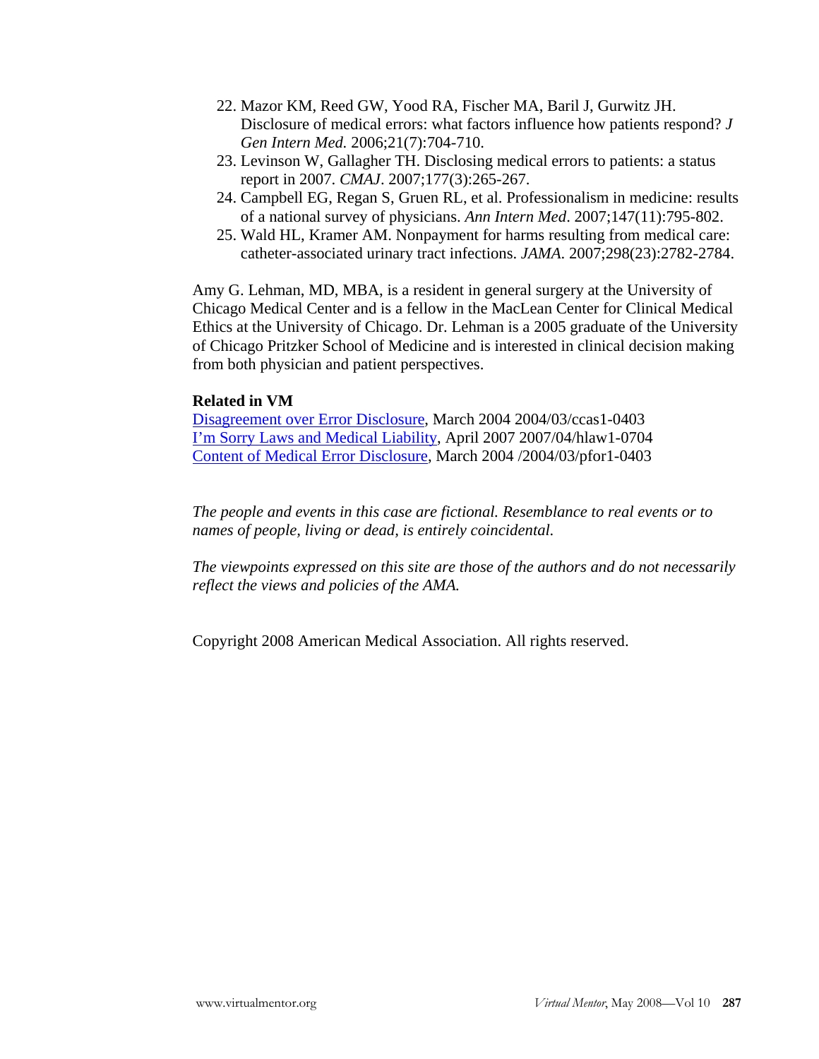22. Mazor KM, Reed GW, Yood RA, Fischer MA, Baril J, Gurwitz JH. Disclosure of medical errors: what factors influence how patients respond? *J Gen Intern Med.* 2006;21(7):704-710.
23. Levinson W, Gallagher TH. Disclosing medical errors to patients: a status report in 2007. *CMAJ*. 2007;177(3):265-267.
24. Campbell EG, Regan S, Gruen RL, et al. Professionalism in medicine: results of a national survey of physicians. *Ann Intern Med*. 2007;147(11):795-802.
25. Wald HL, Kramer AM. Nonpayment for harms resulting from medical care: catheter-associated urinary tract infections. *JAMA*. 2007;298(23):2782-2784.

Amy G. Lehman, MD, MBA, is a resident in general surgery at the University of Chicago Medical Center and is a fellow in the MacLean Center for Clinical Medical Ethics at the University of Chicago. Dr. Lehman is a 2005 graduate of the University of Chicago Pritzker School of Medicine and is interested in clinical decision making from both physician and patient perspectives.

**Related in VM**

Disagreement over Error Disclosure, March 2004 2004/03/ccas1-0403
I'm Sorry Laws and Medical Liability, April 2007 2007/04/hlaw1-0704
Content of Medical Error Disclosure, March 2004 /2004/03/pfor1-0403

*The people and events in this case are fictional. Resemblance to real events or to names of people, living or dead, is entirely coincidental.*

*The viewpoints expressed on this site are those of the authors and do not necessarily reflect the views and policies of the AMA.*

Copyright 2008 American Medical Association. All rights reserved.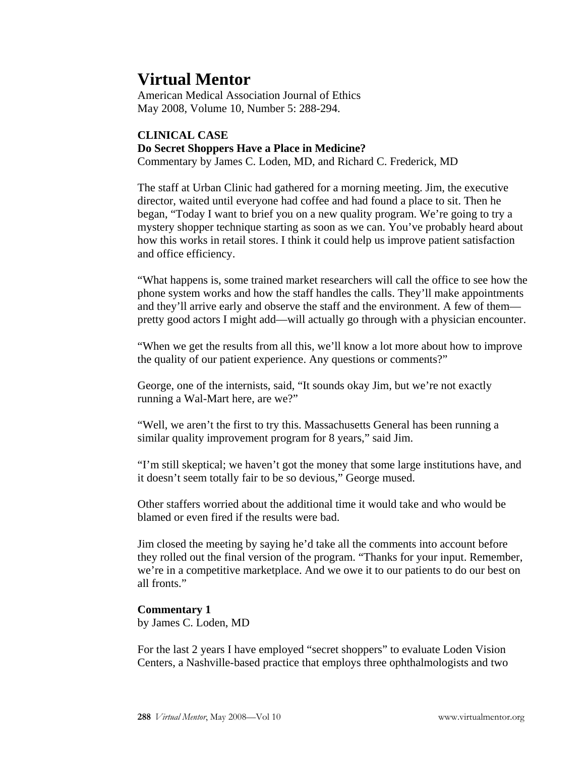# Virtual Mentor

American Medical Association Journal of Ethics
May 2008, Volume 10, Number 5: 288-294.

**CLINICAL CASE**
**Do Secret Shoppers Have a Place in Medicine?**
Commentary by James C. Loden, MD, and Richard C. Frederick, MD

The staff at Urban Clinic had gathered for a morning meeting. Jim, the executive director, waited until everyone had coffee and had found a place to sit. Then he began, "Today I want to brief you on a new quality program. We're going to try a mystery shopper technique starting as soon as we can. You've probably heard about how this works in retail stores. I think it could help us improve patient satisfaction and office efficiency.

"What happens is, some trained market researchers will call the office to see how the phone system works and how the staff handles the calls. They'll make appointments and they'll arrive early and observe the staff and the environment. A few of them—pretty good actors I might add—will actually go through with a physician encounter.

"When we get the results from all this, we'll know a lot more about how to improve the quality of our patient experience. Any questions or comments?"

George, one of the internists, said, "It sounds okay Jim, but we're not exactly running a Wal-Mart here, are we?"

"Well, we aren't the first to try this. Massachusetts General has been running a similar quality improvement program for 8 years," said Jim.

"I'm still skeptical; we haven't got the money that some large institutions have, and it doesn't seem totally fair to be so devious," George mused.

Other staffers worried about the additional time it would take and who would be blamed or even fired if the results were bad.

Jim closed the meeting by saying he'd take all the comments into account before they rolled out the final version of the program. "Thanks for your input. Remember, we're in a competitive marketplace. And we owe it to our patients to do our best on all fronts."

**Commentary 1**
by James C. Loden, MD

For the last 2 years I have employed "secret shoppers" to evaluate Loden Vision Centers, a Nashville-based practice that employs three ophthalmologists and two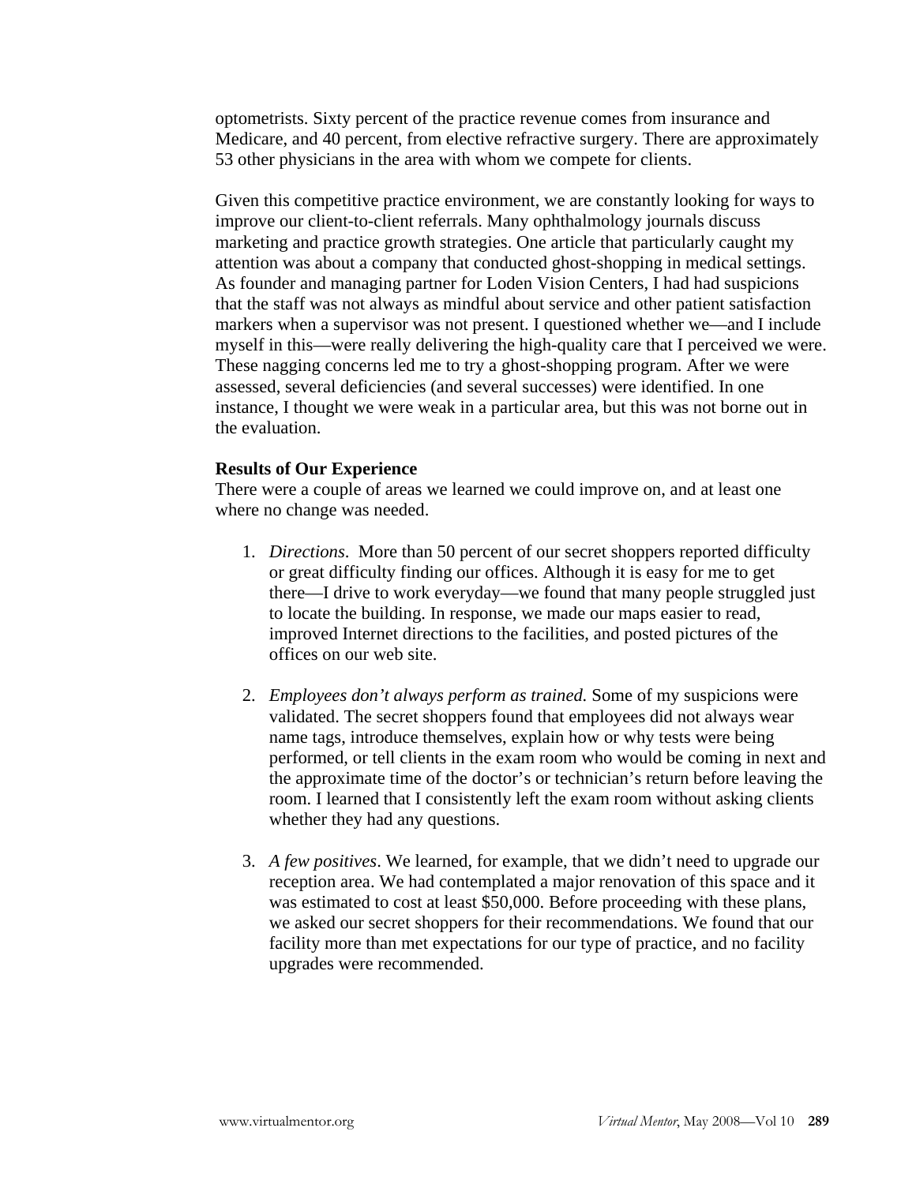optometrists. Sixty percent of the practice revenue comes from insurance and Medicare, and 40 percent, from elective refractive surgery. There are approximately 53 other physicians in the area with whom we compete for clients.

Given this competitive practice environment, we are constantly looking for ways to improve our client-to-client referrals. Many ophthalmology journals discuss marketing and practice growth strategies. One article that particularly caught my attention was about a company that conducted ghost-shopping in medical settings. As founder and managing partner for Loden Vision Centers, I had had suspicions that the staff was not always as mindful about service and other patient satisfaction markers when a supervisor was not present. I questioned whether we—and I include myself in this—were really delivering the high-quality care that I perceived we were. These nagging concerns led me to try a ghost-shopping program. After we were assessed, several deficiencies (and several successes) were identified. In one instance, I thought we were weak in a particular area, but this was not borne out in the evaluation.

**Results of Our Experience**

There were a couple of areas we learned we could improve on, and at least one where no change was needed.

1. *Directions*. More than 50 percent of our secret shoppers reported difficulty or great difficulty finding our offices. Although it is easy for me to get there—I drive to work everyday—we found that many people struggled just to locate the building. In response, we made our maps easier to read, improved Internet directions to the facilities, and posted pictures of the offices on our web site.

2. *Employees don't always perform as trained.* Some of my suspicions were validated. The secret shoppers found that employees did not always wear name tags, introduce themselves, explain how or why tests were being performed, or tell clients in the exam room who would be coming in next and the approximate time of the doctor's or technician's return before leaving the room. I learned that I consistently left the exam room without asking clients whether they had any questions.

3. *A few positives*. We learned, for example, that we didn't need to upgrade our reception area. We had contemplated a major renovation of this space and it was estimated to cost at least $50,000. Before proceeding with these plans, we asked our secret shoppers for their recommendations. We found that our facility more than met expectations for our type of practice, and no facility upgrades were recommended.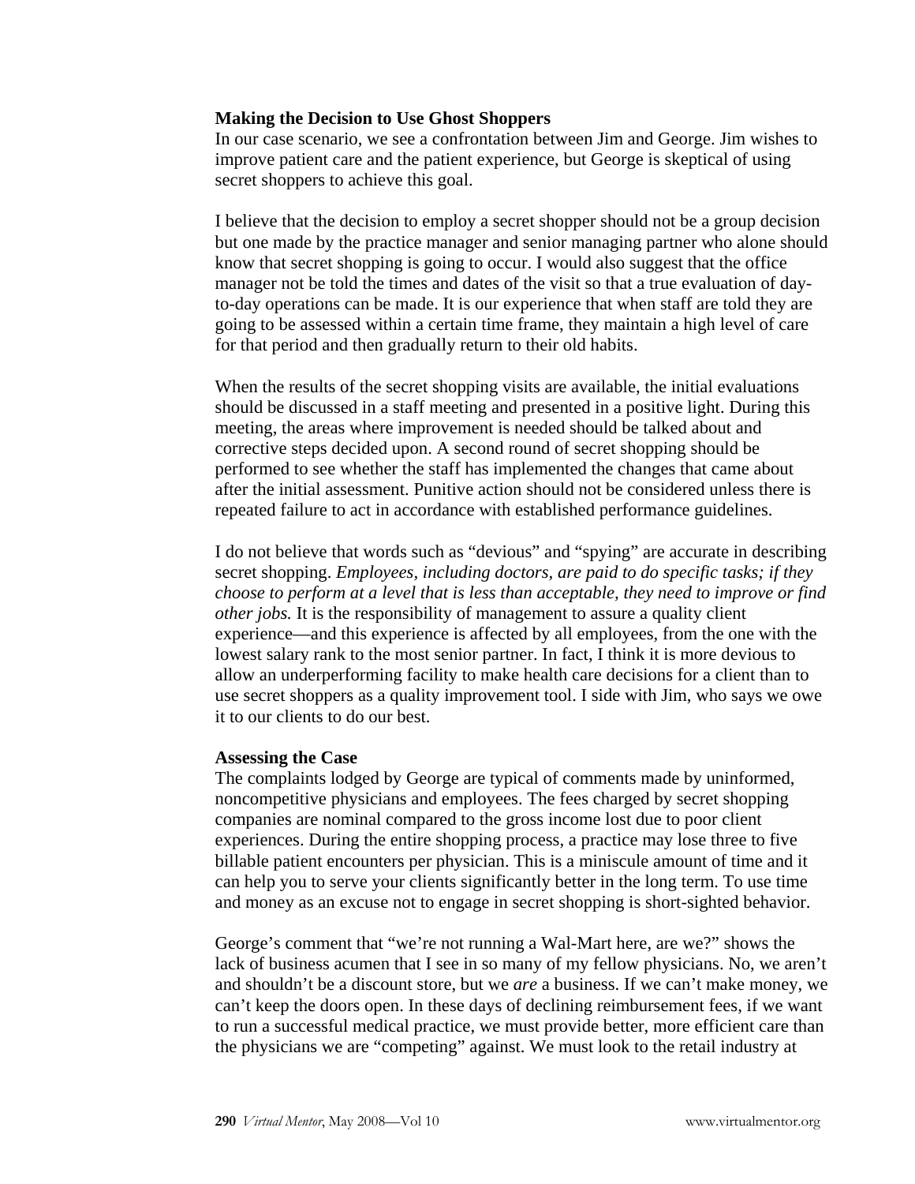**Making the Decision to Use Ghost Shoppers**

In our case scenario, we see a confrontation between Jim and George. Jim wishes to improve patient care and the patient experience, but George is skeptical of using secret shoppers to achieve this goal.

I believe that the decision to employ a secret shopper should not be a group decision but one made by the practice manager and senior managing partner who alone should know that secret shopping is going to occur. I would also suggest that the office manager not be told the times and dates of the visit so that a true evaluation of day-to-day operations can be made. It is our experience that when staff are told they are going to be assessed within a certain time frame, they maintain a high level of care for that period and then gradually return to their old habits.

When the results of the secret shopping visits are available, the initial evaluations should be discussed in a staff meeting and presented in a positive light. During this meeting, the areas where improvement is needed should be talked about and corrective steps decided upon. A second round of secret shopping should be performed to see whether the staff has implemented the changes that came about after the initial assessment. Punitive action should not be considered unless there is repeated failure to act in accordance with established performance guidelines.

I do not believe that words such as "devious" and "spying" are accurate in describing secret shopping. *Employees, including doctors, are paid to do specific tasks; if they choose to perform at a level that is less than acceptable, they need to improve or find other jobs.* It is the responsibility of management to assure a quality client experience—and this experience is affected by all employees, from the one with the lowest salary rank to the most senior partner. In fact, I think it is more devious to allow an underperforming facility to make health care decisions for a client than to use secret shoppers as a quality improvement tool. I side with Jim, who says we owe it to our clients to do our best.

**Assessing the Case**

The complaints lodged by George are typical of comments made by uninformed, noncompetitive physicians and employees. The fees charged by secret shopping companies are nominal compared to the gross income lost due to poor client experiences. During the entire shopping process, a practice may lose three to five billable patient encounters per physician. This is a miniscule amount of time and it can help you to serve your clients significantly better in the long term. To use time and money as an excuse not to engage in secret shopping is short-sighted behavior.

George's comment that "we're not running a Wal-Mart here, are we?" shows the lack of business acumen that I see in so many of my fellow physicians. No, we aren't and shouldn't be a discount store, but we *are* a business. If we can't make money, we can't keep the doors open. In these days of declining reimbursement fees, if we want to run a successful medical practice, we must provide better, more efficient care than the physicians we are "competing" against. We must look to the retail industry at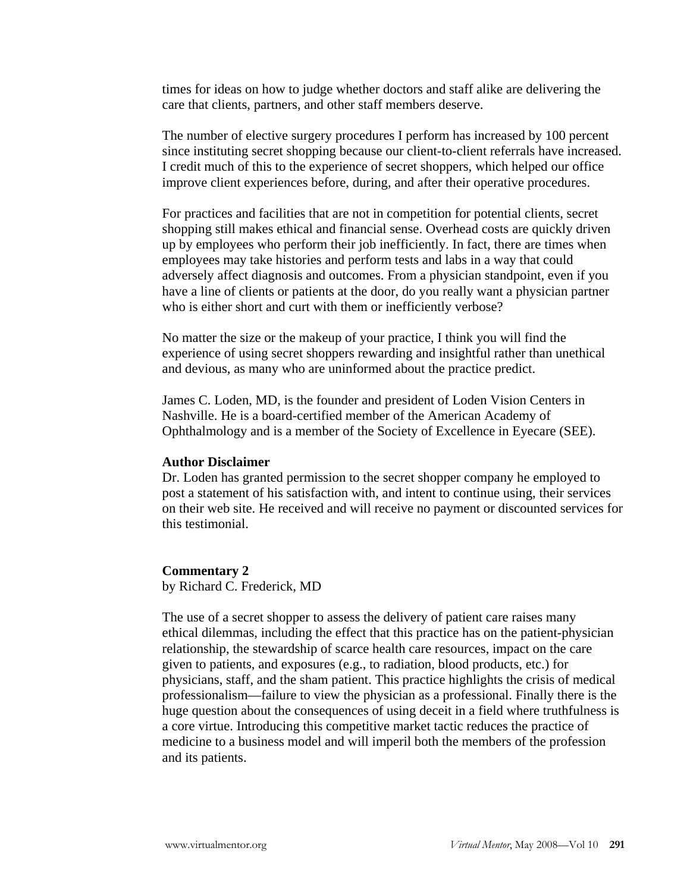times for ideas on how to judge whether doctors and staff alike are delivering the care that clients, partners, and other staff members deserve.

The number of elective surgery procedures I perform has increased by 100 percent since instituting secret shopping because our client-to-client referrals have increased. I credit much of this to the experience of secret shoppers, which helped our office improve client experiences before, during, and after their operative procedures.

For practices and facilities that are not in competition for potential clients, secret shopping still makes ethical and financial sense. Overhead costs are quickly driven up by employees who perform their job inefficiently. In fact, there are times when employees may take histories and perform tests and labs in a way that could adversely affect diagnosis and outcomes. From a physician standpoint, even if you have a line of clients or patients at the door, do you really want a physician partner who is either short and curt with them or inefficiently verbose?

No matter the size or the makeup of your practice, I think you will find the experience of using secret shoppers rewarding and insightful rather than unethical and devious, as many who are uninformed about the practice predict.

James C. Loden, MD, is the founder and president of Loden Vision Centers in Nashville. He is a board-certified member of the American Academy of Ophthalmology and is a member of the Society of Excellence in Eyecare (SEE).

**Author Disclaimer**
Dr. Loden has granted permission to the secret shopper company he employed to post a statement of his satisfaction with, and intent to continue using, their services on their web site. He received and will receive no payment or discounted services for this testimonial.

**Commentary 2**
by Richard C. Frederick, MD

The use of a secret shopper to assess the delivery of patient care raises many ethical dilemmas, including the effect that this practice has on the patient-physician relationship, the stewardship of scarce health care resources, impact on the care given to patients, and exposures (e.g., to radiation, blood products, etc.) for physicians, staff, and the sham patient. This practice highlights the crisis of medical professionalism—failure to view the physician as a professional. Finally there is the huge question about the consequences of using deceit in a field where truthfulness is a core virtue. Introducing this competitive market tactic reduces the practice of medicine to a business model and will imperil both the members of the profession and its patients.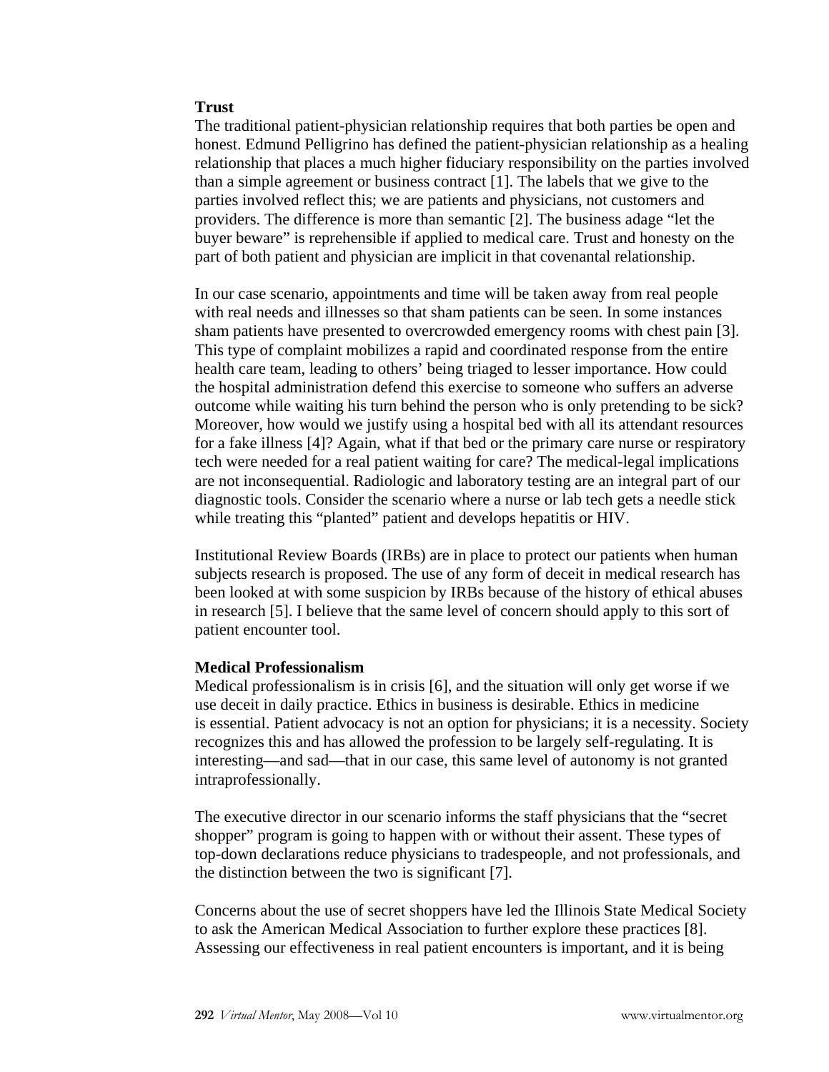**Trust**

The traditional patient-physician relationship requires that both parties be open and honest. Edmund Pelligrino has defined the patient-physician relationship as a healing relationship that places a much higher fiduciary responsibility on the parties involved than a simple agreement or business contract [1]. The labels that we give to the parties involved reflect this; we are patients and physicians, not customers and providers. The difference is more than semantic [2]. The business adage "let the buyer beware" is reprehensible if applied to medical care. Trust and honesty on the part of both patient and physician are implicit in that covenantal relationship.

In our case scenario, appointments and time will be taken away from real people with real needs and illnesses so that sham patients can be seen. In some instances sham patients have presented to overcrowded emergency rooms with chest pain [3]. This type of complaint mobilizes a rapid and coordinated response from the entire health care team, leading to others' being triaged to lesser importance. How could the hospital administration defend this exercise to someone who suffers an adverse outcome while waiting his turn behind the person who is only pretending to be sick? Moreover, how would we justify using a hospital bed with all its attendant resources for a fake illness [4]? Again, what if that bed or the primary care nurse or respiratory tech were needed for a real patient waiting for care? The medical-legal implications are not inconsequential. Radiologic and laboratory testing are an integral part of our diagnostic tools. Consider the scenario where a nurse or lab tech gets a needle stick while treating this "planted" patient and develops hepatitis or HIV.

Institutional Review Boards (IRBs) are in place to protect our patients when human subjects research is proposed. The use of any form of deceit in medical research has been looked at with some suspicion by IRBs because of the history of ethical abuses in research [5]. I believe that the same level of concern should apply to this sort of patient encounter tool.

**Medical Professionalism**

Medical professionalism is in crisis [6], and the situation will only get worse if we use deceit in daily practice. Ethics in business is desirable. Ethics in medicine is essential. Patient advocacy is not an option for physicians; it is a necessity. Society recognizes this and has allowed the profession to be largely self-regulating. It is interesting—and sad—that in our case, this same level of autonomy is not granted intraprofessionally.

The executive director in our scenario informs the staff physicians that the "secret shopper" program is going to happen with or without their assent. These types of top-down declarations reduce physicians to tradespeople, and not professionals, and the distinction between the two is significant [7].

Concerns about the use of secret shoppers have led the Illinois State Medical Society to ask the American Medical Association to further explore these practices [8]. Assessing our effectiveness in real patient encounters is important, and it is being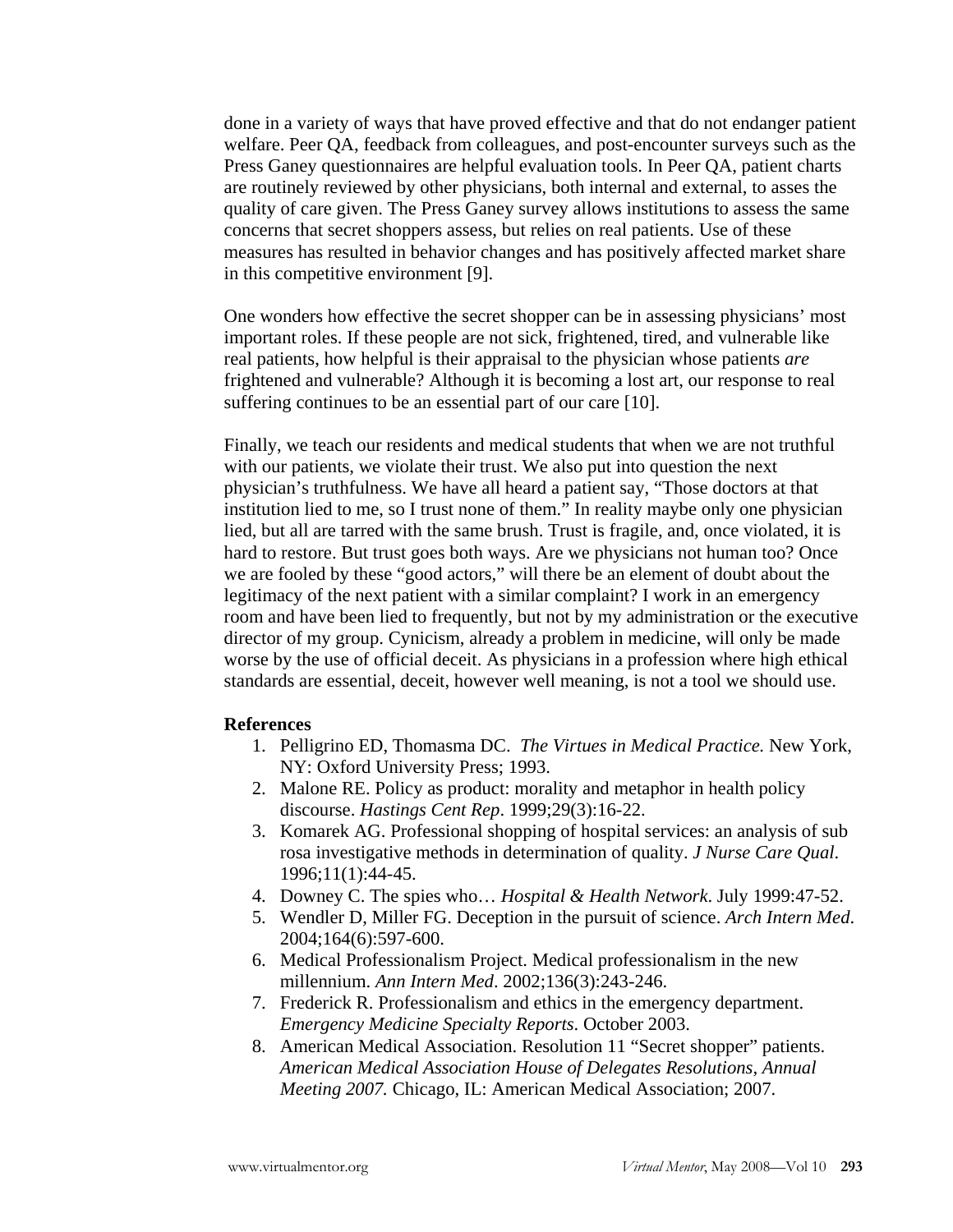done in a variety of ways that have proved effective and that do not endanger patient welfare. Peer QA, feedback from colleagues, and post-encounter surveys such as the Press Ganey questionnaires are helpful evaluation tools. In Peer QA, patient charts are routinely reviewed by other physicians, both internal and external, to asses the quality of care given. The Press Ganey survey allows institutions to assess the same concerns that secret shoppers assess, but relies on real patients. Use of these measures has resulted in behavior changes and has positively affected market share in this competitive environment [9].

One wonders how effective the secret shopper can be in assessing physicians' most important roles. If these people are not sick, frightened, tired, and vulnerable like real patients, how helpful is their appraisal to the physician whose patients *are* frightened and vulnerable? Although it is becoming a lost art, our response to real suffering continues to be an essential part of our care [10].

Finally, we teach our residents and medical students that when we are not truthful with our patients, we violate their trust. We also put into question the next physician's truthfulness. We have all heard a patient say, "Those doctors at that institution lied to me, so I trust none of them." In reality maybe only one physician lied, but all are tarred with the same brush. Trust is fragile, and, once violated, it is hard to restore. But trust goes both ways. Are we physicians not human too? Once we are fooled by these "good actors," will there be an element of doubt about the legitimacy of the next patient with a similar complaint? I work in an emergency room and have been lied to frequently, but not by my administration or the executive director of my group. Cynicism, already a problem in medicine, will only be made worse by the use of official deceit. As physicians in a profession where high ethical standards are essential, deceit, however well meaning, is not a tool we should use.

**References**

1. Pelligrino ED, Thomasma DC. *The Virtues in Medical Practice.* New York, NY: Oxford University Press; 1993.
2. Malone RE. Policy as product: morality and metaphor in health policy discourse. *Hastings Cent Rep*. 1999;29(3):16-22.
3. Komarek AG. Professional shopping of hospital services: an analysis of sub rosa investigative methods in determination of quality. *J Nurse Care Qual*. 1996;11(1):44-45.
4. Downey C. The spies who… *Hospital & Health Network*. July 1999:47-52.
5. Wendler D, Miller FG. Deception in the pursuit of science. *Arch Intern Med*. 2004;164(6):597-600.
6. Medical Professionalism Project. Medical professionalism in the new millennium. *Ann Intern Med*. 2002;136(3):243-246.
7. Frederick R. Professionalism and ethics in the emergency department. *Emergency Medicine Specialty Reports*. October 2003.
8. American Medical Association. Resolution 11 "Secret shopper" patients. *American Medical Association House of Delegates Resolutions, Annual Meeting 2007.* Chicago, IL: American Medical Association; 2007.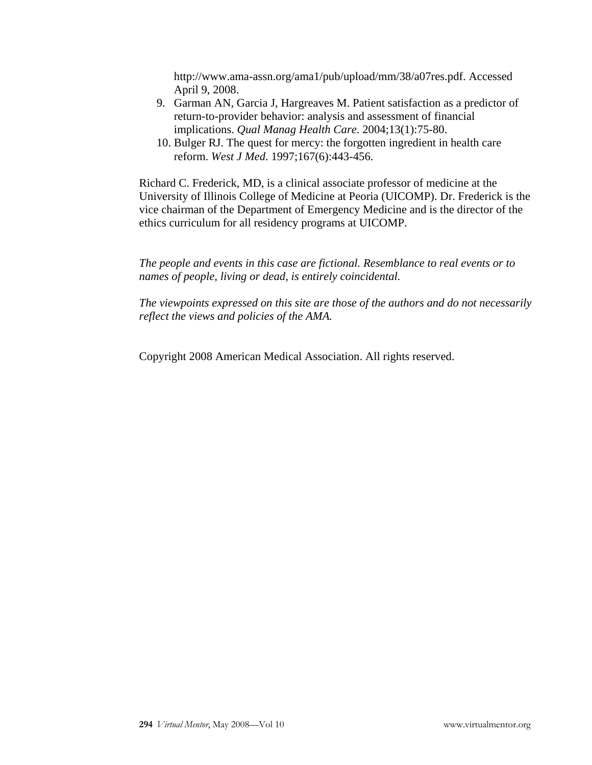http://www.ama-assn.org/ama1/pub/upload/mm/38/a07res.pdf. Accessed April 9, 2008.

9. Garman AN, Garcia J, Hargreaves M. Patient satisfaction as a predictor of return-to-provider behavior: analysis and assessment of financial implications. *Qual Manag Health Care*. 2004;13(1):75-80.
10. Bulger RJ. The quest for mercy: the forgotten ingredient in health care reform. *West J Med*. 1997;167(6):443-456.

Richard C. Frederick, MD, is a clinical associate professor of medicine at the University of Illinois College of Medicine at Peoria (UICOMP). Dr. Frederick is the vice chairman of the Department of Emergency Medicine and is the director of the ethics curriculum for all residency programs at UICOMP.

*The people and events in this case are fictional. Resemblance to real events or to names of people, living or dead, is entirely coincidental.*

*The viewpoints expressed on this site are those of the authors and do not necessarily reflect the views and policies of the AMA.*

Copyright 2008 American Medical Association. All rights reserved.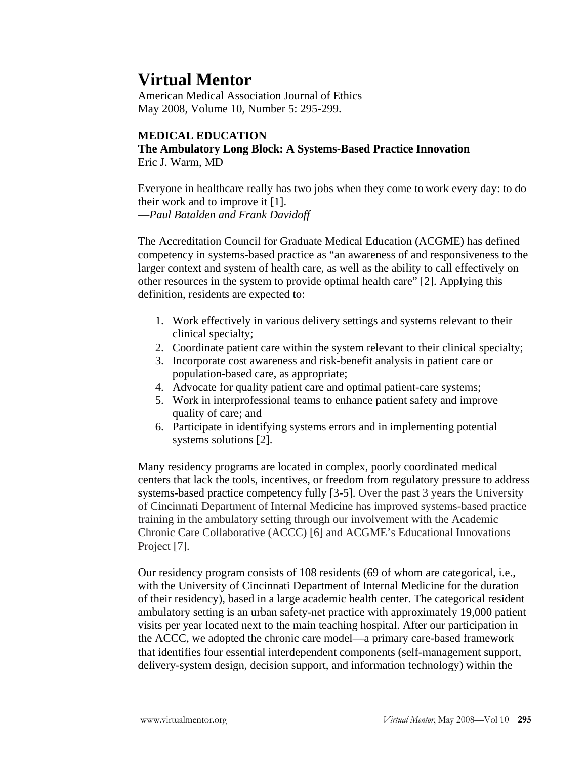# Virtual Mentor

American Medical Association Journal of Ethics
May 2008, Volume 10, Number 5: 295-299.

**MEDICAL EDUCATION**

## The Ambulatory Long Block: A Systems-Based Practice Innovation

Eric J. Warm, MD

Everyone in healthcare really has two jobs when they come to work every day: to do their work and to improve it [1].
—*Paul Batalden and Frank Davidoff*

The Accreditation Council for Graduate Medical Education (ACGME) has defined competency in systems-based practice as "an awareness of and responsiveness to the larger context and system of health care, as well as the ability to call effectively on other resources in the system to provide optimal health care" [2]. Applying this definition, residents are expected to:

1. Work effectively in various delivery settings and systems relevant to their clinical specialty;
2. Coordinate patient care within the system relevant to their clinical specialty;
3. Incorporate cost awareness and risk-benefit analysis in patient care or population-based care, as appropriate;
4. Advocate for quality patient care and optimal patient-care systems;
5. Work in interprofessional teams to enhance patient safety and improve quality of care; and
6. Participate in identifying systems errors and in implementing potential systems solutions [2].

Many residency programs are located in complex, poorly coordinated medical centers that lack the tools, incentives, or freedom from regulatory pressure to address systems-based practice competency fully [3-5]. Over the past 3 years the University of Cincinnati Department of Internal Medicine has improved systems-based practice training in the ambulatory setting through our involvement with the Academic Chronic Care Collaborative (ACCC) [6] and ACGME's Educational Innovations Project [7].

Our residency program consists of 108 residents (69 of whom are categorical, i.e., with the University of Cincinnati Department of Internal Medicine for the duration of their residency), based in a large academic health center. The categorical resident ambulatory setting is an urban safety-net practice with approximately 19,000 patient visits per year located next to the main teaching hospital. After our participation in the ACCC, we adopted the chronic care model—a primary care-based framework that identifies four essential interdependent components (self-management support, delivery-system design, decision support, and information technology) within the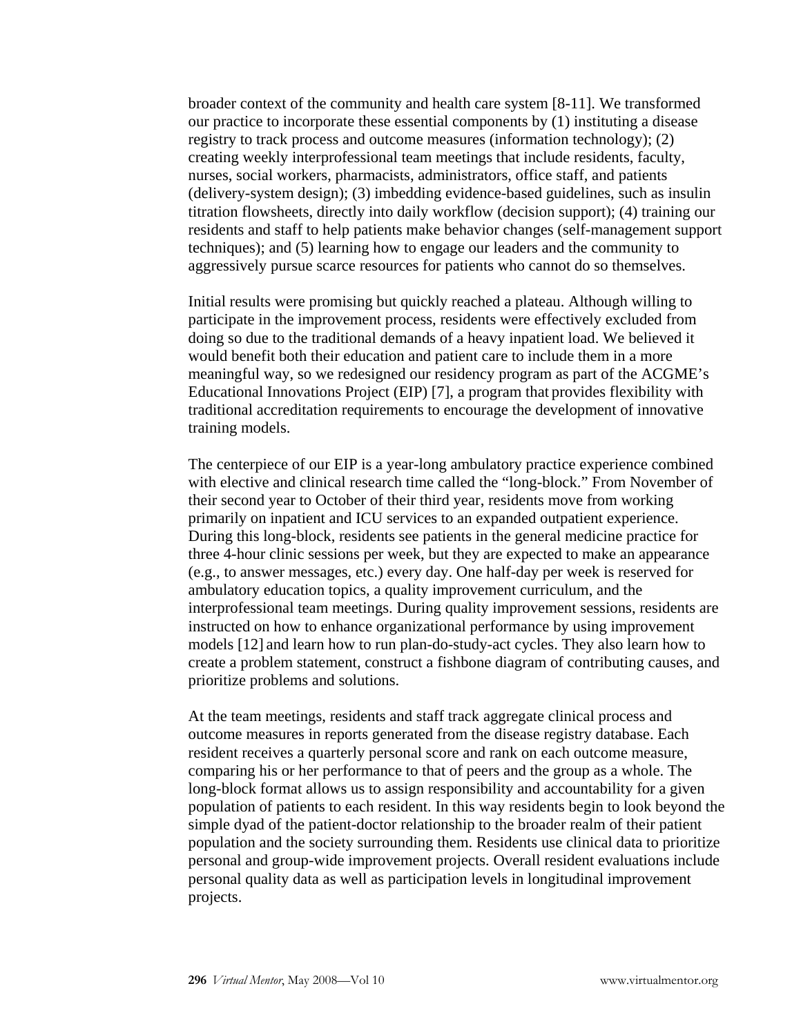broader context of the community and health care system [8-11]. We transformed our practice to incorporate these essential components by (1) instituting a disease registry to track process and outcome measures (information technology); (2) creating weekly interprofessional team meetings that include residents, faculty, nurses, social workers, pharmacists, administrators, office staff, and patients (delivery-system design); (3) imbedding evidence-based guidelines, such as insulin titration flowsheets, directly into daily workflow (decision support); (4) training our residents and staff to help patients make behavior changes (self-management support techniques); and (5) learning how to engage our leaders and the community to aggressively pursue scarce resources for patients who cannot do so themselves.

Initial results were promising but quickly reached a plateau. Although willing to participate in the improvement process, residents were effectively excluded from doing so due to the traditional demands of a heavy inpatient load. We believed it would benefit both their education and patient care to include them in a more meaningful way, so we redesigned our residency program as part of the ACGME's Educational Innovations Project (EIP) [7], a program that provides flexibility with traditional accreditation requirements to encourage the development of innovative training models.

The centerpiece of our EIP is a year-long ambulatory practice experience combined with elective and clinical research time called the "long-block." From November of their second year to October of their third year, residents move from working primarily on inpatient and ICU services to an expanded outpatient experience. During this long-block, residents see patients in the general medicine practice for three 4-hour clinic sessions per week, but they are expected to make an appearance (e.g., to answer messages, etc.) every day. One half-day per week is reserved for ambulatory education topics, a quality improvement curriculum, and the interprofessional team meetings. During quality improvement sessions, residents are instructed on how to enhance organizational performance by using improvement models [12] and learn how to run plan-do-study-act cycles. They also learn how to create a problem statement, construct a fishbone diagram of contributing causes, and prioritize problems and solutions.

At the team meetings, residents and staff track aggregate clinical process and outcome measures in reports generated from the disease registry database. Each resident receives a quarterly personal score and rank on each outcome measure, comparing his or her performance to that of peers and the group as a whole. The long-block format allows us to assign responsibility and accountability for a given population of patients to each resident. In this way residents begin to look beyond the simple dyad of the patient-doctor relationship to the broader realm of their patient population and the society surrounding them. Residents use clinical data to prioritize personal and group-wide improvement projects. Overall resident evaluations include personal quality data as well as participation levels in longitudinal improvement projects.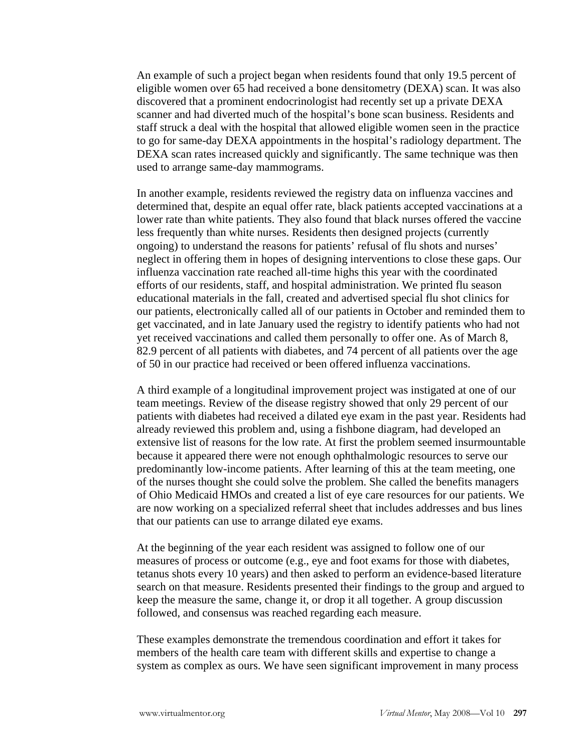An example of such a project began when residents found that only 19.5 percent of eligible women over 65 had received a bone densitometry (DEXA) scan. It was also discovered that a prominent endocrinologist had recently set up a private DEXA scanner and had diverted much of the hospital's bone scan business. Residents and staff struck a deal with the hospital that allowed eligible women seen in the practice to go for same-day DEXA appointments in the hospital's radiology department. The DEXA scan rates increased quickly and significantly. The same technique was then used to arrange same-day mammograms.

In another example, residents reviewed the registry data on influenza vaccines and determined that, despite an equal offer rate, black patients accepted vaccinations at a lower rate than white patients. They also found that black nurses offered the vaccine less frequently than white nurses. Residents then designed projects (currently ongoing) to understand the reasons for patients' refusal of flu shots and nurses' neglect in offering them in hopes of designing interventions to close these gaps. Our influenza vaccination rate reached all-time highs this year with the coordinated efforts of our residents, staff, and hospital administration. We printed flu season educational materials in the fall, created and advertised special flu shot clinics for our patients, electronically called all of our patients in October and reminded them to get vaccinated, and in late January used the registry to identify patients who had not yet received vaccinations and called them personally to offer one. As of March 8, 82.9 percent of all patients with diabetes, and 74 percent of all patients over the age of 50 in our practice had received or been offered influenza vaccinations.

A third example of a longitudinal improvement project was instigated at one of our team meetings. Review of the disease registry showed that only 29 percent of our patients with diabetes had received a dilated eye exam in the past year. Residents had already reviewed this problem and, using a fishbone diagram, had developed an extensive list of reasons for the low rate. At first the problem seemed insurmountable because it appeared there were not enough ophthalmologic resources to serve our predominantly low-income patients. After learning of this at the team meeting, one of the nurses thought she could solve the problem. She called the benefits managers of Ohio Medicaid HMOs and created a list of eye care resources for our patients. We are now working on a specialized referral sheet that includes addresses and bus lines that our patients can use to arrange dilated eye exams.

At the beginning of the year each resident was assigned to follow one of our measures of process or outcome (e.g., eye and foot exams for those with diabetes, tetanus shots every 10 years) and then asked to perform an evidence-based literature search on that measure. Residents presented their findings to the group and argued to keep the measure the same, change it, or drop it all together. A group discussion followed, and consensus was reached regarding each measure.

These examples demonstrate the tremendous coordination and effort it takes for members of the health care team with different skills and expertise to change a system as complex as ours. We have seen significant improvement in many process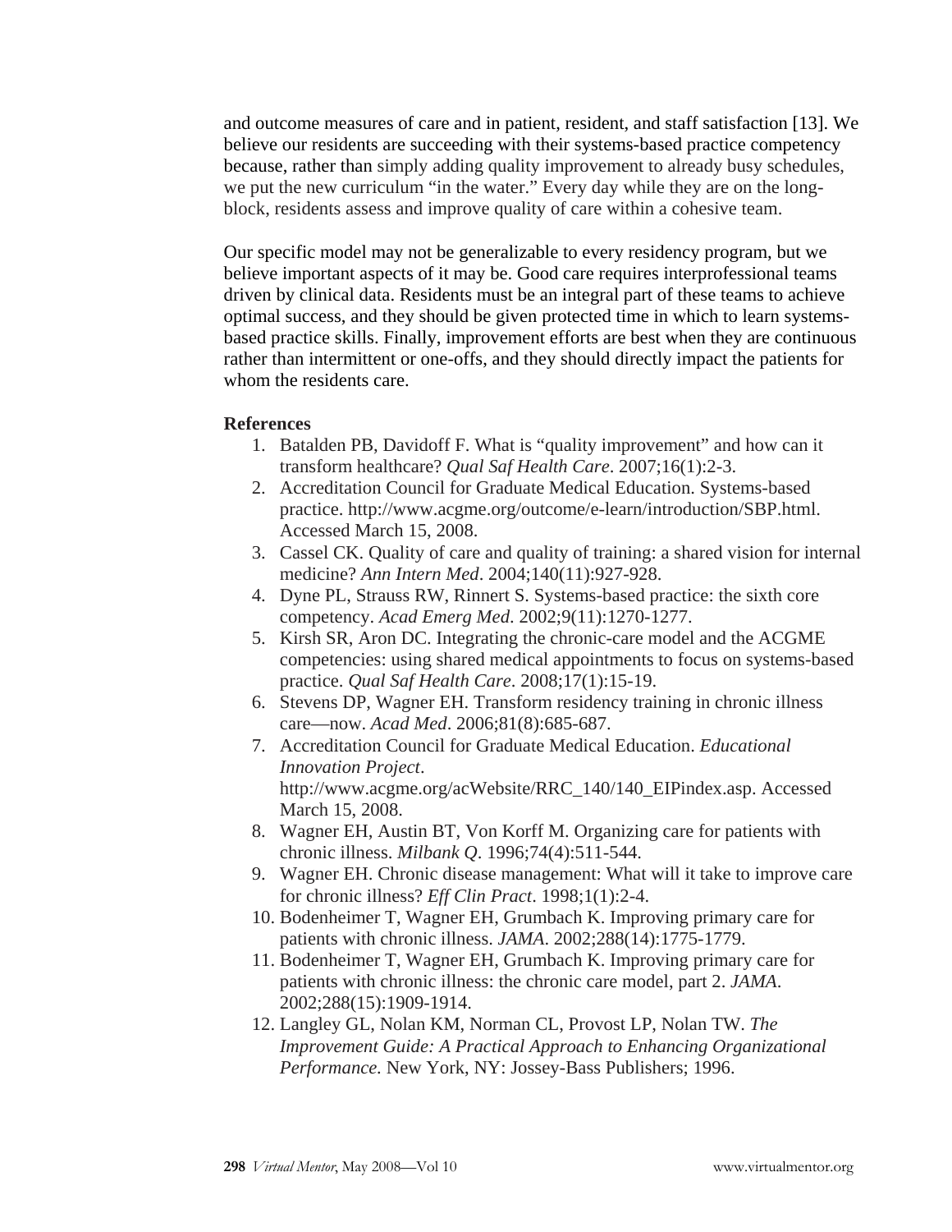and outcome measures of care and in patient, resident, and staff satisfaction [13]. We believe our residents are succeeding with their systems-based practice competency because, rather than simply adding quality improvement to already busy schedules, we put the new curriculum "in the water." Every day while they are on the long-block, residents assess and improve quality of care within a cohesive team.

Our specific model may not be generalizable to every residency program, but we believe important aspects of it may be. Good care requires interprofessional teams driven by clinical data. Residents must be an integral part of these teams to achieve optimal success, and they should be given protected time in which to learn systems-based practice skills. Finally, improvement efforts are best when they are continuous rather than intermittent or one-offs, and they should directly impact the patients for whom the residents care.

**References**

1. Batalden PB, Davidoff F. What is "quality improvement" and how can it transform healthcare? *Qual Saf Health Care*. 2007;16(1):2-3.
2. Accreditation Council for Graduate Medical Education. Systems-based practice. http://www.acgme.org/outcome/e-learn/introduction/SBP.html. Accessed March 15, 2008.
3. Cassel CK. Quality of care and quality of training: a shared vision for internal medicine? *Ann Intern Med*. 2004;140(11):927-928.
4. Dyne PL, Strauss RW, Rinnert S. Systems-based practice: the sixth core competency. *Acad Emerg Med*. 2002;9(11):1270-1277.
5. Kirsh SR, Aron DC. Integrating the chronic-care model and the ACGME competencies: using shared medical appointments to focus on systems-based practice. *Qual Saf Health Care*. 2008;17(1):15-19.
6. Stevens DP, Wagner EH. Transform residency training in chronic illness care—now. *Acad Med*. 2006;81(8):685-687.
7. Accreditation Council for Graduate Medical Education. *Educational Innovation Project*. http://www.acgme.org/acWebsite/RRC_140/140_EIPindex.asp. Accessed March 15, 2008.
8. Wagner EH, Austin BT, Von Korff M. Organizing care for patients with chronic illness. *Milbank Q*. 1996;74(4):511-544.
9. Wagner EH. Chronic disease management: What will it take to improve care for chronic illness? *Eff Clin Pract*. 1998;1(1):2-4.
10. Bodenheimer T, Wagner EH, Grumbach K. Improving primary care for patients with chronic illness. *JAMA*. 2002;288(14):1775-1779.
11. Bodenheimer T, Wagner EH, Grumbach K. Improving primary care for patients with chronic illness: the chronic care model, part 2. *JAMA*. 2002;288(15):1909-1914.
12. Langley GL, Nolan KM, Norman CL, Provost LP, Nolan TW. *The Improvement Guide: A Practical Approach to Enhancing Organizational Performance.* New York, NY: Jossey-Bass Publishers; 1996.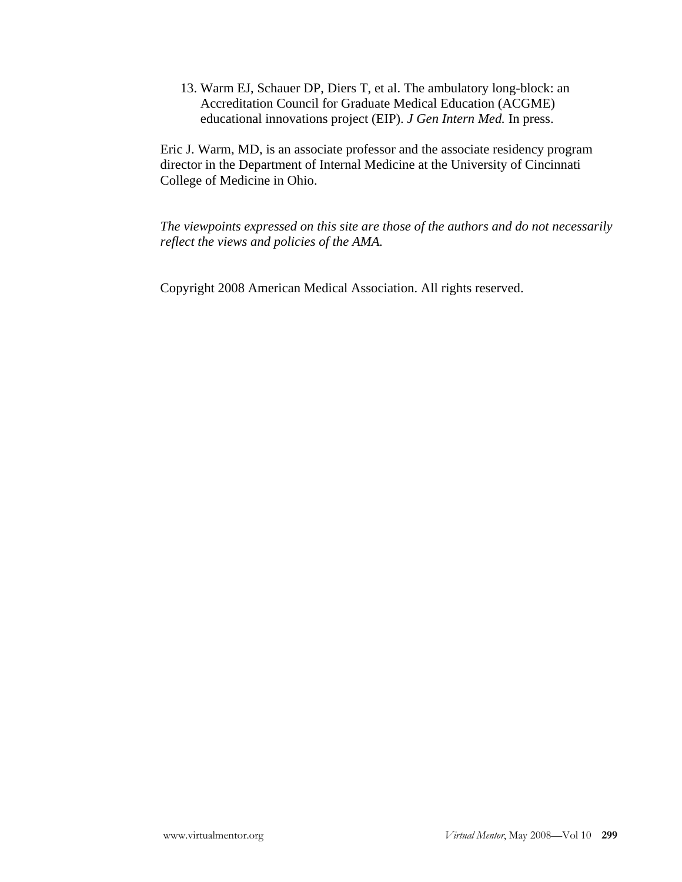13. Warm EJ, Schauer DP, Diers T, et al. The ambulatory long-block: an Accreditation Council for Graduate Medical Education (ACGME) educational innovations project (EIP). *J Gen Intern Med.* In press.

Eric J. Warm, MD, is an associate professor and the associate residency program director in the Department of Internal Medicine at the University of Cincinnati College of Medicine in Ohio.

*The viewpoints expressed on this site are those of the authors and do not necessarily reflect the views and policies of the AMA.*

Copyright 2008 American Medical Association. All rights reserved.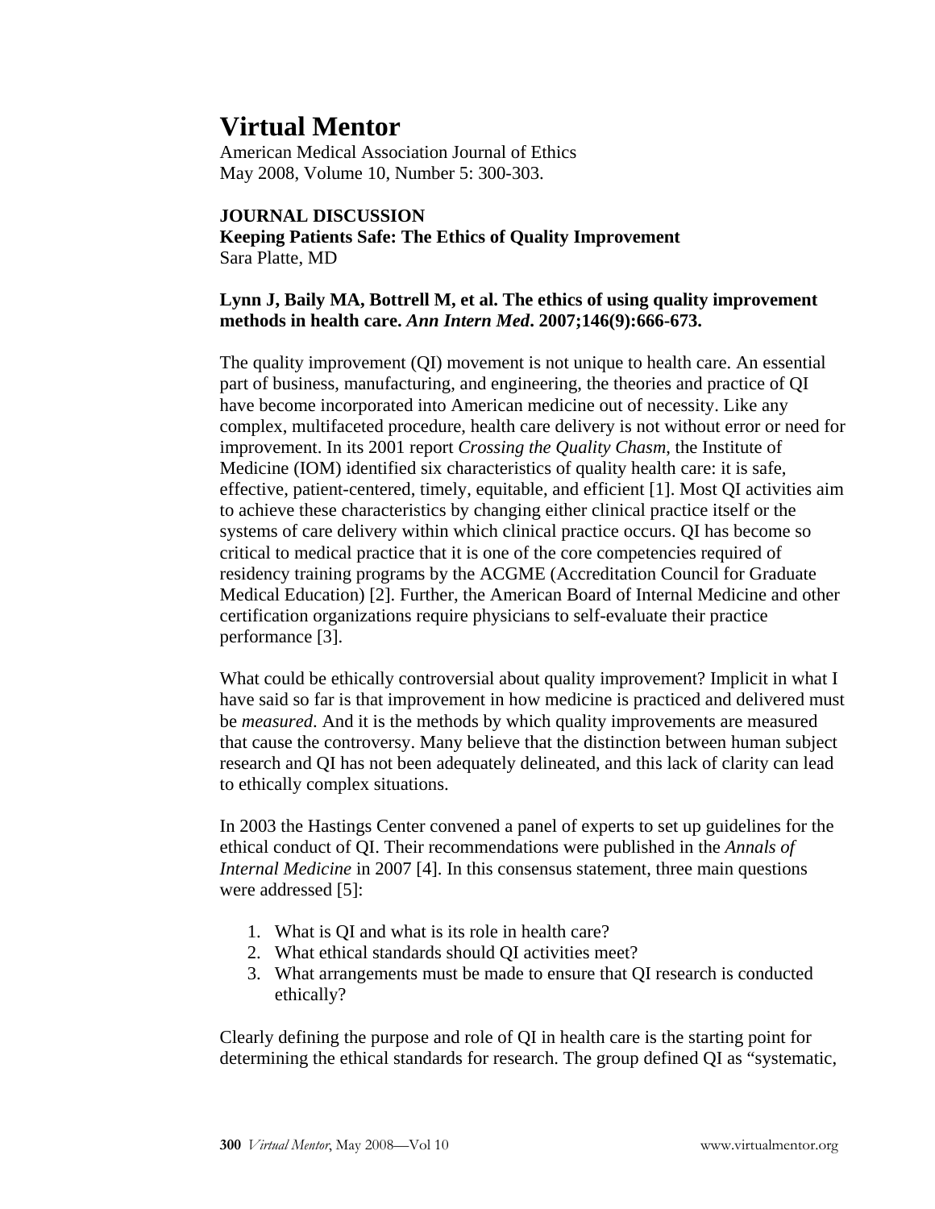# Virtual Mentor

American Medical Association Journal of Ethics
May 2008, Volume 10, Number 5: 300-303.

**JOURNAL DISCUSSION**

**Keeping Patients Safe: The Ethics of Quality Improvement**

Sara Platte, MD

**Lynn J, Baily MA, Bottrell M, et al. The ethics of using quality improvement methods in health care. *Ann Intern Med*. 2007;146(9):666-673.**

The quality improvement (QI) movement is not unique to health care. An essential part of business, manufacturing, and engineering, the theories and practice of QI have become incorporated into American medicine out of necessity. Like any complex, multifaceted procedure, health care delivery is not without error or need for improvement. In its 2001 report *Crossing the Quality Chasm*, the Institute of Medicine (IOM) identified six characteristics of quality health care: it is safe, effective, patient-centered, timely, equitable, and efficient [1]. Most QI activities aim to achieve these characteristics by changing either clinical practice itself or the systems of care delivery within which clinical practice occurs. QI has become so critical to medical practice that it is one of the core competencies required of residency training programs by the ACGME (Accreditation Council for Graduate Medical Education) [2]. Further, the American Board of Internal Medicine and other certification organizations require physicians to self-evaluate their practice performance [3].

What could be ethically controversial about quality improvement? Implicit in what I have said so far is that improvement in how medicine is practiced and delivered must be *measured*. And it is the methods by which quality improvements are measured that cause the controversy. Many believe that the distinction between human subject research and QI has not been adequately delineated, and this lack of clarity can lead to ethically complex situations.

In 2003 the Hastings Center convened a panel of experts to set up guidelines for the ethical conduct of QI. Their recommendations were published in the *Annals of Internal Medicine* in 2007 [4]. In this consensus statement, three main questions were addressed [5]:

1. What is QI and what is its role in health care?
2. What ethical standards should QI activities meet?
3. What arrangements must be made to ensure that QI research is conducted ethically?

Clearly defining the purpose and role of QI in health care is the starting point for determining the ethical standards for research. The group defined QI as "systematic,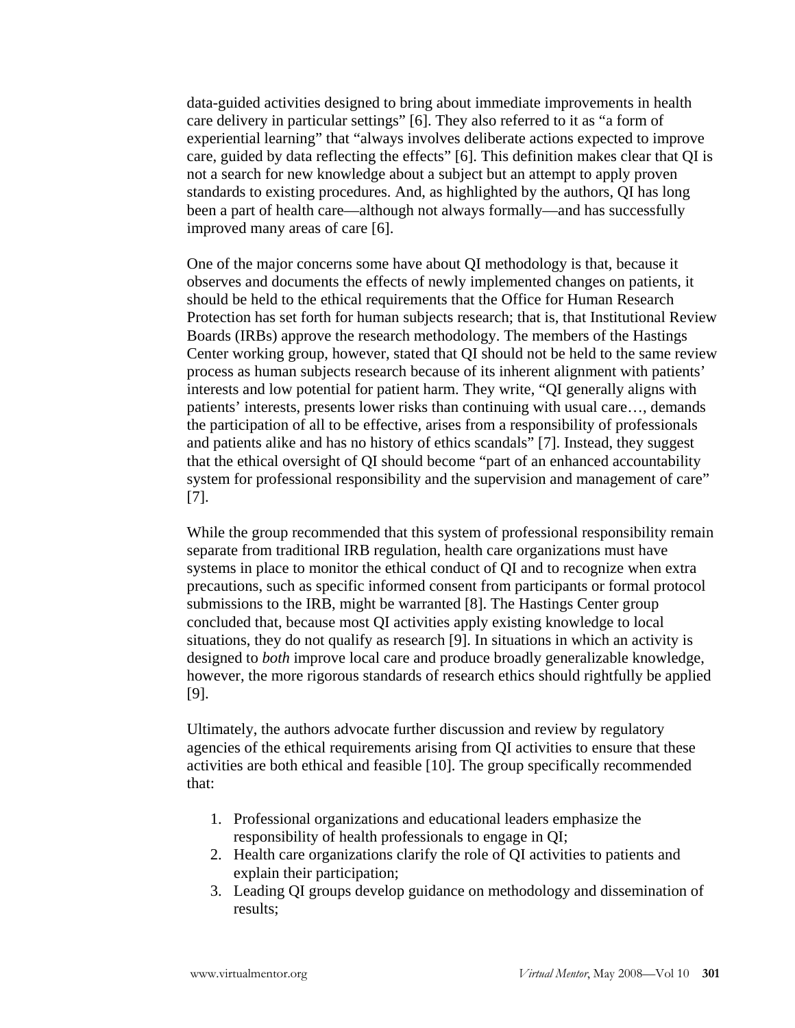data-guided activities designed to bring about immediate improvements in health care delivery in particular settings" [6]. They also referred to it as "a form of experiential learning" that "always involves deliberate actions expected to improve care, guided by data reflecting the effects" [6]. This definition makes clear that QI is not a search for new knowledge about a subject but an attempt to apply proven standards to existing procedures. And, as highlighted by the authors, QI has long been a part of health care—although not always formally—and has successfully improved many areas of care [6].

One of the major concerns some have about QI methodology is that, because it observes and documents the effects of newly implemented changes on patients, it should be held to the ethical requirements that the Office for Human Research Protection has set forth for human subjects research; that is, that Institutional Review Boards (IRBs) approve the research methodology. The members of the Hastings Center working group, however, stated that QI should not be held to the same review process as human subjects research because of its inherent alignment with patients' interests and low potential for patient harm. They write, "QI generally aligns with patients' interests, presents lower risks than continuing with usual care…, demands the participation of all to be effective, arises from a responsibility of professionals and patients alike and has no history of ethics scandals" [7]. Instead, they suggest that the ethical oversight of QI should become "part of an enhanced accountability system for professional responsibility and the supervision and management of care" [7].

While the group recommended that this system of professional responsibility remain separate from traditional IRB regulation, health care organizations must have systems in place to monitor the ethical conduct of QI and to recognize when extra precautions, such as specific informed consent from participants or formal protocol submissions to the IRB, might be warranted [8]. The Hastings Center group concluded that, because most QI activities apply existing knowledge to local situations, they do not qualify as research [9]. In situations in which an activity is designed to *both* improve local care and produce broadly generalizable knowledge, however, the more rigorous standards of research ethics should rightfully be applied [9].

Ultimately, the authors advocate further discussion and review by regulatory agencies of the ethical requirements arising from QI activities to ensure that these activities are both ethical and feasible [10]. The group specifically recommended that:

1. Professional organizations and educational leaders emphasize the responsibility of health professionals to engage in QI;
2. Health care organizations clarify the role of QI activities to patients and explain their participation;
3. Leading QI groups develop guidance on methodology and dissemination of results;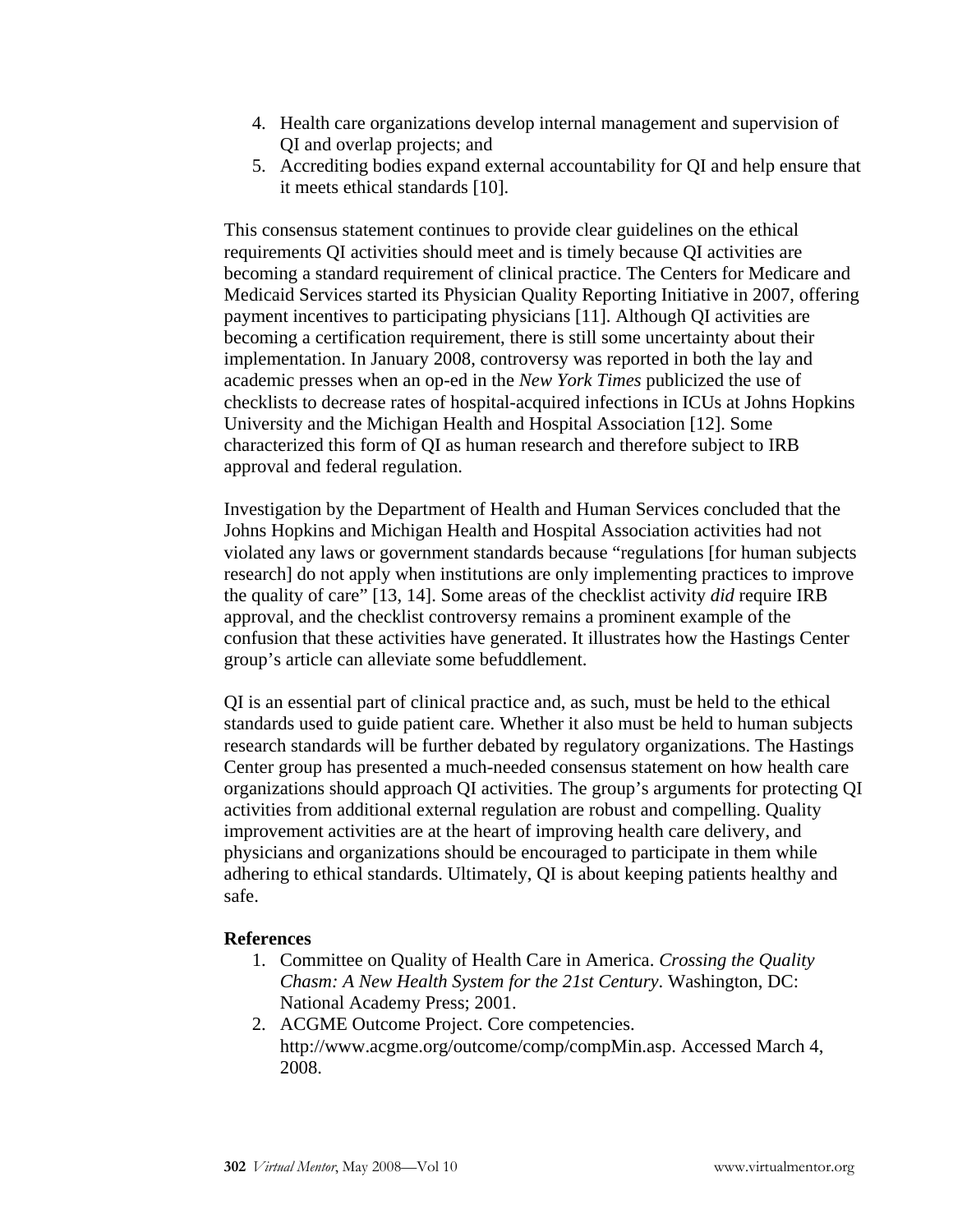4. Health care organizations develop internal management and supervision of QI and overlap projects; and
5. Accrediting bodies expand external accountability for QI and help ensure that it meets ethical standards [10].

This consensus statement continues to provide clear guidelines on the ethical requirements QI activities should meet and is timely because QI activities are becoming a standard requirement of clinical practice. The Centers for Medicare and Medicaid Services started its Physician Quality Reporting Initiative in 2007, offering payment incentives to participating physicians [11]. Although QI activities are becoming a certification requirement, there is still some uncertainty about their implementation. In January 2008, controversy was reported in both the lay and academic presses when an op-ed in the *New York Times* publicized the use of checklists to decrease rates of hospital-acquired infections in ICUs at Johns Hopkins University and the Michigan Health and Hospital Association [12]. Some characterized this form of QI as human research and therefore subject to IRB approval and federal regulation.

Investigation by the Department of Health and Human Services concluded that the Johns Hopkins and Michigan Health and Hospital Association activities had not violated any laws or government standards because "regulations [for human subjects research] do not apply when institutions are only implementing practices to improve the quality of care" [13, 14]. Some areas of the checklist activity *did* require IRB approval, and the checklist controversy remains a prominent example of the confusion that these activities have generated. It illustrates how the Hastings Center group's article can alleviate some befuddlement.

QI is an essential part of clinical practice and, as such, must be held to the ethical standards used to guide patient care. Whether it also must be held to human subjects research standards will be further debated by regulatory organizations. The Hastings Center group has presented a much-needed consensus statement on how health care organizations should approach QI activities. The group's arguments for protecting QI activities from additional external regulation are robust and compelling. Quality improvement activities are at the heart of improving health care delivery, and physicians and organizations should be encouraged to participate in them while adhering to ethical standards. Ultimately, QI is about keeping patients healthy and safe.

**References**

1. Committee on Quality of Health Care in America. *Crossing the Quality Chasm: A New Health System for the 21st Century*. Washington, DC: National Academy Press; 2001.
2. ACGME Outcome Project. Core competencies. http://www.acgme.org/outcome/comp/compMin.asp. Accessed March 4, 2008.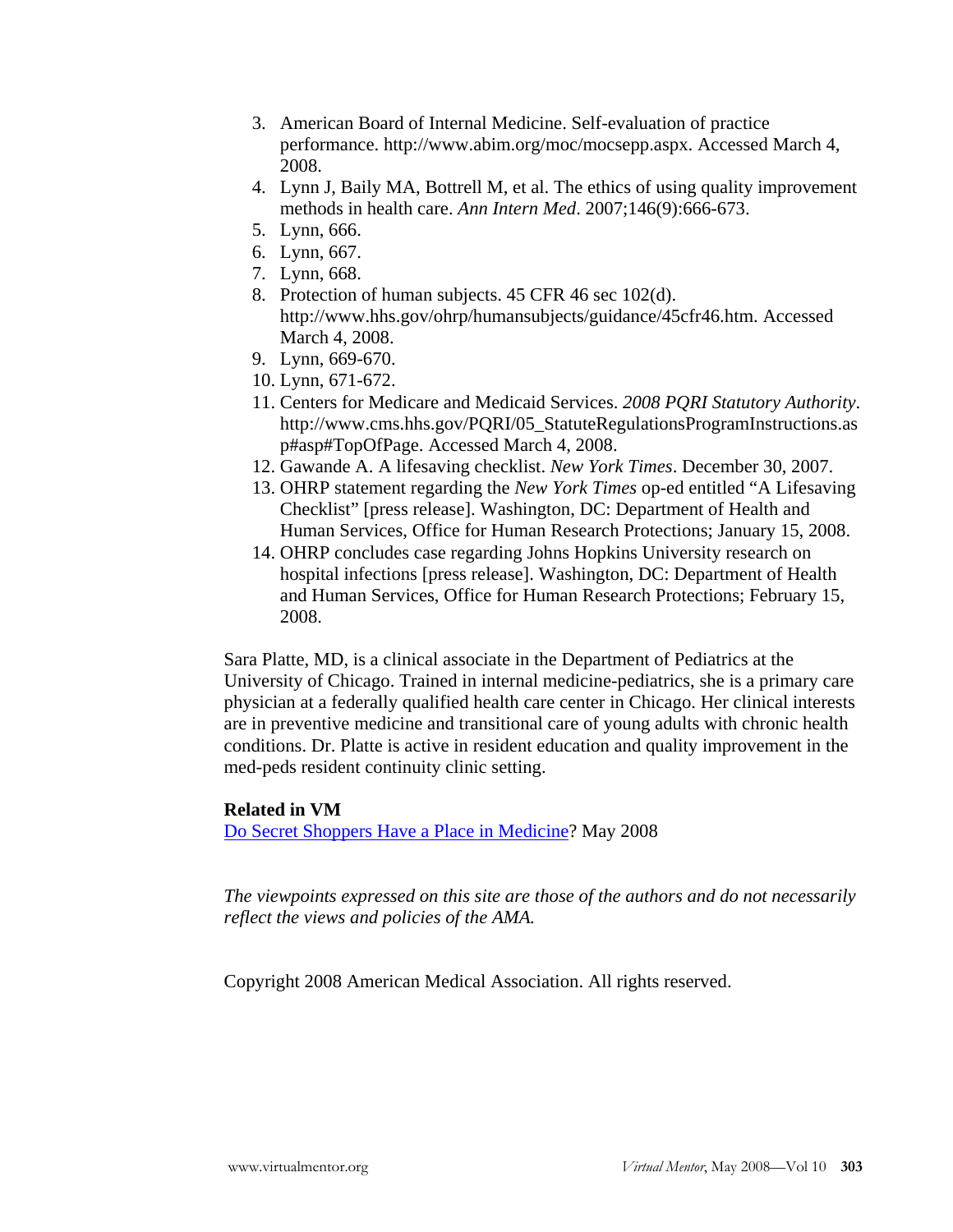3. American Board of Internal Medicine. Self-evaluation of practice performance. http://www.abim.org/moc/mocsepp.aspx. Accessed March 4, 2008.
4. Lynn J, Baily MA, Bottrell M, et al. The ethics of using quality improvement methods in health care. *Ann Intern Med*. 2007;146(9):666-673.
5. Lynn, 666.
6. Lynn, 667.
7. Lynn, 668.
8. Protection of human subjects. 45 CFR 46 sec 102(d). http://www.hhs.gov/ohrp/humansubjects/guidance/45cfr46.htm. Accessed March 4, 2008.
9. Lynn, 669-670.
10. Lynn, 671-672.
11. Centers for Medicare and Medicaid Services. *2008 PQRI Statutory Authority*. http://www.cms.hhs.gov/PQRI/05_StatuteRegulationsProgramInstructions.asp#asp#TopOfPage. Accessed March 4, 2008.
12. Gawande A. A lifesaving checklist. *New York Times*. December 30, 2007.
13. OHRP statement regarding the *New York Times* op-ed entitled "A Lifesaving Checklist" [press release]. Washington, DC: Department of Health and Human Services, Office for Human Research Protections; January 15, 2008.
14. OHRP concludes case regarding Johns Hopkins University research on hospital infections [press release]. Washington, DC: Department of Health and Human Services, Office for Human Research Protections; February 15, 2008.

Sara Platte, MD, is a clinical associate in the Department of Pediatrics at the University of Chicago. Trained in internal medicine-pediatrics, she is a primary care physician at a federally qualified health care center in Chicago. Her clinical interests are in preventive medicine and transitional care of young adults with chronic health conditions. Dr. Platte is active in resident education and quality improvement in the med-peds resident continuity clinic setting.

**Related in VM**

Do Secret Shoppers Have a Place in Medicine? May 2008

*The viewpoints expressed on this site are those of the authors and do not necessarily reflect the views and policies of the AMA.*

Copyright 2008 American Medical Association. All rights reserved.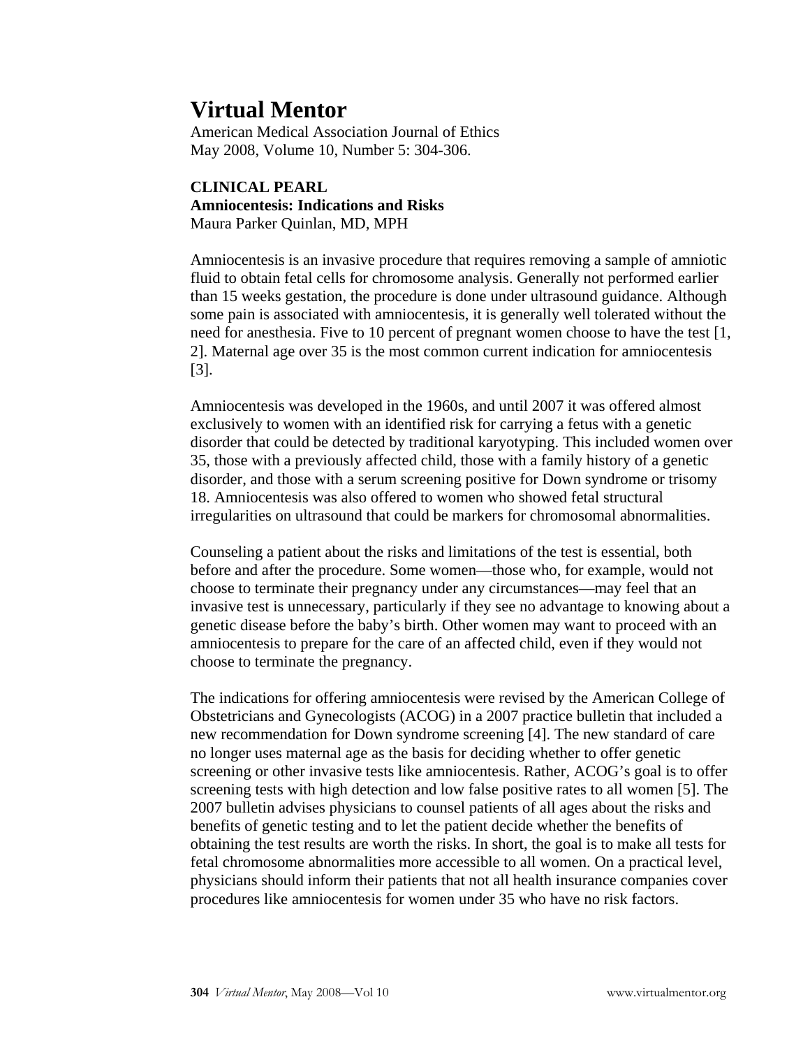# Virtual Mentor

American Medical Association Journal of Ethics
May 2008, Volume 10, Number 5: 304-306.

**CLINICAL PEARL**
**Amniocentesis: Indications and Risks**
Maura Parker Quinlan, MD, MPH

Amniocentesis is an invasive procedure that requires removing a sample of amniotic fluid to obtain fetal cells for chromosome analysis. Generally not performed earlier than 15 weeks gestation, the procedure is done under ultrasound guidance. Although some pain is associated with amniocentesis, it is generally well tolerated without the need for anesthesia. Five to 10 percent of pregnant women choose to have the test [1, 2]. Maternal age over 35 is the most common current indication for amniocentesis [3].

Amniocentesis was developed in the 1960s, and until 2007 it was offered almost exclusively to women with an identified risk for carrying a fetus with a genetic disorder that could be detected by traditional karyotyping. This included women over 35, those with a previously affected child, those with a family history of a genetic disorder, and those with a serum screening positive for Down syndrome or trisomy 18. Amniocentesis was also offered to women who showed fetal structural irregularities on ultrasound that could be markers for chromosomal abnormalities.

Counseling a patient about the risks and limitations of the test is essential, both before and after the procedure. Some women—those who, for example, would not choose to terminate their pregnancy under any circumstances—may feel that an invasive test is unnecessary, particularly if they see no advantage to knowing about a genetic disease before the baby's birth. Other women may want to proceed with an amniocentesis to prepare for the care of an affected child, even if they would not choose to terminate the pregnancy.

The indications for offering amniocentesis were revised by the American College of Obstetricians and Gynecologists (ACOG) in a 2007 practice bulletin that included a new recommendation for Down syndrome screening [4]. The new standard of care no longer uses maternal age as the basis for deciding whether to offer genetic screening or other invasive tests like amniocentesis. Rather, ACOG's goal is to offer screening tests with high detection and low false positive rates to all women [5]. The 2007 bulletin advises physicians to counsel patients of all ages about the risks and benefits of genetic testing and to let the patient decide whether the benefits of obtaining the test results are worth the risks. In short, the goal is to make all tests for fetal chromosome abnormalities more accessible to all women. On a practical level, physicians should inform their patients that not all health insurance companies cover procedures like amniocentesis for women under 35 who have no risk factors.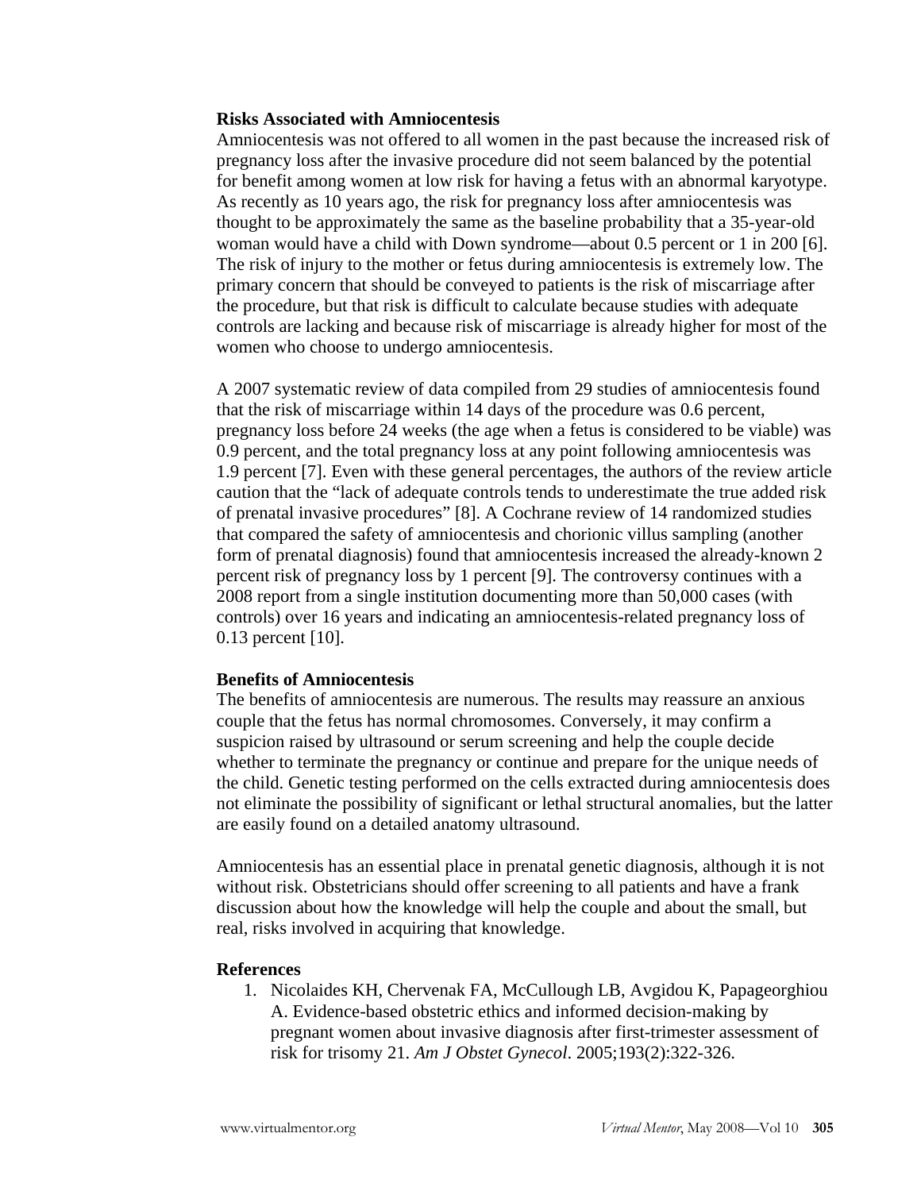### Risks Associated with Amniocentesis

Amniocentesis was not offered to all women in the past because the increased risk of pregnancy loss after the invasive procedure did not seem balanced by the potential for benefit among women at low risk for having a fetus with an abnormal karyotype. As recently as 10 years ago, the risk for pregnancy loss after amniocentesis was thought to be approximately the same as the baseline probability that a 35-year-old woman would have a child with Down syndrome—about 0.5 percent or 1 in 200 [6]. The risk of injury to the mother or fetus during amniocentesis is extremely low. The primary concern that should be conveyed to patients is the risk of miscarriage after the procedure, but that risk is difficult to calculate because studies with adequate controls are lacking and because risk of miscarriage is already higher for most of the women who choose to undergo amniocentesis.

A 2007 systematic review of data compiled from 29 studies of amniocentesis found that the risk of miscarriage within 14 days of the procedure was 0.6 percent, pregnancy loss before 24 weeks (the age when a fetus is considered to be viable) was 0.9 percent, and the total pregnancy loss at any point following amniocentesis was 1.9 percent [7]. Even with these general percentages, the authors of the review article caution that the "lack of adequate controls tends to underestimate the true added risk of prenatal invasive procedures" [8]. A Cochrane review of 14 randomized studies that compared the safety of amniocentesis and chorionic villus sampling (another form of prenatal diagnosis) found that amniocentesis increased the already-known 2 percent risk of pregnancy loss by 1 percent [9]. The controversy continues with a 2008 report from a single institution documenting more than 50,000 cases (with controls) over 16 years and indicating an amniocentesis-related pregnancy loss of 0.13 percent [10].

### Benefits of Amniocentesis

The benefits of amniocentesis are numerous. The results may reassure an anxious couple that the fetus has normal chromosomes. Conversely, it may confirm a suspicion raised by ultrasound or serum screening and help the couple decide whether to terminate the pregnancy or continue and prepare for the unique needs of the child. Genetic testing performed on the cells extracted during amniocentesis does not eliminate the possibility of significant or lethal structural anomalies, but the latter are easily found on a detailed anatomy ultrasound.

Amniocentesis has an essential place in prenatal genetic diagnosis, although it is not without risk. Obstetricians should offer screening to all patients and have a frank discussion about how the knowledge will help the couple and about the small, but real, risks involved in acquiring that knowledge.

### References

1. Nicolaides KH, Chervenak FA, McCullough LB, Avgidou K, Papageorghiou A. Evidence-based obstetric ethics and informed decision-making by pregnant women about invasive diagnosis after first-trimester assessment of risk for trisomy 21. *Am J Obstet Gynecol*. 2005;193(2):322-326.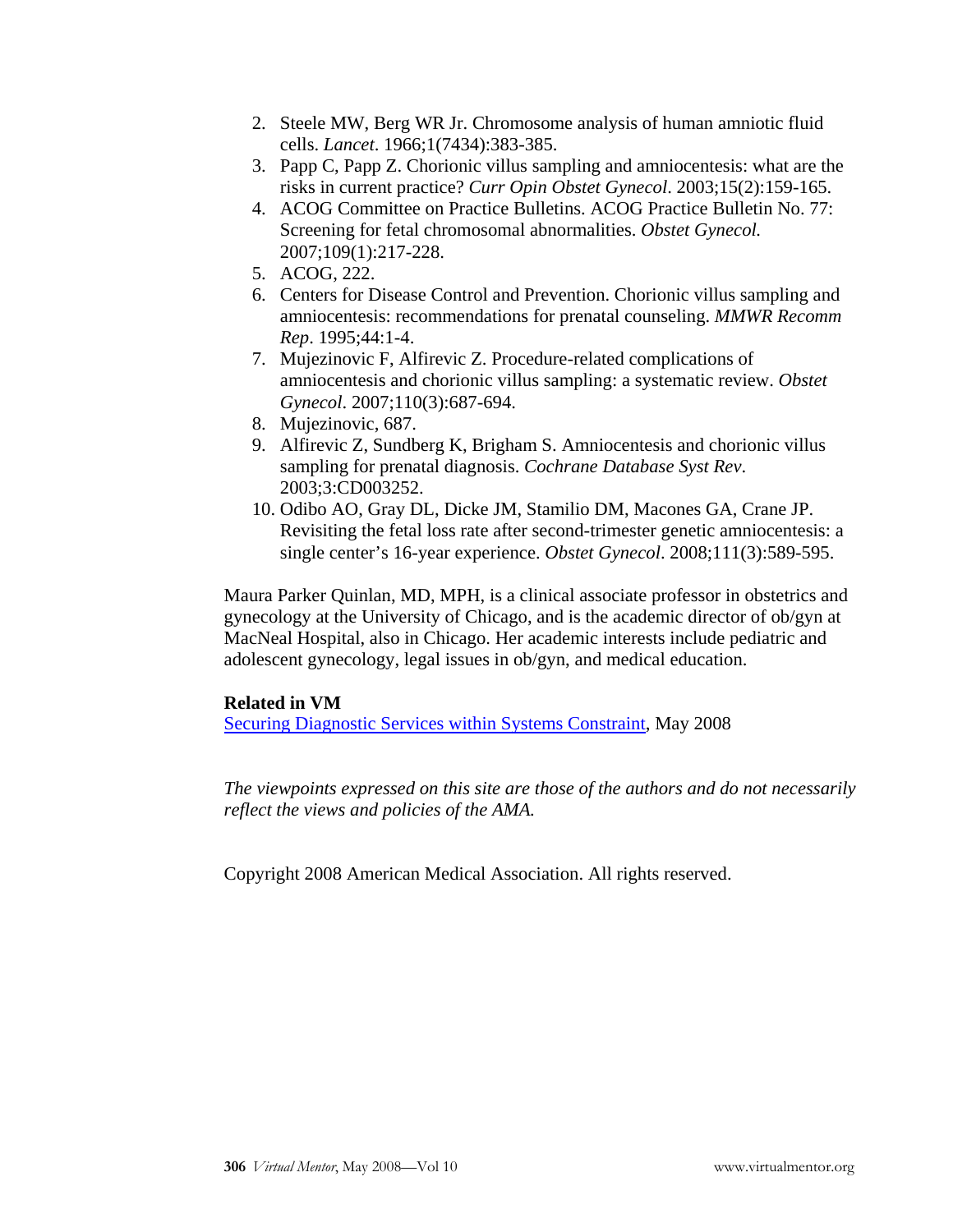2. Steele MW, Berg WR Jr. Chromosome analysis of human amniotic fluid cells. *Lancet*. 1966;1(7434):383-385.
3. Papp C, Papp Z. Chorionic villus sampling and amniocentesis: what are the risks in current practice? *Curr Opin Obstet Gynecol*. 2003;15(2):159-165.
4. ACOG Committee on Practice Bulletins. ACOG Practice Bulletin No. 77: Screening for fetal chromosomal abnormalities. *Obstet Gynecol.* 2007;109(1):217-228.
5. ACOG, 222.
6. Centers for Disease Control and Prevention. Chorionic villus sampling and amniocentesis: recommendations for prenatal counseling. *MMWR Recomm Rep*. 1995;44:1-4.
7. Mujezinovic F, Alfirevic Z. Procedure-related complications of amniocentesis and chorionic villus sampling: a systematic review. *Obstet Gynecol*. 2007;110(3):687-694.
8. Mujezinovic, 687.
9. Alfirevic Z, Sundberg K, Brigham S. Amniocentesis and chorionic villus sampling for prenatal diagnosis. *Cochrane Database Syst Rev*. 2003;3:CD003252.
10. Odibo AO, Gray DL, Dicke JM, Stamilio DM, Macones GA, Crane JP. Revisiting the fetal loss rate after second-trimester genetic amniocentesis: a single center's 16-year experience. *Obstet Gynecol*. 2008;111(3):589-595.

Maura Parker Quinlan, MD, MPH, is a clinical associate professor in obstetrics and gynecology at the University of Chicago, and is the academic director of ob/gyn at MacNeal Hospital, also in Chicago. Her academic interests include pediatric and adolescent gynecology, legal issues in ob/gyn, and medical education.

**Related in VM**

Securing Diagnostic Services within Systems Constraint, May 2008

*The viewpoints expressed on this site are those of the authors and do not necessarily reflect the views and policies of the AMA.*

Copyright 2008 American Medical Association. All rights reserved.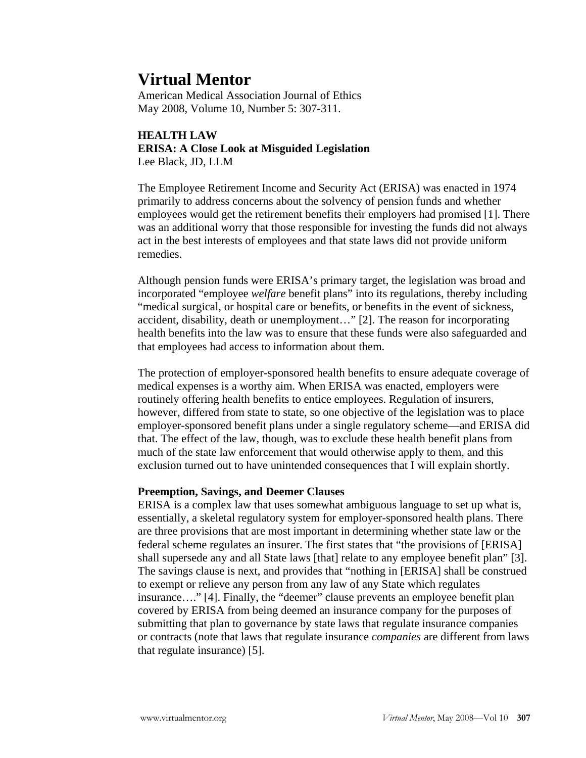# Virtual Mentor

American Medical Association Journal of Ethics
May 2008, Volume 10, Number 5: 307-311.

## HEALTH LAW

### ERISA: A Close Look at Misguided Legislation

Lee Black, JD, LLM

The Employee Retirement Income and Security Act (ERISA) was enacted in 1974 primarily to address concerns about the solvency of pension funds and whether employees would get the retirement benefits their employers had promised [1]. There was an additional worry that those responsible for investing the funds did not always act in the best interests of employees and that state laws did not provide uniform remedies.

Although pension funds were ERISA's primary target, the legislation was broad and incorporated "employee *welfare* benefit plans" into its regulations, thereby including "medical surgical, or hospital care or benefits, or benefits in the event of sickness, accident, disability, death or unemployment…" [2]. The reason for incorporating health benefits into the law was to ensure that these funds were also safeguarded and that employees had access to information about them.

The protection of employer-sponsored health benefits to ensure adequate coverage of medical expenses is a worthy aim. When ERISA was enacted, employers were routinely offering health benefits to entice employees. Regulation of insurers, however, differed from state to state, so one objective of the legislation was to place employer-sponsored benefit plans under a single regulatory scheme—and ERISA did that. The effect of the law, though, was to exclude these health benefit plans from much of the state law enforcement that would otherwise apply to them, and this exclusion turned out to have unintended consequences that I will explain shortly.

#### Preemption, Savings, and Deemer Clauses

ERISA is a complex law that uses somewhat ambiguous language to set up what is, essentially, a skeletal regulatory system for employer-sponsored health plans. There are three provisions that are most important in determining whether state law or the federal scheme regulates an insurer. The first states that "the provisions of [ERISA] shall supersede any and all State laws [that] relate to any employee benefit plan" [3]. The savings clause is next, and provides that "nothing in [ERISA] shall be construed to exempt or relieve any person from any law of any State which regulates insurance…." [4]. Finally, the "deemer" clause prevents an employee benefit plan covered by ERISA from being deemed an insurance company for the purposes of submitting that plan to governance by state laws that regulate insurance companies or contracts (note that laws that regulate insurance *companies* are different from laws that regulate insurance) [5].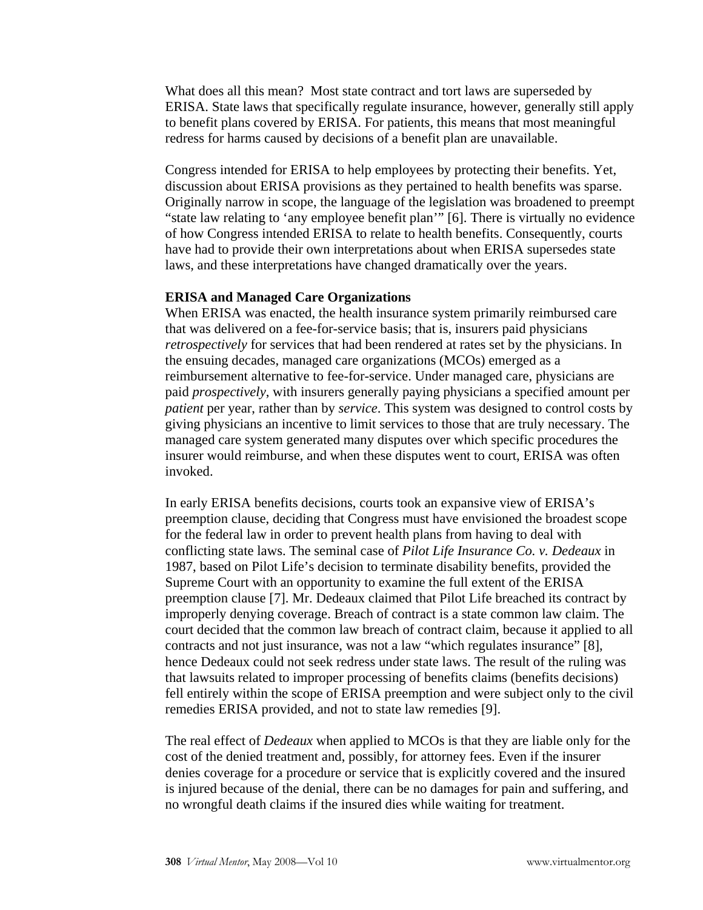What does all this mean? Most state contract and tort laws are superseded by ERISA. State laws that specifically regulate insurance, however, generally still apply to benefit plans covered by ERISA. For patients, this means that most meaningful redress for harms caused by decisions of a benefit plan are unavailable.

Congress intended for ERISA to help employees by protecting their benefits. Yet, discussion about ERISA provisions as they pertained to health benefits was sparse. Originally narrow in scope, the language of the legislation was broadened to preempt "state law relating to 'any employee benefit plan'" [6]. There is virtually no evidence of how Congress intended ERISA to relate to health benefits. Consequently, courts have had to provide their own interpretations about when ERISA supersedes state laws, and these interpretations have changed dramatically over the years.

**ERISA and Managed Care Organizations**

When ERISA was enacted, the health insurance system primarily reimbursed care that was delivered on a fee-for-service basis; that is, insurers paid physicians *retrospectively* for services that had been rendered at rates set by the physicians. In the ensuing decades, managed care organizations (MCOs) emerged as a reimbursement alternative to fee-for-service. Under managed care, physicians are paid *prospectively*, with insurers generally paying physicians a specified amount per *patient* per year, rather than by *service*. This system was designed to control costs by giving physicians an incentive to limit services to those that are truly necessary. The managed care system generated many disputes over which specific procedures the insurer would reimburse, and when these disputes went to court, ERISA was often invoked.

In early ERISA benefits decisions, courts took an expansive view of ERISA's preemption clause, deciding that Congress must have envisioned the broadest scope for the federal law in order to prevent health plans from having to deal with conflicting state laws. The seminal case of *Pilot Life Insurance Co. v. Dedeaux* in 1987, based on Pilot Life's decision to terminate disability benefits, provided the Supreme Court with an opportunity to examine the full extent of the ERISA preemption clause [7]. Mr. Dedeaux claimed that Pilot Life breached its contract by improperly denying coverage. Breach of contract is a state common law claim. The court decided that the common law breach of contract claim, because it applied to all contracts and not just insurance, was not a law "which regulates insurance" [8], hence Dedeaux could not seek redress under state laws. The result of the ruling was that lawsuits related to improper processing of benefits claims (benefits decisions) fell entirely within the scope of ERISA preemption and were subject only to the civil remedies ERISA provided, and not to state law remedies [9].

The real effect of *Dedeaux* when applied to MCOs is that they are liable only for the cost of the denied treatment and, possibly, for attorney fees. Even if the insurer denies coverage for a procedure or service that is explicitly covered and the insured is injured because of the denial, there can be no damages for pain and suffering, and no wrongful death claims if the insured dies while waiting for treatment.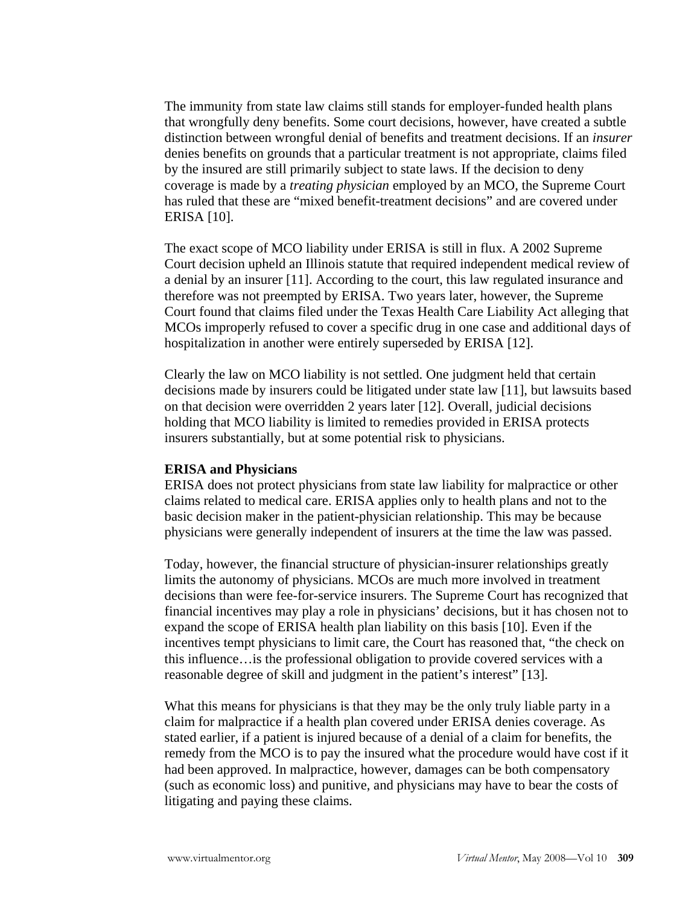The immunity from state law claims still stands for employer-funded health plans that wrongfully deny benefits. Some court decisions, however, have created a subtle distinction between wrongful denial of benefits and treatment decisions. If an *insurer* denies benefits on grounds that a particular treatment is not appropriate, claims filed by the insured are still primarily subject to state laws. If the decision to deny coverage is made by a *treating physician* employed by an MCO, the Supreme Court has ruled that these are "mixed benefit-treatment decisions" and are covered under ERISA [10].

The exact scope of MCO liability under ERISA is still in flux. A 2002 Supreme Court decision upheld an Illinois statute that required independent medical review of a denial by an insurer [11]. According to the court, this law regulated insurance and therefore was not preempted by ERISA. Two years later, however, the Supreme Court found that claims filed under the Texas Health Care Liability Act alleging that MCOs improperly refused to cover a specific drug in one case and additional days of hospitalization in another were entirely superseded by ERISA [12].

Clearly the law on MCO liability is not settled. One judgment held that certain decisions made by insurers could be litigated under state law [11], but lawsuits based on that decision were overridden 2 years later [12]. Overall, judicial decisions holding that MCO liability is limited to remedies provided in ERISA protects insurers substantially, but at some potential risk to physicians.

**ERISA and Physicians**

ERISA does not protect physicians from state law liability for malpractice or other claims related to medical care. ERISA applies only to health plans and not to the basic decision maker in the patient-physician relationship. This may be because physicians were generally independent of insurers at the time the law was passed.

Today, however, the financial structure of physician-insurer relationships greatly limits the autonomy of physicians. MCOs are much more involved in treatment decisions than were fee-for-service insurers. The Supreme Court has recognized that financial incentives may play a role in physicians' decisions, but it has chosen not to expand the scope of ERISA health plan liability on this basis [10]. Even if the incentives tempt physicians to limit care, the Court has reasoned that, "the check on this influence…is the professional obligation to provide covered services with a reasonable degree of skill and judgment in the patient's interest" [13].

What this means for physicians is that they may be the only truly liable party in a claim for malpractice if a health plan covered under ERISA denies coverage. As stated earlier, if a patient is injured because of a denial of a claim for benefits, the remedy from the MCO is to pay the insured what the procedure would have cost if it had been approved. In malpractice, however, damages can be both compensatory (such as economic loss) and punitive, and physicians may have to bear the costs of litigating and paying these claims.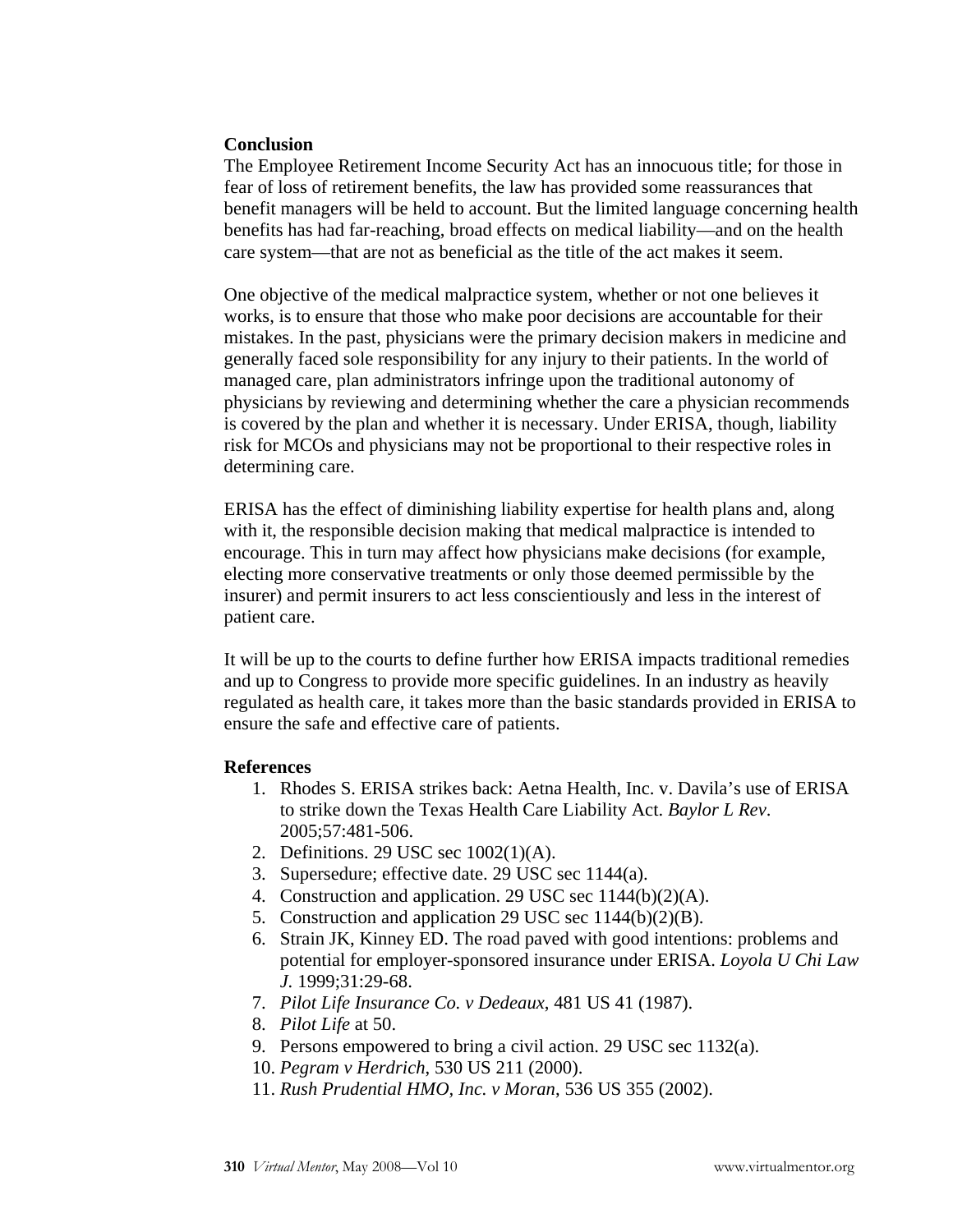## Conclusion

The Employee Retirement Income Security Act has an innocuous title; for those in fear of loss of retirement benefits, the law has provided some reassurances that benefit managers will be held to account. But the limited language concerning health benefits has had far-reaching, broad effects on medical liability—and on the health care system—that are not as beneficial as the title of the act makes it seem.

One objective of the medical malpractice system, whether or not one believes it works, is to ensure that those who make poor decisions are accountable for their mistakes. In the past, physicians were the primary decision makers in medicine and generally faced sole responsibility for any injury to their patients. In the world of managed care, plan administrators infringe upon the traditional autonomy of physicians by reviewing and determining whether the care a physician recommends is covered by the plan and whether it is necessary. Under ERISA, though, liability risk for MCOs and physicians may not be proportional to their respective roles in determining care.

ERISA has the effect of diminishing liability expertise for health plans and, along with it, the responsible decision making that medical malpractice is intended to encourage. This in turn may affect how physicians make decisions (for example, electing more conservative treatments or only those deemed permissible by the insurer) and permit insurers to act less conscientiously and less in the interest of patient care.

It will be up to the courts to define further how ERISA impacts traditional remedies and up to Congress to provide more specific guidelines. In an industry as heavily regulated as health care, it takes more than the basic standards provided in ERISA to ensure the safe and effective care of patients.

## References

1. Rhodes S. ERISA strikes back: Aetna Health, Inc. v. Davila's use of ERISA to strike down the Texas Health Care Liability Act. *Baylor L Rev*. 2005;57:481-506.
2. Definitions. 29 USC sec 1002(1)(A).
3. Supersedure; effective date. 29 USC sec 1144(a).
4. Construction and application. 29 USC sec 1144(b)(2)(A).
5. Construction and application 29 USC sec 1144(b)(2)(B).
6. Strain JK, Kinney ED. The road paved with good intentions: problems and potential for employer-sponsored insurance under ERISA. *Loyola U Chi Law J.* 1999;31:29-68.
7. *Pilot Life Insurance Co. v Dedeaux*, 481 US 41 (1987).
8. *Pilot Life* at 50.
9. Persons empowered to bring a civil action. 29 USC sec 1132(a).
10. *Pegram v Herdrich*, 530 US 211 (2000).
11. *Rush Prudential HMO, Inc. v Moran*, 536 US 355 (2002).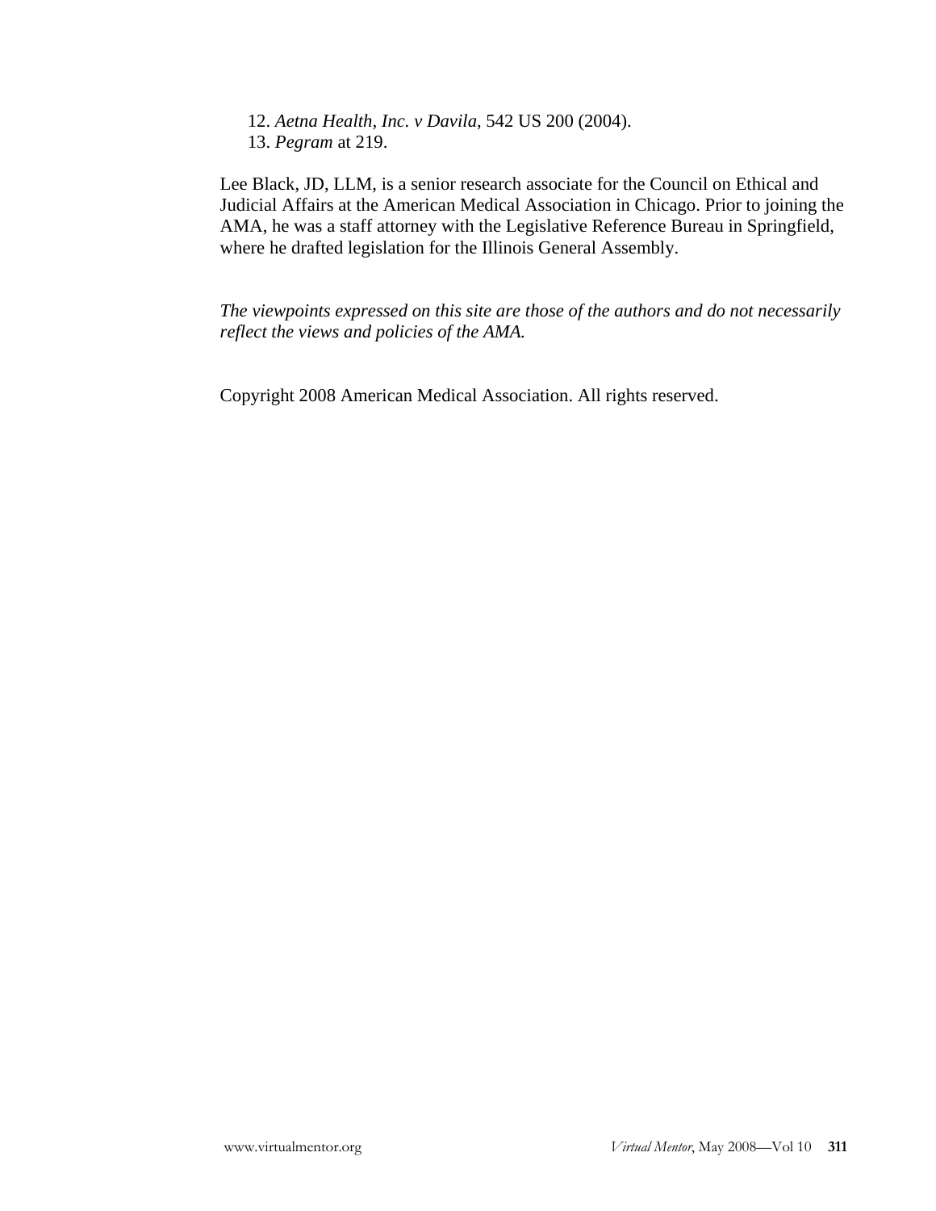12. *Aetna Health, Inc. v Davila*, 542 US 200 (2004).
13. *Pegram* at 219.

Lee Black, JD, LLM, is a senior research associate for the Council on Ethical and Judicial Affairs at the American Medical Association in Chicago. Prior to joining the AMA, he was a staff attorney with the Legislative Reference Bureau in Springfield, where he drafted legislation for the Illinois General Assembly.

*The viewpoints expressed on this site are those of the authors and do not necessarily reflect the views and policies of the AMA.*

Copyright 2008 American Medical Association. All rights reserved.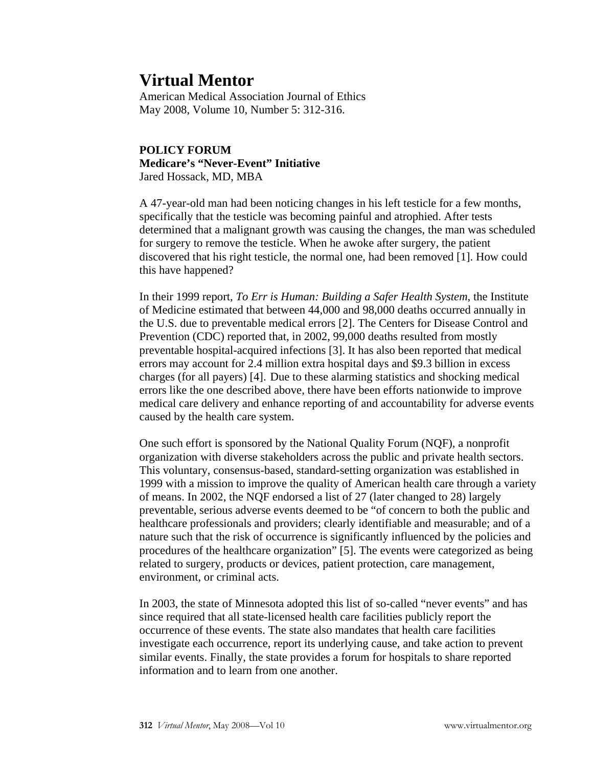# Virtual Mentor

American Medical Association Journal of Ethics
May 2008, Volume 10, Number 5: 312-316.

**POLICY FORUM**
**Medicare's "Never-Event" Initiative**
Jared Hossack, MD, MBA

A 47-year-old man had been noticing changes in his left testicle for a few months, specifically that the testicle was becoming painful and atrophied. After tests determined that a malignant growth was causing the changes, the man was scheduled for surgery to remove the testicle. When he awoke after surgery, the patient discovered that his right testicle, the normal one, had been removed [1]. How could this have happened?

In their 1999 report, *To Err is Human: Building a Safer Health System*, the Institute of Medicine estimated that between 44,000 and 98,000 deaths occurred annually in the U.S. due to preventable medical errors [2]. The Centers for Disease Control and Prevention (CDC) reported that, in 2002, 99,000 deaths resulted from mostly preventable hospital-acquired infections [3]. It has also been reported that medical errors may account for 2.4 million extra hospital days and $9.3 billion in excess charges (for all payers) [4]. Due to these alarming statistics and shocking medical errors like the one described above, there have been efforts nationwide to improve medical care delivery and enhance reporting of and accountability for adverse events caused by the health care system.

One such effort is sponsored by the National Quality Forum (NQF), a nonprofit organization with diverse stakeholders across the public and private health sectors. This voluntary, consensus-based, standard-setting organization was established in 1999 with a mission to improve the quality of American health care through a variety of means. In 2002, the NQF endorsed a list of 27 (later changed to 28) largely preventable, serious adverse events deemed to be "of concern to both the public and healthcare professionals and providers; clearly identifiable and measurable; and of a nature such that the risk of occurrence is significantly influenced by the policies and procedures of the healthcare organization" [5]. The events were categorized as being related to surgery, products or devices, patient protection, care management, environment, or criminal acts.

In 2003, the state of Minnesota adopted this list of so-called "never events" and has since required that all state-licensed health care facilities publicly report the occurrence of these events. The state also mandates that health care facilities investigate each occurrence, report its underlying cause, and take action to prevent similar events. Finally, the state provides a forum for hospitals to share reported information and to learn from one another.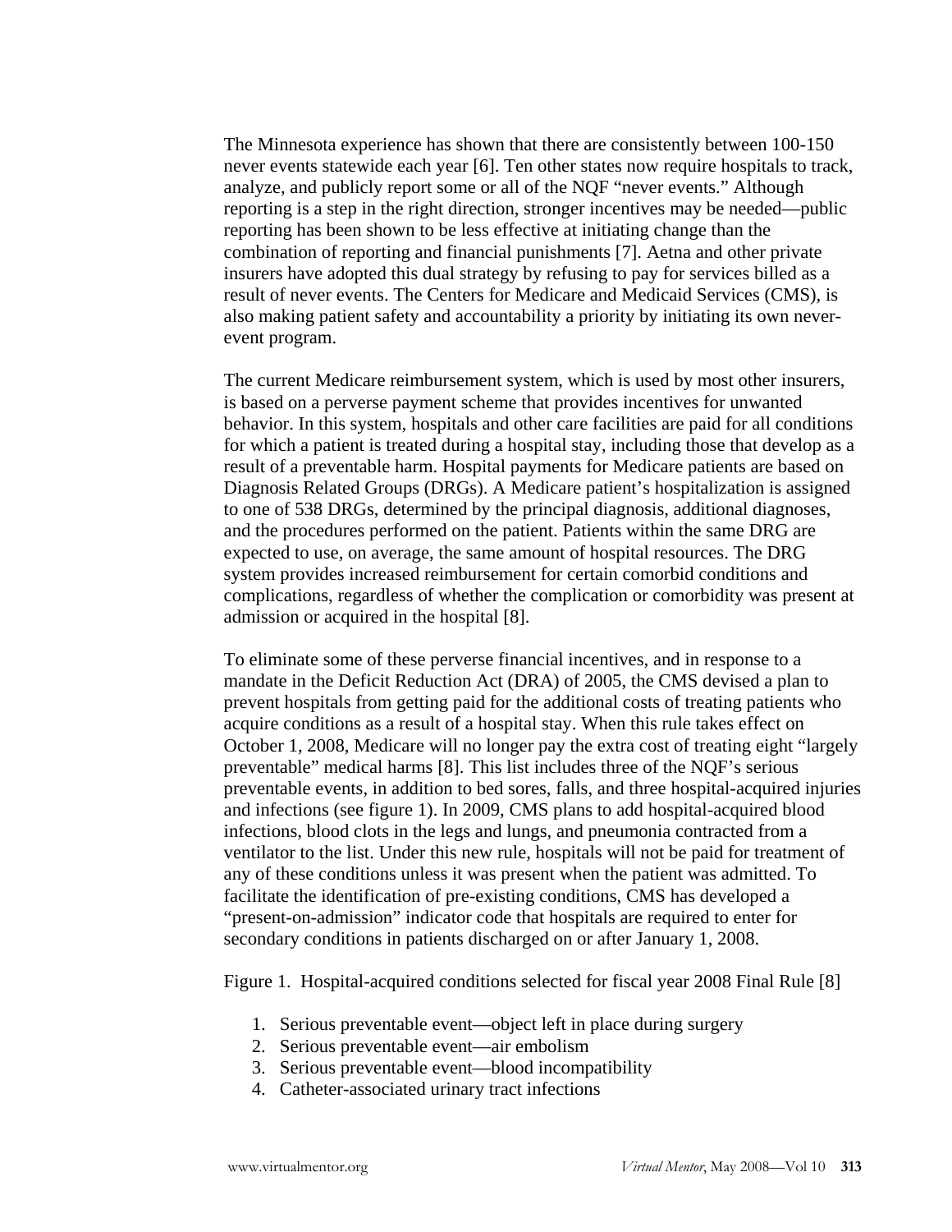The Minnesota experience has shown that there are consistently between 100-150 never events statewide each year [6]. Ten other states now require hospitals to track, analyze, and publicly report some or all of the NQF "never events." Although reporting is a step in the right direction, stronger incentives may be needed—public reporting has been shown to be less effective at initiating change than the combination of reporting and financial punishments [7]. Aetna and other private insurers have adopted this dual strategy by refusing to pay for services billed as a result of never events. The Centers for Medicare and Medicaid Services (CMS), is also making patient safety and accountability a priority by initiating its own never-event program.

The current Medicare reimbursement system, which is used by most other insurers, is based on a perverse payment scheme that provides incentives for unwanted behavior. In this system, hospitals and other care facilities are paid for all conditions for which a patient is treated during a hospital stay, including those that develop as a result of a preventable harm. Hospital payments for Medicare patients are based on Diagnosis Related Groups (DRGs). A Medicare patient's hospitalization is assigned to one of 538 DRGs, determined by the principal diagnosis, additional diagnoses, and the procedures performed on the patient. Patients within the same DRG are expected to use, on average, the same amount of hospital resources. The DRG system provides increased reimbursement for certain comorbid conditions and complications, regardless of whether the complication or comorbidity was present at admission or acquired in the hospital [8].

To eliminate some of these perverse financial incentives, and in response to a mandate in the Deficit Reduction Act (DRA) of 2005, the CMS devised a plan to prevent hospitals from getting paid for the additional costs of treating patients who acquire conditions as a result of a hospital stay. When this rule takes effect on October 1, 2008, Medicare will no longer pay the extra cost of treating eight "largely preventable" medical harms [8]. This list includes three of the NQF's serious preventable events, in addition to bed sores, falls, and three hospital-acquired injuries and infections (see figure 1). In 2009, CMS plans to add hospital-acquired blood infections, blood clots in the legs and lungs, and pneumonia contracted from a ventilator to the list. Under this new rule, hospitals will not be paid for treatment of any of these conditions unless it was present when the patient was admitted. To facilitate the identification of pre-existing conditions, CMS has developed a "present-on-admission" indicator code that hospitals are required to enter for secondary conditions in patients discharged on or after January 1, 2008.

Figure 1. Hospital-acquired conditions selected for fiscal year 2008 Final Rule [8]

1. Serious preventable event—object left in place during surgery
2. Serious preventable event—air embolism
3. Serious preventable event—blood incompatibility
4. Catheter-associated urinary tract infections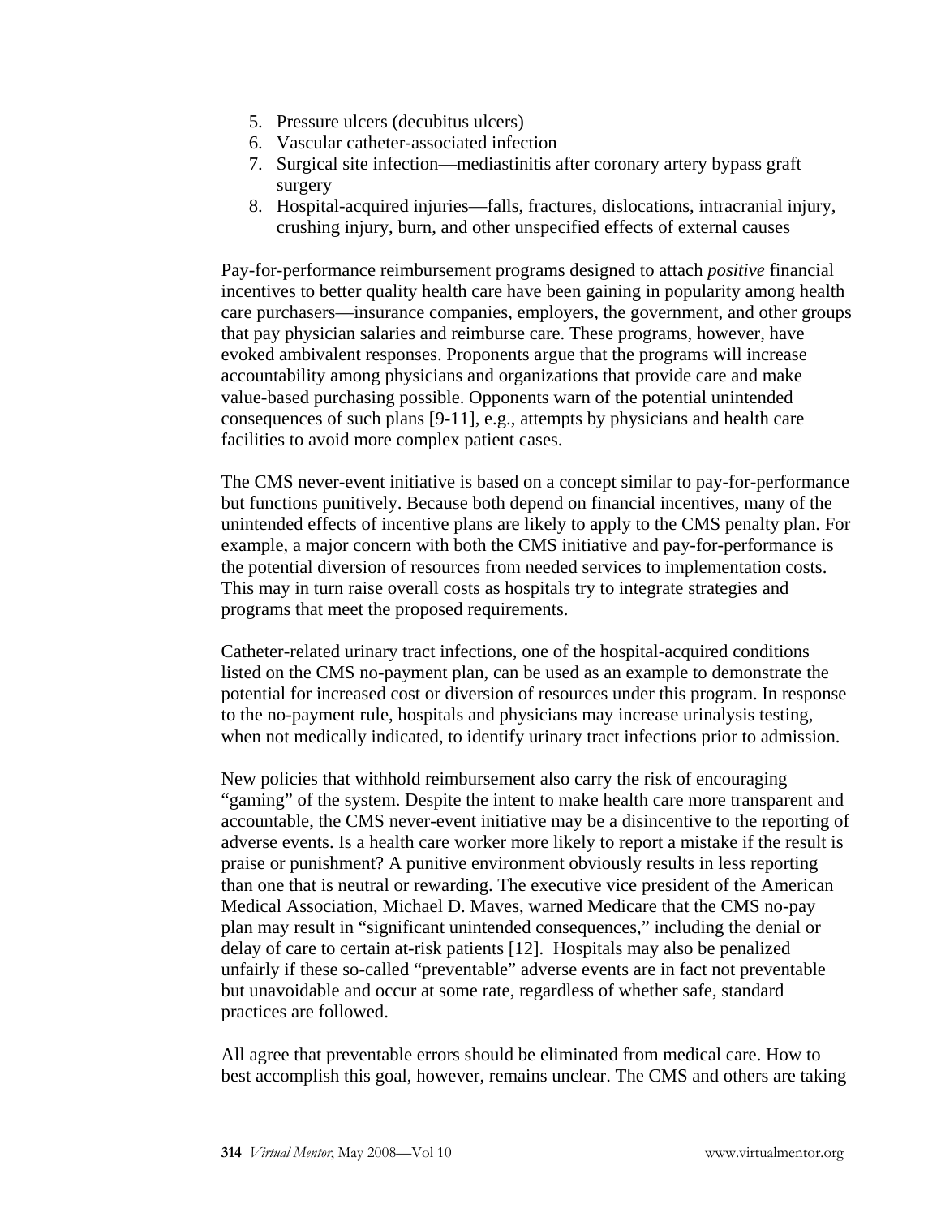5. Pressure ulcers (decubitus ulcers)
6. Vascular catheter-associated infection
7. Surgical site infection—mediastinitis after coronary artery bypass graft surgery
8. Hospital-acquired injuries—falls, fractures, dislocations, intracranial injury, crushing injury, burn, and other unspecified effects of external causes

Pay-for-performance reimbursement programs designed to attach *positive* financial incentives to better quality health care have been gaining in popularity among health care purchasers—insurance companies, employers, the government, and other groups that pay physician salaries and reimburse care. These programs, however, have evoked ambivalent responses. Proponents argue that the programs will increase accountability among physicians and organizations that provide care and make value-based purchasing possible. Opponents warn of the potential unintended consequences of such plans [9-11], e.g., attempts by physicians and health care facilities to avoid more complex patient cases.

The CMS never-event initiative is based on a concept similar to pay-for-performance but functions punitively. Because both depend on financial incentives, many of the unintended effects of incentive plans are likely to apply to the CMS penalty plan. For example, a major concern with both the CMS initiative and pay-for-performance is the potential diversion of resources from needed services to implementation costs. This may in turn raise overall costs as hospitals try to integrate strategies and programs that meet the proposed requirements.

Catheter-related urinary tract infections, one of the hospital-acquired conditions listed on the CMS no-payment plan, can be used as an example to demonstrate the potential for increased cost or diversion of resources under this program. In response to the no-payment rule, hospitals and physicians may increase urinalysis testing, when not medically indicated, to identify urinary tract infections prior to admission.

New policies that withhold reimbursement also carry the risk of encouraging "gaming" of the system. Despite the intent to make health care more transparent and accountable, the CMS never-event initiative may be a disincentive to the reporting of adverse events. Is a health care worker more likely to report a mistake if the result is praise or punishment? A punitive environment obviously results in less reporting than one that is neutral or rewarding. The executive vice president of the American Medical Association, Michael D. Maves, warned Medicare that the CMS no-pay plan may result in "significant unintended consequences," including the denial or delay of care to certain at-risk patients [12]. Hospitals may also be penalized unfairly if these so-called "preventable" adverse events are in fact not preventable but unavoidable and occur at some rate, regardless of whether safe, standard practices are followed.

All agree that preventable errors should be eliminated from medical care. How to best accomplish this goal, however, remains unclear. The CMS and others are taking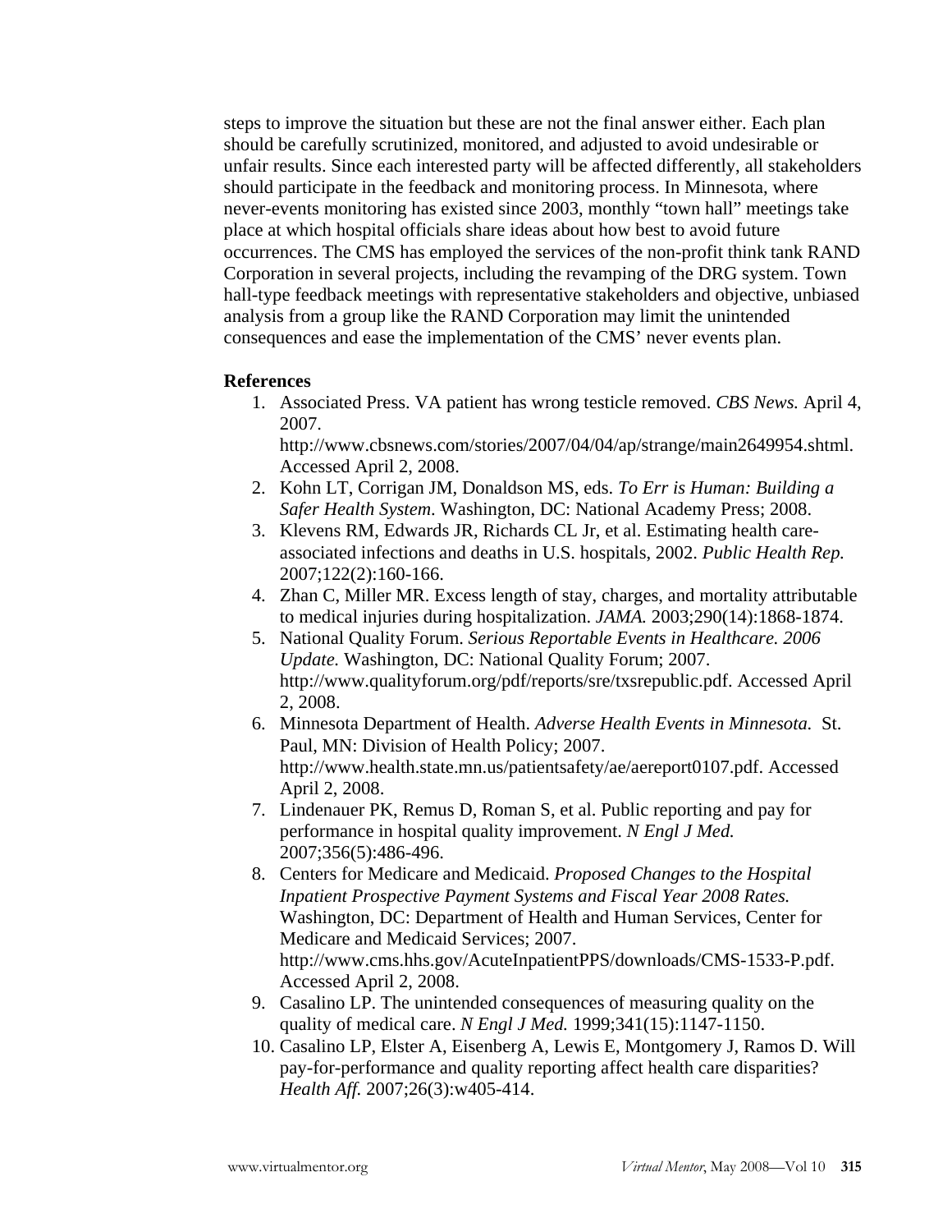steps to improve the situation but these are not the final answer either. Each plan should be carefully scrutinized, monitored, and adjusted to avoid undesirable or unfair results. Since each interested party will be affected differently, all stakeholders should participate in the feedback and monitoring process. In Minnesota, where never-events monitoring has existed since 2003, monthly "town hall" meetings take place at which hospital officials share ideas about how best to avoid future occurrences. The CMS has employed the services of the non-profit think tank RAND Corporation in several projects, including the revamping of the DRG system. Town hall-type feedback meetings with representative stakeholders and objective, unbiased analysis from a group like the RAND Corporation may limit the unintended consequences and ease the implementation of the CMS' never events plan.

**References**

1. Associated Press. VA patient has wrong testicle removed. *CBS News.* April 4, 2007. http://www.cbsnews.com/stories/2007/04/04/ap/strange/main2649954.shtml. Accessed April 2, 2008.
2. Kohn LT, Corrigan JM, Donaldson MS, eds. *To Err is Human: Building a Safer Health System*. Washington, DC: National Academy Press; 2008.
3. Klevens RM, Edwards JR, Richards CL Jr, et al. Estimating health care-associated infections and deaths in U.S. hospitals, 2002. *Public Health Rep.* 2007;122(2):160-166.
4. Zhan C, Miller MR. Excess length of stay, charges, and mortality attributable to medical injuries during hospitalization. *JAMA.* 2003;290(14):1868-1874.
5. National Quality Forum. *Serious Reportable Events in Healthcare. 2006 Update.* Washington, DC: National Quality Forum; 2007. http://www.qualityforum.org/pdf/reports/sre/txsrepublic.pdf. Accessed April 2, 2008.
6. Minnesota Department of Health. *Adverse Health Events in Minnesota.* St. Paul, MN: Division of Health Policy; 2007. http://www.health.state.mn.us/patientsafety/ae/aereport0107.pdf. Accessed April 2, 2008.
7. Lindenauer PK, Remus D, Roman S, et al. Public reporting and pay for performance in hospital quality improvement. *N Engl J Med.* 2007;356(5):486-496.
8. Centers for Medicare and Medicaid. *Proposed Changes to the Hospital Inpatient Prospective Payment Systems and Fiscal Year 2008 Rates.* Washington, DC: Department of Health and Human Services, Center for Medicare and Medicaid Services; 2007. http://www.cms.hhs.gov/AcuteInpatientPPS/downloads/CMS-1533-P.pdf. Accessed April 2, 2008.
9. Casalino LP. The unintended consequences of measuring quality on the quality of medical care. *N Engl J Med.* 1999;341(15):1147-1150.
10. Casalino LP, Elster A, Eisenberg A, Lewis E, Montgomery J, Ramos D. Will pay-for-performance and quality reporting affect health care disparities? *Health Aff.* 2007;26(3):w405-414.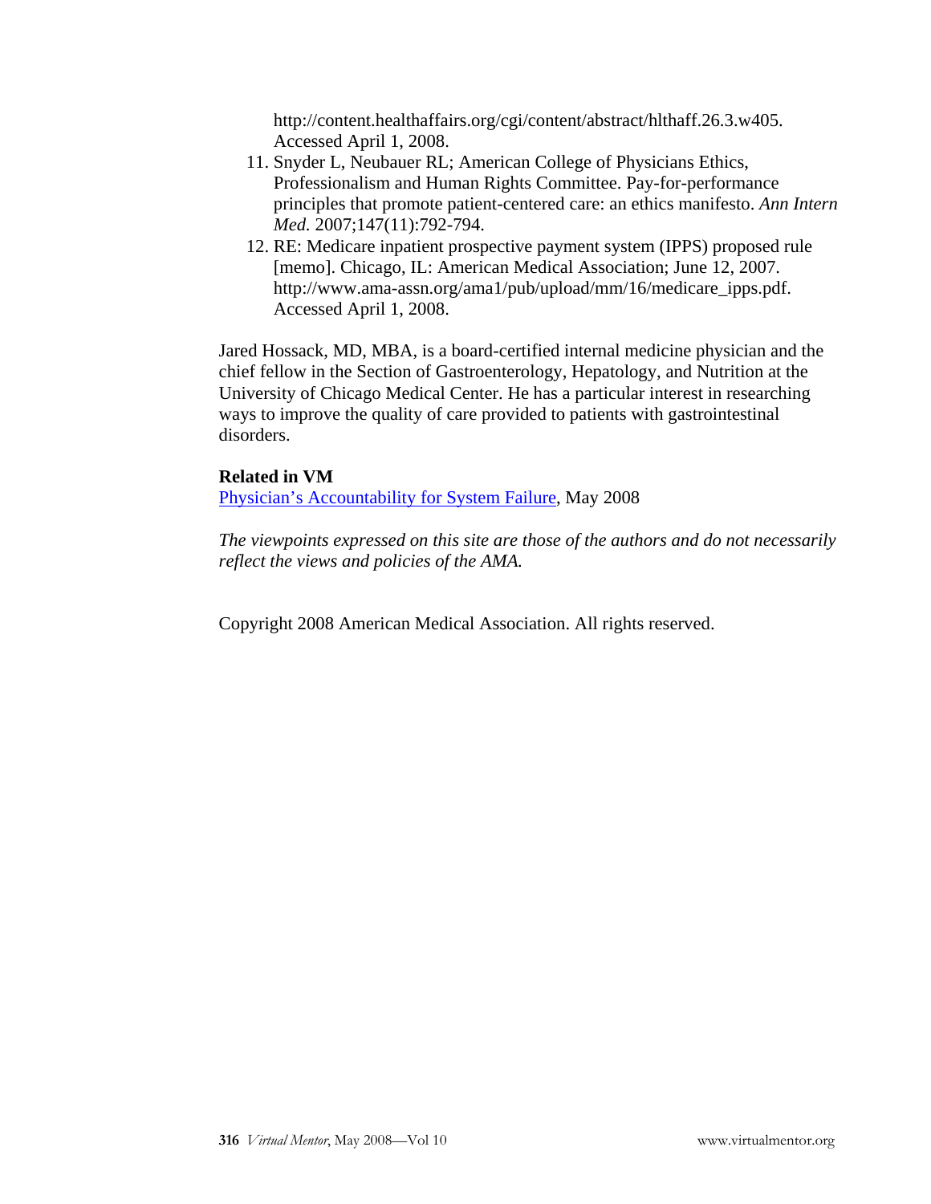http://content.healthaffairs.org/cgi/content/abstract/hlthaff.26.3.w405. Accessed April 1, 2008.

11. Snyder L, Neubauer RL; American College of Physicians Ethics, Professionalism and Human Rights Committee. Pay-for-performance principles that promote patient-centered care: an ethics manifesto. *Ann Intern Med.* 2007;147(11):792-794.
12. RE: Medicare inpatient prospective payment system (IPPS) proposed rule [memo]. Chicago, IL: American Medical Association; June 12, 2007. http://www.ama-assn.org/ama1/pub/upload/mm/16/medicare_ipps.pdf. Accessed April 1, 2008.

Jared Hossack, MD, MBA, is a board-certified internal medicine physician and the chief fellow in the Section of Gastroenterology, Hepatology, and Nutrition at the University of Chicago Medical Center. He has a particular interest in researching ways to improve the quality of care provided to patients with gastrointestinal disorders.

**Related in VM**

Physician's Accountability for System Failure, May 2008

*The viewpoints expressed on this site are those of the authors and do not necessarily reflect the views and policies of the AMA.*

Copyright 2008 American Medical Association. All rights reserved.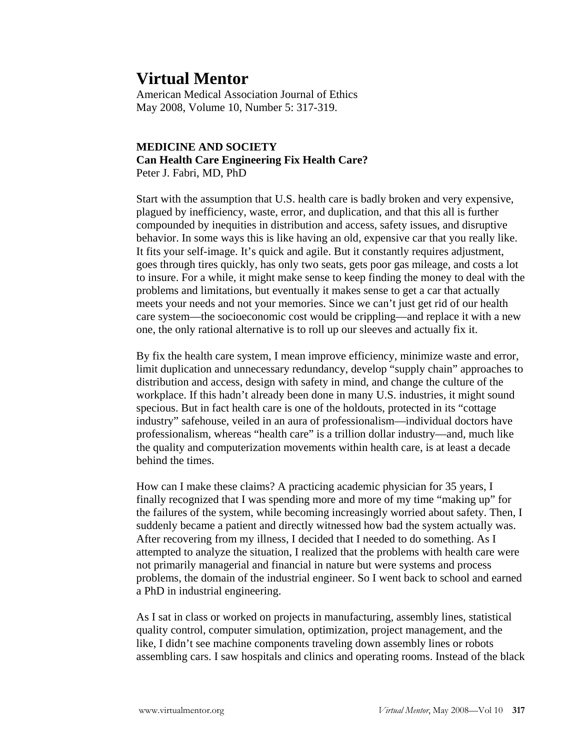# Virtual Mentor

American Medical Association Journal of Ethics
May 2008, Volume 10, Number 5: 317-319.

**MEDICINE AND SOCIETY**
**Can Health Care Engineering Fix Health Care?**
Peter J. Fabri, MD, PhD

Start with the assumption that U.S. health care is badly broken and very expensive, plagued by inefficiency, waste, error, and duplication, and that this all is further compounded by inequities in distribution and access, safety issues, and disruptive behavior. In some ways this is like having an old, expensive car that you really like. It fits your self-image. It's quick and agile. But it constantly requires adjustment, goes through tires quickly, has only two seats, gets poor gas mileage, and costs a lot to insure. For a while, it might make sense to keep finding the money to deal with the problems and limitations, but eventually it makes sense to get a car that actually meets your needs and not your memories. Since we can't just get rid of our health care system—the socioeconomic cost would be crippling—and replace it with a new one, the only rational alternative is to roll up our sleeves and actually fix it.

By fix the health care system, I mean improve efficiency, minimize waste and error, limit duplication and unnecessary redundancy, develop "supply chain" approaches to distribution and access, design with safety in mind, and change the culture of the workplace. If this hadn't already been done in many U.S. industries, it might sound specious. But in fact health care is one of the holdouts, protected in its "cottage industry" safehouse, veiled in an aura of professionalism—individual doctors have professionalism, whereas "health care" is a trillion dollar industry—and, much like the quality and computerization movements within health care, is at least a decade behind the times.

How can I make these claims? A practicing academic physician for 35 years, I finally recognized that I was spending more and more of my time "making up" for the failures of the system, while becoming increasingly worried about safety. Then, I suddenly became a patient and directly witnessed how bad the system actually was. After recovering from my illness, I decided that I needed to do something. As I attempted to analyze the situation, I realized that the problems with health care were not primarily managerial and financial in nature but were systems and process problems, the domain of the industrial engineer. So I went back to school and earned a PhD in industrial engineering.

As I sat in class or worked on projects in manufacturing, assembly lines, statistical quality control, computer simulation, optimization, project management, and the like, I didn't see machine components traveling down assembly lines or robots assembling cars. I saw hospitals and clinics and operating rooms. Instead of the black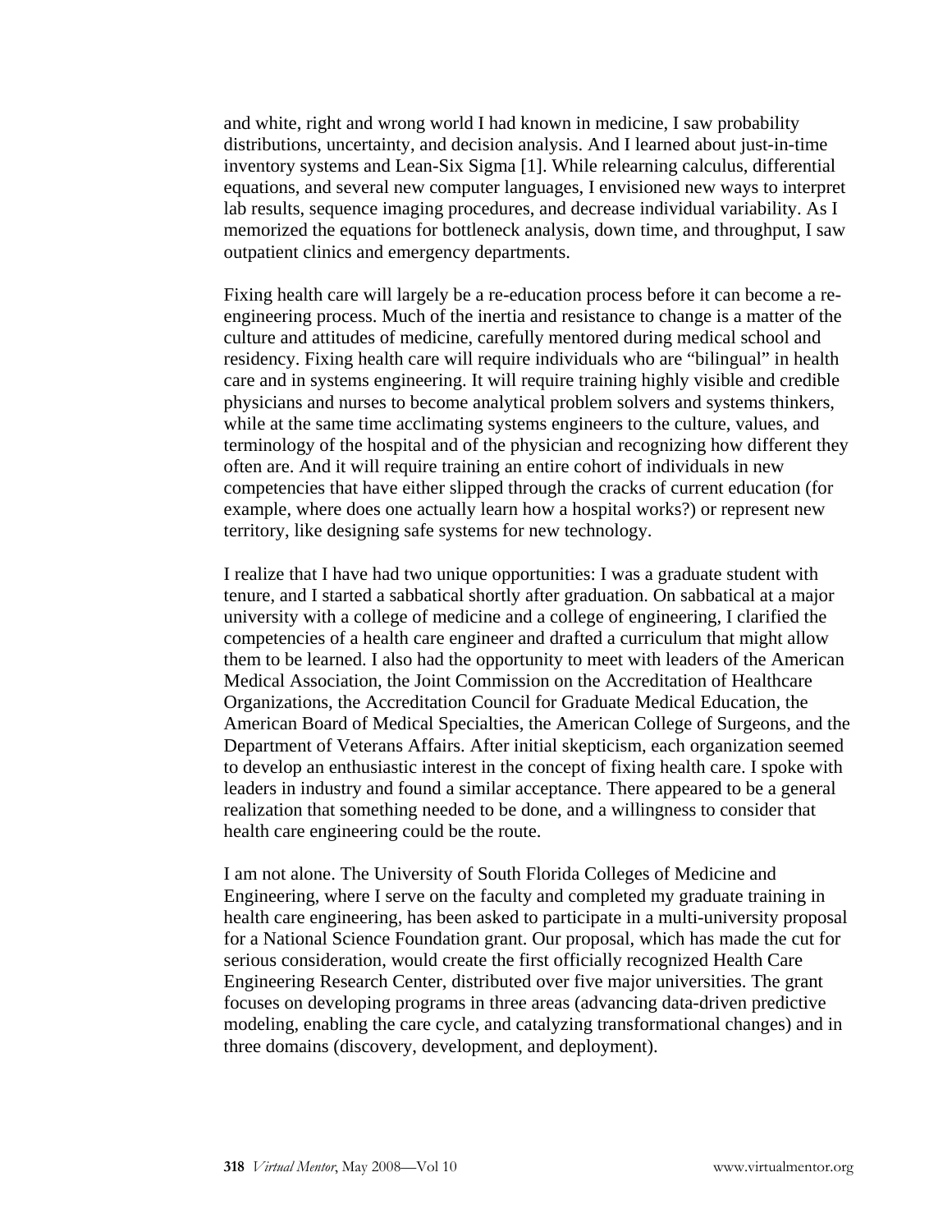and white, right and wrong world I had known in medicine, I saw probability distributions, uncertainty, and decision analysis. And I learned about just-in-time inventory systems and Lean-Six Sigma [1]. While relearning calculus, differential equations, and several new computer languages, I envisioned new ways to interpret lab results, sequence imaging procedures, and decrease individual variability. As I memorized the equations for bottleneck analysis, down time, and throughput, I saw outpatient clinics and emergency departments.

Fixing health care will largely be a re-education process before it can become a re-engineering process. Much of the inertia and resistance to change is a matter of the culture and attitudes of medicine, carefully mentored during medical school and residency. Fixing health care will require individuals who are "bilingual" in health care and in systems engineering. It will require training highly visible and credible physicians and nurses to become analytical problem solvers and systems thinkers, while at the same time acclimating systems engineers to the culture, values, and terminology of the hospital and of the physician and recognizing how different they often are. And it will require training an entire cohort of individuals in new competencies that have either slipped through the cracks of current education (for example, where does one actually learn how a hospital works?) or represent new territory, like designing safe systems for new technology.

I realize that I have had two unique opportunities: I was a graduate student with tenure, and I started a sabbatical shortly after graduation. On sabbatical at a major university with a college of medicine and a college of engineering, I clarified the competencies of a health care engineer and drafted a curriculum that might allow them to be learned. I also had the opportunity to meet with leaders of the American Medical Association, the Joint Commission on the Accreditation of Healthcare Organizations, the Accreditation Council for Graduate Medical Education, the American Board of Medical Specialties, the American College of Surgeons, and the Department of Veterans Affairs. After initial skepticism, each organization seemed to develop an enthusiastic interest in the concept of fixing health care. I spoke with leaders in industry and found a similar acceptance. There appeared to be a general realization that something needed to be done, and a willingness to consider that health care engineering could be the route.

I am not alone. The University of South Florida Colleges of Medicine and Engineering, where I serve on the faculty and completed my graduate training in health care engineering, has been asked to participate in a multi-university proposal for a National Science Foundation grant. Our proposal, which has made the cut for serious consideration, would create the first officially recognized Health Care Engineering Research Center, distributed over five major universities. The grant focuses on developing programs in three areas (advancing data-driven predictive modeling, enabling the care cycle, and catalyzing transformational changes) and in three domains (discovery, development, and deployment).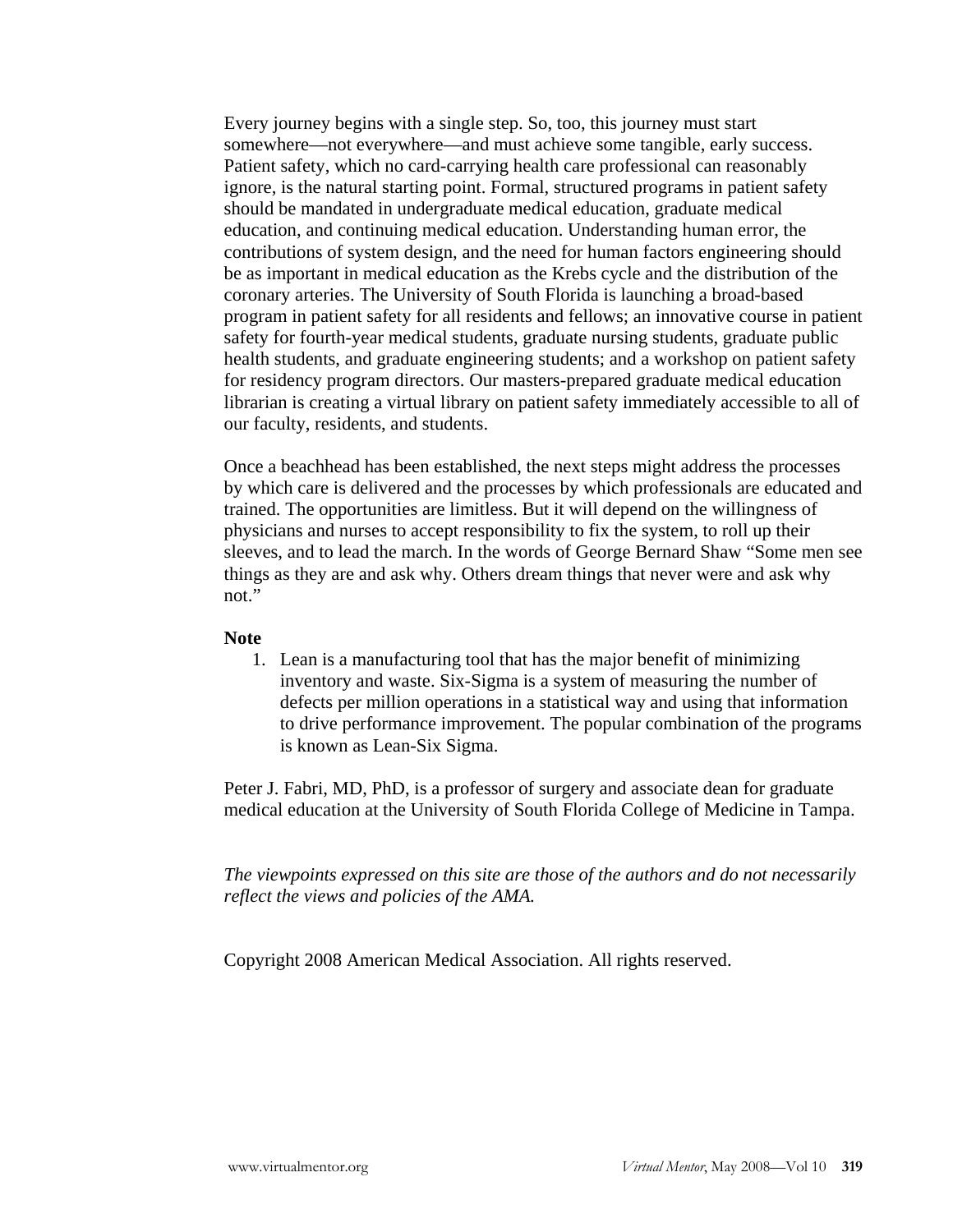Every journey begins with a single step. So, too, this journey must start somewhere—not everywhere—and must achieve some tangible, early success. Patient safety, which no card-carrying health care professional can reasonably ignore, is the natural starting point. Formal, structured programs in patient safety should be mandated in undergraduate medical education, graduate medical education, and continuing medical education. Understanding human error, the contributions of system design, and the need for human factors engineering should be as important in medical education as the Krebs cycle and the distribution of the coronary arteries. The University of South Florida is launching a broad-based program in patient safety for all residents and fellows; an innovative course in patient safety for fourth-year medical students, graduate nursing students, graduate public health students, and graduate engineering students; and a workshop on patient safety for residency program directors. Our masters-prepared graduate medical education librarian is creating a virtual library on patient safety immediately accessible to all of our faculty, residents, and students.

Once a beachhead has been established, the next steps might address the processes by which care is delivered and the processes by which professionals are educated and trained. The opportunities are limitless. But it will depend on the willingness of physicians and nurses to accept responsibility to fix the system, to roll up their sleeves, and to lead the march. In the words of George Bernard Shaw "Some men see things as they are and ask why. Others dream things that never were and ask why not."

**Note**

1. Lean is a manufacturing tool that has the major benefit of minimizing inventory and waste. Six-Sigma is a system of measuring the number of defects per million operations in a statistical way and using that information to drive performance improvement. The popular combination of the programs is known as Lean-Six Sigma.

Peter J. Fabri, MD, PhD, is a professor of surgery and associate dean for graduate medical education at the University of South Florida College of Medicine in Tampa.

*The viewpoints expressed on this site are those of the authors and do not necessarily reflect the views and policies of the AMA.*

Copyright 2008 American Medical Association. All rights reserved.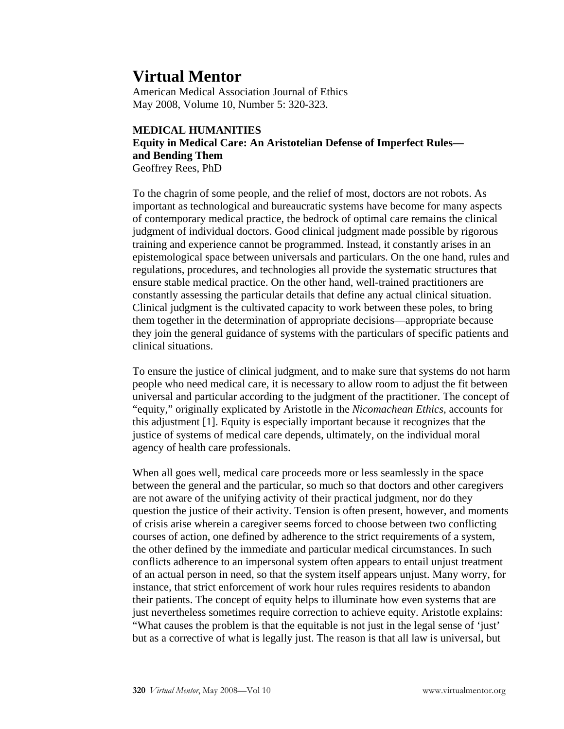# Virtual Mentor

American Medical Association Journal of Ethics
May 2008, Volume 10, Number 5: 320-323.

**MEDICAL HUMANITIES**

## Equity in Medical Care: An Aristotelian Defense of Imperfect Rules—and Bending Them

Geoffrey Rees, PhD

To the chagrin of some people, and the relief of most, doctors are not robots. As important as technological and bureaucratic systems have become for many aspects of contemporary medical practice, the bedrock of optimal care remains the clinical judgment of individual doctors. Good clinical judgment made possible by rigorous training and experience cannot be programmed. Instead, it constantly arises in an epistemological space between universals and particulars. On the one hand, rules and regulations, procedures, and technologies all provide the systematic structures that ensure stable medical practice. On the other hand, well-trained practitioners are constantly assessing the particular details that define any actual clinical situation. Clinical judgment is the cultivated capacity to work between these poles, to bring them together in the determination of appropriate decisions—appropriate because they join the general guidance of systems with the particulars of specific patients and clinical situations.

To ensure the justice of clinical judgment, and to make sure that systems do not harm people who need medical care, it is necessary to allow room to adjust the fit between universal and particular according to the judgment of the practitioner. The concept of "equity," originally explicated by Aristotle in the *Nicomachean Ethics*, accounts for this adjustment [1]. Equity is especially important because it recognizes that the justice of systems of medical care depends, ultimately, on the individual moral agency of health care professionals.

When all goes well, medical care proceeds more or less seamlessly in the space between the general and the particular, so much so that doctors and other caregivers are not aware of the unifying activity of their practical judgment, nor do they question the justice of their activity. Tension is often present, however, and moments of crisis arise wherein a caregiver seems forced to choose between two conflicting courses of action, one defined by adherence to the strict requirements of a system, the other defined by the immediate and particular medical circumstances. In such conflicts adherence to an impersonal system often appears to entail unjust treatment of an actual person in need, so that the system itself appears unjust. Many worry, for instance, that strict enforcement of work hour rules requires residents to abandon their patients. The concept of equity helps to illuminate how even systems that are just nevertheless sometimes require correction to achieve equity. Aristotle explains: "What causes the problem is that the equitable is not just in the legal sense of 'just' but as a corrective of what is legally just. The reason is that all law is universal, but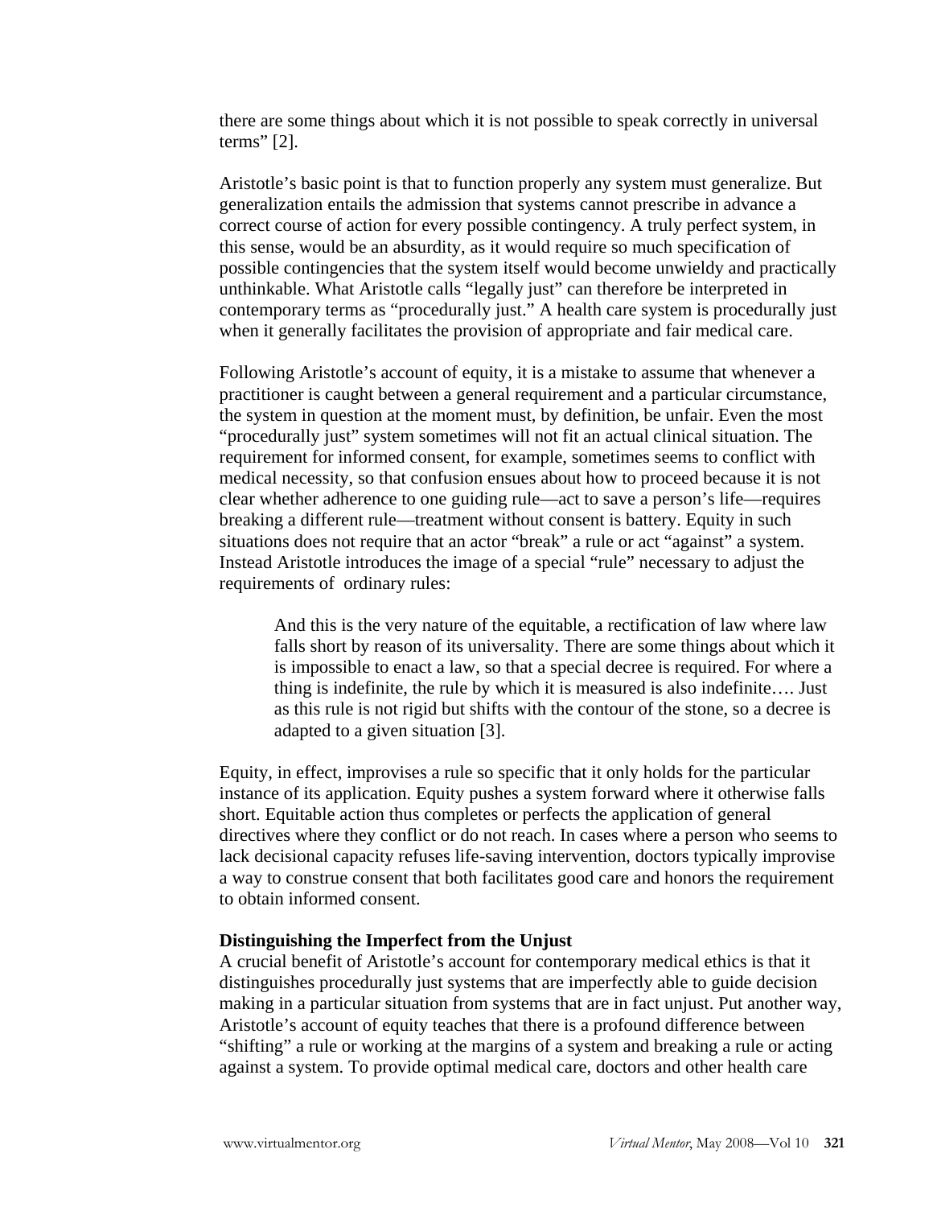there are some things about which it is not possible to speak correctly in universal terms" [2].

Aristotle's basic point is that to function properly any system must generalize. But generalization entails the admission that systems cannot prescribe in advance a correct course of action for every possible contingency. A truly perfect system, in this sense, would be an absurdity, as it would require so much specification of possible contingencies that the system itself would become unwieldy and practically unthinkable. What Aristotle calls "legally just" can therefore be interpreted in contemporary terms as "procedurally just." A health care system is procedurally just when it generally facilitates the provision of appropriate and fair medical care.

Following Aristotle's account of equity, it is a mistake to assume that whenever a practitioner is caught between a general requirement and a particular circumstance, the system in question at the moment must, by definition, be unfair. Even the most "procedurally just" system sometimes will not fit an actual clinical situation. The requirement for informed consent, for example, sometimes seems to conflict with medical necessity, so that confusion ensues about how to proceed because it is not clear whether adherence to one guiding rule—act to save a person's life—requires breaking a different rule—treatment without consent is battery. Equity in such situations does not require that an actor "break" a rule or act "against" a system. Instead Aristotle introduces the image of a special "rule" necessary to adjust the requirements of ordinary rules:

> And this is the very nature of the equitable, a rectification of law where law falls short by reason of its universality. There are some things about which it is impossible to enact a law, so that a special decree is required. For where a thing is indefinite, the rule by which it is measured is also indefinite…. Just as this rule is not rigid but shifts with the contour of the stone, so a decree is adapted to a given situation [3].

Equity, in effect, improvises a rule so specific that it only holds for the particular instance of its application. Equity pushes a system forward where it otherwise falls short. Equitable action thus completes or perfects the application of general directives where they conflict or do not reach. In cases where a person who seems to lack decisional capacity refuses life-saving intervention, doctors typically improvise a way to construe consent that both facilitates good care and honors the requirement to obtain informed consent.

**Distinguishing the Imperfect from the Unjust**

A crucial benefit of Aristotle's account for contemporary medical ethics is that it distinguishes procedurally just systems that are imperfectly able to guide decision making in a particular situation from systems that are in fact unjust. Put another way, Aristotle's account of equity teaches that there is a profound difference between "shifting" a rule or working at the margins of a system and breaking a rule or acting against a system. To provide optimal medical care, doctors and other health care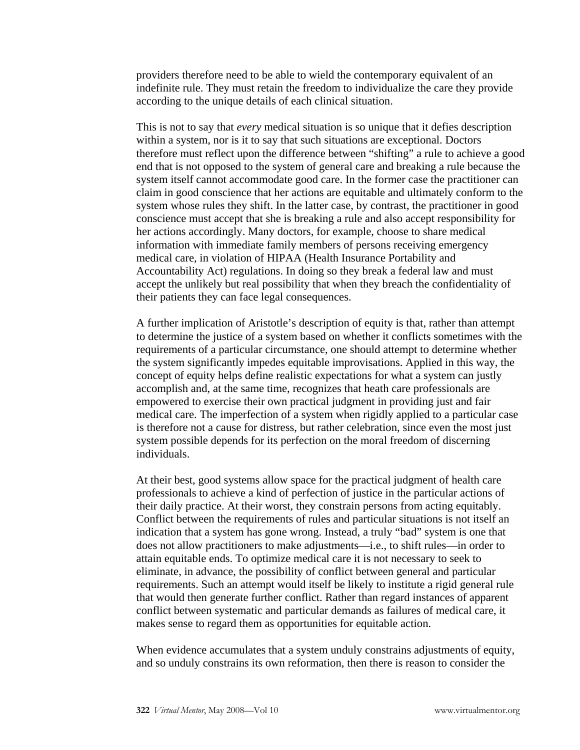providers therefore need to be able to wield the contemporary equivalent of an indefinite rule. They must retain the freedom to individualize the care they provide according to the unique details of each clinical situation.

This is not to say that *every* medical situation is so unique that it defies description within a system, nor is it to say that such situations are exceptional. Doctors therefore must reflect upon the difference between "shifting" a rule to achieve a good end that is not opposed to the system of general care and breaking a rule because the system itself cannot accommodate good care. In the former case the practitioner can claim in good conscience that her actions are equitable and ultimately conform to the system whose rules they shift. In the latter case, by contrast, the practitioner in good conscience must accept that she is breaking a rule and also accept responsibility for her actions accordingly. Many doctors, for example, choose to share medical information with immediate family members of persons receiving emergency medical care, in violation of HIPAA (Health Insurance Portability and Accountability Act) regulations. In doing so they break a federal law and must accept the unlikely but real possibility that when they breach the confidentiality of their patients they can face legal consequences.

A further implication of Aristotle's description of equity is that, rather than attempt to determine the justice of a system based on whether it conflicts sometimes with the requirements of a particular circumstance, one should attempt to determine whether the system significantly impedes equitable improvisations. Applied in this way, the concept of equity helps define realistic expectations for what a system can justly accomplish and, at the same time, recognizes that heath care professionals are empowered to exercise their own practical judgment in providing just and fair medical care. The imperfection of a system when rigidly applied to a particular case is therefore not a cause for distress, but rather celebration, since even the most just system possible depends for its perfection on the moral freedom of discerning individuals.

At their best, good systems allow space for the practical judgment of health care professionals to achieve a kind of perfection of justice in the particular actions of their daily practice. At their worst, they constrain persons from acting equitably. Conflict between the requirements of rules and particular situations is not itself an indication that a system has gone wrong. Instead, a truly "bad" system is one that does not allow practitioners to make adjustments—i.e., to shift rules—in order to attain equitable ends. To optimize medical care it is not necessary to seek to eliminate, in advance, the possibility of conflict between general and particular requirements. Such an attempt would itself be likely to institute a rigid general rule that would then generate further conflict. Rather than regard instances of apparent conflict between systematic and particular demands as failures of medical care, it makes sense to regard them as opportunities for equitable action.

When evidence accumulates that a system unduly constrains adjustments of equity, and so unduly constrains its own reformation, then there is reason to consider the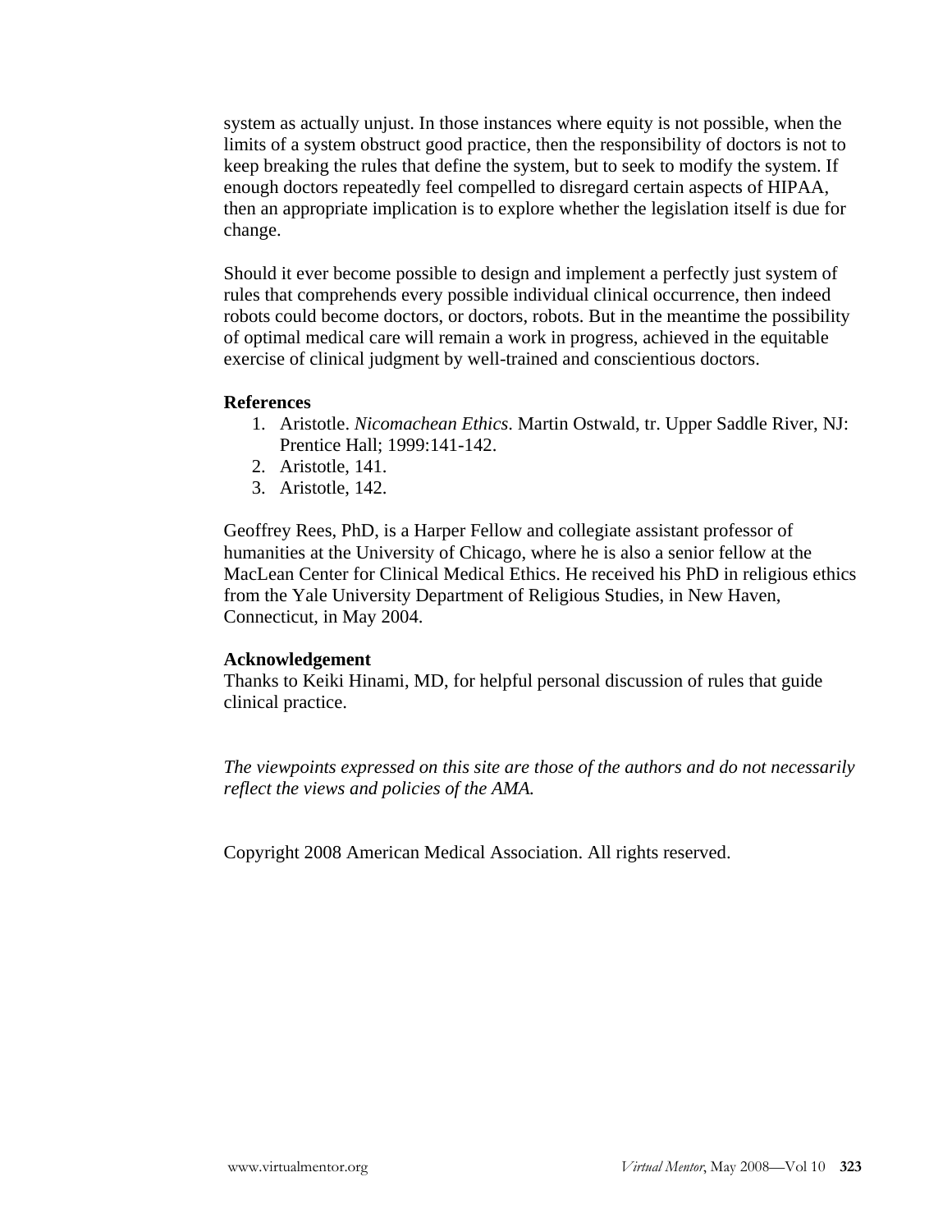system as actually unjust. In those instances where equity is not possible, when the limits of a system obstruct good practice, then the responsibility of doctors is not to keep breaking the rules that define the system, but to seek to modify the system. If enough doctors repeatedly feel compelled to disregard certain aspects of HIPAA, then an appropriate implication is to explore whether the legislation itself is due for change.

Should it ever become possible to design and implement a perfectly just system of rules that comprehends every possible individual clinical occurrence, then indeed robots could become doctors, or doctors, robots. But in the meantime the possibility of optimal medical care will remain a work in progress, achieved in the equitable exercise of clinical judgment by well-trained and conscientious doctors.

**References**

1. Aristotle. *Nicomachean Ethics*. Martin Ostwald, tr. Upper Saddle River, NJ: Prentice Hall; 1999:141-142.
2. Aristotle, 141.
3. Aristotle, 142.

Geoffrey Rees, PhD, is a Harper Fellow and collegiate assistant professor of humanities at the University of Chicago, where he is also a senior fellow at the MacLean Center for Clinical Medical Ethics. He received his PhD in religious ethics from the Yale University Department of Religious Studies, in New Haven, Connecticut, in May 2004.

**Acknowledgement**

Thanks to Keiki Hinami, MD, for helpful personal discussion of rules that guide clinical practice.

*The viewpoints expressed on this site are those of the authors and do not necessarily reflect the views and policies of the AMA.*

Copyright 2008 American Medical Association. All rights reserved.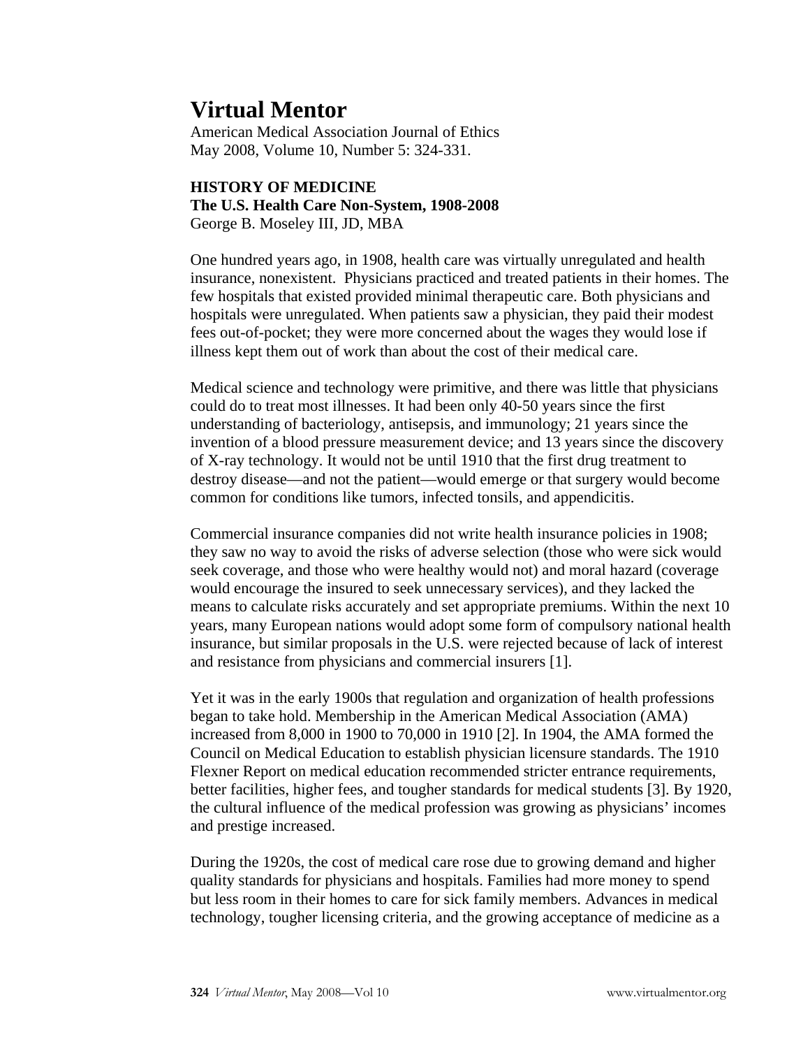# Virtual Mentor

American Medical Association Journal of Ethics
May 2008, Volume 10, Number 5: 324-331.

**HISTORY OF MEDICINE**
**The U.S. Health Care Non-System, 1908-2008**
George B. Moseley III, JD, MBA

One hundred years ago, in 1908, health care was virtually unregulated and health insurance, nonexistent. Physicians practiced and treated patients in their homes. The few hospitals that existed provided minimal therapeutic care. Both physicians and hospitals were unregulated. When patients saw a physician, they paid their modest fees out-of-pocket; they were more concerned about the wages they would lose if illness kept them out of work than about the cost of their medical care.

Medical science and technology were primitive, and there was little that physicians could do to treat most illnesses. It had been only 40-50 years since the first understanding of bacteriology, antisepsis, and immunology; 21 years since the invention of a blood pressure measurement device; and 13 years since the discovery of X-ray technology. It would not be until 1910 that the first drug treatment to destroy disease—and not the patient—would emerge or that surgery would become common for conditions like tumors, infected tonsils, and appendicitis.

Commercial insurance companies did not write health insurance policies in 1908; they saw no way to avoid the risks of adverse selection (those who were sick would seek coverage, and those who were healthy would not) and moral hazard (coverage would encourage the insured to seek unnecessary services), and they lacked the means to calculate risks accurately and set appropriate premiums. Within the next 10 years, many European nations would adopt some form of compulsory national health insurance, but similar proposals in the U.S. were rejected because of lack of interest and resistance from physicians and commercial insurers [1].

Yet it was in the early 1900s that regulation and organization of health professions began to take hold. Membership in the American Medical Association (AMA) increased from 8,000 in 1900 to 70,000 in 1910 [2]. In 1904, the AMA formed the Council on Medical Education to establish physician licensure standards. The 1910 Flexner Report on medical education recommended stricter entrance requirements, better facilities, higher fees, and tougher standards for medical students [3]. By 1920, the cultural influence of the medical profession was growing as physicians' incomes and prestige increased.

During the 1920s, the cost of medical care rose due to growing demand and higher quality standards for physicians and hospitals. Families had more money to spend but less room in their homes to care for sick family members. Advances in medical technology, tougher licensing criteria, and the growing acceptance of medicine as a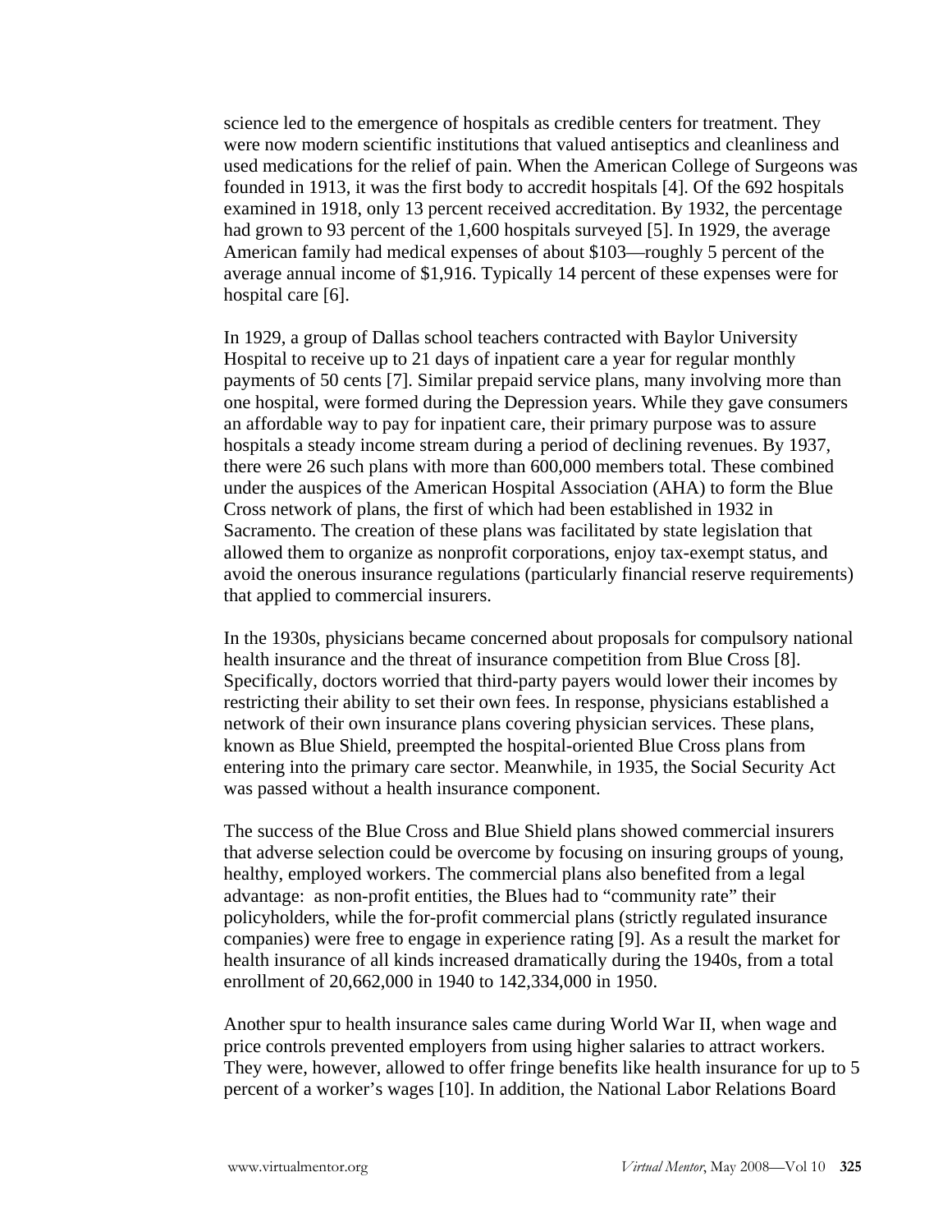science led to the emergence of hospitals as credible centers for treatment. They were now modern scientific institutions that valued antiseptics and cleanliness and used medications for the relief of pain. When the American College of Surgeons was founded in 1913, it was the first body to accredit hospitals [4]. Of the 692 hospitals examined in 1918, only 13 percent received accreditation. By 1932, the percentage had grown to 93 percent of the 1,600 hospitals surveyed [5]. In 1929, the average American family had medical expenses of about $103—roughly 5 percent of the average annual income of $1,916. Typically 14 percent of these expenses were for hospital care [6].

In 1929, a group of Dallas school teachers contracted with Baylor University Hospital to receive up to 21 days of inpatient care a year for regular monthly payments of 50 cents [7]. Similar prepaid service plans, many involving more than one hospital, were formed during the Depression years. While they gave consumers an affordable way to pay for inpatient care, their primary purpose was to assure hospitals a steady income stream during a period of declining revenues. By 1937, there were 26 such plans with more than 600,000 members total. These combined under the auspices of the American Hospital Association (AHA) to form the Blue Cross network of plans, the first of which had been established in 1932 in Sacramento. The creation of these plans was facilitated by state legislation that allowed them to organize as nonprofit corporations, enjoy tax-exempt status, and avoid the onerous insurance regulations (particularly financial reserve requirements) that applied to commercial insurers.

In the 1930s, physicians became concerned about proposals for compulsory national health insurance and the threat of insurance competition from Blue Cross [8]. Specifically, doctors worried that third-party payers would lower their incomes by restricting their ability to set their own fees. In response, physicians established a network of their own insurance plans covering physician services. These plans, known as Blue Shield, preempted the hospital-oriented Blue Cross plans from entering into the primary care sector. Meanwhile, in 1935, the Social Security Act was passed without a health insurance component.

The success of the Blue Cross and Blue Shield plans showed commercial insurers that adverse selection could be overcome by focusing on insuring groups of young, healthy, employed workers. The commercial plans also benefited from a legal advantage: as non-profit entities, the Blues had to "community rate" their policyholders, while the for-profit commercial plans (strictly regulated insurance companies) were free to engage in experience rating [9]. As a result the market for health insurance of all kinds increased dramatically during the 1940s, from a total enrollment of 20,662,000 in 1940 to 142,334,000 in 1950.

Another spur to health insurance sales came during World War II, when wage and price controls prevented employers from using higher salaries to attract workers. They were, however, allowed to offer fringe benefits like health insurance for up to 5 percent of a worker's wages [10]. In addition, the National Labor Relations Board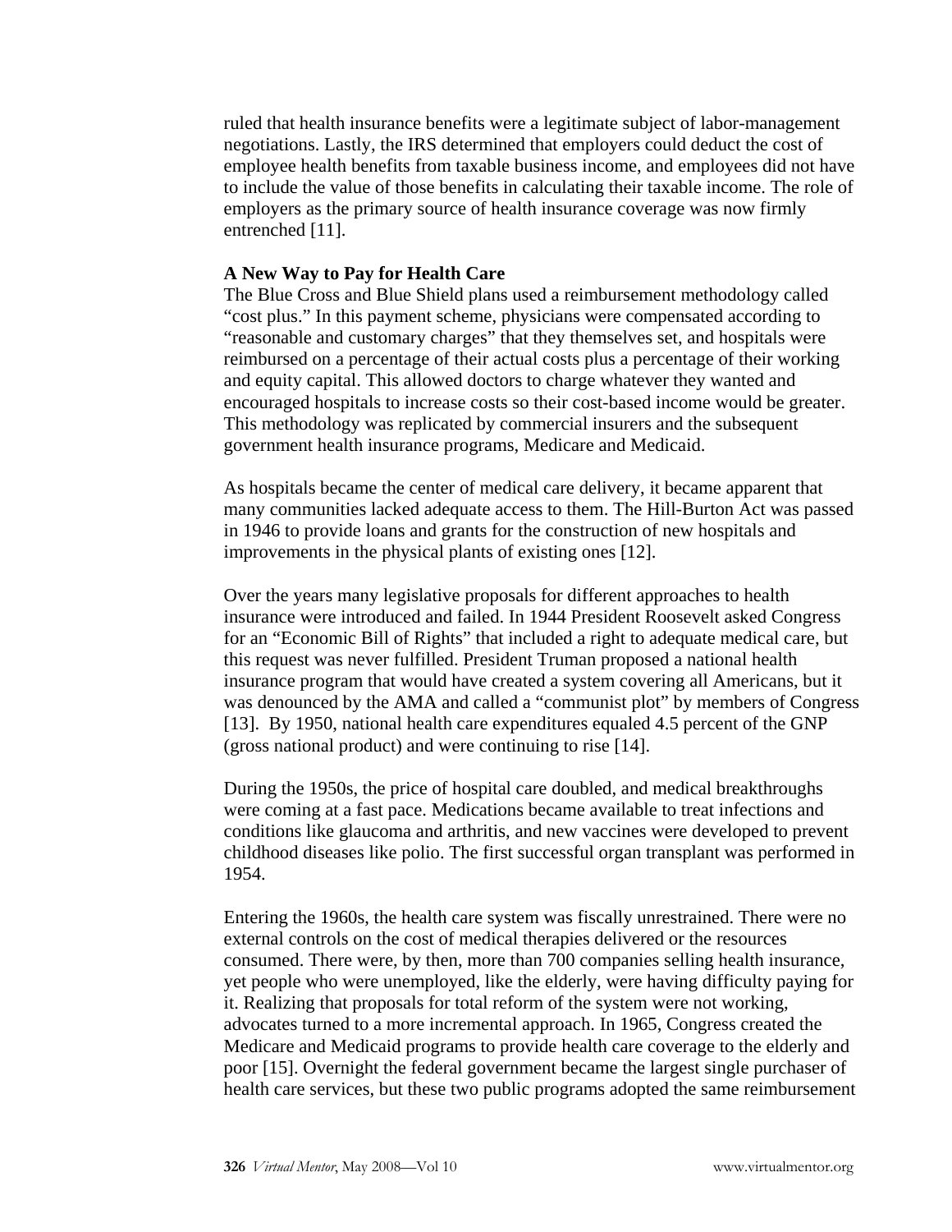ruled that health insurance benefits were a legitimate subject of labor-management negotiations. Lastly, the IRS determined that employers could deduct the cost of employee health benefits from taxable business income, and employees did not have to include the value of those benefits in calculating their taxable income. The role of employers as the primary source of health insurance coverage was now firmly entrenched [11].

**A New Way to Pay for Health Care**

The Blue Cross and Blue Shield plans used a reimbursement methodology called "cost plus." In this payment scheme, physicians were compensated according to "reasonable and customary charges" that they themselves set, and hospitals were reimbursed on a percentage of their actual costs plus a percentage of their working and equity capital. This allowed doctors to charge whatever they wanted and encouraged hospitals to increase costs so their cost-based income would be greater. This methodology was replicated by commercial insurers and the subsequent government health insurance programs, Medicare and Medicaid.

As hospitals became the center of medical care delivery, it became apparent that many communities lacked adequate access to them. The Hill-Burton Act was passed in 1946 to provide loans and grants for the construction of new hospitals and improvements in the physical plants of existing ones [12].

Over the years many legislative proposals for different approaches to health insurance were introduced and failed. In 1944 President Roosevelt asked Congress for an "Economic Bill of Rights" that included a right to adequate medical care, but this request was never fulfilled. President Truman proposed a national health insurance program that would have created a system covering all Americans, but it was denounced by the AMA and called a "communist plot" by members of Congress [13]. By 1950, national health care expenditures equaled 4.5 percent of the GNP (gross national product) and were continuing to rise [14].

During the 1950s, the price of hospital care doubled, and medical breakthroughs were coming at a fast pace. Medications became available to treat infections and conditions like glaucoma and arthritis, and new vaccines were developed to prevent childhood diseases like polio. The first successful organ transplant was performed in 1954.

Entering the 1960s, the health care system was fiscally unrestrained. There were no external controls on the cost of medical therapies delivered or the resources consumed. There were, by then, more than 700 companies selling health insurance, yet people who were unemployed, like the elderly, were having difficulty paying for it. Realizing that proposals for total reform of the system were not working, advocates turned to a more incremental approach. In 1965, Congress created the Medicare and Medicaid programs to provide health care coverage to the elderly and poor [15]. Overnight the federal government became the largest single purchaser of health care services, but these two public programs adopted the same reimbursement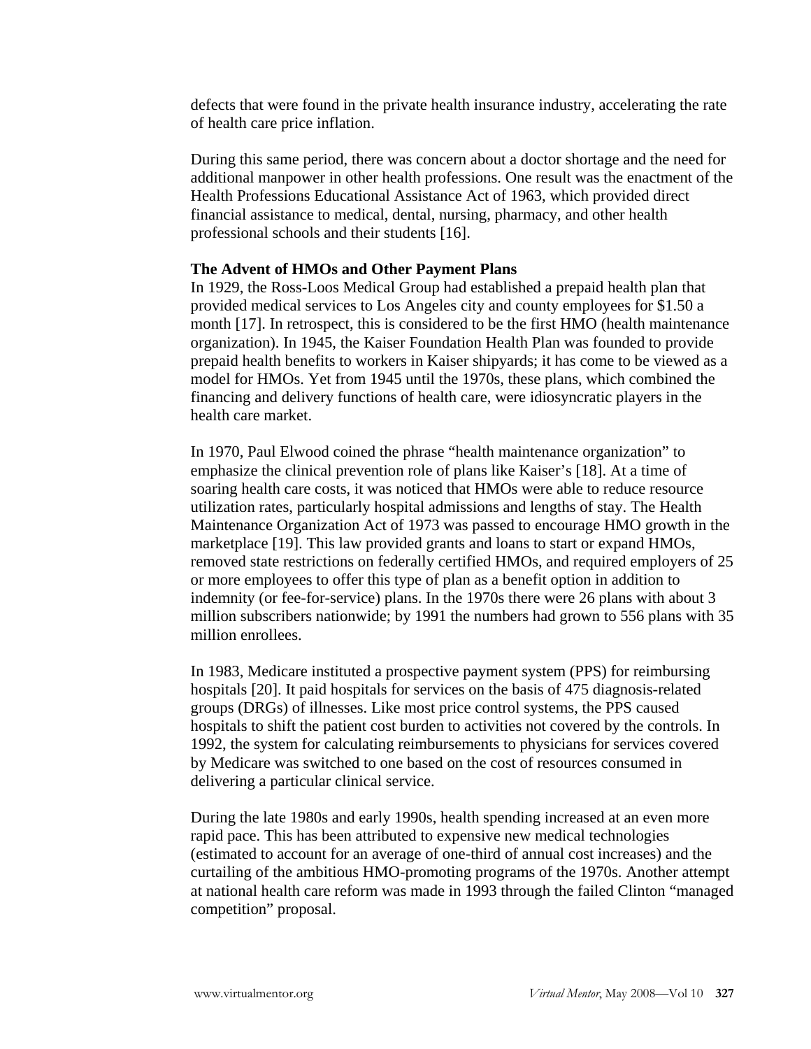defects that were found in the private health insurance industry, accelerating the rate of health care price inflation.

During this same period, there was concern about a doctor shortage and the need for additional manpower in other health professions. One result was the enactment of the Health Professions Educational Assistance Act of 1963, which provided direct financial assistance to medical, dental, nursing, pharmacy, and other health professional schools and their students [16].

**The Advent of HMOs and Other Payment Plans**

In 1929, the Ross-Loos Medical Group had established a prepaid health plan that provided medical services to Los Angeles city and county employees for $1.50 a month [17]. In retrospect, this is considered to be the first HMO (health maintenance organization). In 1945, the Kaiser Foundation Health Plan was founded to provide prepaid health benefits to workers in Kaiser shipyards; it has come to be viewed as a model for HMOs. Yet from 1945 until the 1970s, these plans, which combined the financing and delivery functions of health care, were idiosyncratic players in the health care market.

In 1970, Paul Elwood coined the phrase "health maintenance organization" to emphasize the clinical prevention role of plans like Kaiser's [18]. At a time of soaring health care costs, it was noticed that HMOs were able to reduce resource utilization rates, particularly hospital admissions and lengths of stay. The Health Maintenance Organization Act of 1973 was passed to encourage HMO growth in the marketplace [19]. This law provided grants and loans to start or expand HMOs, removed state restrictions on federally certified HMOs, and required employers of 25 or more employees to offer this type of plan as a benefit option in addition to indemnity (or fee-for-service) plans. In the 1970s there were 26 plans with about 3 million subscribers nationwide; by 1991 the numbers had grown to 556 plans with 35 million enrollees.

In 1983, Medicare instituted a prospective payment system (PPS) for reimbursing hospitals [20]. It paid hospitals for services on the basis of 475 diagnosis-related groups (DRGs) of illnesses. Like most price control systems, the PPS caused hospitals to shift the patient cost burden to activities not covered by the controls. In 1992, the system for calculating reimbursements to physicians for services covered by Medicare was switched to one based on the cost of resources consumed in delivering a particular clinical service.

During the late 1980s and early 1990s, health spending increased at an even more rapid pace. This has been attributed to expensive new medical technologies (estimated to account for an average of one-third of annual cost increases) and the curtailing of the ambitious HMO-promoting programs of the 1970s. Another attempt at national health care reform was made in 1993 through the failed Clinton "managed competition" proposal.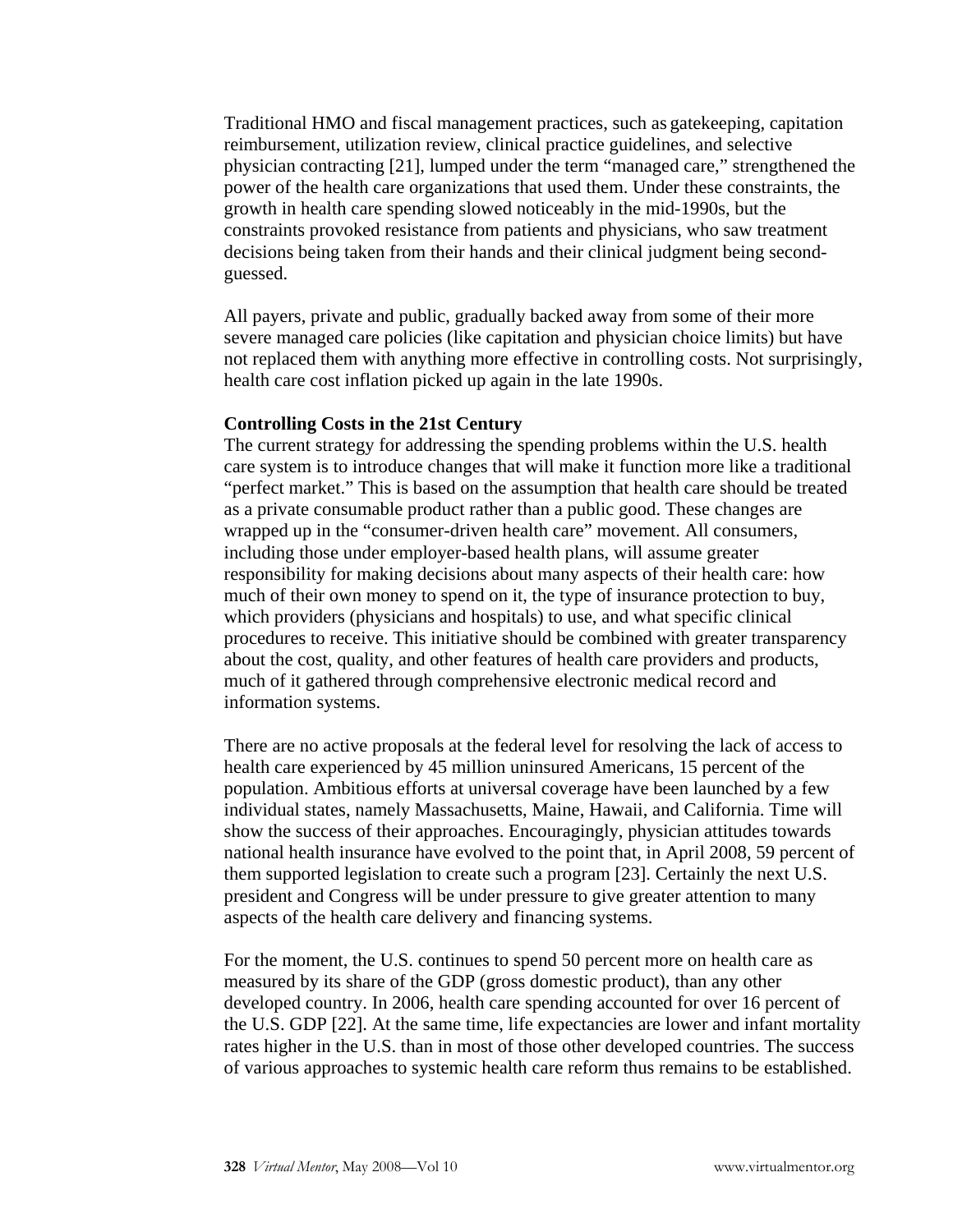Traditional HMO and fiscal management practices, such as gatekeeping, capitation reimbursement, utilization review, clinical practice guidelines, and selective physician contracting [21], lumped under the term "managed care," strengthened the power of the health care organizations that used them. Under these constraints, the growth in health care spending slowed noticeably in the mid-1990s, but the constraints provoked resistance from patients and physicians, who saw treatment decisions being taken from their hands and their clinical judgment being second-guessed.

All payers, private and public, gradually backed away from some of their more severe managed care policies (like capitation and physician choice limits) but have not replaced them with anything more effective in controlling costs. Not surprisingly, health care cost inflation picked up again in the late 1990s.

**Controlling Costs in the 21st Century**

The current strategy for addressing the spending problems within the U.S. health care system is to introduce changes that will make it function more like a traditional "perfect market." This is based on the assumption that health care should be treated as a private consumable product rather than a public good. These changes are wrapped up in the "consumer-driven health care" movement. All consumers, including those under employer-based health plans, will assume greater responsibility for making decisions about many aspects of their health care: how much of their own money to spend on it, the type of insurance protection to buy, which providers (physicians and hospitals) to use, and what specific clinical procedures to receive. This initiative should be combined with greater transparency about the cost, quality, and other features of health care providers and products, much of it gathered through comprehensive electronic medical record and information systems.

There are no active proposals at the federal level for resolving the lack of access to health care experienced by 45 million uninsured Americans, 15 percent of the population. Ambitious efforts at universal coverage have been launched by a few individual states, namely Massachusetts, Maine, Hawaii, and California. Time will show the success of their approaches. Encouragingly, physician attitudes towards national health insurance have evolved to the point that, in April 2008, 59 percent of them supported legislation to create such a program [23]. Certainly the next U.S. president and Congress will be under pressure to give greater attention to many aspects of the health care delivery and financing systems.

For the moment, the U.S. continues to spend 50 percent more on health care as measured by its share of the GDP (gross domestic product), than any other developed country. In 2006, health care spending accounted for over 16 percent of the U.S. GDP [22]. At the same time, life expectancies are lower and infant mortality rates higher in the U.S. than in most of those other developed countries. The success of various approaches to systemic health care reform thus remains to be established.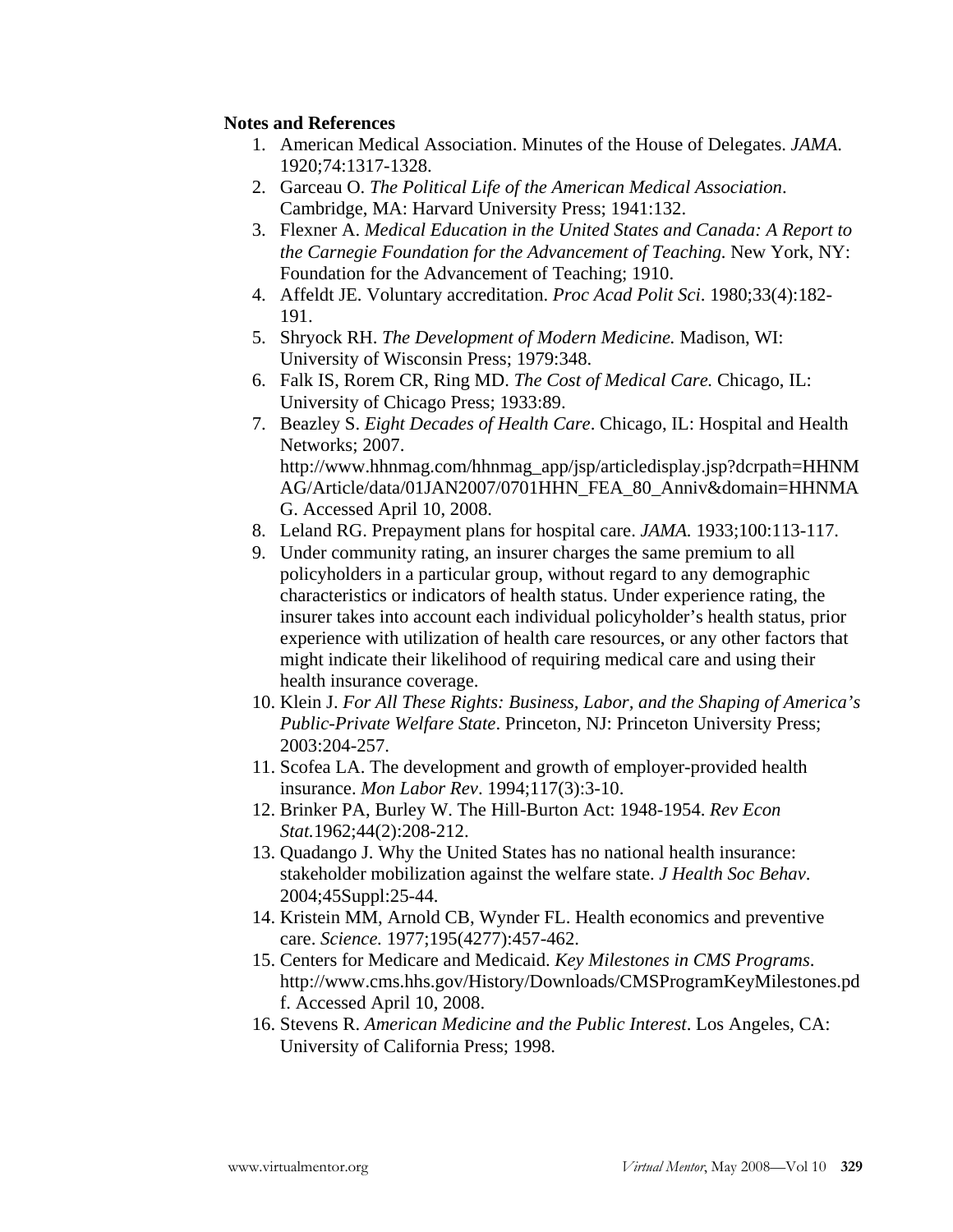**Notes and References**

1. American Medical Association. Minutes of the House of Delegates. *JAMA*. 1920;74:1317-1328.
2. Garceau O. *The Political Life of the American Medical Association*. Cambridge, MA: Harvard University Press; 1941:132.
3. Flexner A. *Medical Education in the United States and Canada: A Report to the Carnegie Foundation for the Advancement of Teaching.* New York, NY: Foundation for the Advancement of Teaching; 1910.
4. Affeldt JE. Voluntary accreditation. *Proc Acad Polit Sci*. 1980;33(4):182-191.
5. Shryock RH. *The Development of Modern Medicine.* Madison, WI: University of Wisconsin Press; 1979:348.
6. Falk IS, Rorem CR, Ring MD. *The Cost of Medical Care.* Chicago, IL: University of Chicago Press; 1933:89.
7. Beazley S. *Eight Decades of Health Care*. Chicago, IL: Hospital and Health Networks; 2007. http://www.hhnmag.com/hhnmag_app/jsp/articledisplay.jsp?dcrpath=HHNMAG/Article/data/01JAN2007/0701HHN_FEA_80_Anniv&domain=HHNMAG. Accessed April 10, 2008.
8. Leland RG. Prepayment plans for hospital care. *JAMA.* 1933;100:113-117.
9. Under community rating, an insurer charges the same premium to all policyholders in a particular group, without regard to any demographic characteristics or indicators of health status. Under experience rating, the insurer takes into account each individual policyholder's health status, prior experience with utilization of health care resources, or any other factors that might indicate their likelihood of requiring medical care and using their health insurance coverage.
10. Klein J. *For All These Rights: Business, Labor, and the Shaping of America's Public-Private Welfare State*. Princeton, NJ: Princeton University Press; 2003:204-257.
11. Scofea LA. The development and growth of employer-provided health insurance. *Mon Labor Rev*. 1994;117(3):3-10.
12. Brinker PA, Burley W. The Hill-Burton Act: 1948-1954. *Rev Econ Stat.*1962;44(2):208-212.
13. Quadango J. Why the United States has no national health insurance: stakeholder mobilization against the welfare state. *J Health Soc Behav*. 2004;45Suppl:25-44.
14. Kristein MM, Arnold CB, Wynder FL. Health economics and preventive care. *Science.* 1977;195(4277):457-462.
15. Centers for Medicare and Medicaid. *Key Milestones in CMS Programs*. http://www.cms.hhs.gov/History/Downloads/CMSProgramKeyMilestones.pdf. Accessed April 10, 2008.
16. Stevens R. *American Medicine and the Public Interest*. Los Angeles, CA: University of California Press; 1998.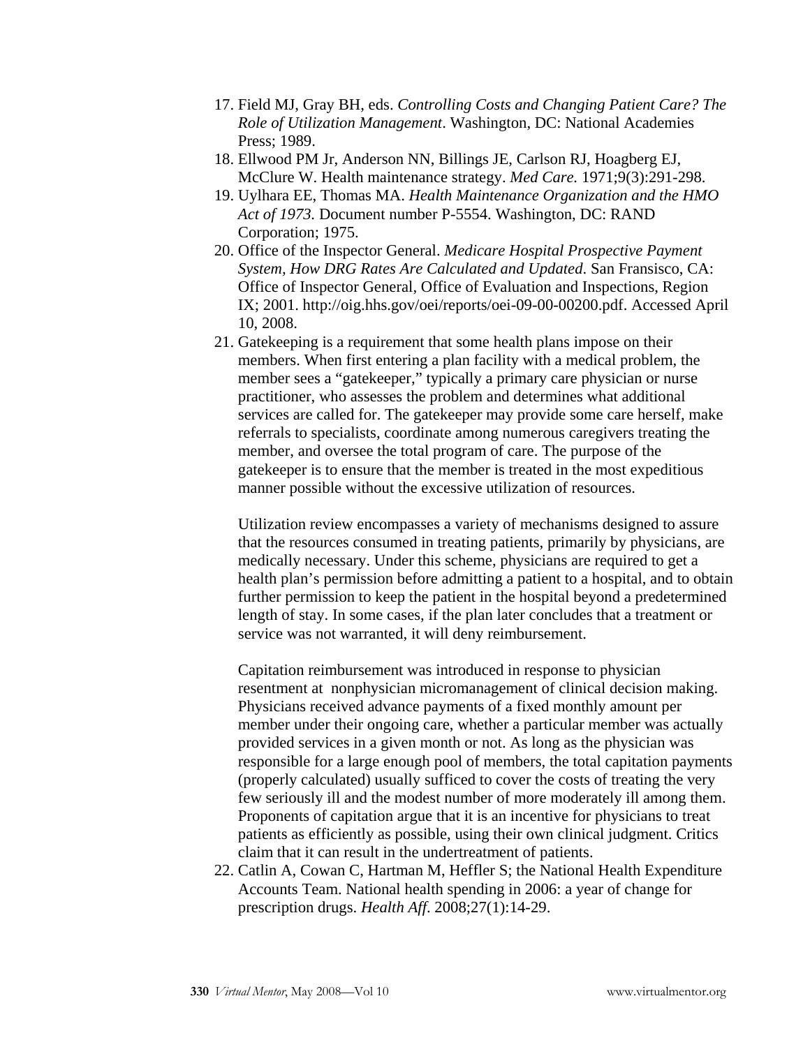17. Field MJ, Gray BH, eds. *Controlling Costs and Changing Patient Care? The Role of Utilization Management*. Washington, DC: National Academies Press; 1989.
18. Ellwood PM Jr, Anderson NN, Billings JE, Carlson RJ, Hoagberg EJ, McClure W. Health maintenance strategy. *Med Care.* 1971;9(3):291-298.
19. Uylhara EE, Thomas MA. *Health Maintenance Organization and the HMO Act of 1973.* Document number P-5554. Washington, DC: RAND Corporation; 1975.
20. Office of the Inspector General. *Medicare Hospital Prospective Payment System, How DRG Rates Are Calculated and Updated*. San Fransisco, CA: Office of Inspector General, Office of Evaluation and Inspections, Region IX; 2001. http://oig.hhs.gov/oei/reports/oei-09-00-00200.pdf. Accessed April 10, 2008.
21. Gatekeeping is a requirement that some health plans impose on their members. When first entering a plan facility with a medical problem, the member sees a "gatekeeper," typically a primary care physician or nurse practitioner, who assesses the problem and determines what additional services are called for. The gatekeeper may provide some care herself, make referrals to specialists, coordinate among numerous caregivers treating the member, and oversee the total program of care. The purpose of the gatekeeper is to ensure that the member is treated in the most expeditious manner possible without the excessive utilization of resources.

    Utilization review encompasses a variety of mechanisms designed to assure that the resources consumed in treating patients, primarily by physicians, are medically necessary. Under this scheme, physicians are required to get a health plan's permission before admitting a patient to a hospital, and to obtain further permission to keep the patient in the hospital beyond a predetermined length of stay. In some cases, if the plan later concludes that a treatment or service was not warranted, it will deny reimbursement.

    Capitation reimbursement was introduced in response to physician resentment at nonphysician micromanagement of clinical decision making. Physicians received advance payments of a fixed monthly amount per member under their ongoing care, whether a particular member was actually provided services in a given month or not. As long as the physician was responsible for a large enough pool of members, the total capitation payments (properly calculated) usually sufficed to cover the costs of treating the very few seriously ill and the modest number of more moderately ill among them. Proponents of capitation argue that it is an incentive for physicians to treat patients as efficiently as possible, using their own clinical judgment. Critics claim that it can result in the undertreatment of patients.
22. Catlin A, Cowan C, Hartman M, Heffler S; the National Health Expenditure Accounts Team. National health spending in 2006: a year of change for prescription drugs. *Health Aff*. 2008;27(1):14-29.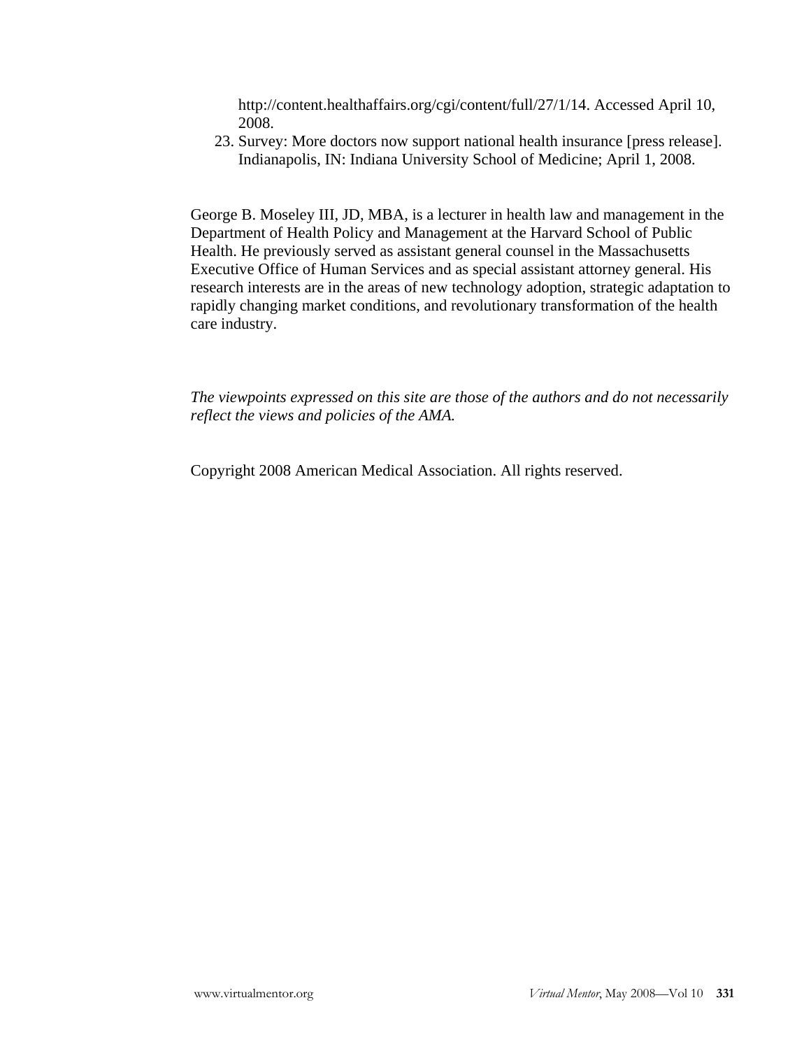http://content.healthaffairs.org/cgi/content/full/27/1/14. Accessed April 10, 2008.

23. Survey: More doctors now support national health insurance [press release]. Indianapolis, IN: Indiana University School of Medicine; April 1, 2008.

George B. Moseley III, JD, MBA, is a lecturer in health law and management in the Department of Health Policy and Management at the Harvard School of Public Health. He previously served as assistant general counsel in the Massachusetts Executive Office of Human Services and as special assistant attorney general. His research interests are in the areas of new technology adoption, strategic adaptation to rapidly changing market conditions, and revolutionary transformation of the health care industry.

*The viewpoints expressed on this site are those of the authors and do not necessarily reflect the views and policies of the AMA.*

Copyright 2008 American Medical Association. All rights reserved.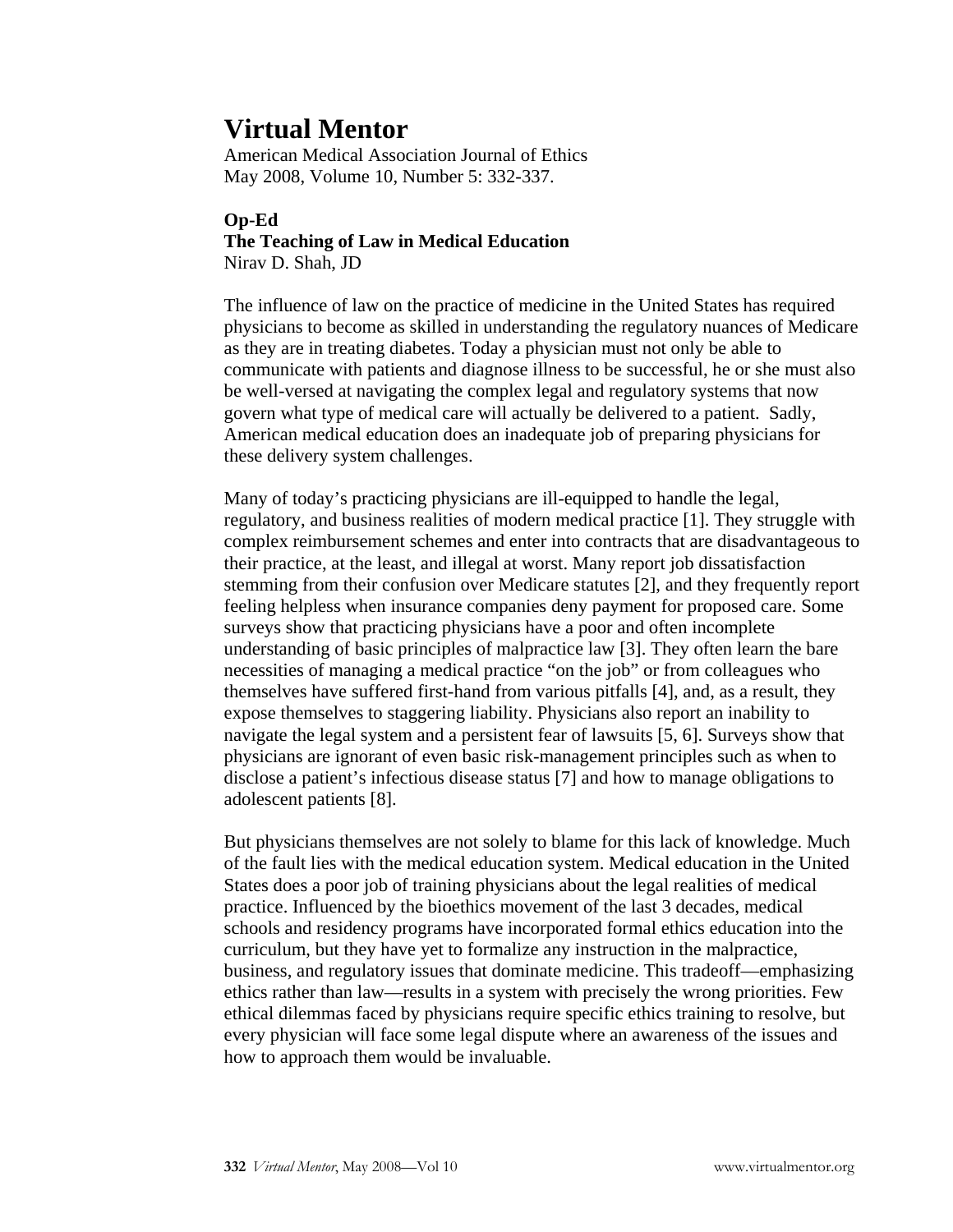# Virtual Mentor

American Medical Association Journal of Ethics
May 2008, Volume 10, Number 5: 332-337.

**Op-Ed**
**The Teaching of Law in Medical Education**
Nirav D. Shah, JD

The influence of law on the practice of medicine in the United States has required physicians to become as skilled in understanding the regulatory nuances of Medicare as they are in treating diabetes. Today a physician must not only be able to communicate with patients and diagnose illness to be successful, he or she must also be well-versed at navigating the complex legal and regulatory systems that now govern what type of medical care will actually be delivered to a patient. Sadly, American medical education does an inadequate job of preparing physicians for these delivery system challenges.

Many of today's practicing physicians are ill-equipped to handle the legal, regulatory, and business realities of modern medical practice [1]. They struggle with complex reimbursement schemes and enter into contracts that are disadvantageous to their practice, at the least, and illegal at worst. Many report job dissatisfaction stemming from their confusion over Medicare statutes [2], and they frequently report feeling helpless when insurance companies deny payment for proposed care. Some surveys show that practicing physicians have a poor and often incomplete understanding of basic principles of malpractice law [3]. They often learn the bare necessities of managing a medical practice "on the job" or from colleagues who themselves have suffered first-hand from various pitfalls [4], and, as a result, they expose themselves to staggering liability. Physicians also report an inability to navigate the legal system and a persistent fear of lawsuits [5, 6]. Surveys show that physicians are ignorant of even basic risk-management principles such as when to disclose a patient's infectious disease status [7] and how to manage obligations to adolescent patients [8].

But physicians themselves are not solely to blame for this lack of knowledge. Much of the fault lies with the medical education system. Medical education in the United States does a poor job of training physicians about the legal realities of medical practice. Influenced by the bioethics movement of the last 3 decades, medical schools and residency programs have incorporated formal ethics education into the curriculum, but they have yet to formalize any instruction in the malpractice, business, and regulatory issues that dominate medicine. This tradeoff—emphasizing ethics rather than law—results in a system with precisely the wrong priorities. Few ethical dilemmas faced by physicians require specific ethics training to resolve, but every physician will face some legal dispute where an awareness of the issues and how to approach them would be invaluable.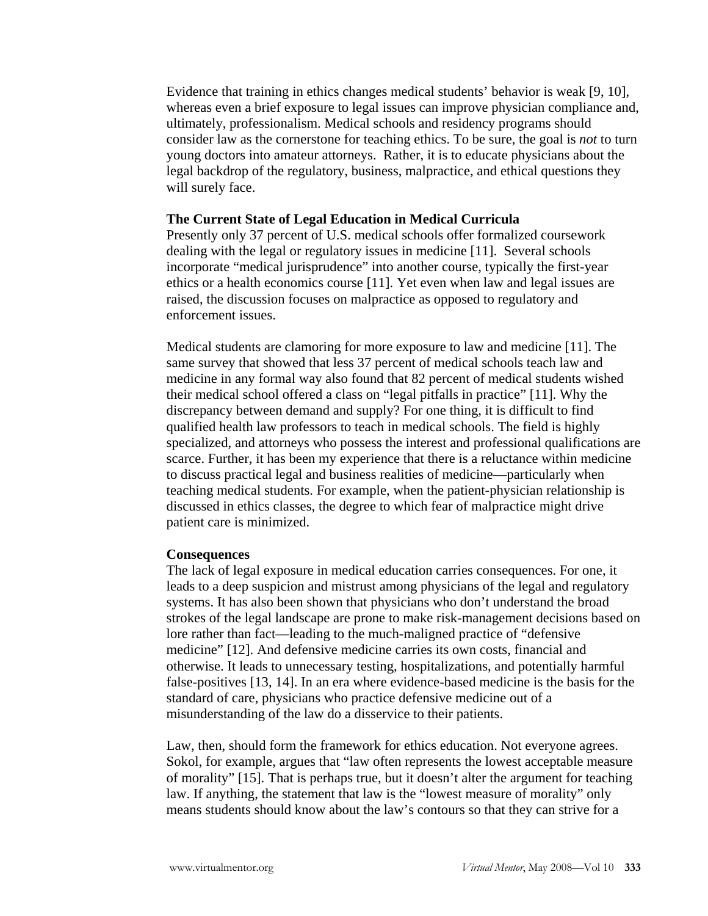Evidence that training in ethics changes medical students' behavior is weak [9, 10], whereas even a brief exposure to legal issues can improve physician compliance and, ultimately, professionalism. Medical schools and residency programs should consider law as the cornerstone for teaching ethics. To be sure, the goal is *not* to turn young doctors into amateur attorneys. Rather, it is to educate physicians about the legal backdrop of the regulatory, business, malpractice, and ethical questions they will surely face.

**The Current State of Legal Education in Medical Curricula**

Presently only 37 percent of U.S. medical schools offer formalized coursework dealing with the legal or regulatory issues in medicine [11]. Several schools incorporate "medical jurisprudence" into another course, typically the first-year ethics or a health economics course [11]. Yet even when law and legal issues are raised, the discussion focuses on malpractice as opposed to regulatory and enforcement issues.

Medical students are clamoring for more exposure to law and medicine [11]. The same survey that showed that less 37 percent of medical schools teach law and medicine in any formal way also found that 82 percent of medical students wished their medical school offered a class on "legal pitfalls in practice" [11]. Why the discrepancy between demand and supply? For one thing, it is difficult to find qualified health law professors to teach in medical schools. The field is highly specialized, and attorneys who possess the interest and professional qualifications are scarce. Further, it has been my experience that there is a reluctance within medicine to discuss practical legal and business realities of medicine—particularly when teaching medical students. For example, when the patient-physician relationship is discussed in ethics classes, the degree to which fear of malpractice might drive patient care is minimized.

**Consequences**

The lack of legal exposure in medical education carries consequences. For one, it leads to a deep suspicion and mistrust among physicians of the legal and regulatory systems. It has also been shown that physicians who don't understand the broad strokes of the legal landscape are prone to make risk-management decisions based on lore rather than fact—leading to the much-maligned practice of "defensive medicine" [12]. And defensive medicine carries its own costs, financial and otherwise. It leads to unnecessary testing, hospitalizations, and potentially harmful false-positives [13, 14]. In an era where evidence-based medicine is the basis for the standard of care, physicians who practice defensive medicine out of a misunderstanding of the law do a disservice to their patients.

Law, then, should form the framework for ethics education. Not everyone agrees. Sokol, for example, argues that "law often represents the lowest acceptable measure of morality" [15]. That is perhaps true, but it doesn't alter the argument for teaching law. If anything, the statement that law is the "lowest measure of morality" only means students should know about the law's contours so that they can strive for a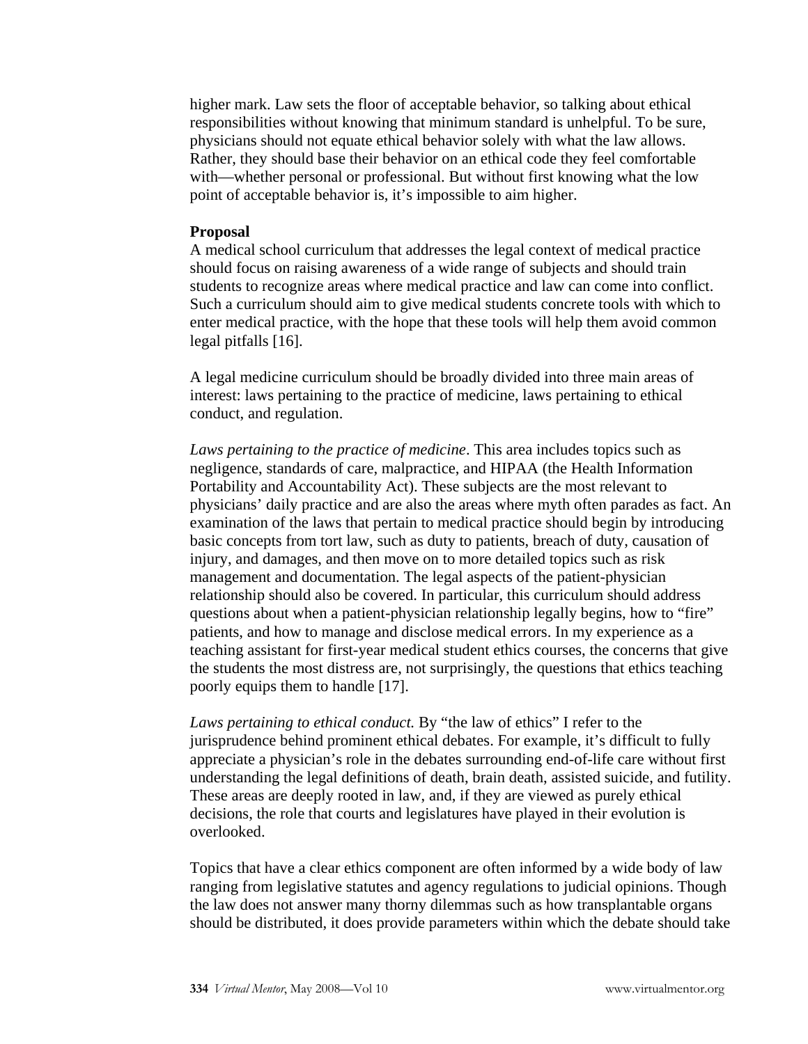higher mark. Law sets the floor of acceptable behavior, so talking about ethical responsibilities without knowing that minimum standard is unhelpful. To be sure, physicians should not equate ethical behavior solely with what the law allows. Rather, they should base their behavior on an ethical code they feel comfortable with—whether personal or professional. But without first knowing what the low point of acceptable behavior is, it's impossible to aim higher.

**Proposal**

A medical school curriculum that addresses the legal context of medical practice should focus on raising awareness of a wide range of subjects and should train students to recognize areas where medical practice and law can come into conflict. Such a curriculum should aim to give medical students concrete tools with which to enter medical practice, with the hope that these tools will help them avoid common legal pitfalls [16].

A legal medicine curriculum should be broadly divided into three main areas of interest: laws pertaining to the practice of medicine, laws pertaining to ethical conduct, and regulation.

*Laws pertaining to the practice of medicine*. This area includes topics such as negligence, standards of care, malpractice, and HIPAA (the Health Information Portability and Accountability Act). These subjects are the most relevant to physicians' daily practice and are also the areas where myth often parades as fact. An examination of the laws that pertain to medical practice should begin by introducing basic concepts from tort law, such as duty to patients, breach of duty, causation of injury, and damages, and then move on to more detailed topics such as risk management and documentation. The legal aspects of the patient-physician relationship should also be covered. In particular, this curriculum should address questions about when a patient-physician relationship legally begins, how to "fire" patients, and how to manage and disclose medical errors. In my experience as a teaching assistant for first-year medical student ethics courses, the concerns that give the students the most distress are, not surprisingly, the questions that ethics teaching poorly equips them to handle [17].

*Laws pertaining to ethical conduct.* By "the law of ethics" I refer to the jurisprudence behind prominent ethical debates. For example, it's difficult to fully appreciate a physician's role in the debates surrounding end-of-life care without first understanding the legal definitions of death, brain death, assisted suicide, and futility. These areas are deeply rooted in law, and, if they are viewed as purely ethical decisions, the role that courts and legislatures have played in their evolution is overlooked.

Topics that have a clear ethics component are often informed by a wide body of law ranging from legislative statutes and agency regulations to judicial opinions. Though the law does not answer many thorny dilemmas such as how transplantable organs should be distributed, it does provide parameters within which the debate should take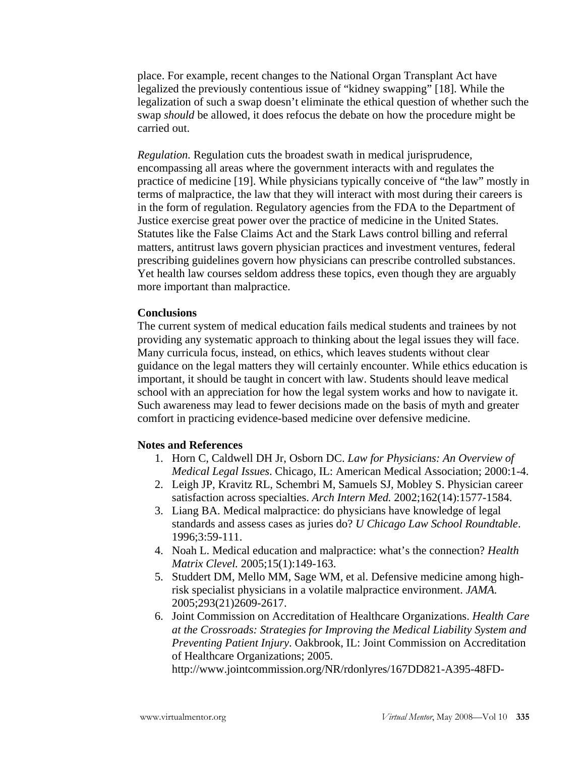place. For example, recent changes to the National Organ Transplant Act have legalized the previously contentious issue of "kidney swapping" [18]. While the legalization of such a swap doesn't eliminate the ethical question of whether such the swap *should* be allowed, it does refocus the debate on how the procedure might be carried out.

*Regulation.* Regulation cuts the broadest swath in medical jurisprudence, encompassing all areas where the government interacts with and regulates the practice of medicine [19]. While physicians typically conceive of "the law" mostly in terms of malpractice, the law that they will interact with most during their careers is in the form of regulation. Regulatory agencies from the FDA to the Department of Justice exercise great power over the practice of medicine in the United States. Statutes like the False Claims Act and the Stark Laws control billing and referral matters, antitrust laws govern physician practices and investment ventures, federal prescribing guidelines govern how physicians can prescribe controlled substances. Yet health law courses seldom address these topics, even though they are arguably more important than malpractice.

**Conclusions**

The current system of medical education fails medical students and trainees by not providing any systematic approach to thinking about the legal issues they will face. Many curricula focus, instead, on ethics, which leaves students without clear guidance on the legal matters they will certainly encounter. While ethics education is important, it should be taught in concert with law. Students should leave medical school with an appreciation for how the legal system works and how to navigate it. Such awareness may lead to fewer decisions made on the basis of myth and greater comfort in practicing evidence-based medicine over defensive medicine.

**Notes and References**

1. Horn C, Caldwell DH Jr, Osborn DC. *Law for Physicians: An Overview of Medical Legal Issues*. Chicago, IL: American Medical Association; 2000:1-4.
2. Leigh JP, Kravitz RL, Schembri M, Samuels SJ, Mobley S. Physician career satisfaction across specialties. *Arch Intern Med.* 2002;162(14):1577-1584.
3. Liang BA. Medical malpractice: do physicians have knowledge of legal standards and assess cases as juries do? *U Chicago Law School Roundtable*. 1996;3:59-111.
4. Noah L. Medical education and malpractice: what's the connection? *Health Matrix Clevel.* 2005;15(1):149-163.
5. Studdert DM, Mello MM, Sage WM, et al. Defensive medicine among high-risk specialist physicians in a volatile malpractice environment. *JAMA.* 2005;293(21)2609-2617.
6. Joint Commission on Accreditation of Healthcare Organizations. *Health Care at the Crossroads: Strategies for Improving the Medical Liability System and Preventing Patient Injury*. Oakbrook, IL: Joint Commission on Accreditation of Healthcare Organizations; 2005. http://www.jointcommission.org/NR/rdonlyres/167DD821-A395-48FD-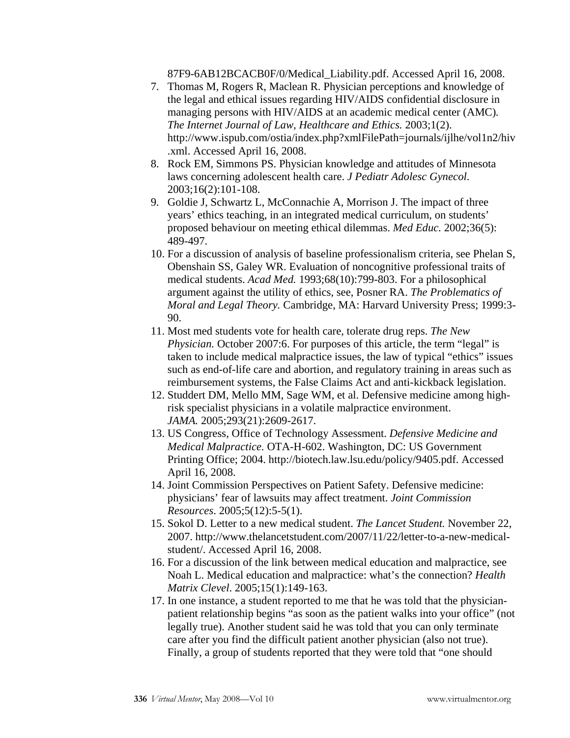87F9-6AB12BCACB0F/0/Medical_Liability.pdf. Accessed April 16, 2008.

7. Thomas M, Rogers R, Maclean R. Physician perceptions and knowledge of the legal and ethical issues regarding HIV/AIDS confidential disclosure in managing persons with HIV/AIDS at an academic medical center (AMC). *The Internet Journal of Law, Healthcare and Ethics.* 2003;1(2). http://www.ispub.com/ostia/index.php?xmlFilePath=journals/ijlhe/vol1n2/hiv.xml. Accessed April 16, 2008.
8. Rock EM, Simmons PS. Physician knowledge and attitudes of Minnesota laws concerning adolescent health care. *J Pediatr Adolesc Gynecol*. 2003;16(2):101-108.
9. Goldie J, Schwartz L, McConnachie A, Morrison J. The impact of three years' ethics teaching, in an integrated medical curriculum, on students' proposed behaviour on meeting ethical dilemmas. *Med Educ.* 2002;36(5): 489-497.
10. For a discussion of analysis of baseline professionalism criteria, see Phelan S, Obenshain SS, Galey WR. Evaluation of noncognitive professional traits of medical students. *Acad Med.* 1993;68(10):799-803. For a philosophical argument against the utility of ethics, see, Posner RA. *The Problematics of Moral and Legal Theory.* Cambridge, MA: Harvard University Press; 1999:3-90.
11. Most med students vote for health care, tolerate drug reps. *The New Physician.* October 2007:6. For purposes of this article, the term "legal" is taken to include medical malpractice issues, the law of typical "ethics" issues such as end-of-life care and abortion, and regulatory training in areas such as reimbursement systems, the False Claims Act and anti-kickback legislation.
12. Studdert DM, Mello MM, Sage WM, et al. Defensive medicine among high-risk specialist physicians in a volatile malpractice environment. *JAMA.* 2005;293(21):2609-2617.
13. US Congress, Office of Technology Assessment. *Defensive Medicine and Medical Malpractice.* OTA-H-602. Washington, DC: US Government Printing Office; 2004. http://biotech.law.lsu.edu/policy/9405.pdf. Accessed April 16, 2008.
14. Joint Commission Perspectives on Patient Safety. Defensive medicine: physicians' fear of lawsuits may affect treatment. *Joint Commission Resources*. 2005;5(12):5-5(1).
15. Sokol D. Letter to a new medical student. *The Lancet Student.* November 22, 2007. http://www.thelancetstudent.com/2007/11/22/letter-to-a-new-medical-student/. Accessed April 16, 2008.
16. For a discussion of the link between medical education and malpractice, see Noah L. Medical education and malpractice: what's the connection? *Health Matrix Clevel*. 2005;15(1):149-163.
17. In one instance, a student reported to me that he was told that the physician-patient relationship begins "as soon as the patient walks into your office" (not legally true). Another student said he was told that you can only terminate care after you find the difficult patient another physician (also not true). Finally, a group of students reported that they were told that "one should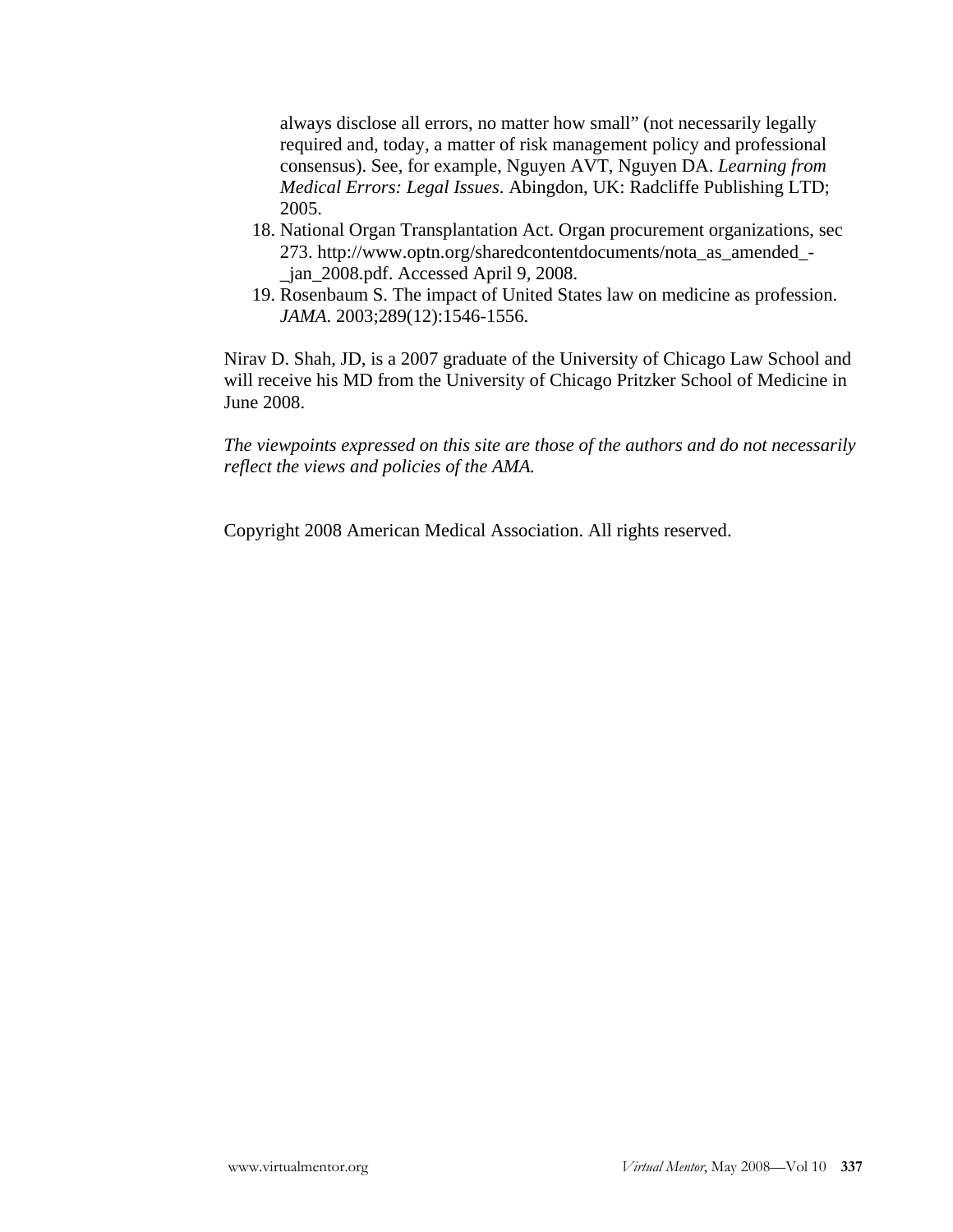always disclose all errors, no matter how small" (not necessarily legally required and, today, a matter of risk management policy and professional consensus). See, for example, Nguyen AVT, Nguyen DA. *Learning from Medical Errors: Legal Issues*. Abingdon, UK: Radcliffe Publishing LTD; 2005.

18. National Organ Transplantation Act. Organ procurement organizations, sec 273. http://www.optn.org/sharedcontentdocuments/nota_as_amended_-_jan_2008.pdf. Accessed April 9, 2008.
19. Rosenbaum S. The impact of United States law on medicine as profession. *JAMA*. 2003;289(12):1546-1556.

Nirav D. Shah, JD, is a 2007 graduate of the University of Chicago Law School and will receive his MD from the University of Chicago Pritzker School of Medicine in June 2008.

*The viewpoints expressed on this site are those of the authors and do not necessarily reflect the views and policies of the AMA.*

Copyright 2008 American Medical Association. All rights reserved.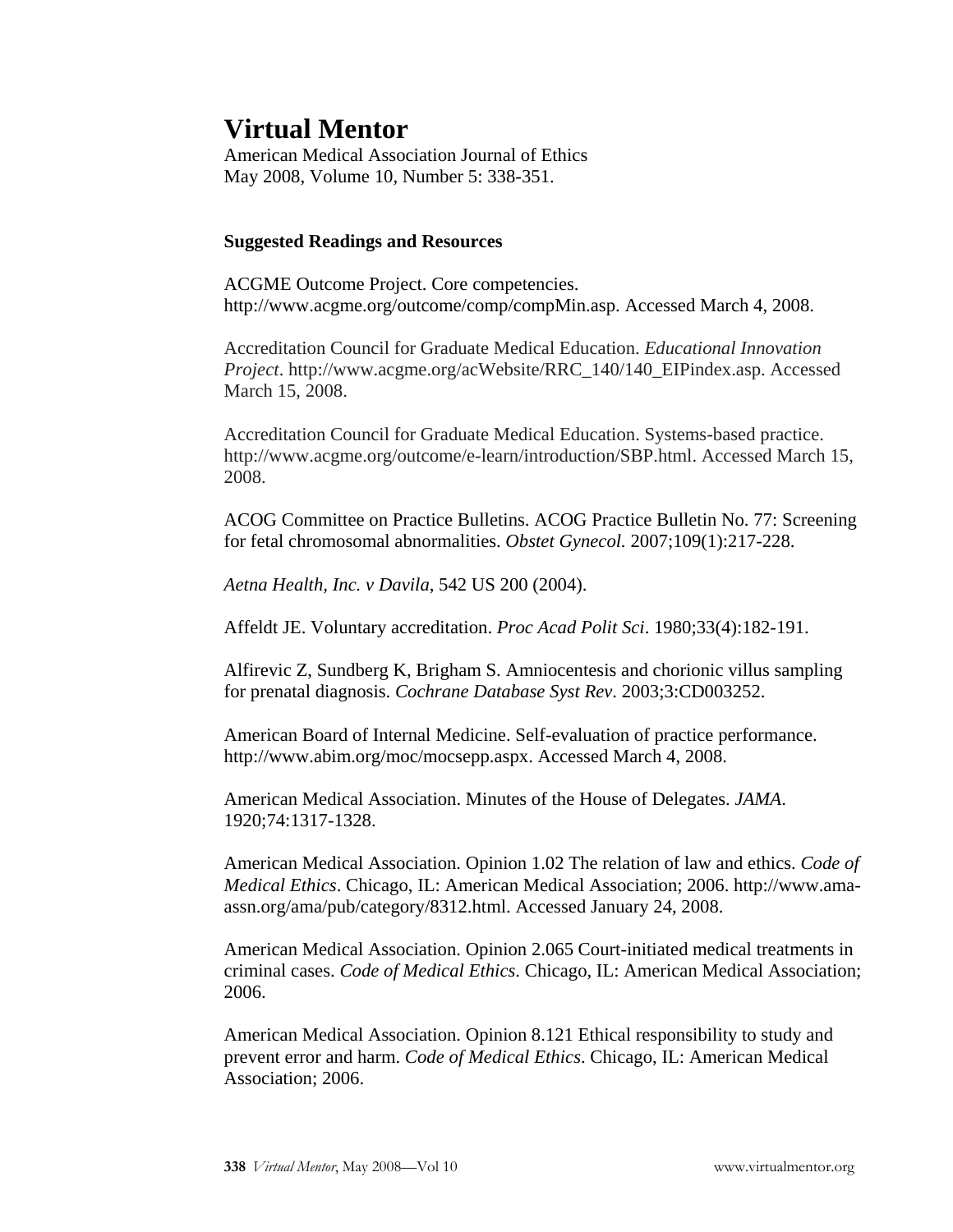# Virtual Mentor

American Medical Association Journal of Ethics
May 2008, Volume 10, Number 5: 338-351.

**Suggested Readings and Resources**

ACGME Outcome Project. Core competencies. http://www.acgme.org/outcome/comp/compMin.asp. Accessed March 4, 2008.

Accreditation Council for Graduate Medical Education. *Educational Innovation Project*. http://www.acgme.org/acWebsite/RRC_140/140_EIPindex.asp. Accessed March 15, 2008.

Accreditation Council for Graduate Medical Education. Systems-based practice. http://www.acgme.org/outcome/e-learn/introduction/SBP.html. Accessed March 15, 2008.

ACOG Committee on Practice Bulletins. ACOG Practice Bulletin No. 77: Screening for fetal chromosomal abnormalities. *Obstet Gynecol*. 2007;109(1):217-228.

*Aetna Health, Inc. v Davila*, 542 US 200 (2004).

Affeldt JE. Voluntary accreditation. *Proc Acad Polit Sci*. 1980;33(4):182-191.

Alfirevic Z, Sundberg K, Brigham S. Amniocentesis and chorionic villus sampling for prenatal diagnosis. *Cochrane Database Syst Rev*. 2003;3:CD003252.

American Board of Internal Medicine. Self-evaluation of practice performance. http://www.abim.org/moc/mocsepp.aspx. Accessed March 4, 2008.

American Medical Association. Minutes of the House of Delegates. *JAMA*. 1920;74:1317-1328.

American Medical Association. Opinion 1.02 The relation of law and ethics. *Code of Medical Ethics*. Chicago, IL: American Medical Association; 2006. http://www.ama-assn.org/ama/pub/category/8312.html. Accessed January 24, 2008.

American Medical Association. Opinion 2.065 Court-initiated medical treatments in criminal cases. *Code of Medical Ethics*. Chicago, IL: American Medical Association; 2006.

American Medical Association. Opinion 8.121 Ethical responsibility to study and prevent error and harm. *Code of Medical Ethics*. Chicago, IL: American Medical Association; 2006.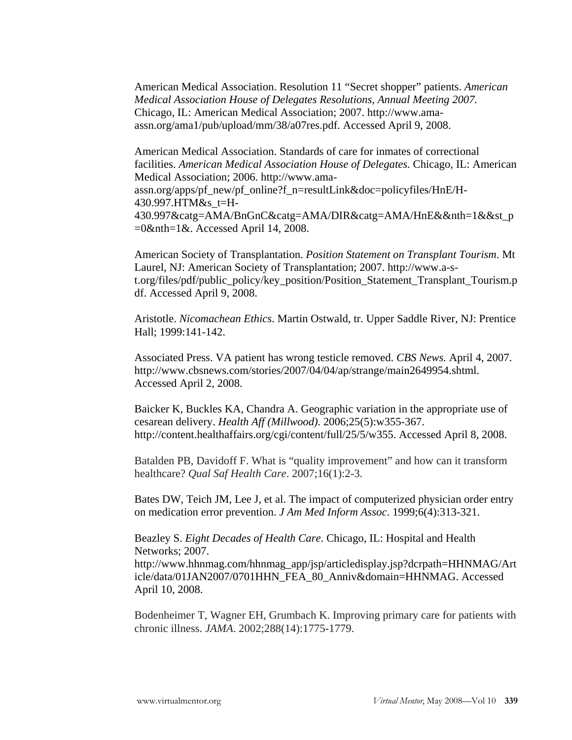American Medical Association. Resolution 11 "Secret shopper" patients. *American Medical Association House of Delegates Resolutions, Annual Meeting 2007*. Chicago, IL: American Medical Association; 2007. http://www.ama-assn.org/ama1/pub/upload/mm/38/a07res.pdf. Accessed April 9, 2008.

American Medical Association. Standards of care for inmates of correctional facilities. *American Medical Association House of Delegates*. Chicago, IL: American Medical Association; 2006. http://www.ama-assn.org/apps/pf_new/pf_online?f_n=resultLink&doc=policyfiles/HnE/H-430.997.HTM&s_t=H-430.997&catg=AMA/BnGnC&catg=AMA/DIR&catg=AMA/HnE&&nth=1&&st_p=0&nth=1&. Accessed April 14, 2008.

American Society of Transplantation. *Position Statement on Transplant Tourism*. Mt Laurel, NJ: American Society of Transplantation; 2007. http://www.a-s-t.org/files/pdf/public_policy/key_position/Position_Statement_Transplant_Tourism.pdf. Accessed April 9, 2008.

Aristotle. *Nicomachean Ethics*. Martin Ostwald, tr. Upper Saddle River, NJ: Prentice Hall; 1999:141-142.

Associated Press. VA patient has wrong testicle removed. *CBS News.* April 4, 2007. http://www.cbsnews.com/stories/2007/04/04/ap/strange/main2649954.shtml. Accessed April 2, 2008.

Baicker K, Buckles KA, Chandra A. Geographic variation in the appropriate use of cesarean delivery. *Health Aff (Millwood)*. 2006;25(5):w355-367. http://content.healthaffairs.org/cgi/content/full/25/5/w355. Accessed April 8, 2008.

Batalden PB, Davidoff F. What is "quality improvement" and how can it transform healthcare? *Qual Saf Health Care*. 2007;16(1):2-3.

Bates DW, Teich JM, Lee J, et al. The impact of computerized physician order entry on medication error prevention. *J Am Med Inform Assoc*. 1999;6(4):313-321.

Beazley S. *Eight Decades of Health Care*. Chicago, IL: Hospital and Health Networks; 2007. http://www.hhnmag.com/hhnmag_app/jsp/articledisplay.jsp?dcrpath=HHNMAG/Article/data/01JAN2007/0701HHN_FEA_80_Anniv&domain=HHNMAG. Accessed April 10, 2008.

Bodenheimer T, Wagner EH, Grumbach K. Improving primary care for patients with chronic illness. *JAMA*. 2002;288(14):1775-1779.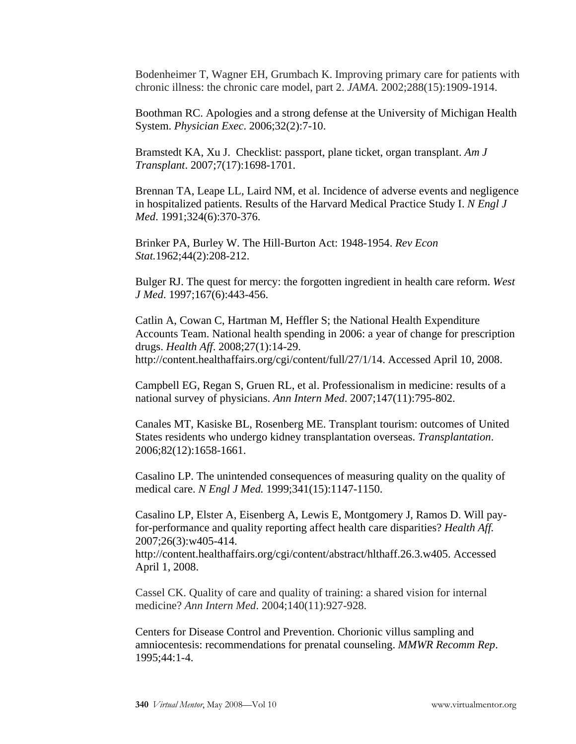Bodenheimer T, Wagner EH, Grumbach K. Improving primary care for patients with chronic illness: the chronic care model, part 2. *JAMA*. 2002;288(15):1909-1914.

Boothman RC. Apologies and a strong defense at the University of Michigan Health System. *Physician Exec*. 2006;32(2):7-10.

Bramstedt KA, Xu J. Checklist: passport, plane ticket, organ transplant. *Am J Transplant*. 2007;7(17):1698-1701.

Brennan TA, Leape LL, Laird NM, et al. Incidence of adverse events and negligence in hospitalized patients. Results of the Harvard Medical Practice Study I. *N Engl J Med*. 1991;324(6):370-376.

Brinker PA, Burley W. The Hill-Burton Act: 1948-1954. *Rev Econ Stat.*1962;44(2):208-212.

Bulger RJ. The quest for mercy: the forgotten ingredient in health care reform. *West J Med*. 1997;167(6):443-456.

Catlin A, Cowan C, Hartman M, Heffler S; the National Health Expenditure Accounts Team. National health spending in 2006: a year of change for prescription drugs. *Health Aff*. 2008;27(1):14-29. http://content.healthaffairs.org/cgi/content/full/27/1/14. Accessed April 10, 2008.

Campbell EG, Regan S, Gruen RL, et al. Professionalism in medicine: results of a national survey of physicians. *Ann Intern Med*. 2007;147(11):795-802.

Canales MT, Kasiske BL, Rosenberg ME. Transplant tourism: outcomes of United States residents who undergo kidney transplantation overseas. *Transplantation*. 2006;82(12):1658-1661.

Casalino LP. The unintended consequences of measuring quality on the quality of medical care. *N Engl J Med.* 1999;341(15):1147-1150.

Casalino LP, Elster A, Eisenberg A, Lewis E, Montgomery J, Ramos D. Will pay-for-performance and quality reporting affect health care disparities? *Health Aff.* 2007;26(3):w405-414. http://content.healthaffairs.org/cgi/content/abstract/hlthaff.26.3.w405. Accessed April 1, 2008.

Cassel CK. Quality of care and quality of training: a shared vision for internal medicine? *Ann Intern Med*. 2004;140(11):927-928.

Centers for Disease Control and Prevention. Chorionic villus sampling and amniocentesis: recommendations for prenatal counseling. *MMWR Recomm Rep*. 1995;44:1-4.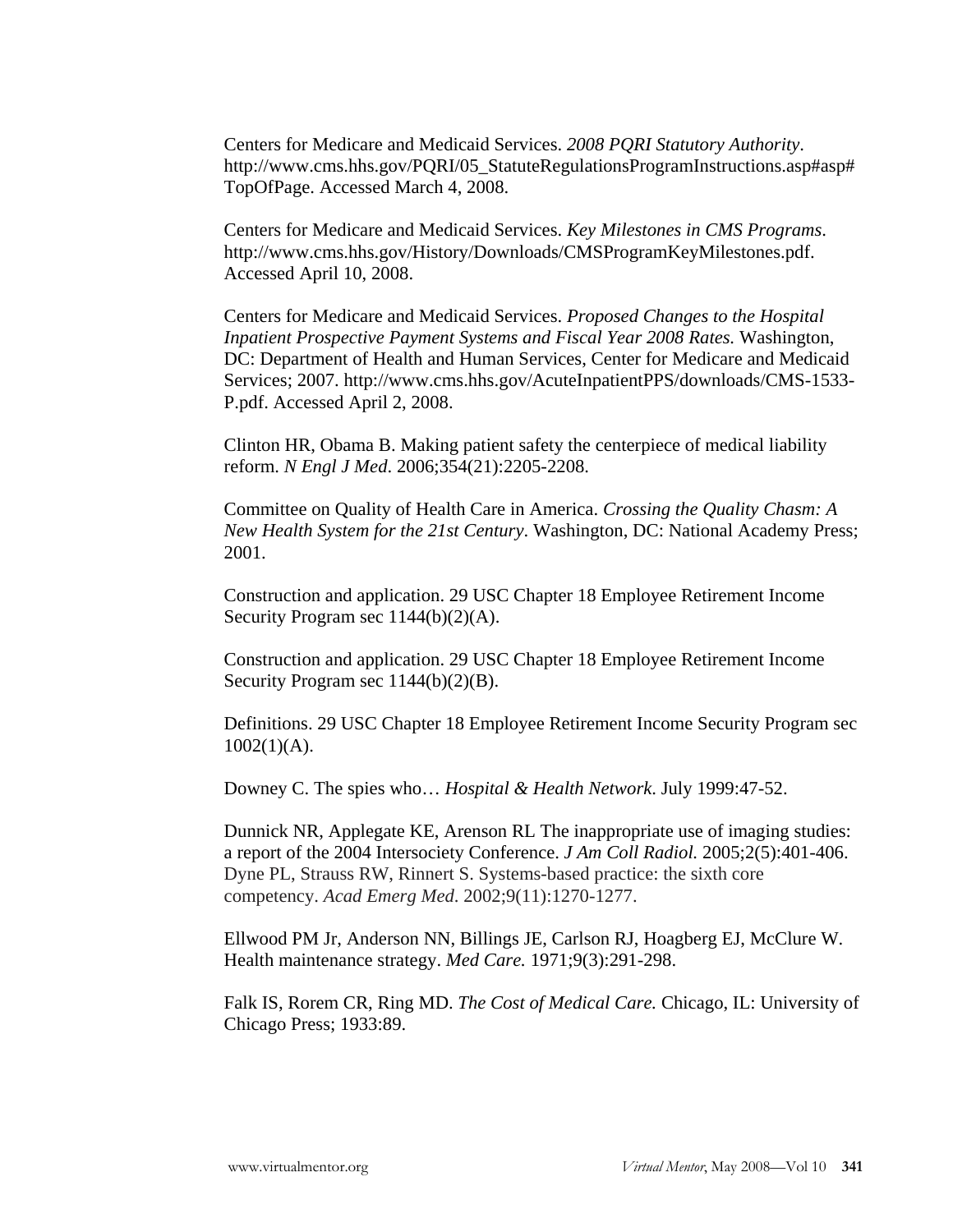Centers for Medicare and Medicaid Services. *2008 PQRI Statutory Authority*. http://www.cms.hhs.gov/PQRI/05_StatuteRegulationsProgramInstructions.asp#asp#TopOfPage. Accessed March 4, 2008.

Centers for Medicare and Medicaid Services. *Key Milestones in CMS Programs*. http://www.cms.hhs.gov/History/Downloads/CMSProgramKeyMilestones.pdf. Accessed April 10, 2008.

Centers for Medicare and Medicaid Services. *Proposed Changes to the Hospital Inpatient Prospective Payment Systems and Fiscal Year 2008 Rates.* Washington, DC: Department of Health and Human Services, Center for Medicare and Medicaid Services; 2007. http://www.cms.hhs.gov/AcuteInpatientPPS/downloads/CMS-1533-P.pdf. Accessed April 2, 2008.

Clinton HR, Obama B. Making patient safety the centerpiece of medical liability reform. *N Engl J Med*. 2006;354(21):2205-2208.

Committee on Quality of Health Care in America. *Crossing the Quality Chasm: A New Health System for the 21st Century*. Washington, DC: National Academy Press; 2001.

Construction and application. 29 USC Chapter 18 Employee Retirement Income Security Program sec 1144(b)(2)(A).

Construction and application. 29 USC Chapter 18 Employee Retirement Income Security Program sec 1144(b)(2)(B).

Definitions. 29 USC Chapter 18 Employee Retirement Income Security Program sec 1002(1)(A).

Downey C. The spies who… *Hospital & Health Network*. July 1999:47-52.

Dunnick NR, Applegate KE, Arenson RL The inappropriate use of imaging studies: a report of the 2004 Intersociety Conference. *J Am Coll Radiol.* 2005;2(5):401-406.
Dyne PL, Strauss RW, Rinnert S. Systems-based practice: the sixth core competency. *Acad Emerg Med*. 2002;9(11):1270-1277.

Ellwood PM Jr, Anderson NN, Billings JE, Carlson RJ, Hoagberg EJ, McClure W. Health maintenance strategy. *Med Care.* 1971;9(3):291-298.

Falk IS, Rorem CR, Ring MD. *The Cost of Medical Care.* Chicago, IL: University of Chicago Press; 1933:89.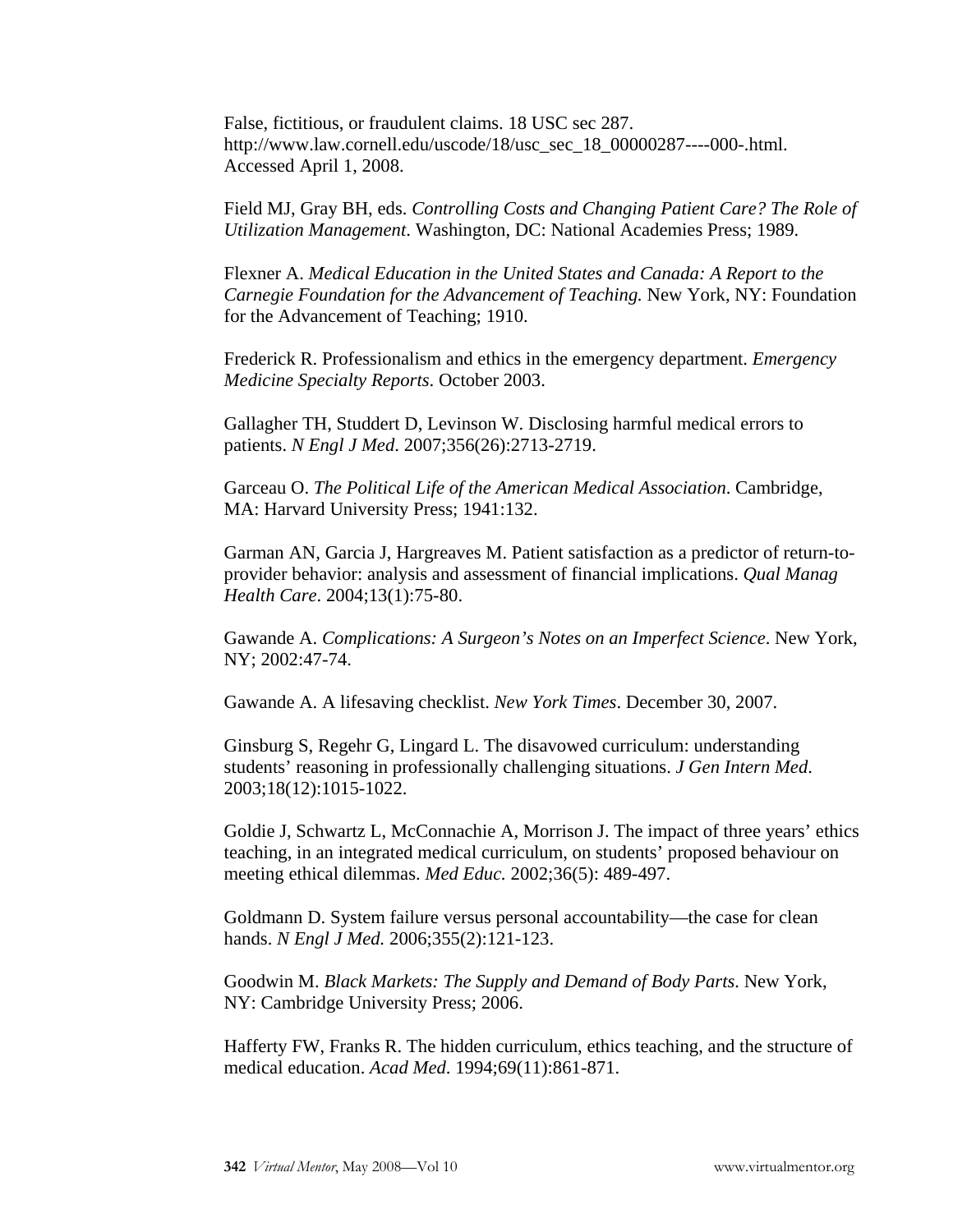False, fictitious, or fraudulent claims. 18 USC sec 287. http://www.law.cornell.edu/uscode/18/usc_sec_18_00000287----000-.html. Accessed April 1, 2008.

Field MJ, Gray BH, eds. *Controlling Costs and Changing Patient Care? The Role of Utilization Management*. Washington, DC: National Academies Press; 1989.

Flexner A. *Medical Education in the United States and Canada: A Report to the Carnegie Foundation for the Advancement of Teaching.* New York, NY: Foundation for the Advancement of Teaching; 1910.

Frederick R. Professionalism and ethics in the emergency department. *Emergency Medicine Specialty Reports*. October 2003.

Gallagher TH, Studdert D, Levinson W. Disclosing harmful medical errors to patients. *N Engl J Med*. 2007;356(26):2713-2719.

Garceau O. *The Political Life of the American Medical Association*. Cambridge, MA: Harvard University Press; 1941:132.

Garman AN, Garcia J, Hargreaves M. Patient satisfaction as a predictor of return-to-provider behavior: analysis and assessment of financial implications. *Qual Manag Health Care*. 2004;13(1):75-80.

Gawande A. *Complications: A Surgeon's Notes on an Imperfect Science*. New York, NY; 2002:47-74.

Gawande A. A lifesaving checklist. *New York Times*. December 30, 2007.

Ginsburg S, Regehr G, Lingard L. The disavowed curriculum: understanding students' reasoning in professionally challenging situations. *J Gen Intern Med*. 2003;18(12):1015-1022.

Goldie J, Schwartz L, McConnachie A, Morrison J. The impact of three years' ethics teaching, in an integrated medical curriculum, on students' proposed behaviour on meeting ethical dilemmas. *Med Educ.* 2002;36(5): 489-497.

Goldmann D. System failure versus personal accountability—the case for clean hands. *N Engl J Med.* 2006;355(2):121-123.

Goodwin M. *Black Markets: The Supply and Demand of Body Parts*. New York, NY: Cambridge University Press; 2006.

Hafferty FW, Franks R. The hidden curriculum, ethics teaching, and the structure of medical education. *Acad Med*. 1994;69(11):861-871.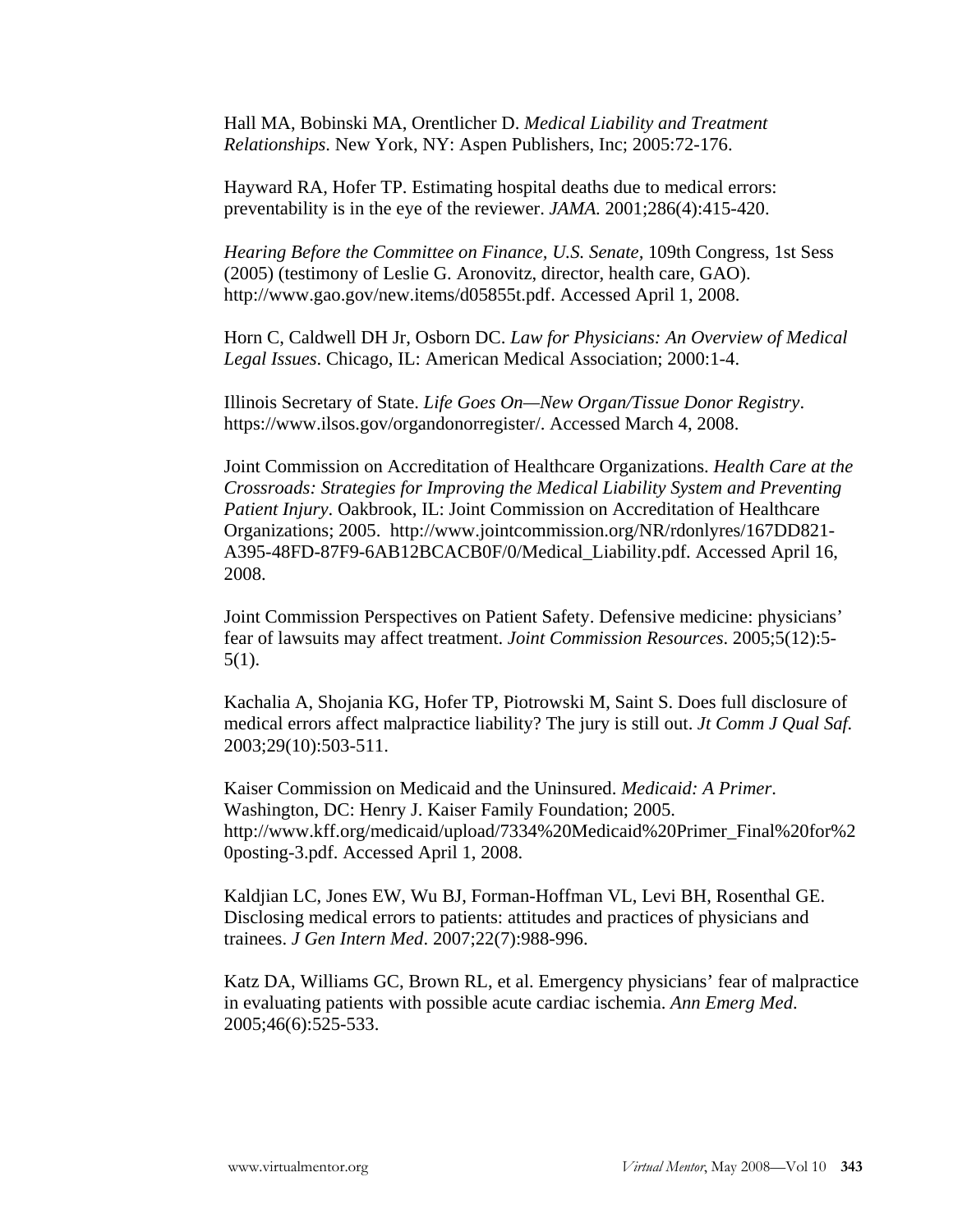Hall MA, Bobinski MA, Orentlicher D. *Medical Liability and Treatment Relationships*. New York, NY: Aspen Publishers, Inc; 2005:72-176.

Hayward RA, Hofer TP. Estimating hospital deaths due to medical errors: preventability is in the eye of the reviewer. *JAMA*. 2001;286(4):415-420.

*Hearing Before the Committee on Finance, U.S. Senate,* 109th Congress, 1st Sess (2005) (testimony of Leslie G. Aronovitz, director, health care, GAO). http://www.gao.gov/new.items/d05855t.pdf. Accessed April 1, 2008.

Horn C, Caldwell DH Jr, Osborn DC. *Law for Physicians: An Overview of Medical Legal Issues*. Chicago, IL: American Medical Association; 2000:1-4.

Illinois Secretary of State. *Life Goes On—New Organ/Tissue Donor Registry*. https://www.ilsos.gov/organdonorregister/. Accessed March 4, 2008.

Joint Commission on Accreditation of Healthcare Organizations. *Health Care at the Crossroads: Strategies for Improving the Medical Liability System and Preventing Patient Injury*. Oakbrook, IL: Joint Commission on Accreditation of Healthcare Organizations; 2005. http://www.jointcommission.org/NR/rdonlyres/167DD821-A395-48FD-87F9-6AB12BCACB0F/0/Medical_Liability.pdf. Accessed April 16, 2008.

Joint Commission Perspectives on Patient Safety. Defensive medicine: physicians' fear of lawsuits may affect treatment. *Joint Commission Resources*. 2005;5(12):5-5(1).

Kachalia A, Shojania KG, Hofer TP, Piotrowski M, Saint S. Does full disclosure of medical errors affect malpractice liability? The jury is still out. *Jt Comm J Qual Saf*. 2003;29(10):503-511.

Kaiser Commission on Medicaid and the Uninsured. *Medicaid: A Primer*. Washington, DC: Henry J. Kaiser Family Foundation; 2005. http://www.kff.org/medicaid/upload/7334%20Medicaid%20Primer_Final%20for%20posting-3.pdf. Accessed April 1, 2008.

Kaldjian LC, Jones EW, Wu BJ, Forman-Hoffman VL, Levi BH, Rosenthal GE. Disclosing medical errors to patients: attitudes and practices of physicians and trainees. *J Gen Intern Med*. 2007;22(7):988-996.

Katz DA, Williams GC, Brown RL, et al. Emergency physicians' fear of malpractice in evaluating patients with possible acute cardiac ischemia. *Ann Emerg Med*. 2005;46(6):525-533.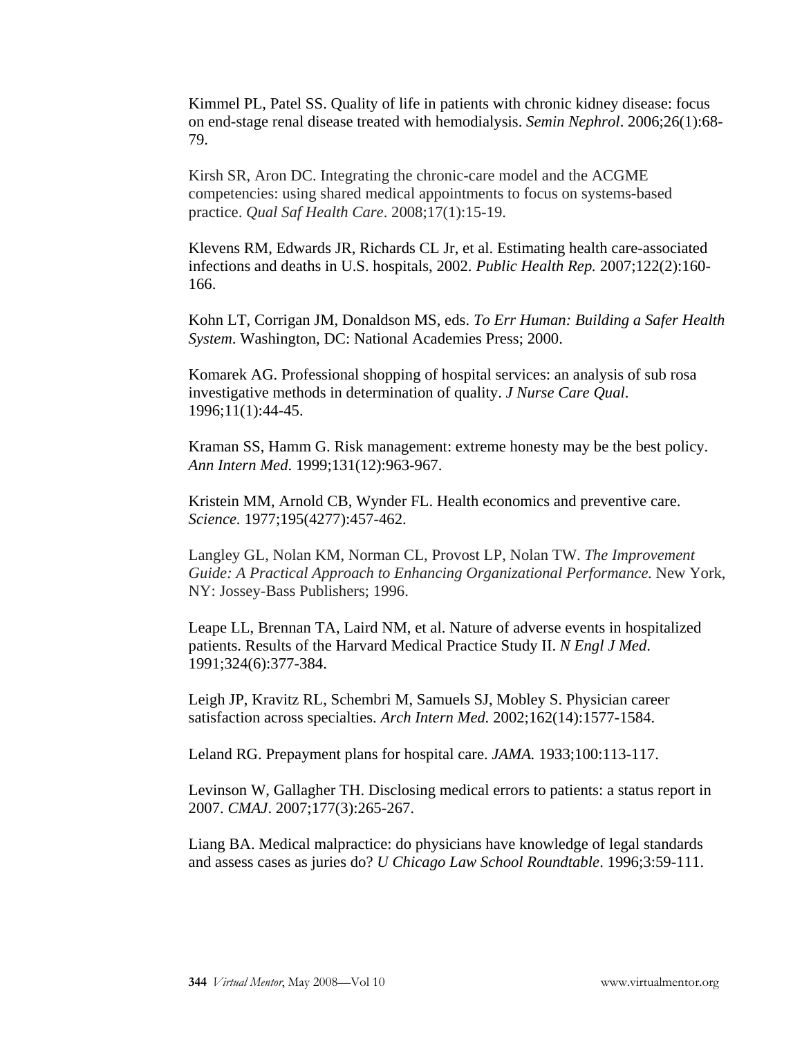Kimmel PL, Patel SS. Quality of life in patients with chronic kidney disease: focus on end-stage renal disease treated with hemodialysis. *Semin Nephrol*. 2006;26(1):68-79.

Kirsh SR, Aron DC. Integrating the chronic-care model and the ACGME competencies: using shared medical appointments to focus on systems-based practice. *Qual Saf Health Care*. 2008;17(1):15-19.

Klevens RM, Edwards JR, Richards CL Jr, et al. Estimating health care-associated infections and deaths in U.S. hospitals, 2002. *Public Health Rep.* 2007;122(2):160-166.

Kohn LT, Corrigan JM, Donaldson MS, eds. *To Err Human: Building a Safer Health System*. Washington, DC: National Academies Press; 2000.

Komarek AG. Professional shopping of hospital services: an analysis of sub rosa investigative methods in determination of quality. *J Nurse Care Qual*. 1996;11(1):44-45.

Kraman SS, Hamm G. Risk management: extreme honesty may be the best policy. *Ann Intern Med*. 1999;131(12):963-967.

Kristein MM, Arnold CB, Wynder FL. Health economics and preventive care. *Science.* 1977;195(4277):457-462.

Langley GL, Nolan KM, Norman CL, Provost LP, Nolan TW. *The Improvement Guide: A Practical Approach to Enhancing Organizational Performance.* New York, NY: Jossey-Bass Publishers; 1996.

Leape LL, Brennan TA, Laird NM, et al. Nature of adverse events in hospitalized patients. Results of the Harvard Medical Practice Study II. *N Engl J Med*. 1991;324(6):377-384.

Leigh JP, Kravitz RL, Schembri M, Samuels SJ, Mobley S. Physician career satisfaction across specialties. *Arch Intern Med.* 2002;162(14):1577-1584.

Leland RG. Prepayment plans for hospital care. *JAMA.* 1933;100:113-117.

Levinson W, Gallagher TH. Disclosing medical errors to patients: a status report in 2007. *CMAJ*. 2007;177(3):265-267.

Liang BA. Medical malpractice: do physicians have knowledge of legal standards and assess cases as juries do? *U Chicago Law School Roundtable*. 1996;3:59-111.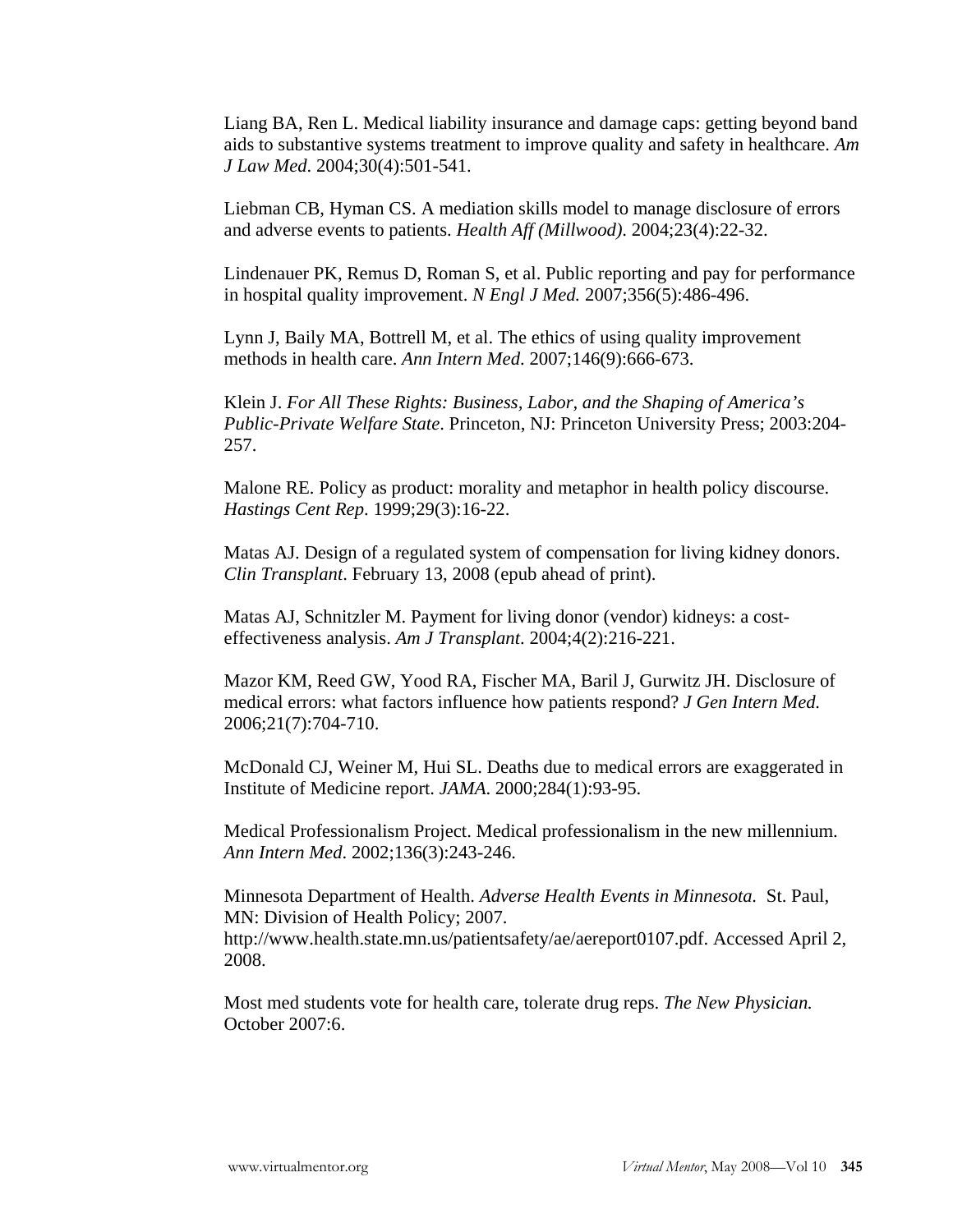Liang BA, Ren L. Medical liability insurance and damage caps: getting beyond band aids to substantive systems treatment to improve quality and safety in healthcare. *Am J Law Med*. 2004;30(4):501-541.

Liebman CB, Hyman CS. A mediation skills model to manage disclosure of errors and adverse events to patients. *Health Aff (Millwood)*. 2004;23(4):22-32.

Lindenauer PK, Remus D, Roman S, et al. Public reporting and pay for performance in hospital quality improvement. *N Engl J Med.* 2007;356(5):486-496.

Lynn J, Baily MA, Bottrell M, et al. The ethics of using quality improvement methods in health care. *Ann Intern Med*. 2007;146(9):666-673.

Klein J. *For All These Rights: Business, Labor, and the Shaping of America's Public-Private Welfare State*. Princeton, NJ: Princeton University Press; 2003:204-257.

Malone RE. Policy as product: morality and metaphor in health policy discourse. *Hastings Cent Rep*. 1999;29(3):16-22.

Matas AJ. Design of a regulated system of compensation for living kidney donors. *Clin Transplant*. February 13, 2008 (epub ahead of print).

Matas AJ, Schnitzler M. Payment for living donor (vendor) kidneys: a cost-effectiveness analysis. *Am J Transplant*. 2004;4(2):216-221.

Mazor KM, Reed GW, Yood RA, Fischer MA, Baril J, Gurwitz JH. Disclosure of medical errors: what factors influence how patients respond? *J Gen Intern Med.* 2006;21(7):704-710.

McDonald CJ, Weiner M, Hui SL. Deaths due to medical errors are exaggerated in Institute of Medicine report. *JAMA*. 2000;284(1):93-95.

Medical Professionalism Project. Medical professionalism in the new millennium. *Ann Intern Med*. 2002;136(3):243-246.

Minnesota Department of Health. *Adverse Health Events in Minnesota.* St. Paul, MN: Division of Health Policy; 2007. http://www.health.state.mn.us/patientsafety/ae/aereport0107.pdf. Accessed April 2, 2008.

Most med students vote for health care, tolerate drug reps. *The New Physician.* October 2007:6.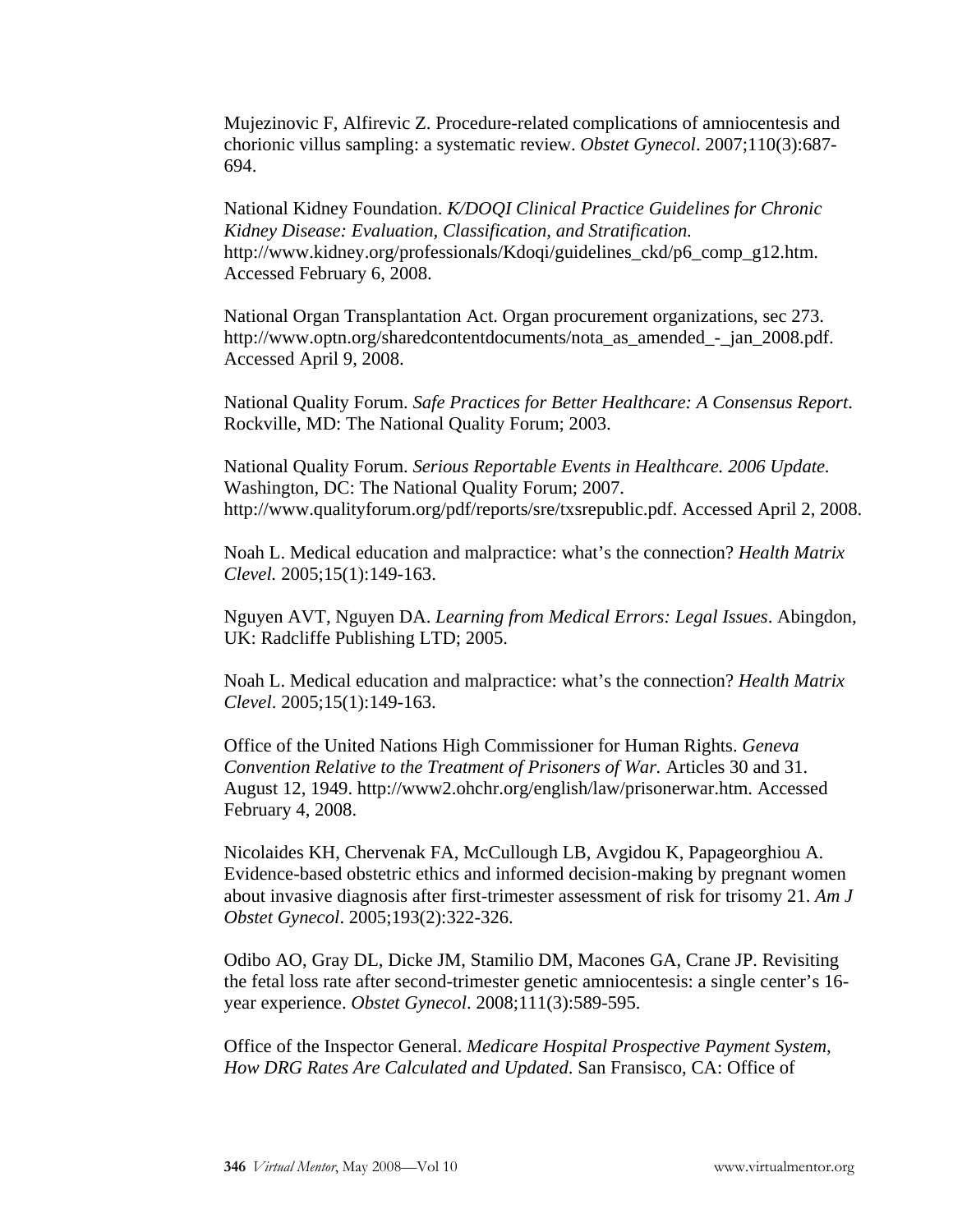Mujezinovic F, Alfirevic Z. Procedure-related complications of amniocentesis and chorionic villus sampling: a systematic review. *Obstet Gynecol*. 2007;110(3):687-694.

National Kidney Foundation. *K/DOQI Clinical Practice Guidelines for Chronic Kidney Disease: Evaluation, Classification, and Stratification.* http://www.kidney.org/professionals/Kdoqi/guidelines_ckd/p6_comp_g12.htm. Accessed February 6, 2008.

National Organ Transplantation Act. Organ procurement organizations, sec 273. http://www.optn.org/sharedcontentdocuments/nota_as_amended_-_jan_2008.pdf. Accessed April 9, 2008.

National Quality Forum. *Safe Practices for Better Healthcare: A Consensus Report*. Rockville, MD: The National Quality Forum; 2003.

National Quality Forum. *Serious Reportable Events in Healthcare. 2006 Update.* Washington, DC: The National Quality Forum; 2007. http://www.qualityforum.org/pdf/reports/sre/txsrepublic.pdf. Accessed April 2, 2008.

Noah L. Medical education and malpractice: what's the connection? *Health Matrix Clevel.* 2005;15(1):149-163.

Nguyen AVT, Nguyen DA. *Learning from Medical Errors: Legal Issues*. Abingdon, UK: Radcliffe Publishing LTD; 2005.

Noah L. Medical education and malpractice: what's the connection? *Health Matrix Clevel*. 2005;15(1):149-163.

Office of the United Nations High Commissioner for Human Rights. *Geneva Convention Relative to the Treatment of Prisoners of War.* Articles 30 and 31. August 12, 1949. http://www2.ohchr.org/english/law/prisonerwar.htm. Accessed February 4, 2008.

Nicolaides KH, Chervenak FA, McCullough LB, Avgidou K, Papageorghiou A. Evidence-based obstetric ethics and informed decision-making by pregnant women about invasive diagnosis after first-trimester assessment of risk for trisomy 21. *Am J Obstet Gynecol*. 2005;193(2):322-326.

Odibo AO, Gray DL, Dicke JM, Stamilio DM, Macones GA, Crane JP. Revisiting the fetal loss rate after second-trimester genetic amniocentesis: a single center's 16-year experience. *Obstet Gynecol*. 2008;111(3):589-595.

Office of the Inspector General. *Medicare Hospital Prospective Payment System, How DRG Rates Are Calculated and Updated*. San Fransisco, CA: Office of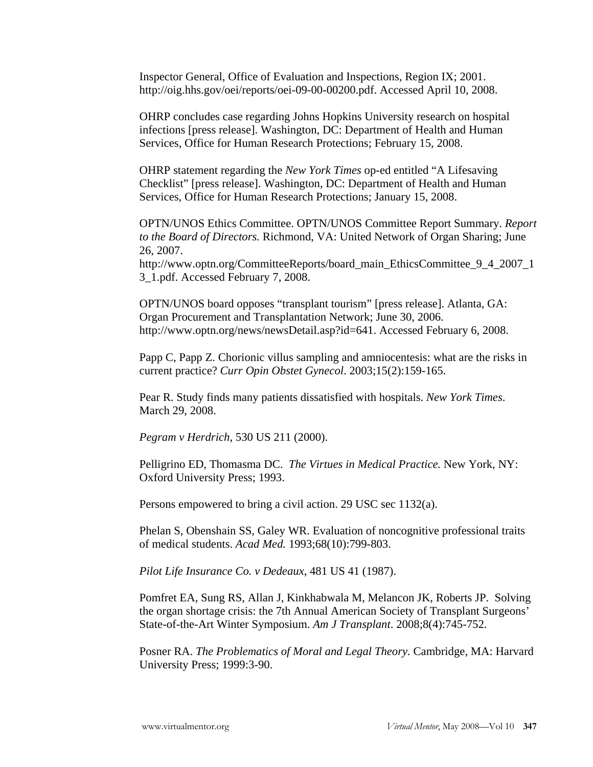Inspector General, Office of Evaluation and Inspections, Region IX; 2001. http://oig.hhs.gov/oei/reports/oei-09-00-00200.pdf. Accessed April 10, 2008.

OHRP concludes case regarding Johns Hopkins University research on hospital infections [press release]. Washington, DC: Department of Health and Human Services, Office for Human Research Protections; February 15, 2008.

OHRP statement regarding the *New York Times* op-ed entitled "A Lifesaving Checklist" [press release]. Washington, DC: Department of Health and Human Services, Office for Human Research Protections; January 15, 2008.

OPTN/UNOS Ethics Committee. OPTN/UNOS Committee Report Summary. *Report to the Board of Directors.* Richmond, VA: United Network of Organ Sharing; June 26, 2007. http://www.optn.org/CommitteeReports/board_main_EthicsCommittee_9_4_2007_13_1.pdf. Accessed February 7, 2008.

OPTN/UNOS board opposes "transplant tourism" [press release]. Atlanta, GA: Organ Procurement and Transplantation Network; June 30, 2006. http://www.optn.org/news/newsDetail.asp?id=641. Accessed February 6, 2008.

Papp C, Papp Z. Chorionic villus sampling and amniocentesis: what are the risks in current practice? *Curr Opin Obstet Gynecol*. 2003;15(2):159-165.

Pear R. Study finds many patients dissatisfied with hospitals. *New York Times*. March 29, 2008.

*Pegram v Herdrich*, 530 US 211 (2000).

Pelligrino ED, Thomasma DC. *The Virtues in Medical Practice.* New York, NY: Oxford University Press; 1993.

Persons empowered to bring a civil action. 29 USC sec 1132(a).

Phelan S, Obenshain SS, Galey WR. Evaluation of noncognitive professional traits of medical students. *Acad Med.* 1993;68(10):799-803.

*Pilot Life Insurance Co. v Dedeaux*, 481 US 41 (1987).

Pomfret EA, Sung RS, Allan J, Kinkhabwala M, Melancon JK, Roberts JP. Solving the organ shortage crisis: the 7th Annual American Society of Transplant Surgeons' State-of-the-Art Winter Symposium. *Am J Transplant*. 2008;8(4):745-752.

Posner RA. *The Problematics of Moral and Legal Theory.* Cambridge, MA: Harvard University Press; 1999:3-90.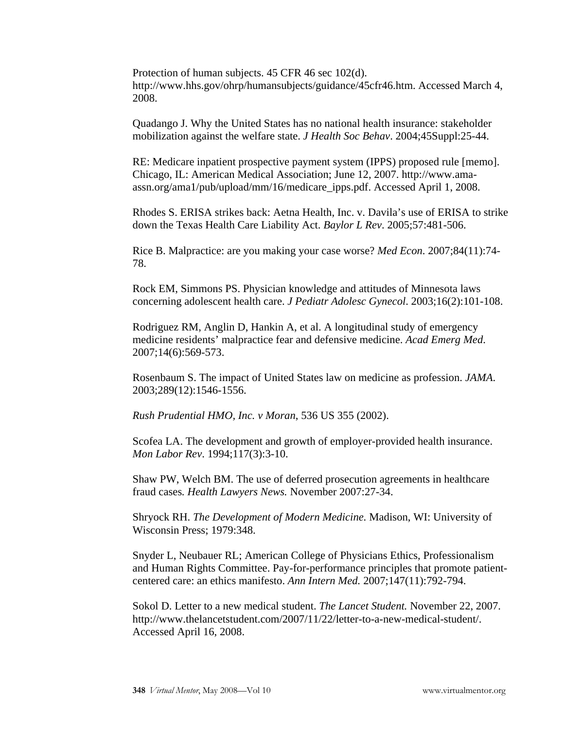Protection of human subjects. 45 CFR 46 sec 102(d). http://www.hhs.gov/ohrp/humansubjects/guidance/45cfr46.htm. Accessed March 4, 2008.

Quadango J. Why the United States has no national health insurance: stakeholder mobilization against the welfare state. *J Health Soc Behav*. 2004;45Suppl:25-44.

RE: Medicare inpatient prospective payment system (IPPS) proposed rule [memo]. Chicago, IL: American Medical Association; June 12, 2007. http://www.ama-assn.org/ama1/pub/upload/mm/16/medicare_ipps.pdf. Accessed April 1, 2008.

Rhodes S. ERISA strikes back: Aetna Health, Inc. v. Davila's use of ERISA to strike down the Texas Health Care Liability Act. *Baylor L Rev*. 2005;57:481-506.

Rice B. Malpractice: are you making your case worse? *Med Econ*. 2007;84(11):74-78.

Rock EM, Simmons PS. Physician knowledge and attitudes of Minnesota laws concerning adolescent health care. *J Pediatr Adolesc Gynecol*. 2003;16(2):101-108.

Rodriguez RM, Anglin D, Hankin A, et al. A longitudinal study of emergency medicine residents' malpractice fear and defensive medicine. *Acad Emerg Med*. 2007;14(6):569-573.

Rosenbaum S. The impact of United States law on medicine as profession. *JAMA*. 2003;289(12):1546-1556.

*Rush Prudential HMO, Inc. v Moran*, 536 US 355 (2002).

Scofea LA. The development and growth of employer-provided health insurance. *Mon Labor Rev*. 1994;117(3):3-10.

Shaw PW, Welch BM. The use of deferred prosecution agreements in healthcare fraud cases. *Health Lawyers News.* November 2007:27-34.

Shryock RH. *The Development of Modern Medicine*. Madison, WI: University of Wisconsin Press; 1979:348.

Snyder L, Neubauer RL; American College of Physicians Ethics, Professionalism and Human Rights Committee. Pay-for-performance principles that promote patient-centered care: an ethics manifesto. *Ann Intern Med.* 2007;147(11):792-794.

Sokol D. Letter to a new medical student. *The Lancet Student.* November 22, 2007. http://www.thelancetstudent.com/2007/11/22/letter-to-a-new-medical-student/. Accessed April 16, 2008.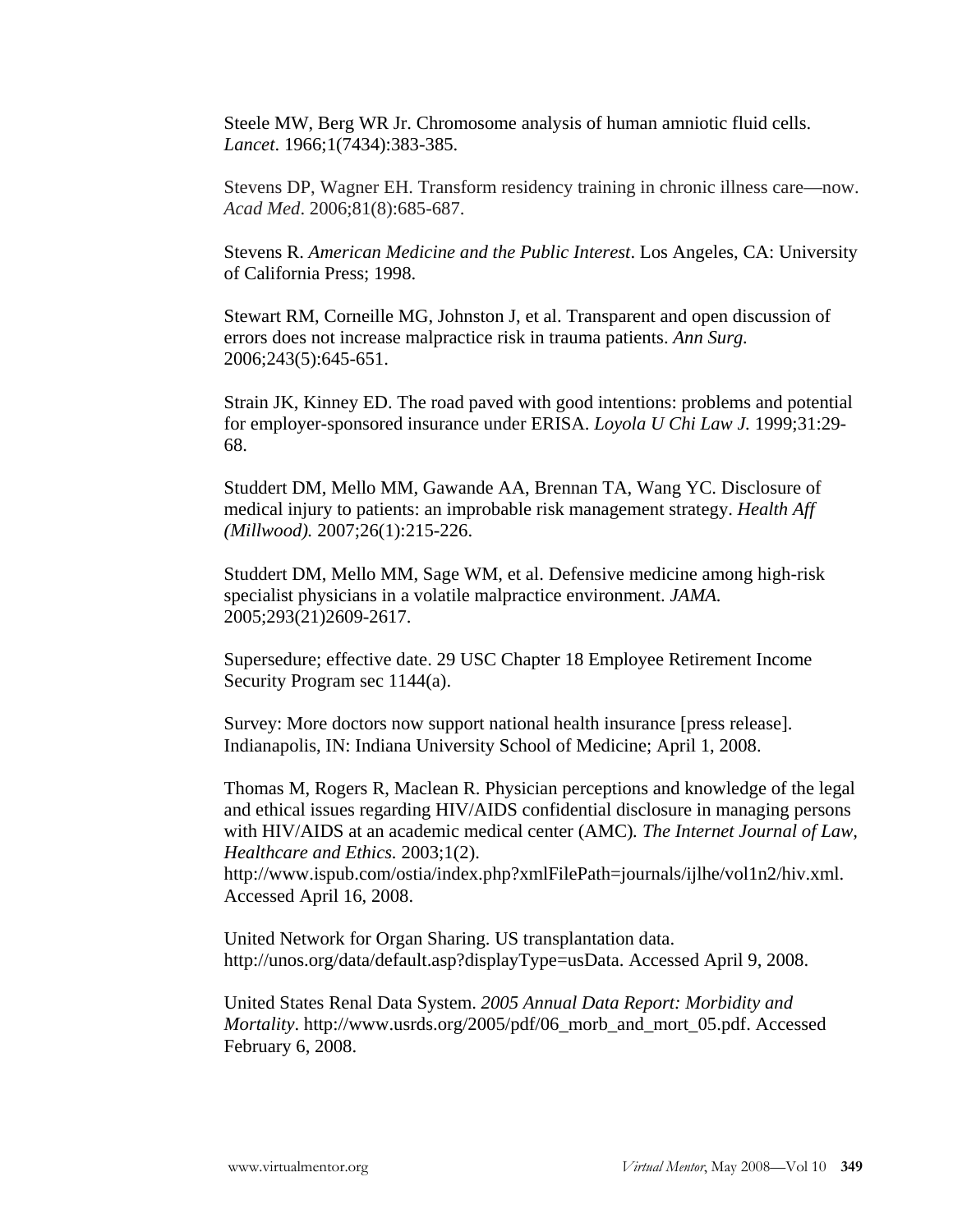Steele MW, Berg WR Jr. Chromosome analysis of human amniotic fluid cells. *Lancet*. 1966;1(7434):383-385.

Stevens DP, Wagner EH. Transform residency training in chronic illness care—now. *Acad Med*. 2006;81(8):685-687.

Stevens R. *American Medicine and the Public Interest*. Los Angeles, CA: University of California Press; 1998.

Stewart RM, Corneille MG, Johnston J, et al. Transparent and open discussion of errors does not increase malpractice risk in trauma patients. *Ann Surg.* 2006;243(5):645-651.

Strain JK, Kinney ED. The road paved with good intentions: problems and potential for employer-sponsored insurance under ERISA. *Loyola U Chi Law J.* 1999;31:29-68.

Studdert DM, Mello MM, Gawande AA, Brennan TA, Wang YC. Disclosure of medical injury to patients: an improbable risk management strategy. *Health Aff (Millwood).* 2007;26(1):215-226.

Studdert DM, Mello MM, Sage WM, et al. Defensive medicine among high-risk specialist physicians in a volatile malpractice environment. *JAMA.* 2005;293(21)2609-2617.

Supersedure; effective date. 29 USC Chapter 18 Employee Retirement Income Security Program sec 1144(a).

Survey: More doctors now support national health insurance [press release]. Indianapolis, IN: Indiana University School of Medicine; April 1, 2008.

Thomas M, Rogers R, Maclean R. Physician perceptions and knowledge of the legal and ethical issues regarding HIV/AIDS confidential disclosure in managing persons with HIV/AIDS at an academic medical center (AMC). *The Internet Journal of Law, Healthcare and Ethics.* 2003;1(2). http://www.ispub.com/ostia/index.php?xmlFilePath=journals/ijlhe/vol1n2/hiv.xml. Accessed April 16, 2008.

United Network for Organ Sharing. US transplantation data. http://unos.org/data/default.asp?displayType=usData. Accessed April 9, 2008.

United States Renal Data System. *2005 Annual Data Report: Morbidity and Mortality*. http://www.usrds.org/2005/pdf/06_morb_and_mort_05.pdf. Accessed February 6, 2008.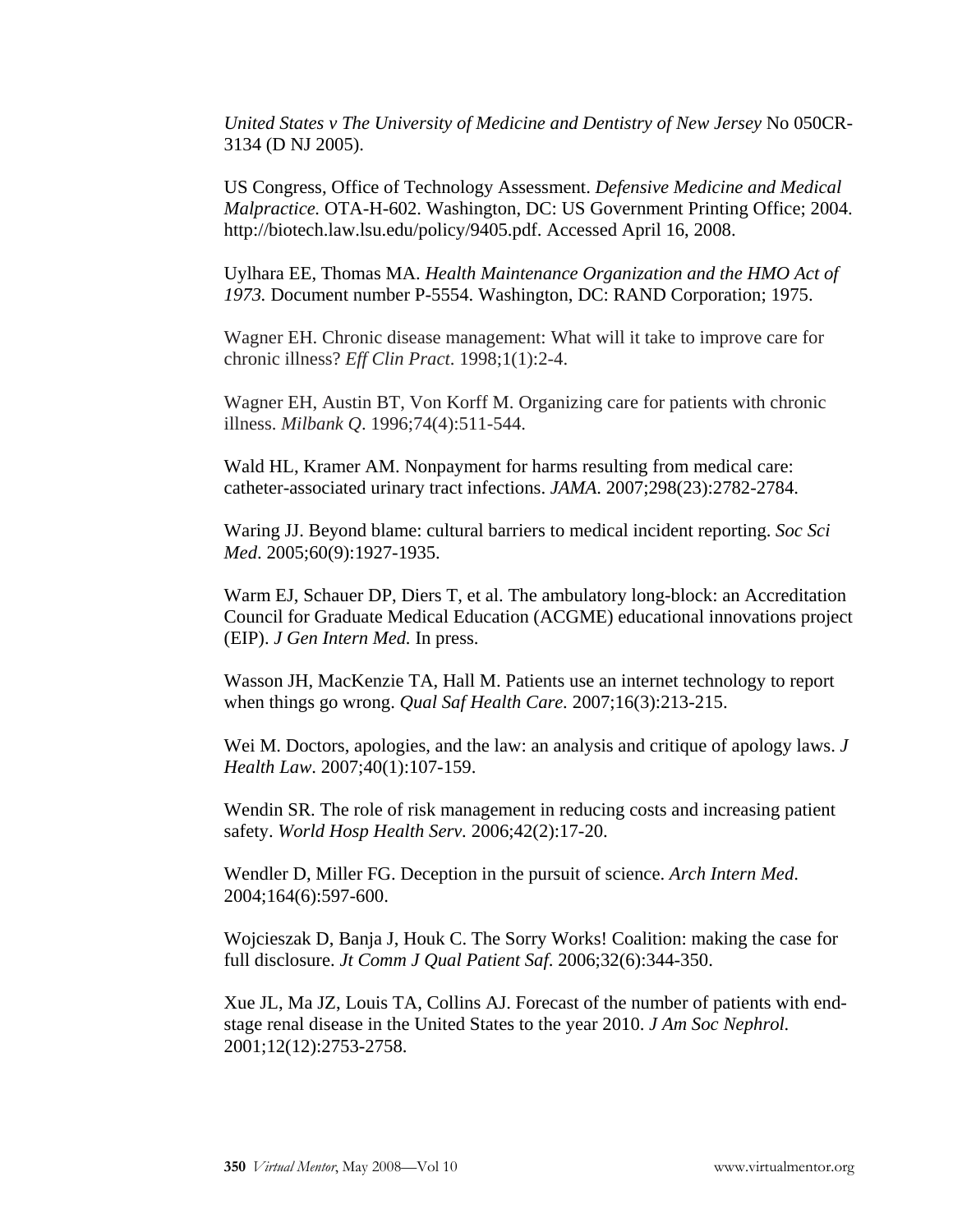*United States v The University of Medicine and Dentistry of New Jersey* No 050CR-3134 (D NJ 2005).

US Congress, Office of Technology Assessment. *Defensive Medicine and Medical Malpractice.* OTA-H-602. Washington, DC: US Government Printing Office; 2004. http://biotech.law.lsu.edu/policy/9405.pdf. Accessed April 16, 2008.

Uylhara EE, Thomas MA. *Health Maintenance Organization and the HMO Act of 1973.* Document number P-5554. Washington, DC: RAND Corporation; 1975.

Wagner EH. Chronic disease management: What will it take to improve care for chronic illness? *Eff Clin Pract*. 1998;1(1):2-4.

Wagner EH, Austin BT, Von Korff M. Organizing care for patients with chronic illness. *Milbank Q*. 1996;74(4):511-544.

Wald HL, Kramer AM. Nonpayment for harms resulting from medical care: catheter-associated urinary tract infections. *JAMA*. 2007;298(23):2782-2784.

Waring JJ. Beyond blame: cultural barriers to medical incident reporting. *Soc Sci Med*. 2005;60(9):1927-1935.

Warm EJ, Schauer DP, Diers T, et al. The ambulatory long-block: an Accreditation Council for Graduate Medical Education (ACGME) educational innovations project (EIP). *J Gen Intern Med.* In press.

Wasson JH, MacKenzie TA, Hall M. Patients use an internet technology to report when things go wrong. *Qual Saf Health Care.* 2007;16(3):213-215.

Wei M. Doctors, apologies, and the law: an analysis and critique of apology laws. *J Health Law*. 2007;40(1):107-159.

Wendin SR. The role of risk management in reducing costs and increasing patient safety. *World Hosp Health Serv.* 2006;42(2):17-20.

Wendler D, Miller FG. Deception in the pursuit of science. *Arch Intern Med*. 2004;164(6):597-600.

Wojcieszak D, Banja J, Houk C. The Sorry Works! Coalition: making the case for full disclosure. *Jt Comm J Qual Patient Saf*. 2006;32(6):344-350.

Xue JL, Ma JZ, Louis TA, Collins AJ. Forecast of the number of patients with end-stage renal disease in the United States to the year 2010. *J Am Soc Nephrol.* 2001;12(12):2753-2758.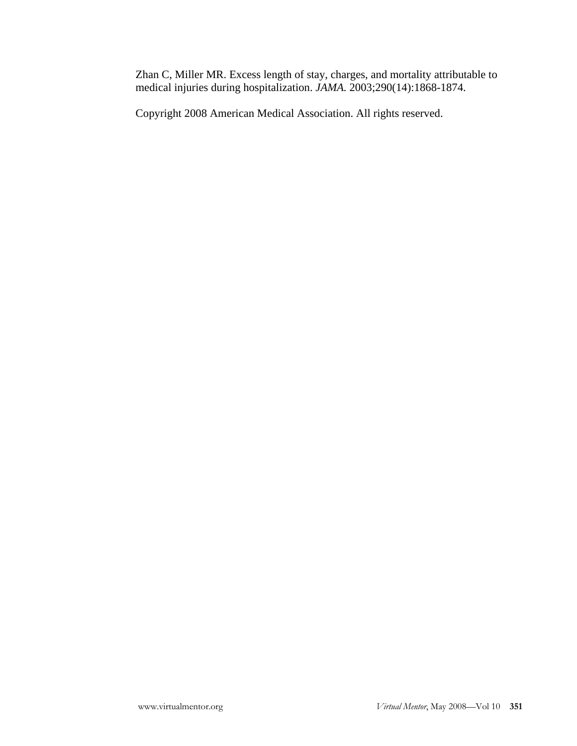Zhan C, Miller MR. Excess length of stay, charges, and mortality attributable to medical injuries during hospitalization. *JAMA.* 2003;290(14):1868-1874.

Copyright 2008 American Medical Association. All rights reserved.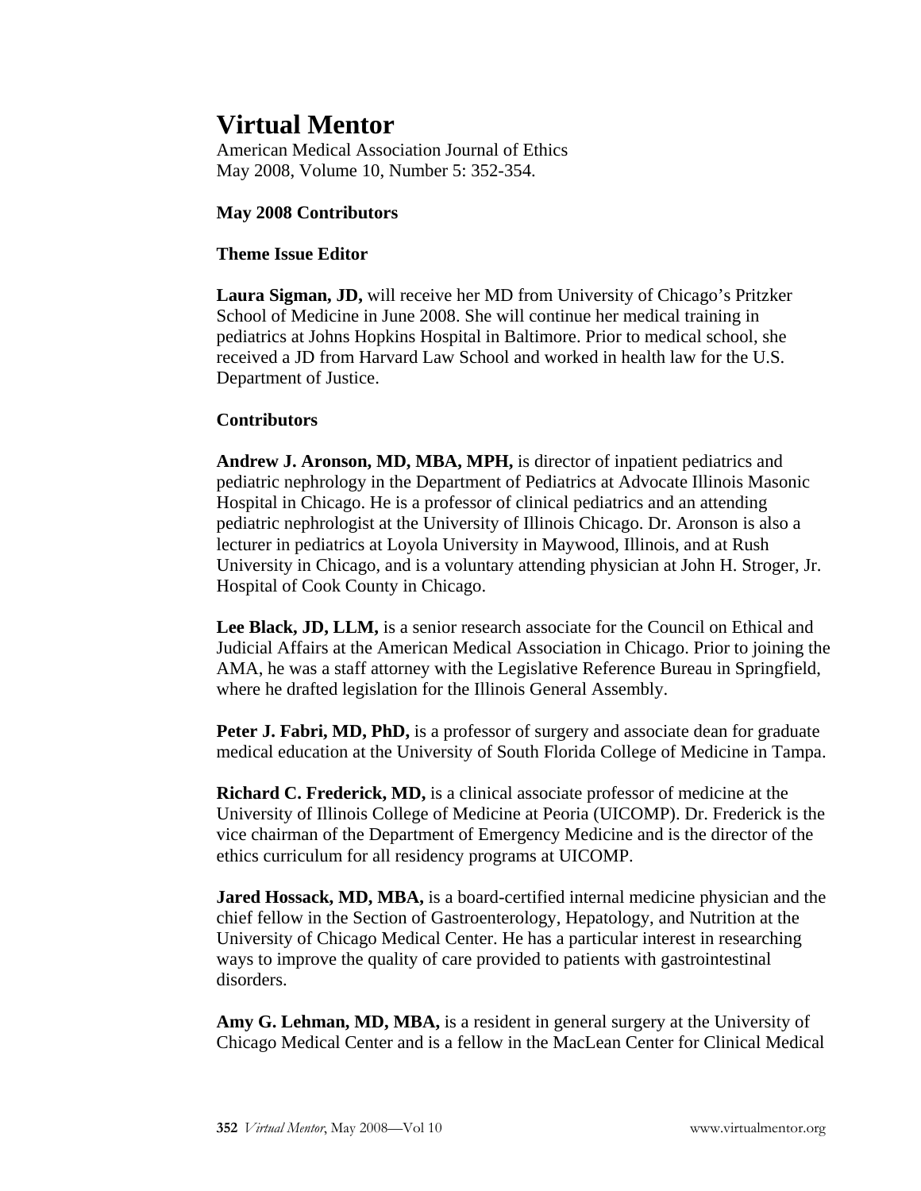# Virtual Mentor

American Medical Association Journal of Ethics
May 2008, Volume 10, Number 5: 352-354.

## May 2008 Contributors

### Theme Issue Editor

**Laura Sigman, JD,** will receive her MD from University of Chicago's Pritzker School of Medicine in June 2008. She will continue her medical training in pediatrics at Johns Hopkins Hospital in Baltimore. Prior to medical school, she received a JD from Harvard Law School and worked in health law for the U.S. Department of Justice.

### Contributors

**Andrew J. Aronson, MD, MBA, MPH,** is director of inpatient pediatrics and pediatric nephrology in the Department of Pediatrics at Advocate Illinois Masonic Hospital in Chicago. He is a professor of clinical pediatrics and an attending pediatric nephrologist at the University of Illinois Chicago. Dr. Aronson is also a lecturer in pediatrics at Loyola University in Maywood, Illinois, and at Rush University in Chicago, and is a voluntary attending physician at John H. Stroger, Jr. Hospital of Cook County in Chicago.

**Lee Black, JD, LLM,** is a senior research associate for the Council on Ethical and Judicial Affairs at the American Medical Association in Chicago. Prior to joining the AMA, he was a staff attorney with the Legislative Reference Bureau in Springfield, where he drafted legislation for the Illinois General Assembly.

**Peter J. Fabri, MD, PhD,** is a professor of surgery and associate dean for graduate medical education at the University of South Florida College of Medicine in Tampa.

**Richard C. Frederick, MD,** is a clinical associate professor of medicine at the University of Illinois College of Medicine at Peoria (UICOMP). Dr. Frederick is the vice chairman of the Department of Emergency Medicine and is the director of the ethics curriculum for all residency programs at UICOMP.

**Jared Hossack, MD, MBA,** is a board-certified internal medicine physician and the chief fellow in the Section of Gastroenterology, Hepatology, and Nutrition at the University of Chicago Medical Center. He has a particular interest in researching ways to improve the quality of care provided to patients with gastrointestinal disorders.

**Amy G. Lehman, MD, MBA,** is a resident in general surgery at the University of Chicago Medical Center and is a fellow in the MacLean Center for Clinical Medical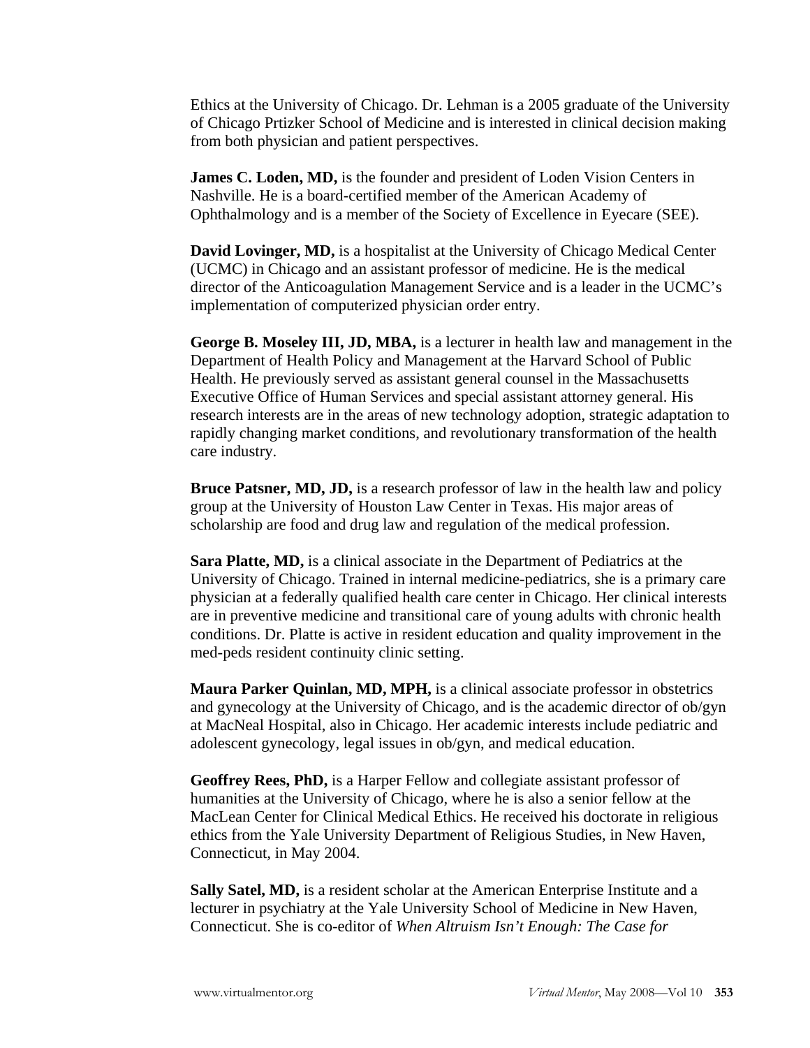Ethics at the University of Chicago. Dr. Lehman is a 2005 graduate of the University of Chicago Prtizker School of Medicine and is interested in clinical decision making from both physician and patient perspectives.

**James C. Loden, MD,** is the founder and president of Loden Vision Centers in Nashville. He is a board-certified member of the American Academy of Ophthalmology and is a member of the Society of Excellence in Eyecare (SEE).

**David Lovinger, MD,** is a hospitalist at the University of Chicago Medical Center (UCMC) in Chicago and an assistant professor of medicine. He is the medical director of the Anticoagulation Management Service and is a leader in the UCMC's implementation of computerized physician order entry.

**George B. Moseley III, JD, MBA,** is a lecturer in health law and management in the Department of Health Policy and Management at the Harvard School of Public Health. He previously served as assistant general counsel in the Massachusetts Executive Office of Human Services and special assistant attorney general. His research interests are in the areas of new technology adoption, strategic adaptation to rapidly changing market conditions, and revolutionary transformation of the health care industry.

**Bruce Patsner, MD, JD,** is a research professor of law in the health law and policy group at the University of Houston Law Center in Texas. His major areas of scholarship are food and drug law and regulation of the medical profession.

**Sara Platte, MD,** is a clinical associate in the Department of Pediatrics at the University of Chicago. Trained in internal medicine-pediatrics, she is a primary care physician at a federally qualified health care center in Chicago. Her clinical interests are in preventive medicine and transitional care of young adults with chronic health conditions. Dr. Platte is active in resident education and quality improvement in the med-peds resident continuity clinic setting.

**Maura Parker Quinlan, MD, MPH,** is a clinical associate professor in obstetrics and gynecology at the University of Chicago, and is the academic director of ob/gyn at MacNeal Hospital, also in Chicago. Her academic interests include pediatric and adolescent gynecology, legal issues in ob/gyn, and medical education.

**Geoffrey Rees, PhD,** is a Harper Fellow and collegiate assistant professor of humanities at the University of Chicago, where he is also a senior fellow at the MacLean Center for Clinical Medical Ethics. He received his doctorate in religious ethics from the Yale University Department of Religious Studies, in New Haven, Connecticut, in May 2004.

**Sally Satel, MD,** is a resident scholar at the American Enterprise Institute and a lecturer in psychiatry at the Yale University School of Medicine in New Haven, Connecticut. She is co-editor of *When Altruism Isn't Enough: The Case for*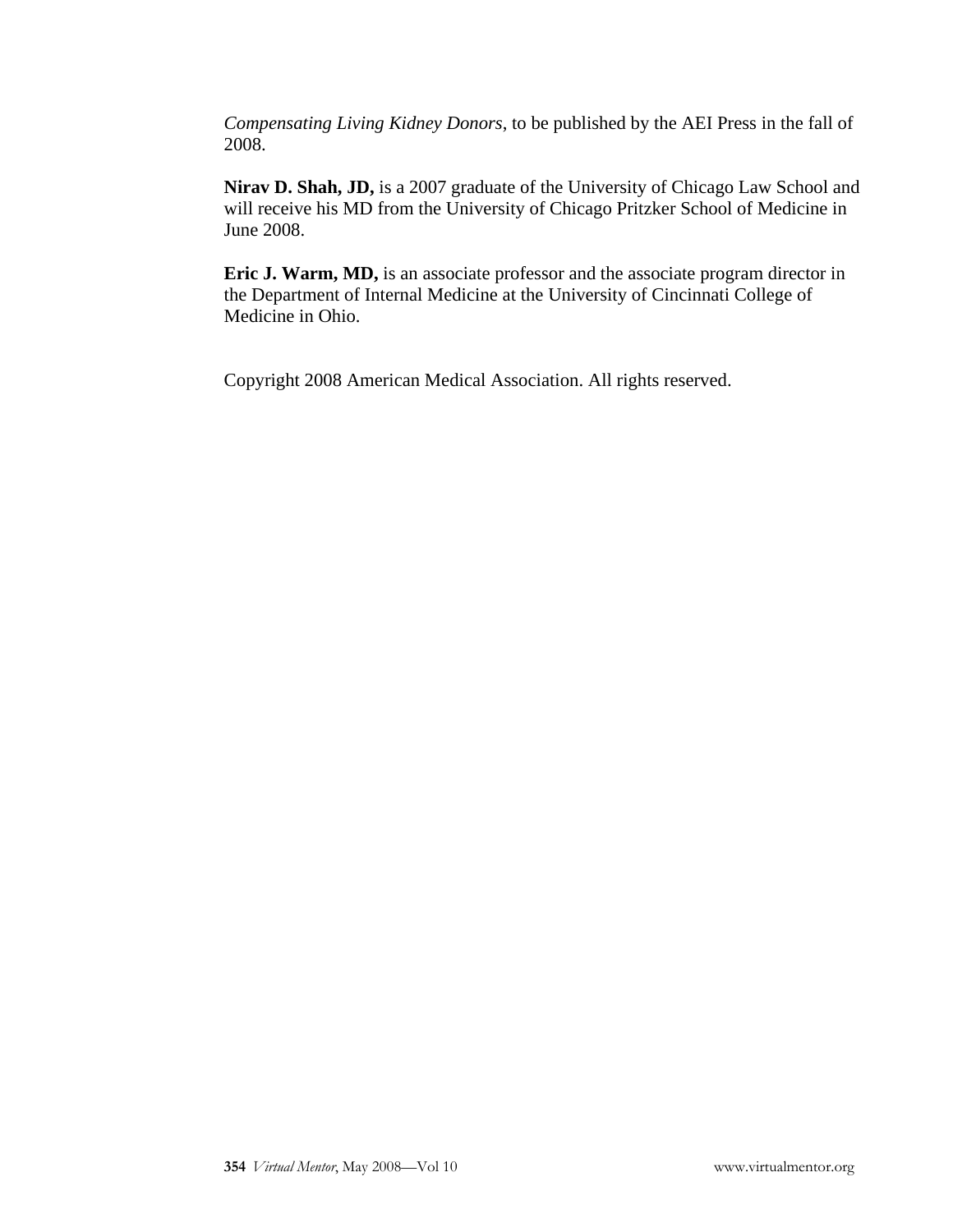*Compensating Living Kidney Donors*, to be published by the AEI Press in the fall of 2008.

**Nirav D. Shah, JD,** is a 2007 graduate of the University of Chicago Law School and will receive his MD from the University of Chicago Pritzker School of Medicine in June 2008.

**Eric J. Warm, MD,** is an associate professor and the associate program director in the Department of Internal Medicine at the University of Cincinnati College of Medicine in Ohio.

Copyright 2008 American Medical Association. All rights reserved.